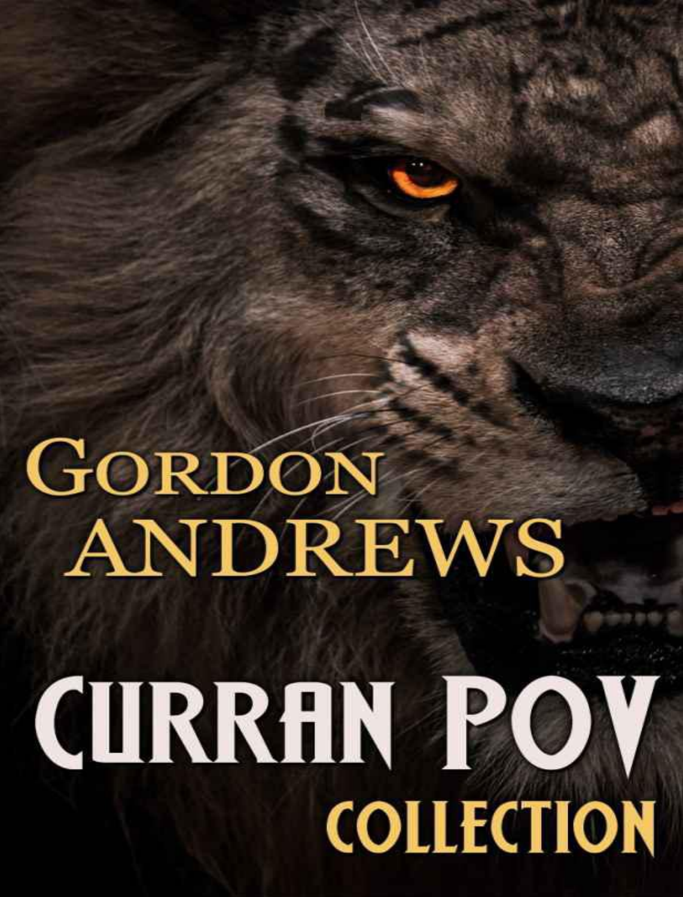# Gordon Andrews

# Curran POV Collection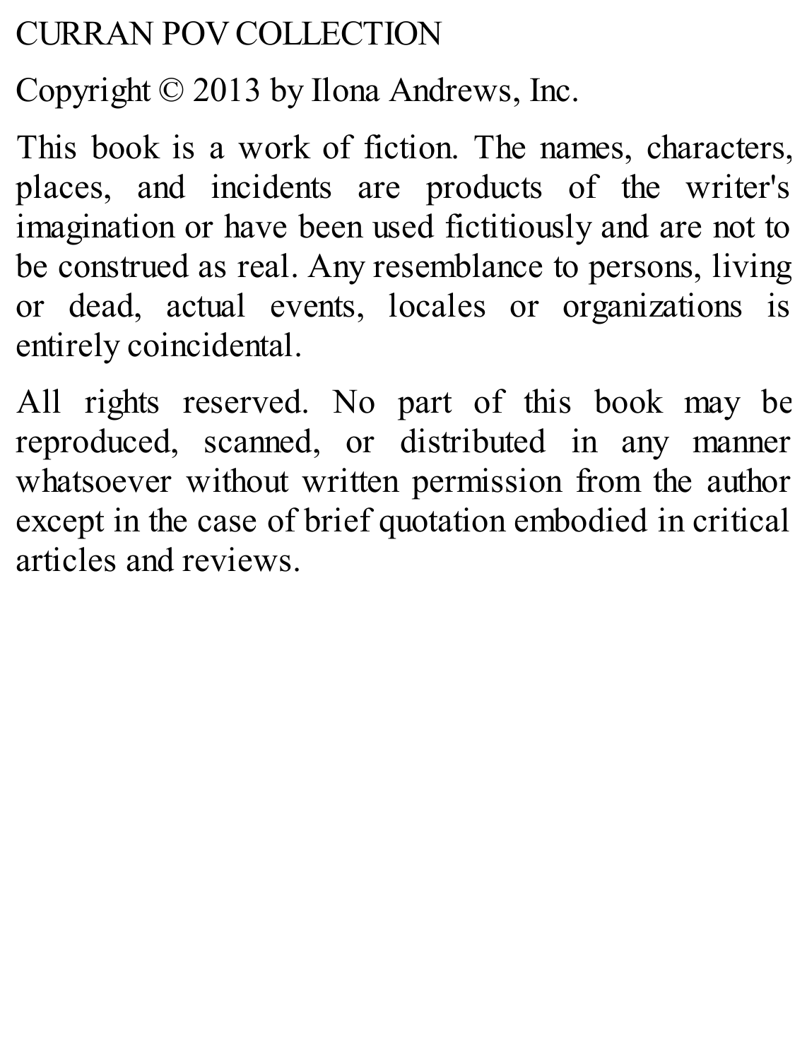CURRAN POV COLLECTION

Copyright © 2013 by Ilona Andrews, Inc.

This book is a work of fiction. The names, characters, places, and incidents are products of the writer's imagination or have been used fictitiously and are not to be construed as real. Any resemblance to persons, living or dead, actual events, locales or organizations is entirely coincidental.

All rights reserved. No part of this book may be reproduced, scanned, or distributed in any manner whatsoever without written permission from the author except in the case of brief quotation embodied in critical articles and reviews.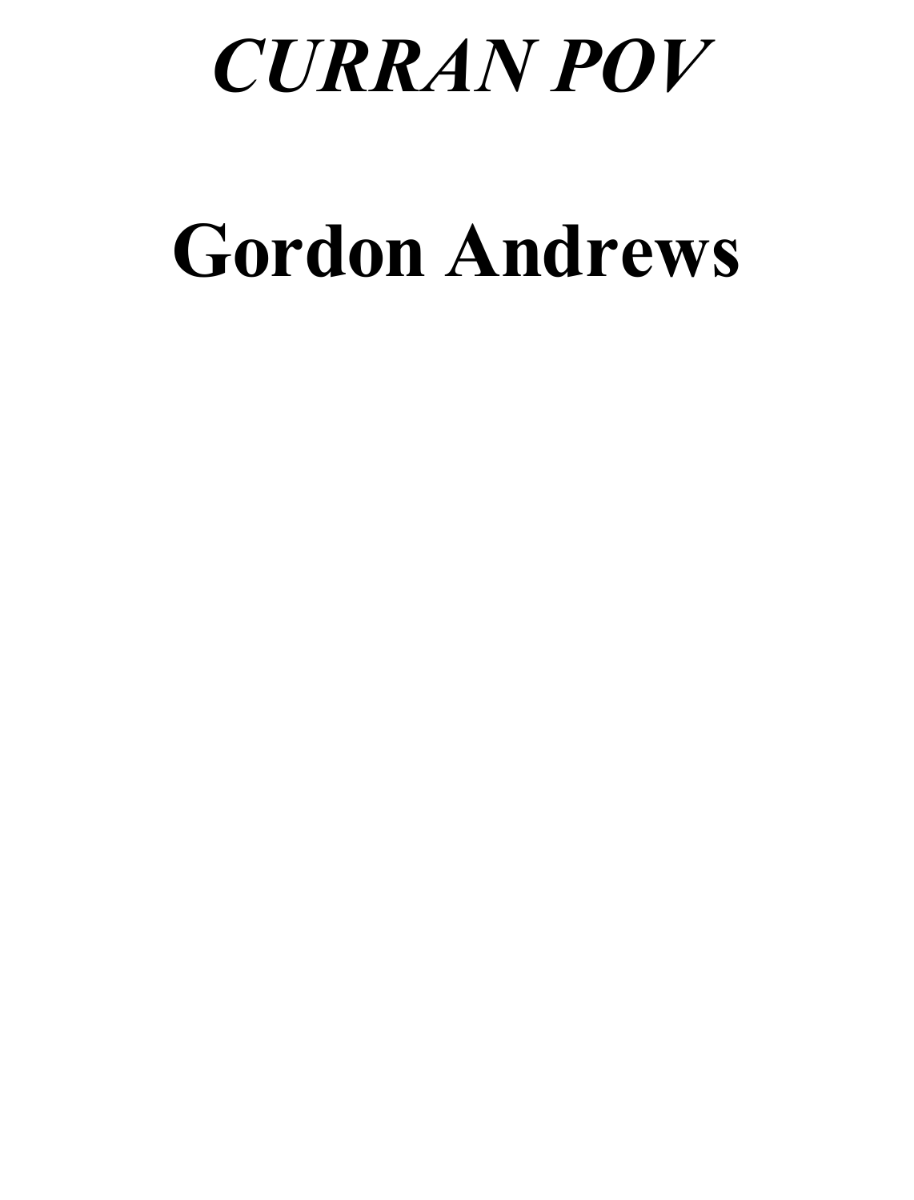# *CURRAN POV*

# Gordon Andrews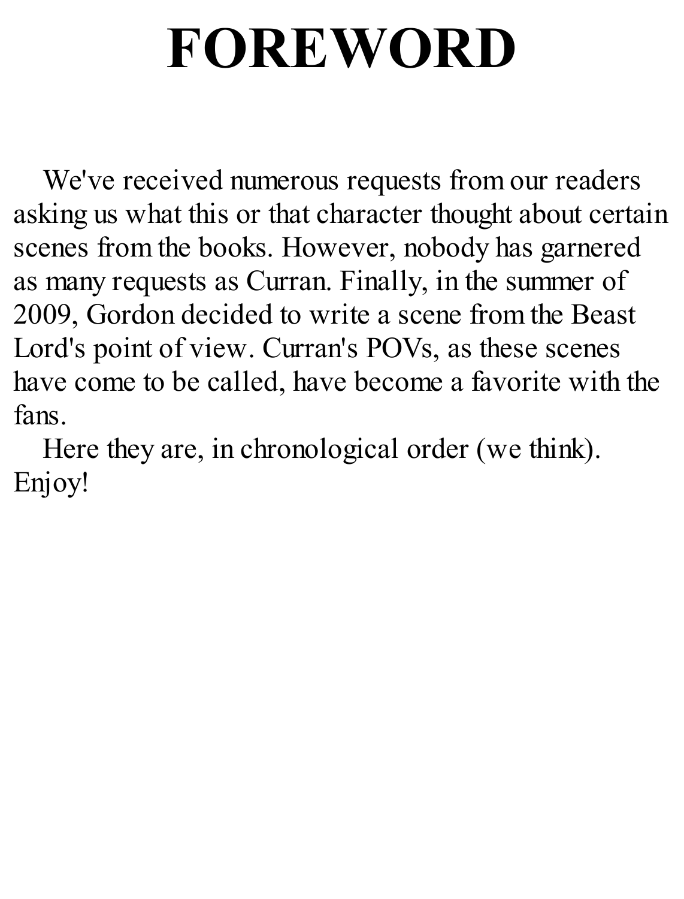# FOREWORD

We've received numerous requests from our readers asking us what this or that character thought about certain scenes from the books. However, nobody has garnered as many requests as Curran. Finally, in the summer of 2009, Gordon decided to write a scene from the Beast Lord's point of view. Curran's POVs, as these scenes have come to be called, have become a favorite with the fans.

Here they are, in chronological order (we think). Enjoy!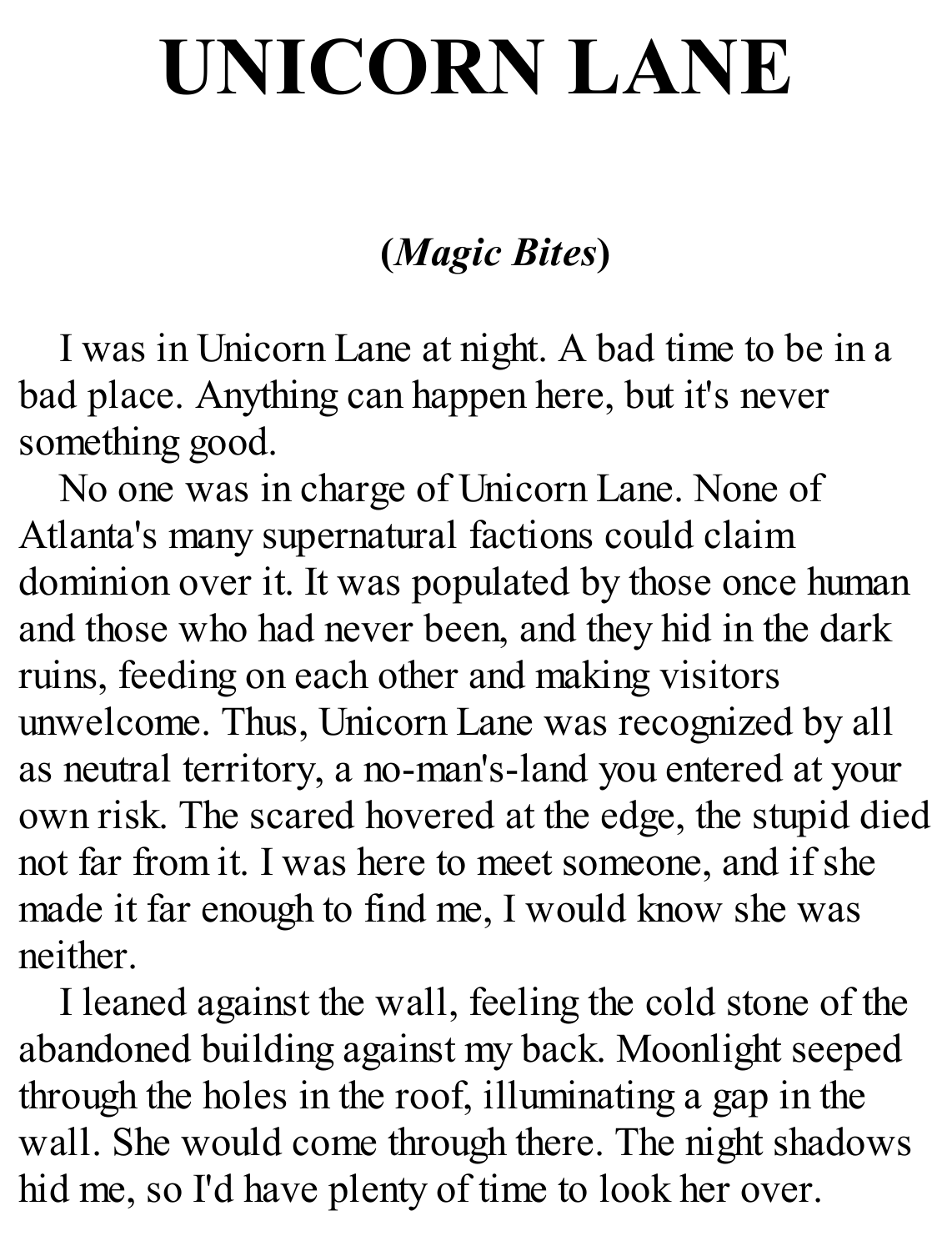# UNICORN LANE

**(*Magic Bites*)**

I was in Unicorn Lane at night. A bad time to be in a bad place. Anything can happen here, but it's never something good.

No one was in charge of Unicorn Lane. None of Atlanta's many supernatural factions could claim dominion over it. It was populated by those once human and those who had never been, and they hid in the dark ruins, feeding on each other and making visitors unwelcome. Thus, Unicorn Lane was recognized by all as neutral territory, a no-man's-land you entered at your own risk. The scared hovered at the edge, the stupid died not far from it. I was here to meet someone, and if she made it far enough to find me, I would know she was neither.

I leaned against the wall, feeling the cold stone of the abandoned building against my back. Moonlight seeped through the holes in the roof, illuminating a gap in the wall. She would come through there. The night shadows hid me, so I'd have plenty of time to look her over.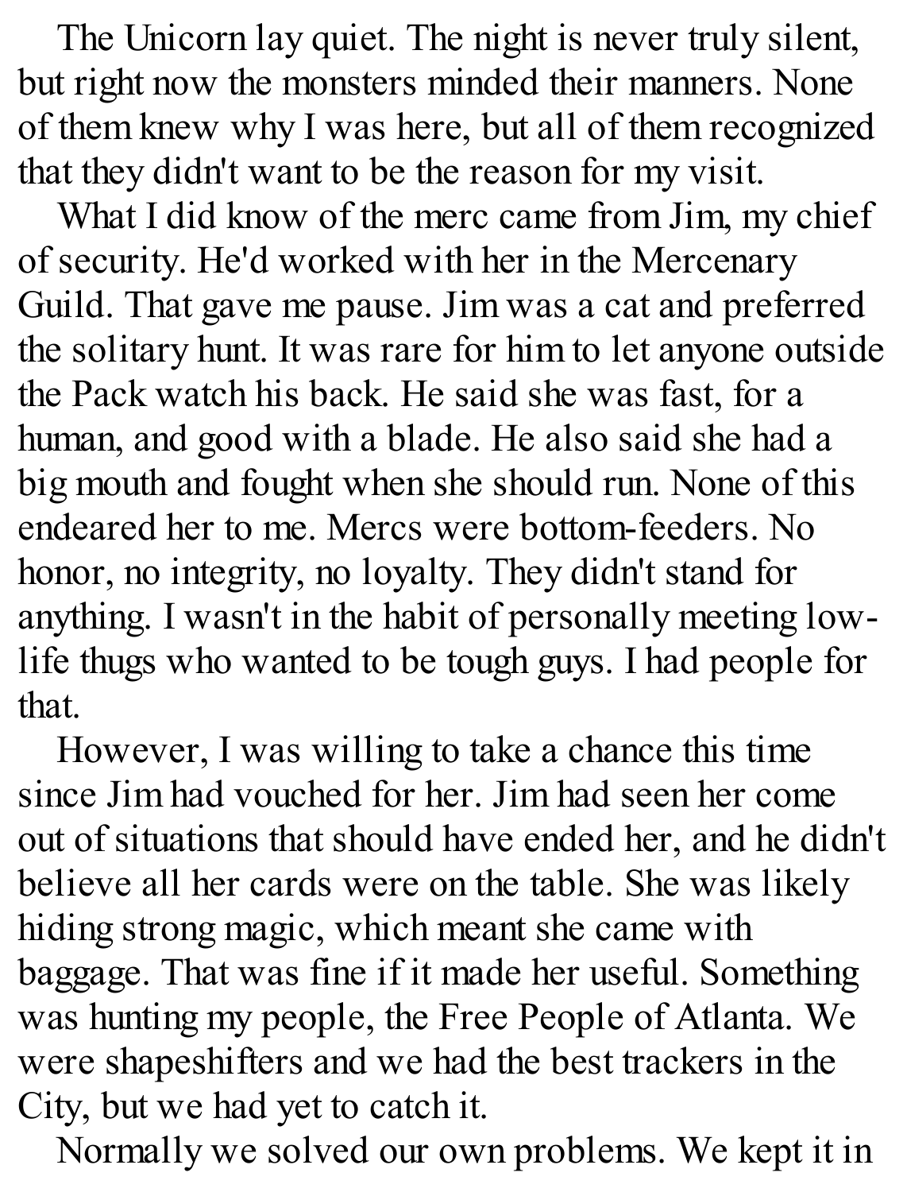The Unicorn lay quiet. The night is never truly silent, but right now the monsters minded their manners. None of them knew why I was here, but all of them recognized that they didn't want to be the reason for my visit.

What I did know of the merc came from Jim, my chief of security. He'd worked with her in the Mercenary Guild. That gave me pause. Jim was a cat and preferred the solitary hunt. It was rare for him to let anyone outside the Pack watch his back. He said she was fast, for a human, and good with a blade. He also said she had a big mouth and fought when she should run. None of this endeared her to me. Mercs were bottom-feeders. No honor, no integrity, no loyalty. They didn't stand for anything. I wasn't in the habit of personally meeting low-life thugs who wanted to be tough guys. I had people for that.

However, I was willing to take a chance this time since Jim had vouched for her. Jim had seen her come out of situations that should have ended her, and he didn't believe all her cards were on the table. She was likely hiding strong magic, which meant she came with baggage. That was fine if it made her useful. Something was hunting my people, the Free People of Atlanta. We were shapeshifters and we had the best trackers in the City, but we had yet to catch it.

Normally we solved our own problems. We kept it in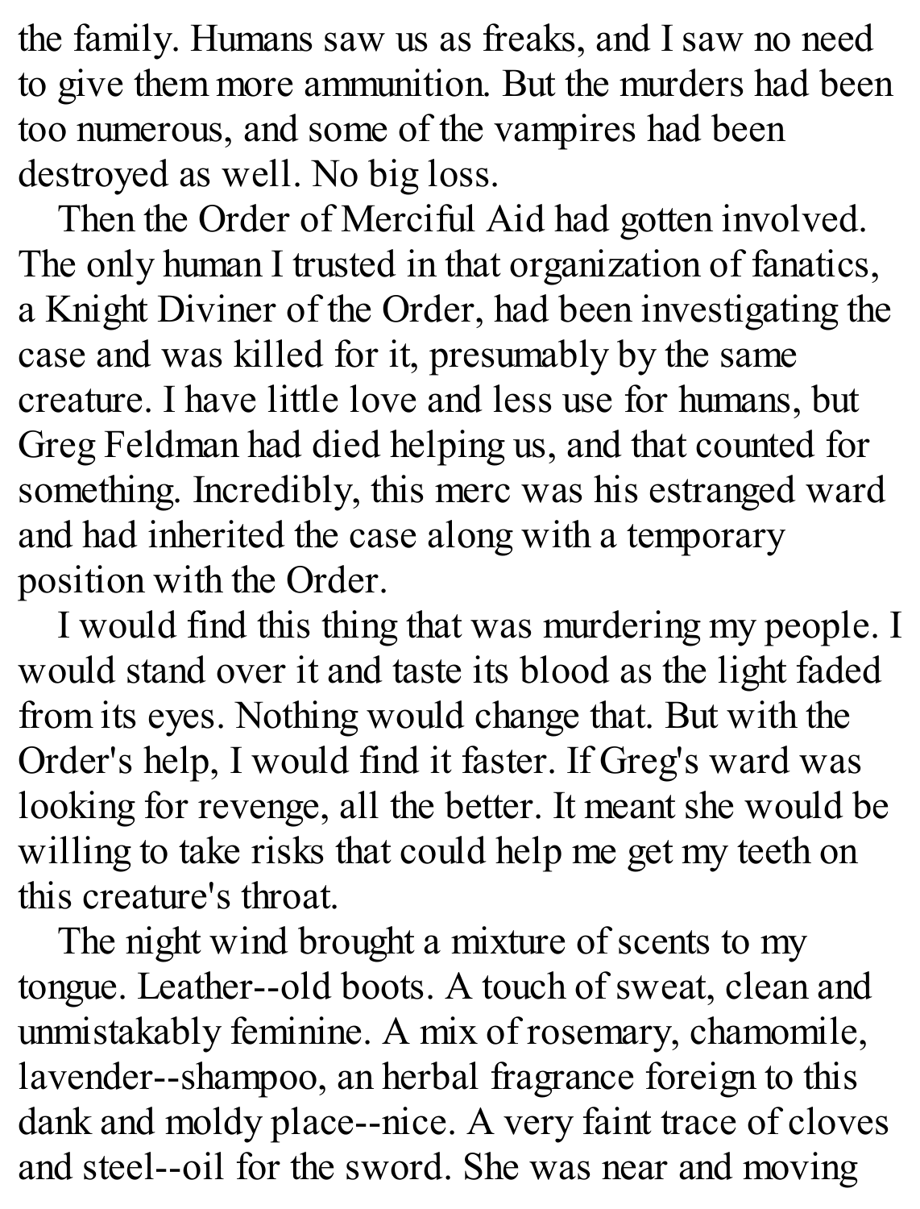the family. Humans saw us as freaks, and I saw no need to give them more ammunition. But the murders had been too numerous, and some of the vampires had been destroyed as well. No big loss.

Then the Order of Merciful Aid had gotten involved. The only human I trusted in that organization of fanatics, a Knight Diviner of the Order, had been investigating the case and was killed for it, presumably by the same creature. I have little love and less use for humans, but Greg Feldman had died helping us, and that counted for something. Incredibly, this merc was his estranged ward and had inherited the case along with a temporary position with the Order.

I would find this thing that was murdering my people. I would stand over it and taste its blood as the light faded from its eyes. Nothing would change that. But with the Order's help, I would find it faster. If Greg's ward was looking for revenge, all the better. It meant she would be willing to take risks that could help me get my teeth on this creature's throat.

The night wind brought a mixture of scents to my tongue. Leather--old boots. A touch of sweat, clean and unmistakably feminine. A mix of rosemary, chamomile, lavender--shampoo, an herbal fragrance foreign to this dank and moldy place--nice. A very faint trace of cloves and steel--oil for the sword. She was near and moving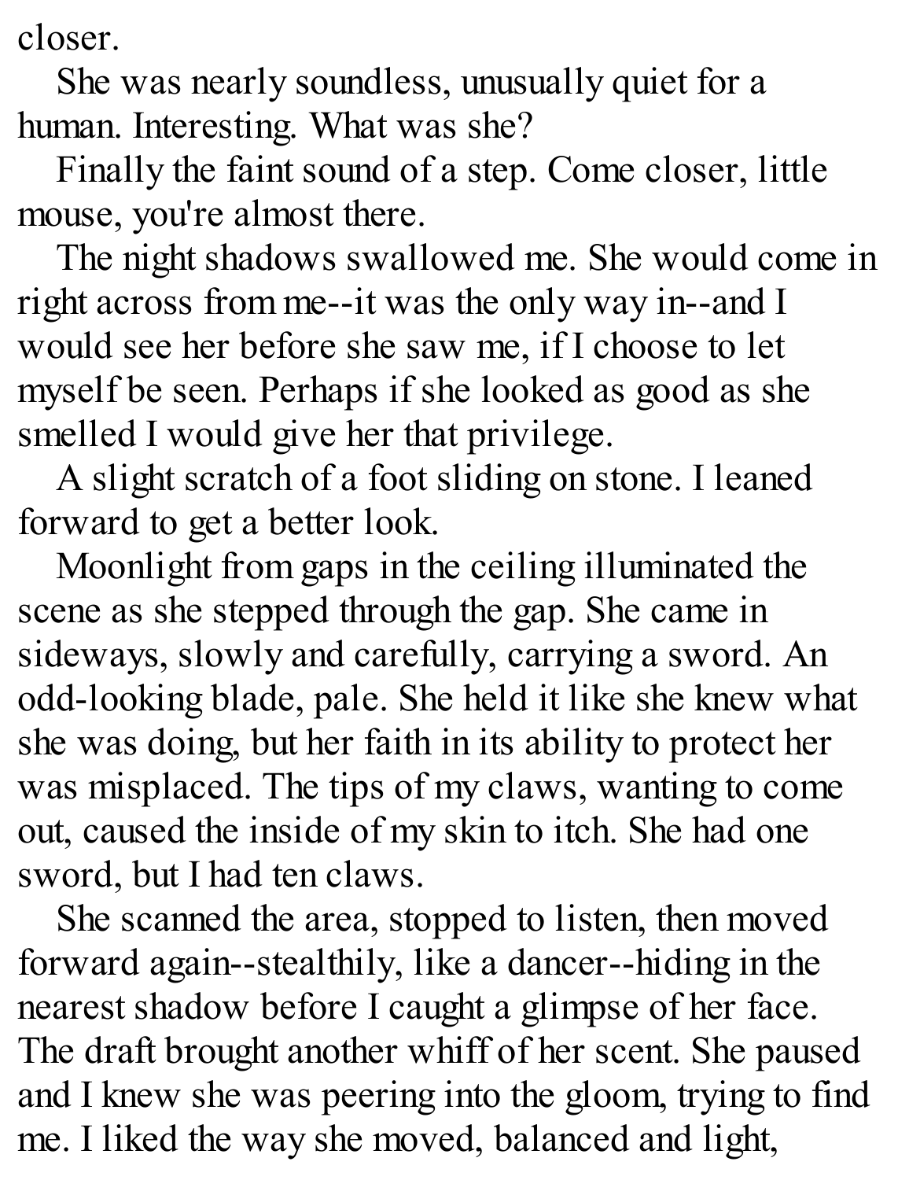closer.

She was nearly soundless, unusually quiet for a human. Interesting. What was she?

Finally the faint sound of a step. Come closer, little mouse, you're almost there.

The night shadows swallowed me. She would come in right across from me--it was the only way in--and I would see her before she saw me, if I choose to let myself be seen. Perhaps if she looked as good as she smelled I would give her that privilege.

A slight scratch of a foot sliding on stone. I leaned forward to get a better look.

Moonlight from gaps in the ceiling illuminated the scene as she stepped through the gap. She came in sideways, slowly and carefully, carrying a sword. An odd-looking blade, pale. She held it like she knew what she was doing, but her faith in its ability to protect her was misplaced. The tips of my claws, wanting to come out, caused the inside of my skin to itch. She had one sword, but I had ten claws.

She scanned the area, stopped to listen, then moved forward again--stealthily, like a dancer--hiding in the nearest shadow before I caught a glimpse of her face. The draft brought another whiff of her scent. She paused and I knew she was peering into the gloom, trying to find me. I liked the way she moved, balanced and light,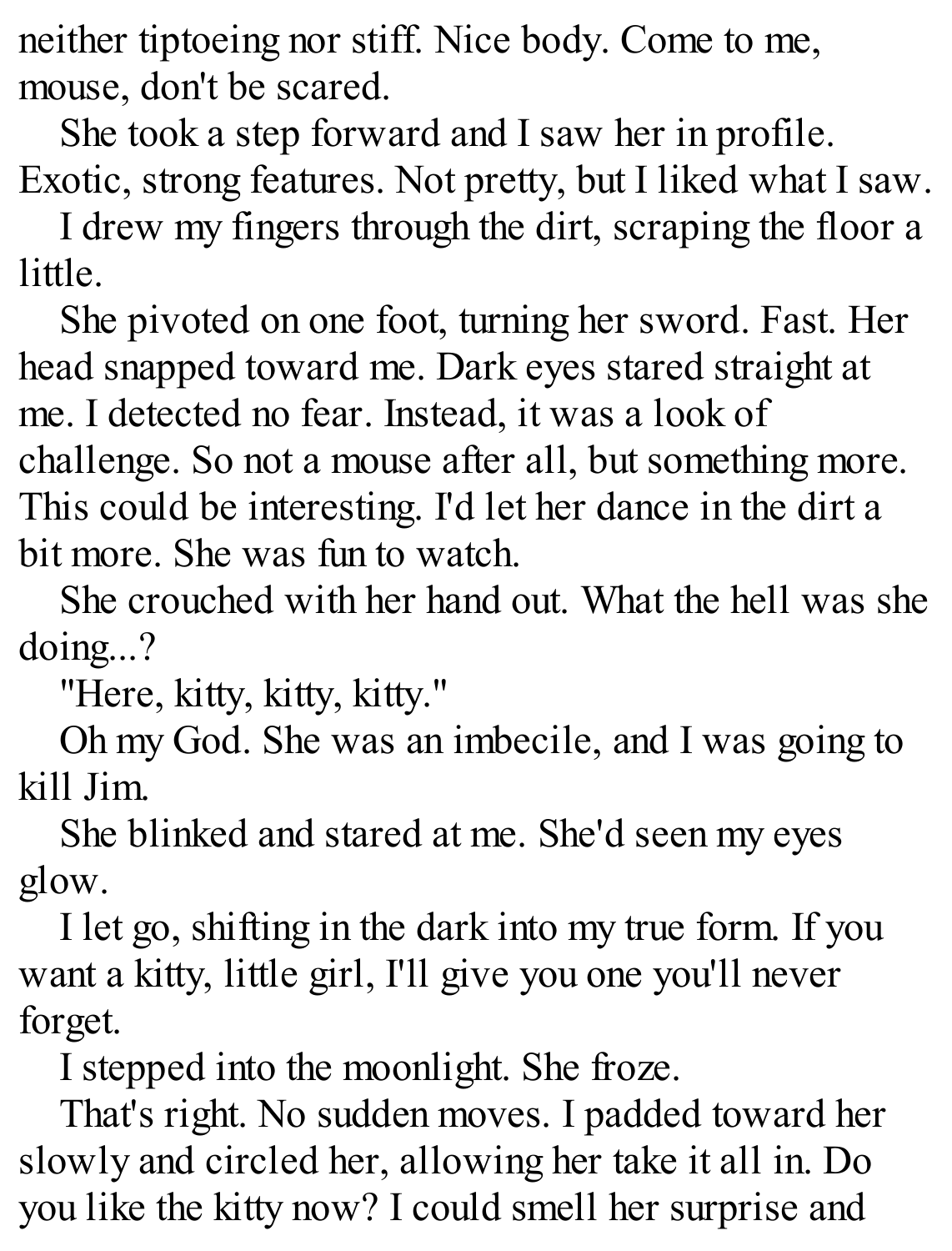neither tiptoeing nor stiff. Nice body. Come to me, mouse, don't be scared.

She took a step forward and I saw her in profile. Exotic, strong features. Not pretty, but I liked what I saw.

I drew my fingers through the dirt, scraping the floor a little.

She pivoted on one foot, turning her sword. Fast. Her head snapped toward me. Dark eyes stared straight at me. I detected no fear. Instead, it was a look of challenge. So not a mouse after all, but something more. This could be interesting. I'd let her dance in the dirt a bit more. She was fun to watch.

She crouched with her hand out. What the hell was she doing...?

"Here, kitty, kitty, kitty."

Oh my God. She was an imbecile, and I was going to kill Jim.

She blinked and stared at me. She'd seen my eyes glow.

I let go, shifting in the dark into my true form. If you want a kitty, little girl, I'll give you one you'll never forget.

I stepped into the moonlight. She froze.

That's right. No sudden moves. I padded toward her slowly and circled her, allowing her take it all in. Do you like the kitty now? I could smell her surprise and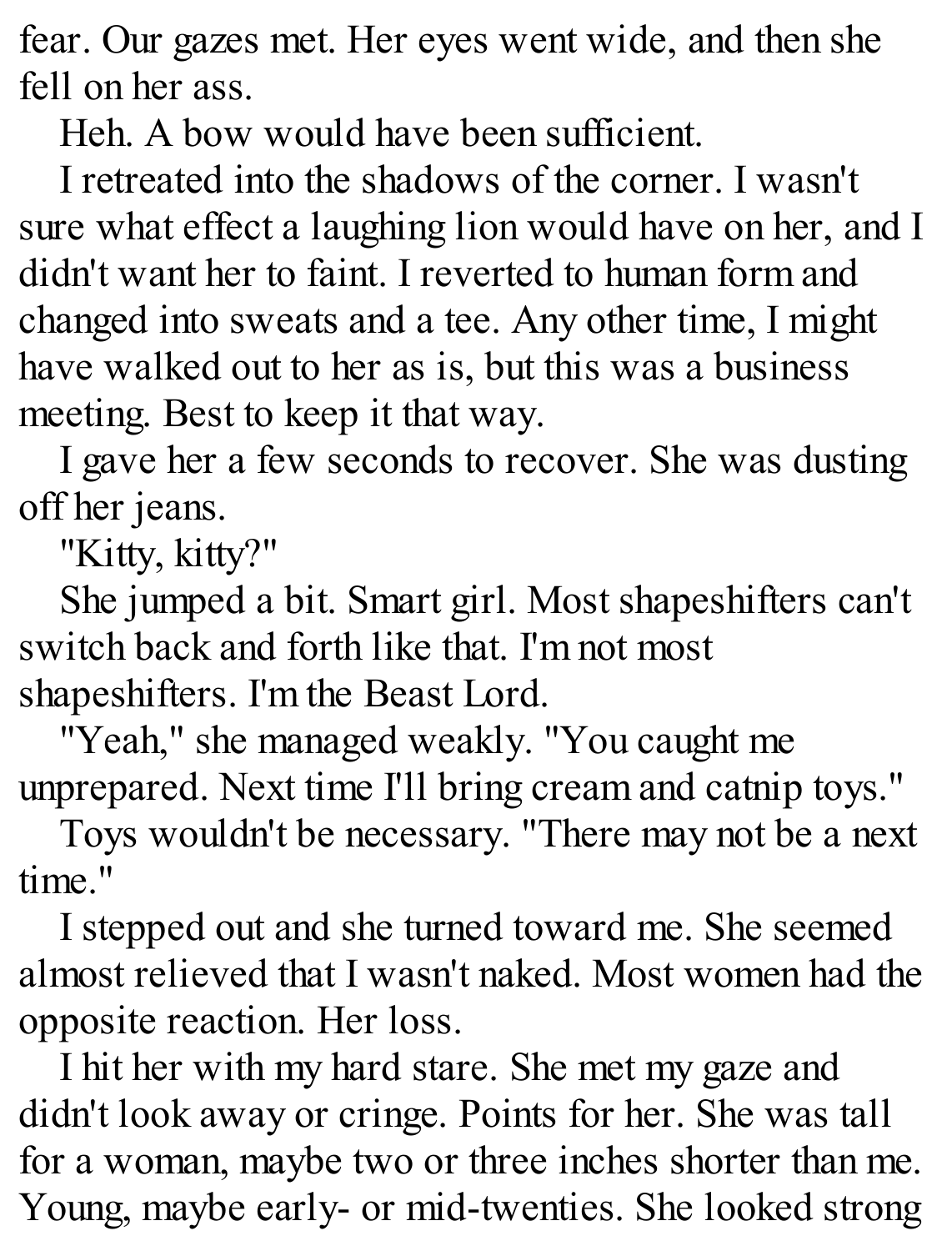fear. Our gazes met. Her eyes went wide, and then she fell on her ass.

Heh. A bow would have been sufficient.

I retreated into the shadows of the corner. I wasn't sure what effect a laughing lion would have on her, and I didn't want her to faint. I reverted to human form and changed into sweats and a tee. Any other time, I might have walked out to her as is, but this was a business meeting. Best to keep it that way.

I gave her a few seconds to recover. She was dusting off her jeans.

"Kitty, kitty?"

She jumped a bit. Smart girl. Most shapeshifters can't switch back and forth like that. I'm not most shapeshifters. I'm the Beast Lord.

"Yeah," she managed weakly. "You caught me unprepared. Next time I'll bring cream and catnip toys."

Toys wouldn't be necessary. "There may not be a next time."

I stepped out and she turned toward me. She seemed almost relieved that I wasn't naked. Most women had the opposite reaction. Her loss.

I hit her with my hard stare. She met my gaze and didn't look away or cringe. Points for her. She was tall for a woman, maybe two or three inches shorter than me. Young, maybe early- or mid-twenties. She looked strong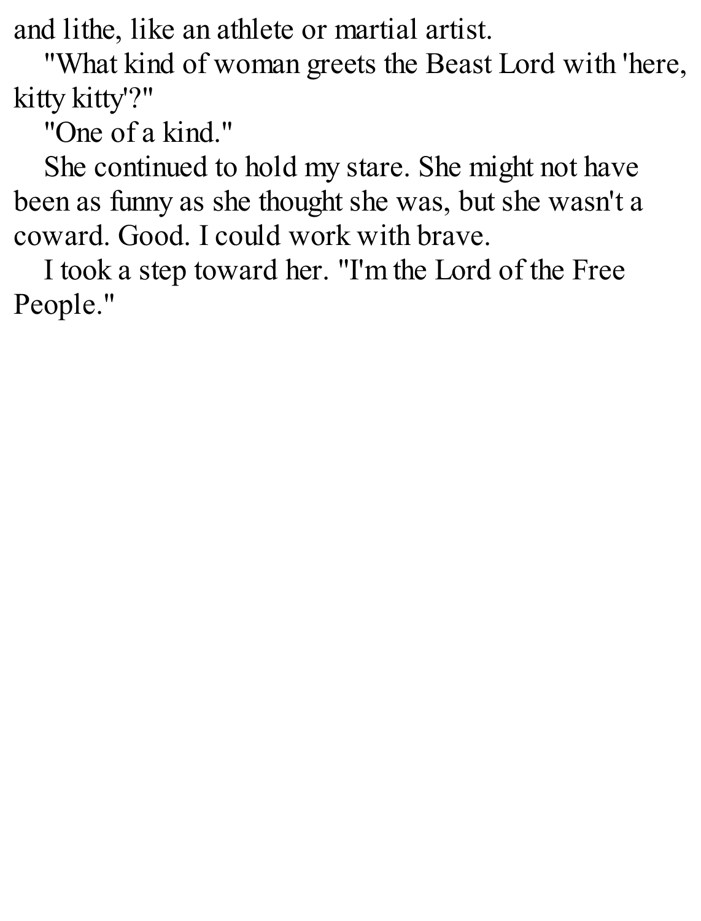and lithe, like an athlete or martial artist.

"What kind of woman greets the Beast Lord with 'here, kitty kitty'?"

"One of a kind."

She continued to hold my stare. She might not have been as funny as she thought she was, but she wasn't a coward. Good. I could work with brave.

I took a step toward her. "I'm the Lord of the Free People."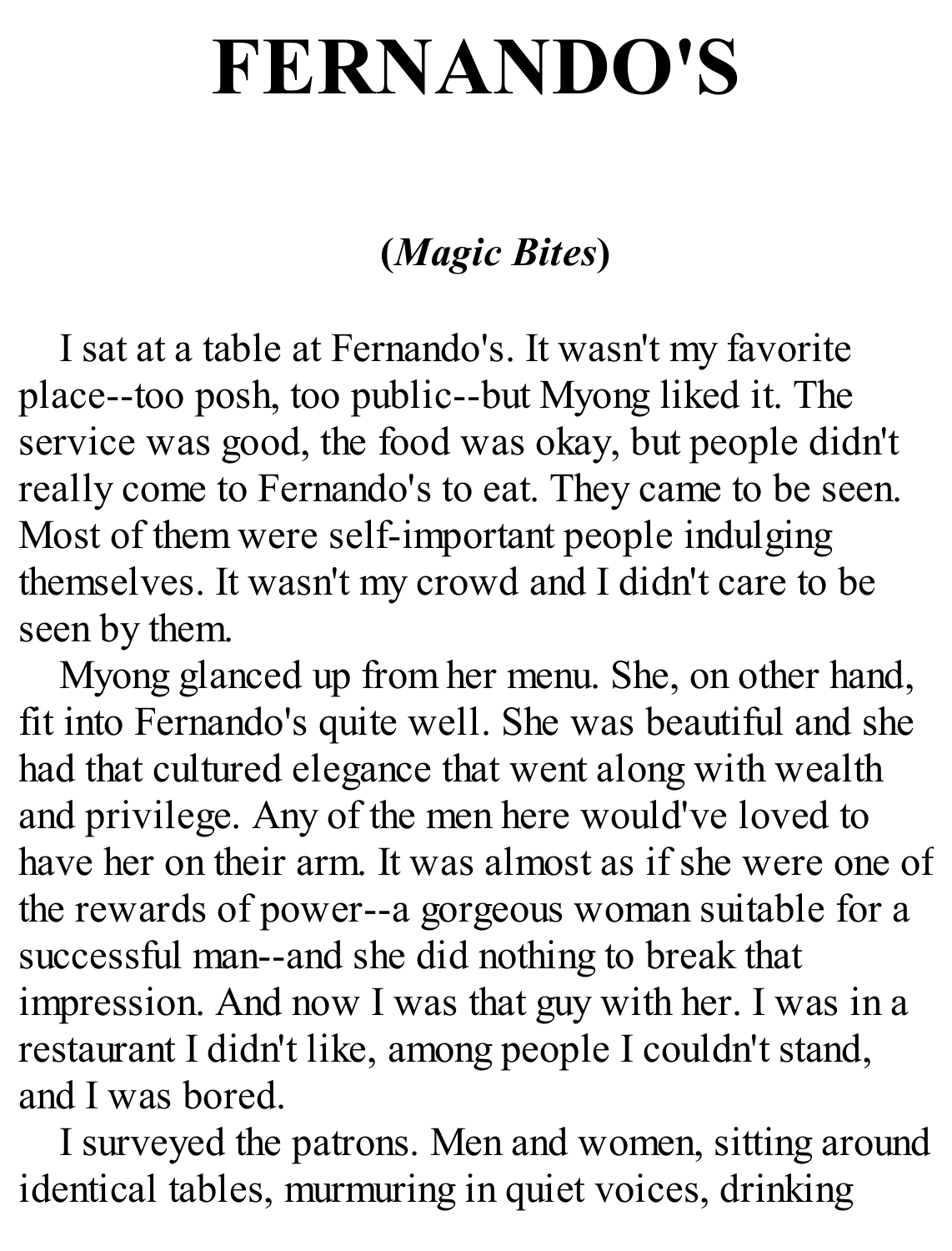# FERNANDO'S

**(*Magic Bites*)**

I sat at a table at Fernando's. It wasn't my favorite place--too posh, too public--but Myong liked it. The service was good, the food was okay, but people didn't really come to Fernando's to eat. They came to be seen. Most of them were self-important people indulging themselves. It wasn't my crowd and I didn't care to be seen by them.

Myong glanced up from her menu. She, on other hand, fit into Fernando's quite well. She was beautiful and she had that cultured elegance that went along with wealth and privilege. Any of the men here would've loved to have her on their arm. It was almost as if she were one of the rewards of power--a gorgeous woman suitable for a successful man--and she did nothing to break that impression. And now I was that guy with her. I was in a restaurant I didn't like, among people I couldn't stand, and I was bored.

I surveyed the patrons. Men and women, sitting around identical tables, murmuring in quiet voices, drinking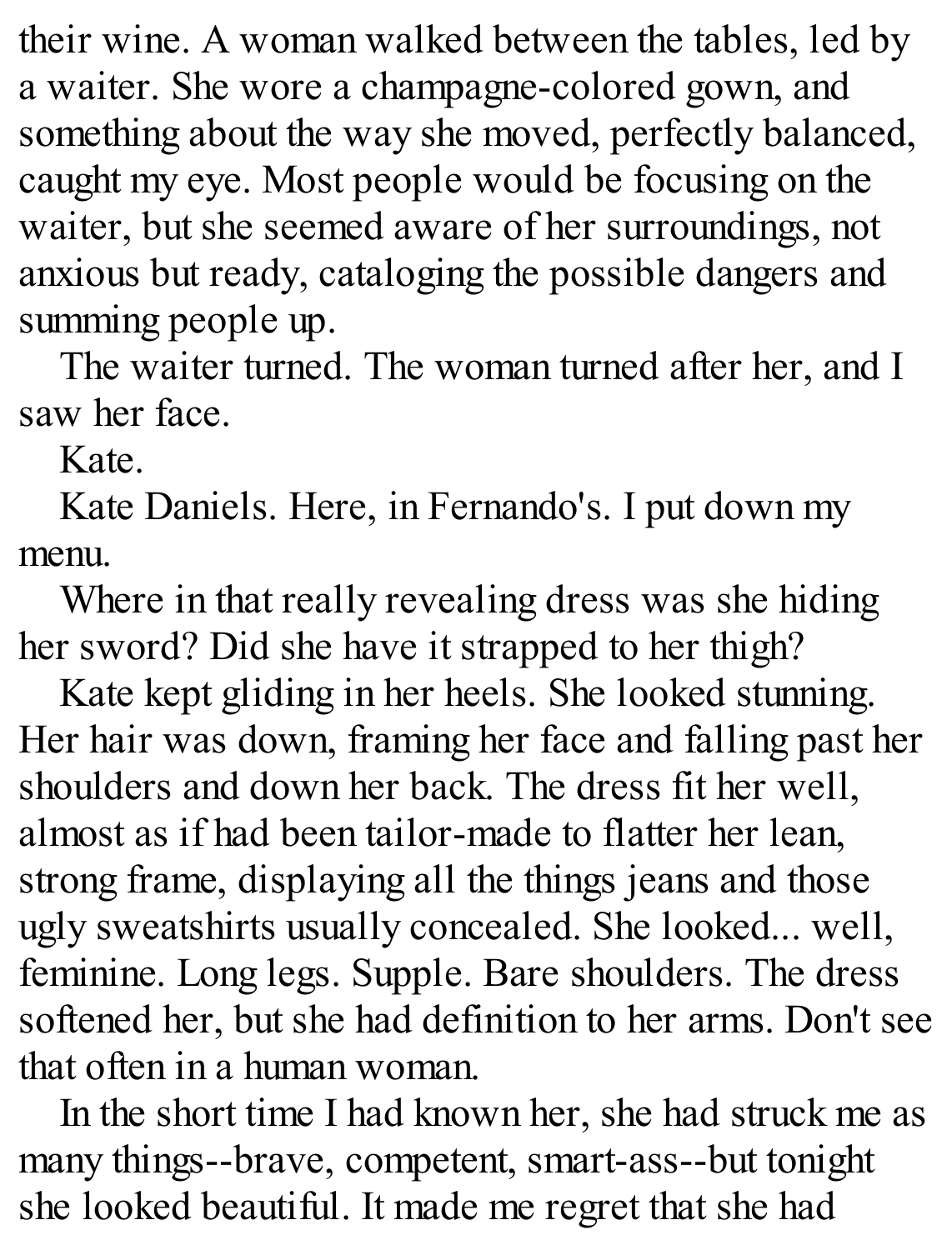their wine. A woman walked between the tables, led by a waiter. She wore a champagne-colored gown, and something about the way she moved, perfectly balanced, caught my eye. Most people would be focusing on the waiter, but she seemed aware of her surroundings, not anxious but ready, cataloging the possible dangers and summing people up.

The waiter turned. The woman turned after her, and I saw her face.

Kate.

Kate Daniels. Here, in Fernando's. I put down my menu.

Where in that really revealing dress was she hiding her sword? Did she have it strapped to her thigh?

Kate kept gliding in her heels. She looked stunning. Her hair was down, framing her face and falling past her shoulders and down her back. The dress fit her well, almost as if had been tailor-made to flatter her lean, strong frame, displaying all the things jeans and those ugly sweatshirts usually concealed. She looked... well, feminine. Long legs. Supple. Bare shoulders. The dress softened her, but she had definition to her arms. Don't see that often in a human woman.

In the short time I had known her, she had struck me as many things--brave, competent, smart-ass--but tonight she looked beautiful. It made me regret that she had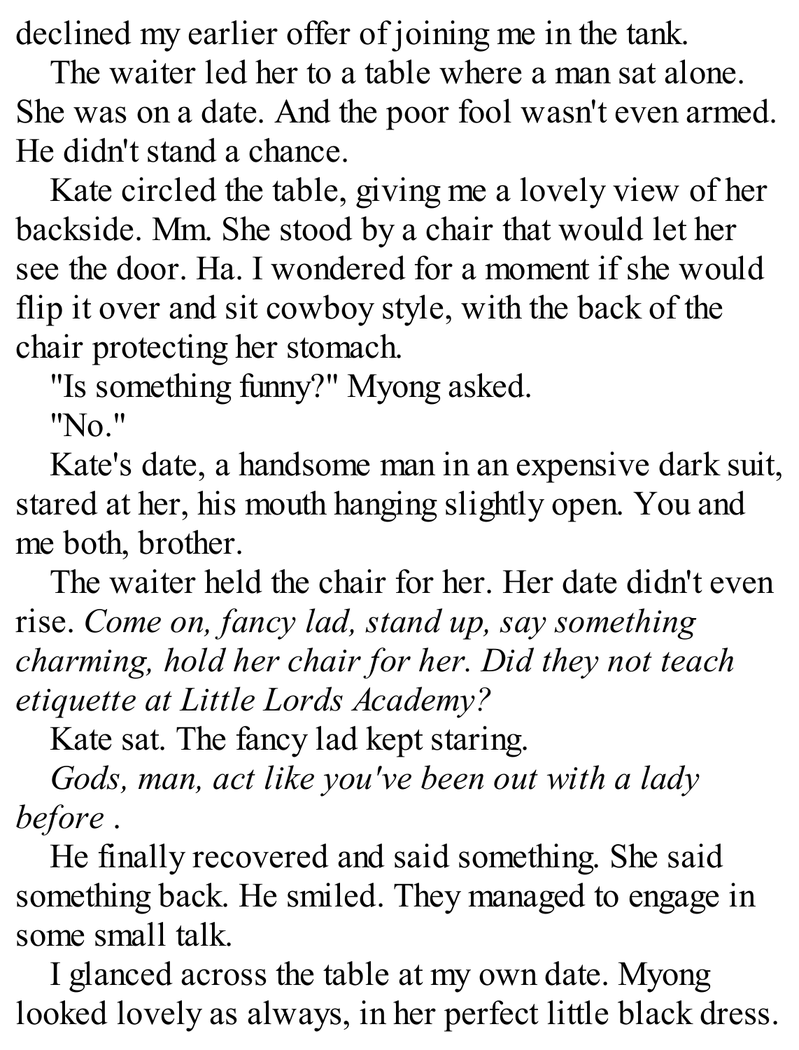declined my earlier offer of joining me in the tank.

The waiter led her to a table where a man sat alone. She was on a date. And the poor fool wasn't even armed. He didn't stand a chance.

Kate circled the table, giving me a lovely view of her backside. Mm. She stood by a chair that would let her see the door. Ha. I wondered for a moment if she would flip it over and sit cowboy style, with the back of the chair protecting her stomach.

"Is something funny?" Myong asked.

"No."

Kate's date, a handsome man in an expensive dark suit, stared at her, his mouth hanging slightly open. You and me both, brother.

The waiter held the chair for her. Her date didn't even rise. *Come on, fancy lad, stand up, say something charming, hold her chair for her. Did they not teach etiquette at Little Lords Academy?*

Kate sat. The fancy lad kept staring.

*Gods, man, act like you've been out with a lady before .*

He finally recovered and said something. She said something back. He smiled. They managed to engage in some small talk.

I glanced across the table at my own date. Myong looked lovely as always, in her perfect little black dress.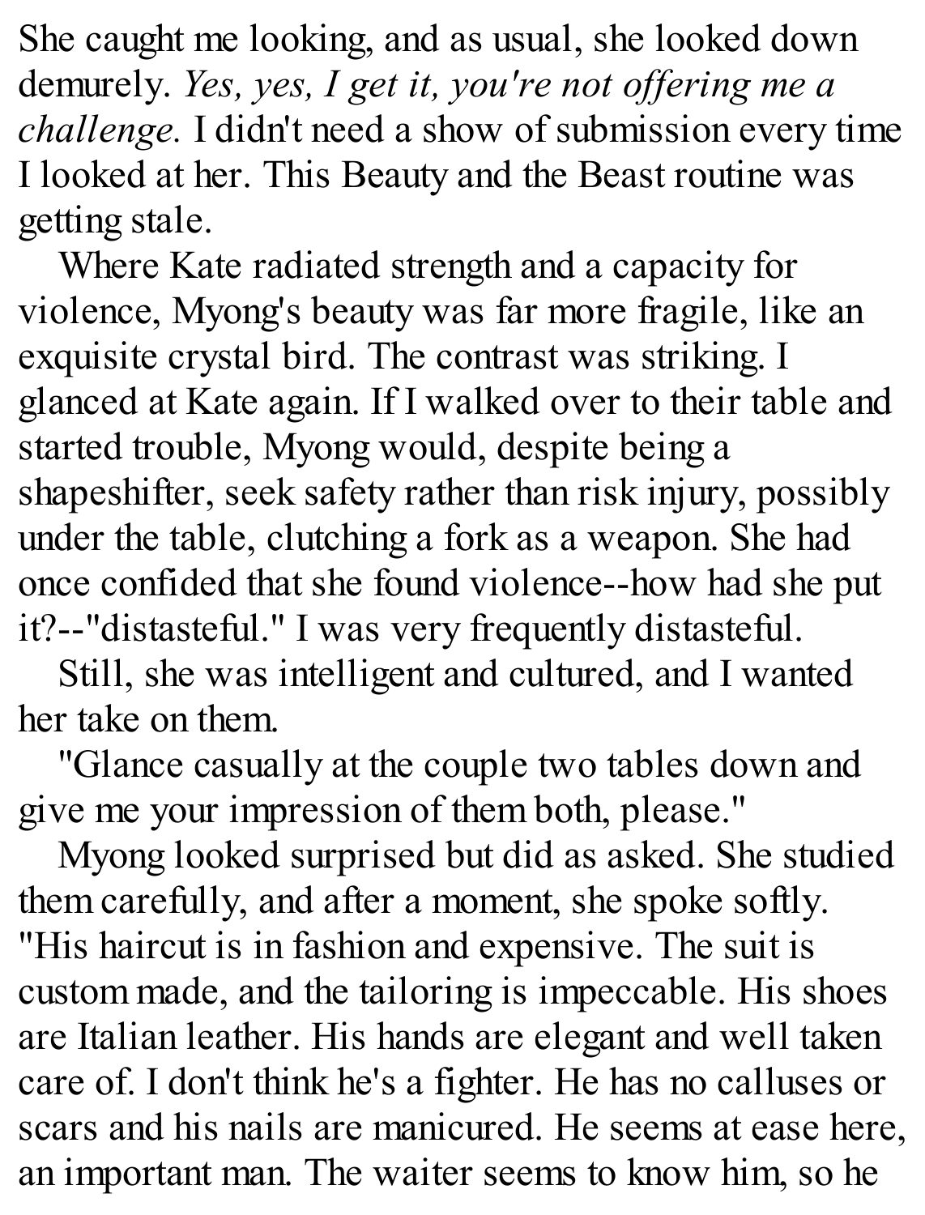She caught me looking, and as usual, she looked down demurely. *Yes, yes, I get it, you're not offering me a challenge.* I didn't need a show of submission every time I looked at her. This Beauty and the Beast routine was getting stale.

Where Kate radiated strength and a capacity for violence, Myong's beauty was far more fragile, like an exquisite crystal bird. The contrast was striking. I glanced at Kate again. If I walked over to their table and started trouble, Myong would, despite being a shapeshifter, seek safety rather than risk injury, possibly under the table, clutching a fork as a weapon. She had once confided that she found violence--how had she put it?--"distasteful." I was very frequently distasteful.

Still, she was intelligent and cultured, and I wanted her take on them.

"Glance casually at the couple two tables down and give me your impression of them both, please."

Myong looked surprised but did as asked. She studied them carefully, and after a moment, she spoke softly. "His haircut is in fashion and expensive. The suit is custom made, and the tailoring is impeccable. His shoes are Italian leather. His hands are elegant and well taken care of. I don't think he's a fighter. He has no calluses or scars and his nails are manicured. He seems at ease here, an important man. The waiter seems to know him, so he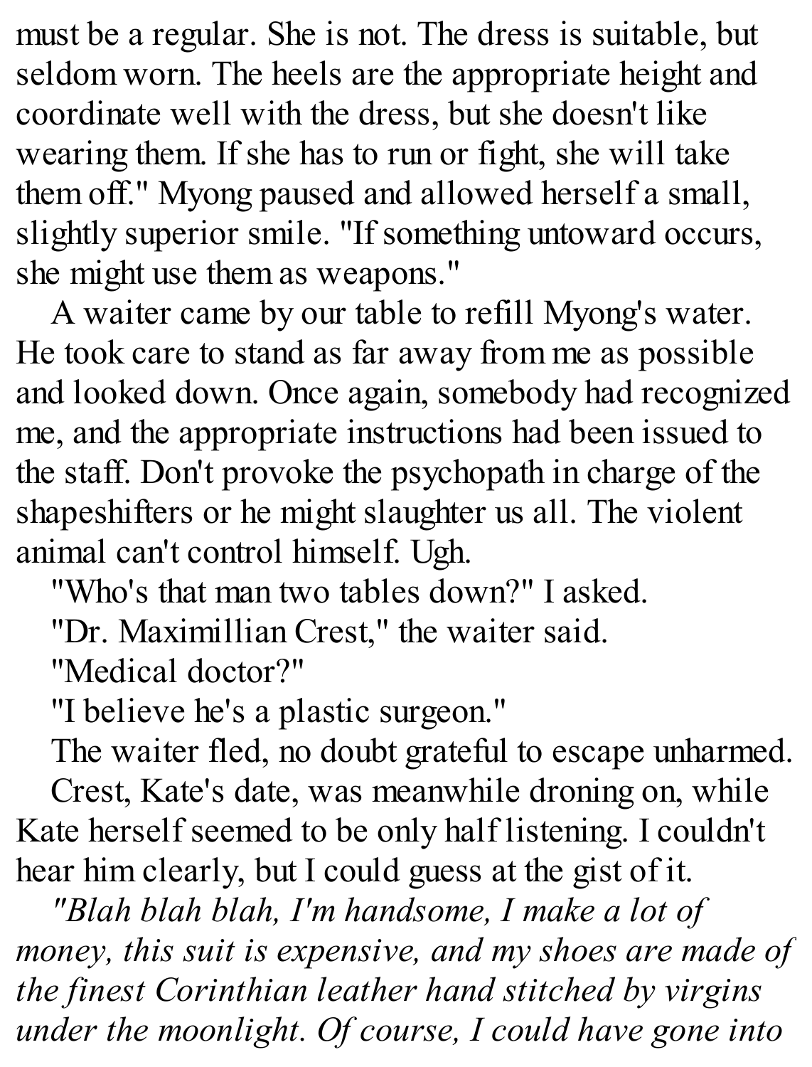must be a regular. She is not. The dress is suitable, but seldom worn. The heels are the appropriate height and coordinate well with the dress, but she doesn't like wearing them. If she has to run or fight, she will take them off." Myong paused and allowed herself a small, slightly superior smile. "If something untoward occurs, she might use them as weapons."

A waiter came by our table to refill Myong's water. He took care to stand as far away from me as possible and looked down. Once again, somebody had recognized me, and the appropriate instructions had been issued to the staff. Don't provoke the psychopath in charge of the shapeshifters or he might slaughter us all. The violent animal can't control himself. Ugh.

"Who's that man two tables down?" I asked.

"Dr. Maximillian Crest," the waiter said.

"Medical doctor?"

"I believe he's a plastic surgeon."

The waiter fled, no doubt grateful to escape unharmed.

Crest, Kate's date, was meanwhile droning on, while Kate herself seemed to be only half listening. I couldn't hear him clearly, but I could guess at the gist of it.

*"Blah blah blah, I'm handsome, I make a lot of money, this suit is expensive, and my shoes are made of the finest Corinthian leather hand stitched by virgins under the moonlight. Of course, I could have gone into*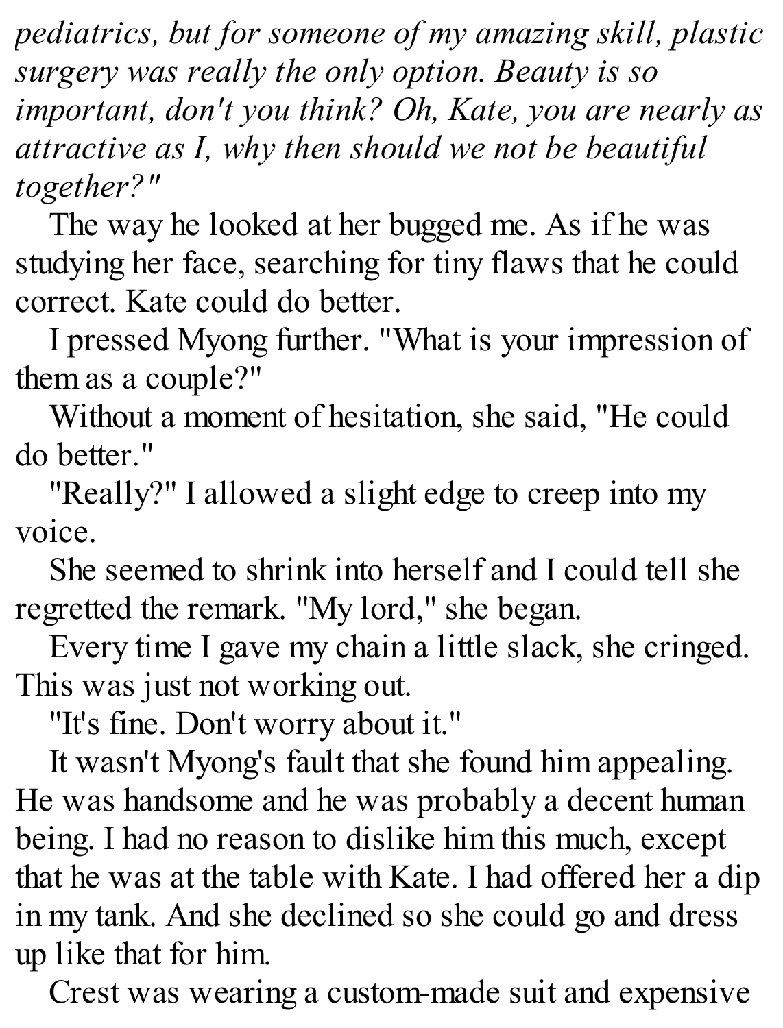*pediatrics, but for someone of my amazing skill, plastic surgery was really the only option. Beauty is so important, don't you think? Oh, Kate, you are nearly as attractive as I, why then should we not be beautiful together?"*

The way he looked at her bugged me. As if he was studying her face, searching for tiny flaws that he could correct. Kate could do better.

I pressed Myong further. "What is your impression of them as a couple?"

Without a moment of hesitation, she said, "He could do better."

"Really?" I allowed a slight edge to creep into my voice.

She seemed to shrink into herself and I could tell she regretted the remark. "My lord," she began.

Every time I gave my chain a little slack, she cringed. This was just not working out.

"It's fine. Don't worry about it."

It wasn't Myong's fault that she found him appealing. He was handsome and he was probably a decent human being. I had no reason to dislike him this much, except that he was at the table with Kate. I had offered her a dip in my tank. And she declined so she could go and dress up like that for him.

Crest was wearing a custom-made suit and expensive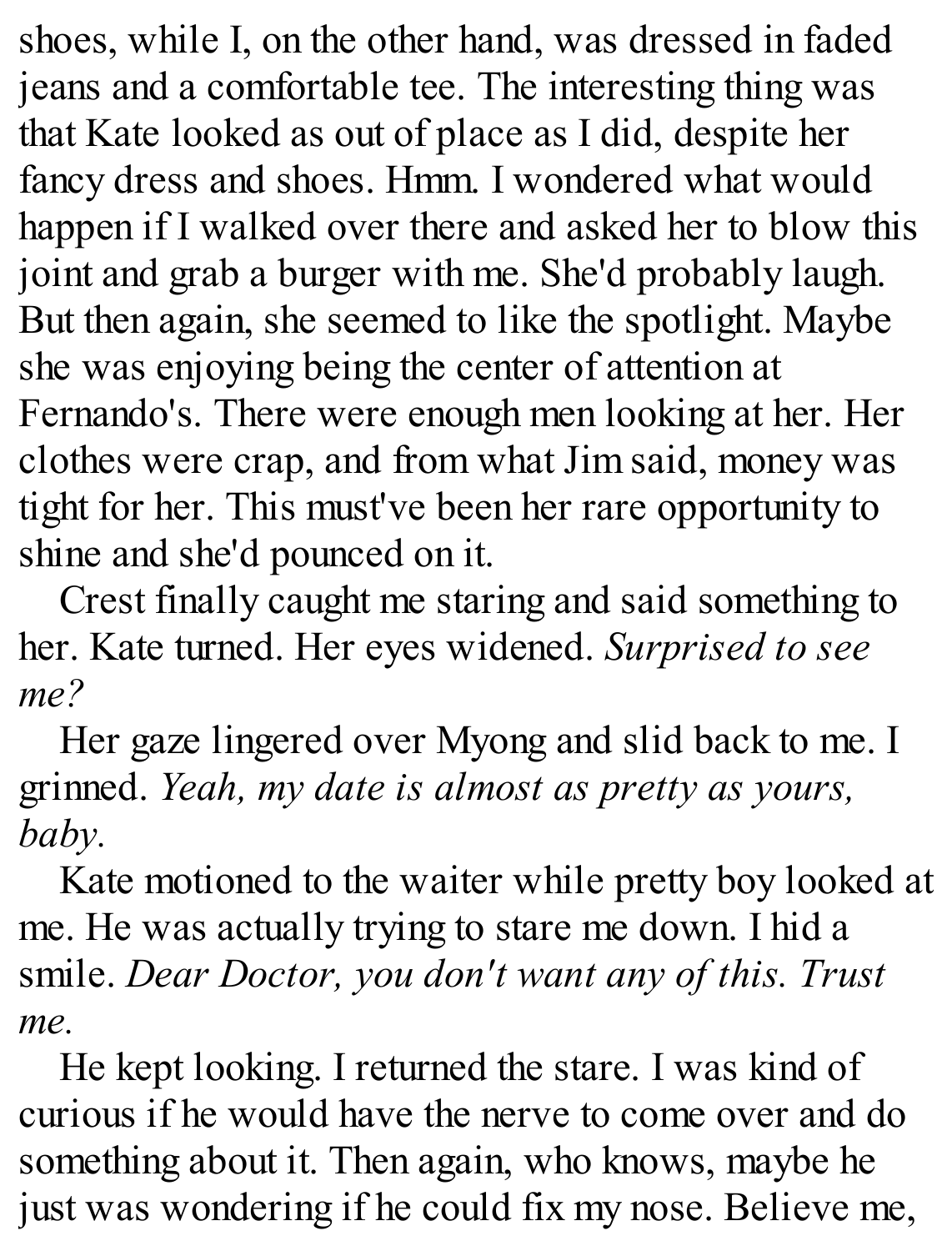shoes, while I, on the other hand, was dressed in faded jeans and a comfortable tee. The interesting thing was that Kate looked as out of place as I did, despite her fancy dress and shoes. Hmm. I wondered what would happen if I walked over there and asked her to blow this joint and grab a burger with me. She'd probably laugh. But then again, she seemed to like the spotlight. Maybe she was enjoying being the center of attention at Fernando's. There were enough men looking at her. Her clothes were crap, and from what Jim said, money was tight for her. This must've been her rare opportunity to shine and she'd pounced on it.

Crest finally caught me staring and said something to her. Kate turned. Her eyes widened. *Surprised to see me?*

Her gaze lingered over Myong and slid back to me. I grinned. *Yeah, my date is almost as pretty as yours, baby.*

Kate motioned to the waiter while pretty boy looked at me. He was actually trying to stare me down. I hid a smile. *Dear Doctor, you don't want any of this. Trust me.*

He kept looking. I returned the stare. I was kind of curious if he would have the nerve to come over and do something about it. Then again, who knows, maybe he just was wondering if he could fix my nose. Believe me,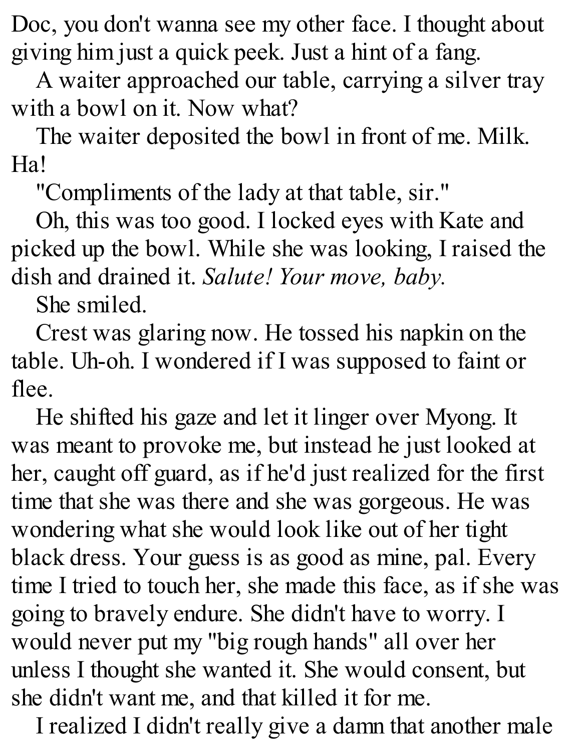Doc, you don't wanna see my other face. I thought about giving him just a quick peek. Just a hint of a fang.

A waiter approached our table, carrying a silver tray with a bowl on it. Now what?

The waiter deposited the bowl in front of me. Milk. Ha!

"Compliments of the lady at that table, sir."

Oh, this was too good. I locked eyes with Kate and picked up the bowl. While she was looking, I raised the dish and drained it. *Salute! Your move, baby.*

She smiled.

Crest was glaring now. He tossed his napkin on the table. Uh-oh. I wondered if I was supposed to faint or flee.

He shifted his gaze and let it linger over Myong. It was meant to provoke me, but instead he just looked at her, caught off guard, as if he'd just realized for the first time that she was there and she was gorgeous. He was wondering what she would look like out of her tight black dress. Your guess is as good as mine, pal. Every time I tried to touch her, she made this face, as if she was going to bravely endure. She didn't have to worry. I would never put my "big rough hands" all over her unless I thought she wanted it. She would consent, but she didn't want me, and that killed it for me.

I realized I didn't really give a damn that another male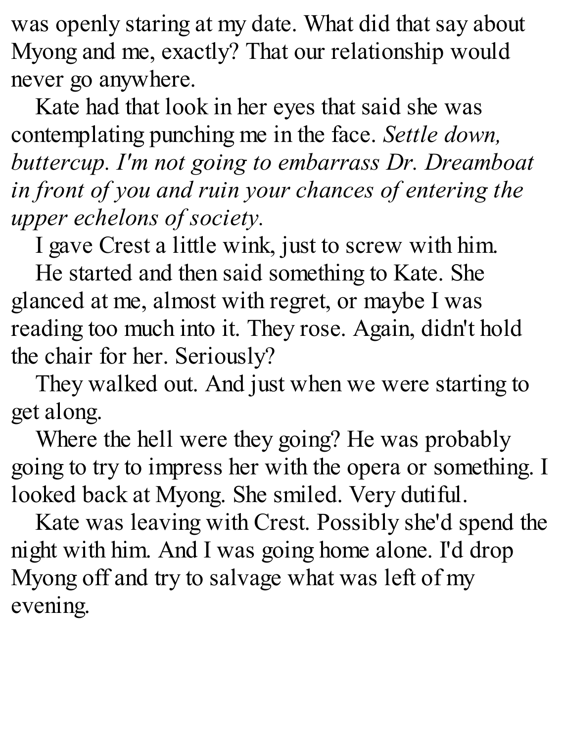was openly staring at my date. What did that say about Myong and me, exactly? That our relationship would never go anywhere.

Kate had that look in her eyes that said she was contemplating punching me in the face. *Settle down, buttercup. I'm not going to embarrass Dr. Dreamboat in front of you and ruin your chances of entering the upper echelons of society.*

I gave Crest a little wink, just to screw with him.

He started and then said something to Kate. She glanced at me, almost with regret, or maybe I was reading too much into it. They rose. Again, didn't hold the chair for her. Seriously?

They walked out. And just when we were starting to get along.

Where the hell were they going? He was probably going to try to impress her with the opera or something. I looked back at Myong. She smiled. Very dutiful.

Kate was leaving with Crest. Possibly she'd spend the night with him. And I was going home alone. I'd drop Myong off and try to salvage what was left of my evening.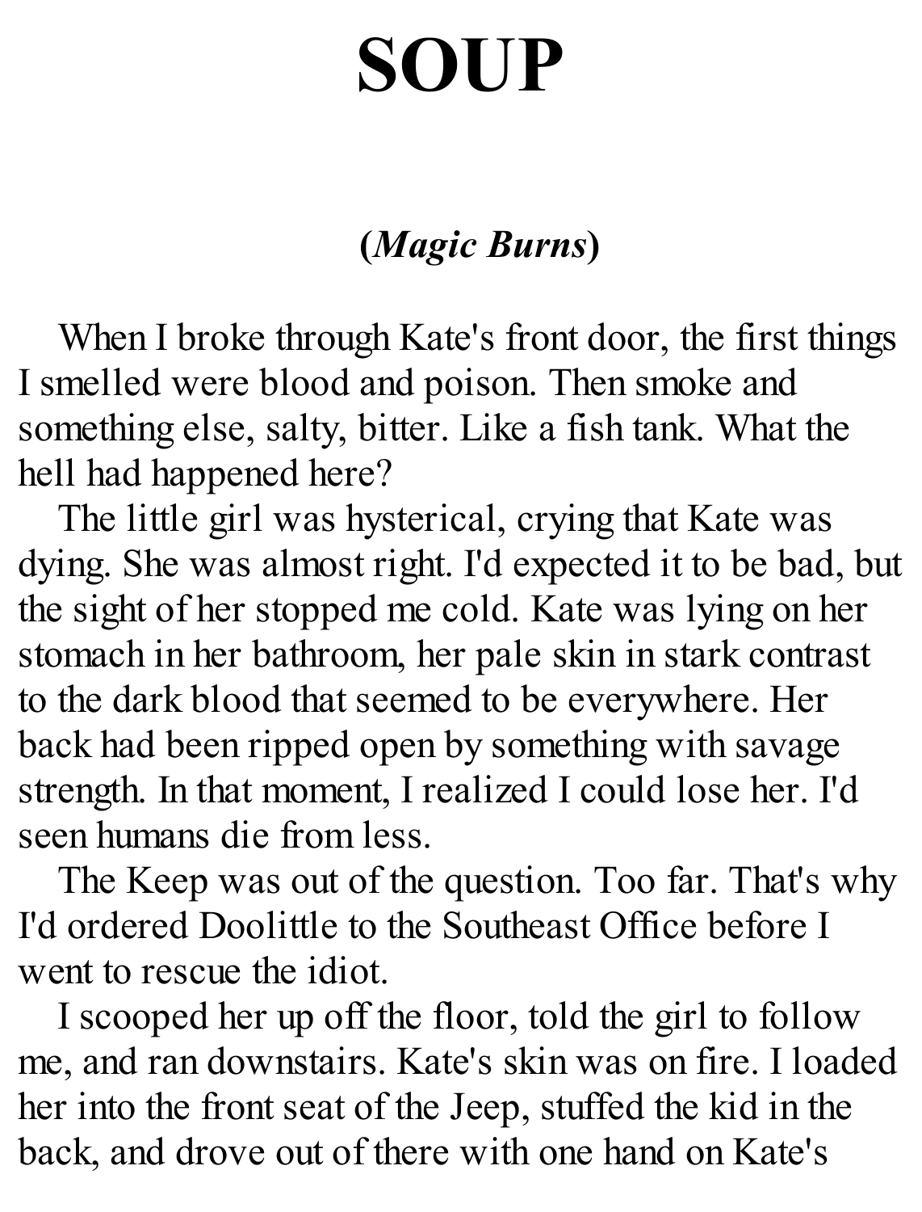# SOUP

**(*Magic Burns*)**

When I broke through Kate's front door, the first things I smelled were blood and poison. Then smoke and something else, salty, bitter. Like a fish tank. What the hell had happened here?

The little girl was hysterical, crying that Kate was dying. She was almost right. I'd expected it to be bad, but the sight of her stopped me cold. Kate was lying on her stomach in her bathroom, her pale skin in stark contrast to the dark blood that seemed to be everywhere. Her back had been ripped open by something with savage strength. In that moment, I realized I could lose her. I'd seen humans die from less.

The Keep was out of the question. Too far. That's why I'd ordered Doolittle to the Southeast Office before I went to rescue the idiot.

I scooped her up off the floor, told the girl to follow me, and ran downstairs. Kate's skin was on fire. I loaded her into the front seat of the Jeep, stuffed the kid in the back, and drove out of there with one hand on Kate's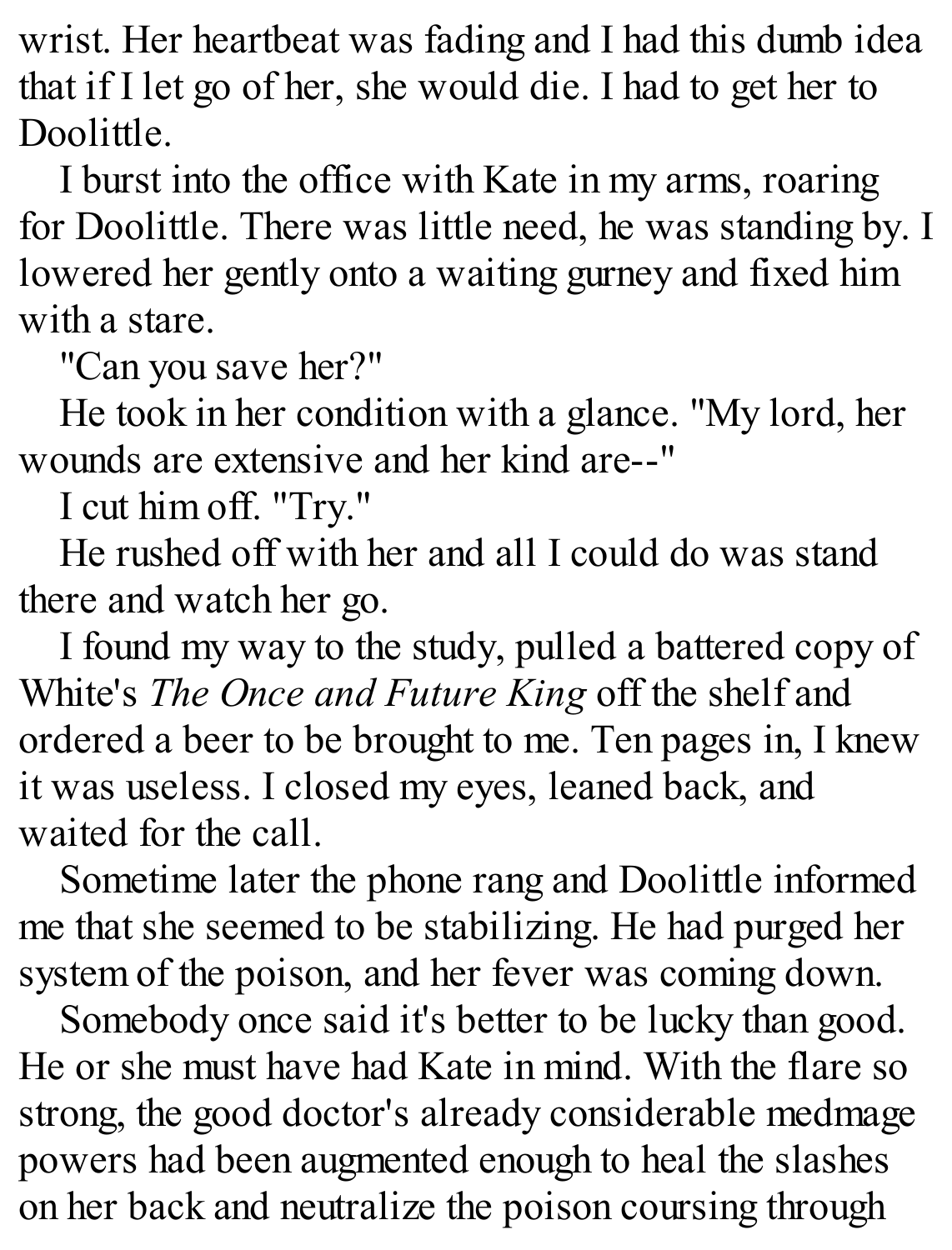wrist. Her heartbeat was fading and I had this dumb idea that if I let go of her, she would die. I had to get her to Doolittle.

I burst into the office with Kate in my arms, roaring for Doolittle. There was little need, he was standing by. I lowered her gently onto a waiting gurney and fixed him with a stare.

"Can you save her?"

He took in her condition with a glance. "My lord, her wounds are extensive and her kind are--"

I cut him off. "Try."

He rushed off with her and all I could do was stand there and watch her go.

I found my way to the study, pulled a battered copy of White's *The Once and Future King* off the shelf and ordered a beer to be brought to me. Ten pages in, I knew it was useless. I closed my eyes, leaned back, and waited for the call.

Sometime later the phone rang and Doolittle informed me that she seemed to be stabilizing. He had purged her system of the poison, and her fever was coming down.

Somebody once said it's better to be lucky than good. He or she must have had Kate in mind. With the flare so strong, the good doctor's already considerable medmage powers had been augmented enough to heal the slashes on her back and neutralize the poison coursing through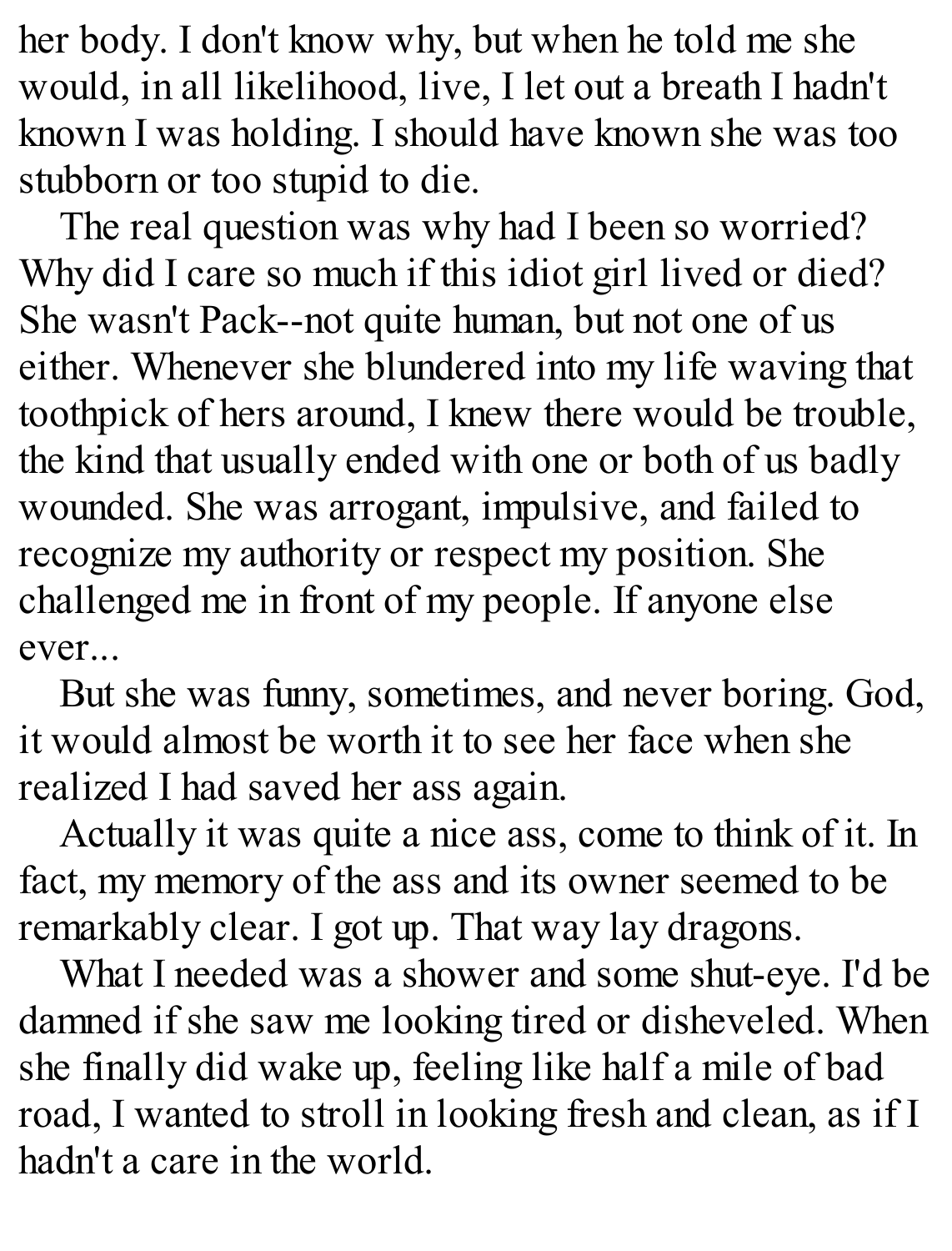her body. I don't know why, but when he told me she would, in all likelihood, live, I let out a breath I hadn't known I was holding. I should have known she was too stubborn or too stupid to die.

The real question was why had I been so worried? Why did I care so much if this idiot girl lived or died? She wasn't Pack--not quite human, but not one of us either. Whenever she blundered into my life waving that toothpick of hers around, I knew there would be trouble, the kind that usually ended with one or both of us badly wounded. She was arrogant, impulsive, and failed to recognize my authority or respect my position. She challenged me in front of my people. If anyone else ever...

But she was funny, sometimes, and never boring. God, it would almost be worth it to see her face when she realized I had saved her ass again.

Actually it was quite a nice ass, come to think of it. In fact, my memory of the ass and its owner seemed to be remarkably clear. I got up. That way lay dragons.

What I needed was a shower and some shut-eye. I'd be damned if she saw me looking tired or disheveled. When she finally did wake up, feeling like half a mile of bad road, I wanted to stroll in looking fresh and clean, as if I hadn't a care in the world.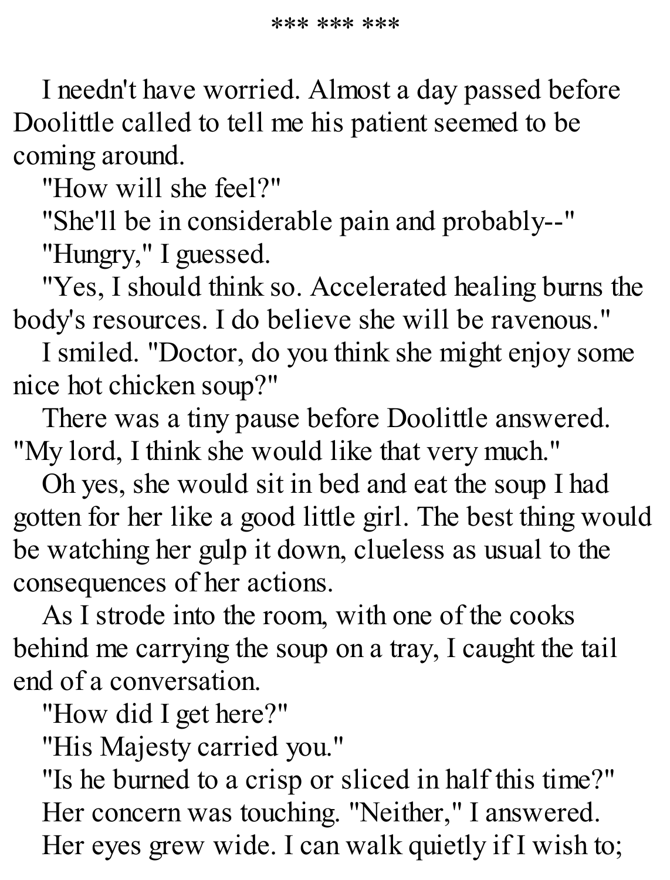*** *** ***

I needn't have worried. Almost a day passed before Doolittle called to tell me his patient seemed to be coming around.

"How will she feel?"

"She'll be in considerable pain and probably--"

"Hungry," I guessed.

"Yes, I should think so. Accelerated healing burns the body's resources. I do believe she will be ravenous."

I smiled. "Doctor, do you think she might enjoy some nice hot chicken soup?"

There was a tiny pause before Doolittle answered. "My lord, I think she would like that very much."

Oh yes, she would sit in bed and eat the soup I had gotten for her like a good little girl. The best thing would be watching her gulp it down, clueless as usual to the consequences of her actions.

As I strode into the room, with one of the cooks behind me carrying the soup on a tray, I caught the tail end of a conversation.

"How did I get here?"

"His Majesty carried you."

"Is he burned to a crisp or sliced in half this time?"

Her concern was touching. "Neither," I answered.

Her eyes grew wide. I can walk quietly if I wish to;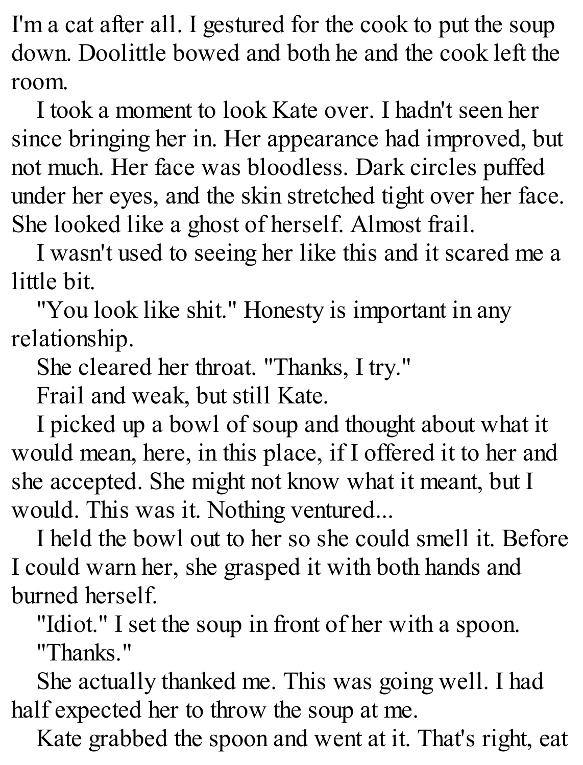I'm a cat after all. I gestured for the cook to put the soup down. Doolittle bowed and both he and the cook left the room.

I took a moment to look Kate over. I hadn't seen her since bringing her in. Her appearance had improved, but not much. Her face was bloodless. Dark circles puffed under her eyes, and the skin stretched tight over her face. She looked like a ghost of herself. Almost frail.

I wasn't used to seeing her like this and it scared me a little bit.

"You look like shit." Honesty is important in any relationship.

She cleared her throat. "Thanks, I try."

Frail and weak, but still Kate.

I picked up a bowl of soup and thought about what it would mean, here, in this place, if I offered it to her and she accepted. She might not know what it meant, but I would. This was it. Nothing ventured...

I held the bowl out to her so she could smell it. Before I could warn her, she grasped it with both hands and burned herself.

"Idiot." I set the soup in front of her with a spoon.

"Thanks."

She actually thanked me. This was going well. I had half expected her to throw the soup at me.

Kate grabbed the spoon and went at it. That's right, eat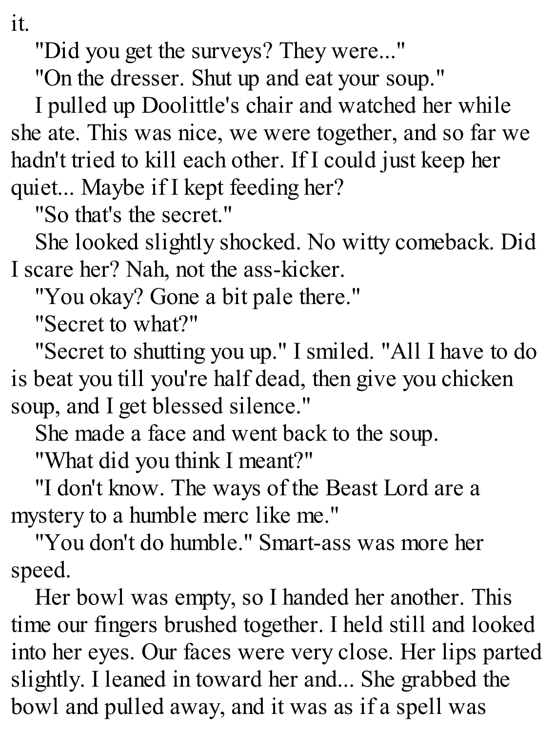it.

"Did you get the surveys? They were..."

"On the dresser. Shut up and eat your soup."

I pulled up Doolittle's chair and watched her while she ate. This was nice, we were together, and so far we hadn't tried to kill each other. If I could just keep her quiet... Maybe if I kept feeding her?

"So that's the secret."

She looked slightly shocked. No witty comeback. Did I scare her? Nah, not the ass-kicker.

"You okay? Gone a bit pale there."

"Secret to what?"

"Secret to shutting you up." I smiled. "All I have to do is beat you till you're half dead, then give you chicken soup, and I get blessed silence."

She made a face and went back to the soup.

"What did you think I meant?"

"I don't know. The ways of the Beast Lord are a mystery to a humble merc like me."

"You don't do humble." Smart-ass was more her speed.

Her bowl was empty, so I handed her another. This time our fingers brushed together. I held still and looked into her eyes. Our faces were very close. Her lips parted slightly. I leaned in toward her and... She grabbed the bowl and pulled away, and it was as if a spell was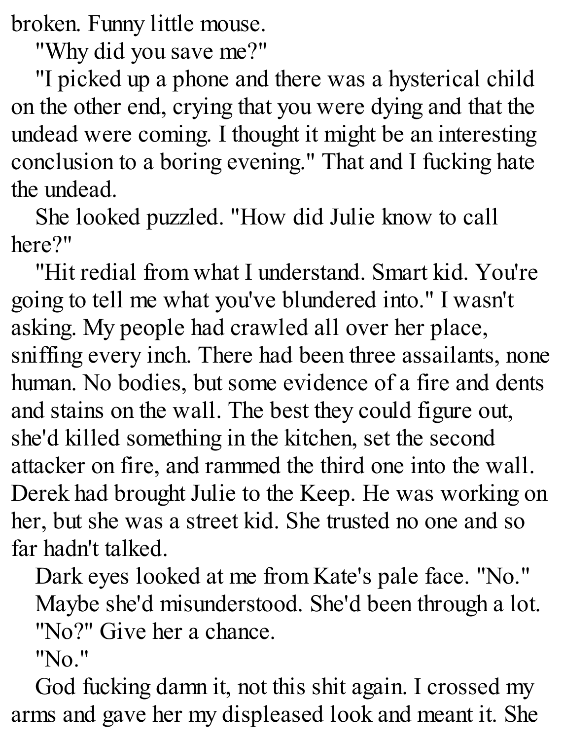broken. Funny little mouse.

"Why did you save me?"

"I picked up a phone and there was a hysterical child on the other end, crying that you were dying and that the undead were coming. I thought it might be an interesting conclusion to a boring evening." That and I fucking hate the undead.

She looked puzzled. "How did Julie know to call here?"

"Hit redial from what I understand. Smart kid. You're going to tell me what you've blundered into." I wasn't asking. My people had crawled all over her place, sniffing every inch. There had been three assailants, none human. No bodies, but some evidence of a fire and dents and stains on the wall. The best they could figure out, she'd killed something in the kitchen, set the second attacker on fire, and rammed the third one into the wall. Derek had brought Julie to the Keep. He was working on her, but she was a street kid. She trusted no one and so far hadn't talked.

Dark eyes looked at me from Kate's pale face. "No."

Maybe she'd misunderstood. She'd been through a lot.

"No?" Give her a chance.

"No."

God fucking damn it, not this shit again. I crossed my arms and gave her my displeased look and meant it. She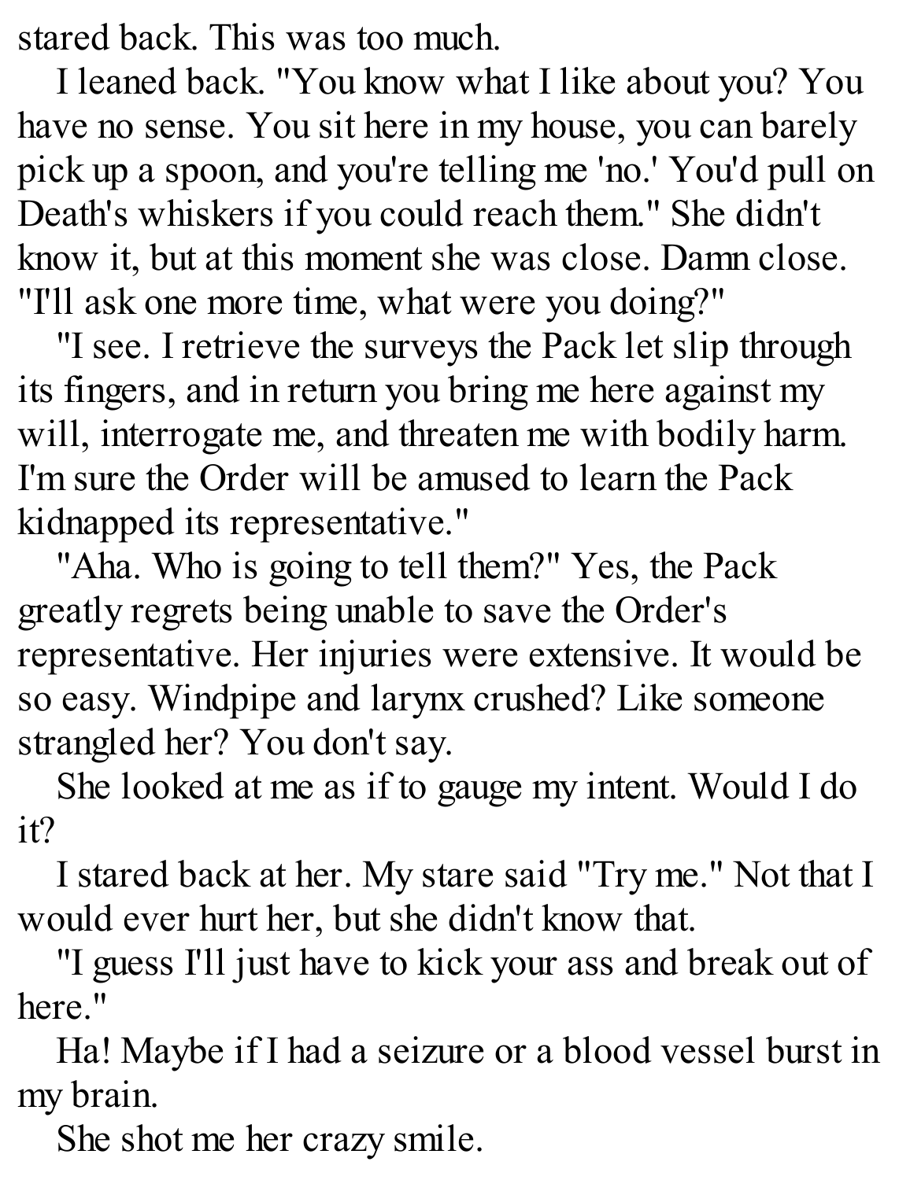stared back. This was too much.

I leaned back. "You know what I like about you? You have no sense. You sit here in my house, you can barely pick up a spoon, and you're telling me 'no.' You'd pull on Death's whiskers if you could reach them." She didn't know it, but at this moment she was close. Damn close. "I'll ask one more time, what were you doing?"

"I see. I retrieve the surveys the Pack let slip through its fingers, and in return you bring me here against my will, interrogate me, and threaten me with bodily harm. I'm sure the Order will be amused to learn the Pack kidnapped its representative."

"Aha. Who is going to tell them?" Yes, the Pack greatly regrets being unable to save the Order's representative. Her injuries were extensive. It would be so easy. Windpipe and larynx crushed? Like someone strangled her? You don't say.

She looked at me as if to gauge my intent. Would I do it?

I stared back at her. My stare said "Try me." Not that I would ever hurt her, but she didn't know that.

"I guess I'll just have to kick your ass and break out of here."

Ha! Maybe if I had a seizure or a blood vessel burst in my brain.

She shot me her crazy smile.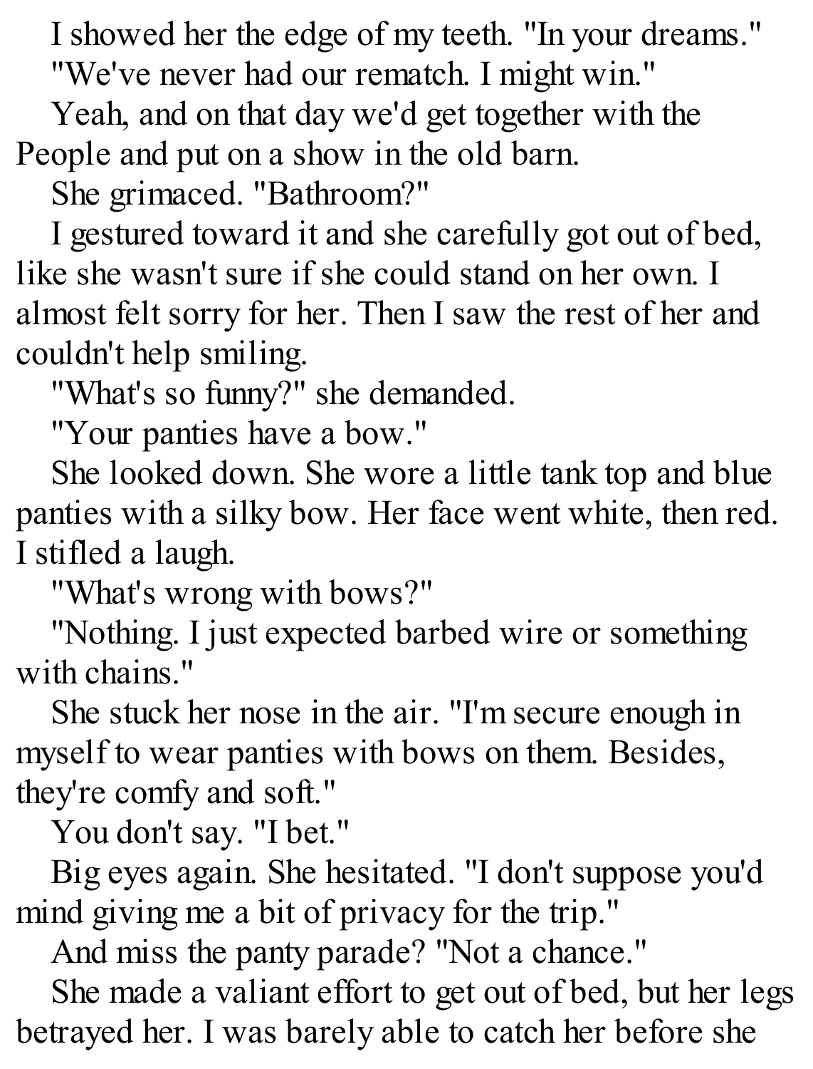I showed her the edge of my teeth. "In your dreams."

"We've never had our rematch. I might win."

Yeah, and on that day we'd get together with the People and put on a show in the old barn.

She grimaced. "Bathroom?"

I gestured toward it and she carefully got out of bed, like she wasn't sure if she could stand on her own. I almost felt sorry for her. Then I saw the rest of her and couldn't help smiling.

"What's so funny?" she demanded.

"Your panties have a bow."

She looked down. She wore a little tank top and blue panties with a silky bow. Her face went white, then red. I stifled a laugh.

"What's wrong with bows?"

"Nothing. I just expected barbed wire or something with chains."

She stuck her nose in the air. "I'm secure enough in myself to wear panties with bows on them. Besides, they're comfy and soft."

You don't say. "I bet."

Big eyes again. She hesitated. "I don't suppose you'd mind giving me a bit of privacy for the trip."

And miss the panty parade? "Not a chance."

She made a valiant effort to get out of bed, but her legs betrayed her. I was barely able to catch her before she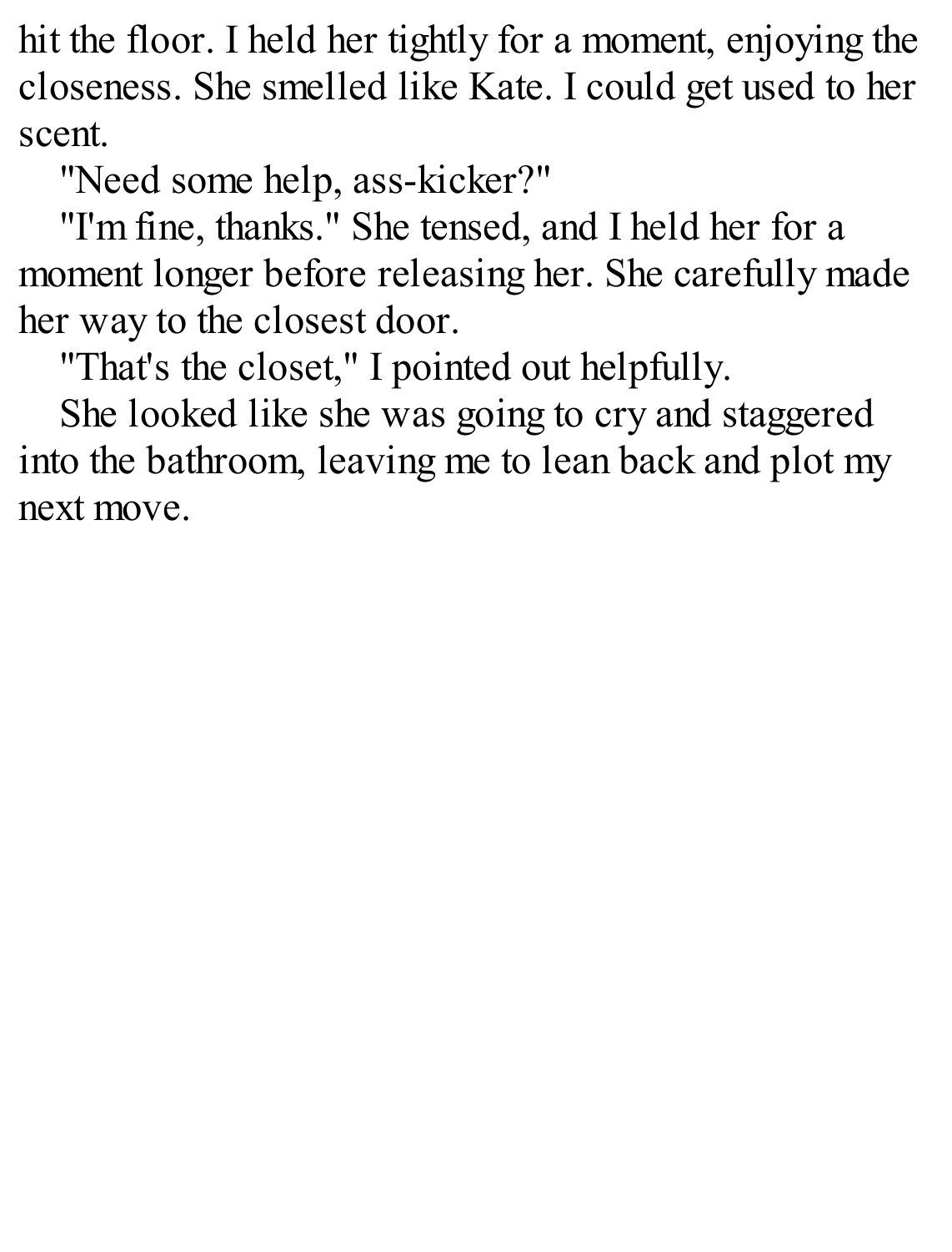hit the floor. I held her tightly for a moment, enjoying the closeness. She smelled like Kate. I could get used to her scent.

"Need some help, ass-kicker?"

"I'm fine, thanks." She tensed, and I held her for a moment longer before releasing her. She carefully made her way to the closest door.

"That's the closet," I pointed out helpfully.

She looked like she was going to cry and staggered into the bathroom, leaving me to lean back and plot my next move.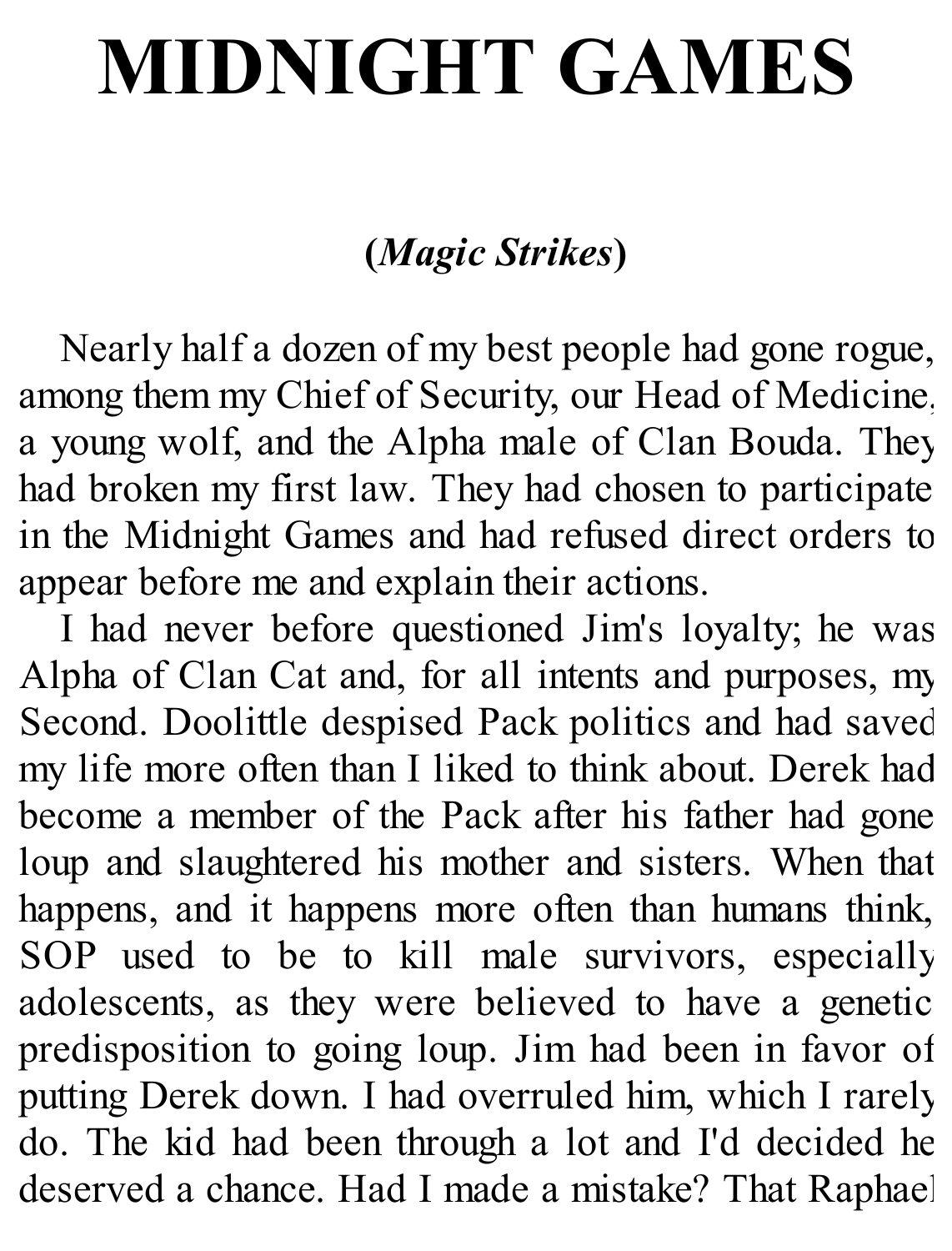# MIDNIGHT GAMES

**(*Magic Strikes*)**

Nearly half a dozen of my best people had gone rogue, among them my Chief of Security, our Head of Medicine, a young wolf, and the Alpha male of Clan Bouda. They had broken my first law. They had chosen to participate in the Midnight Games and had refused direct orders to appear before me and explain their actions.

I had never before questioned Jim's loyalty; he was Alpha of Clan Cat and, for all intents and purposes, my Second. Doolittle despised Pack politics and had saved my life more often than I liked to think about. Derek had become a member of the Pack after his father had gone loup and slaughtered his mother and sisters. When that happens, and it happens more often than humans think, SOP used to be to kill male survivors, especially adolescents, as they were believed to have a genetic predisposition to going loup. Jim had been in favor of putting Derek down. I had overruled him, which I rarely do. The kid had been through a lot and I'd decided he deserved a chance. Had I made a mistake? That Raphael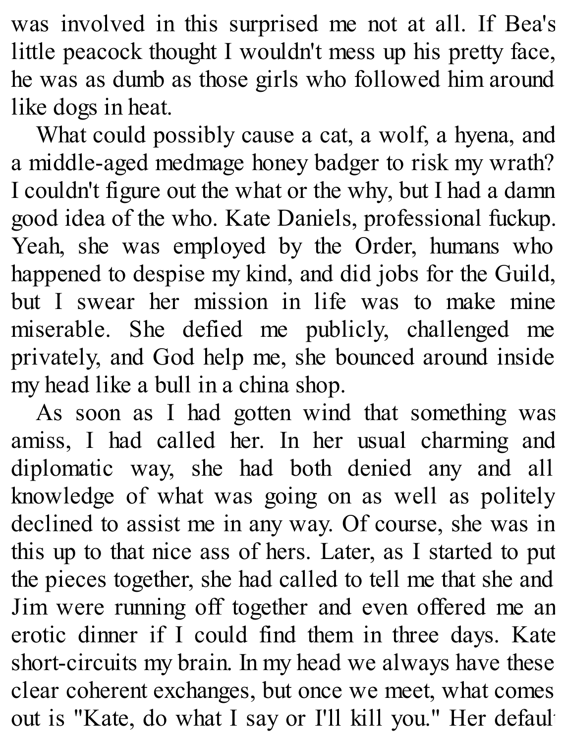was involved in this surprised me not at all. If Bea's little peacock thought I wouldn't mess up his pretty face, he was as dumb as those girls who followed him around like dogs in heat.

What could possibly cause a cat, a wolf, a hyena, and a middle-aged medmage honey badger to risk my wrath? I couldn't figure out the what or the why, but I had a damn good idea of the who. Kate Daniels, professional fuckup. Yeah, she was employed by the Order, humans who happened to despise my kind, and did jobs for the Guild, but I swear her mission in life was to make mine miserable. She defied me publicly, challenged me privately, and God help me, she bounced around inside my head like a bull in a china shop.

As soon as I had gotten wind that something was amiss, I had called her. In her usual charming and diplomatic way, she had both denied any and all knowledge of what was going on as well as politely declined to assist me in any way. Of course, she was in this up to that nice ass of hers. Later, as I started to put the pieces together, she had called to tell me that she and Jim were running off together and even offered me an erotic dinner if I could find them in three days. Kate short-circuits my brain. In my head we always have these clear coherent exchanges, but once we meet, what comes out is "Kate, do what I say or I'll kill you." Her default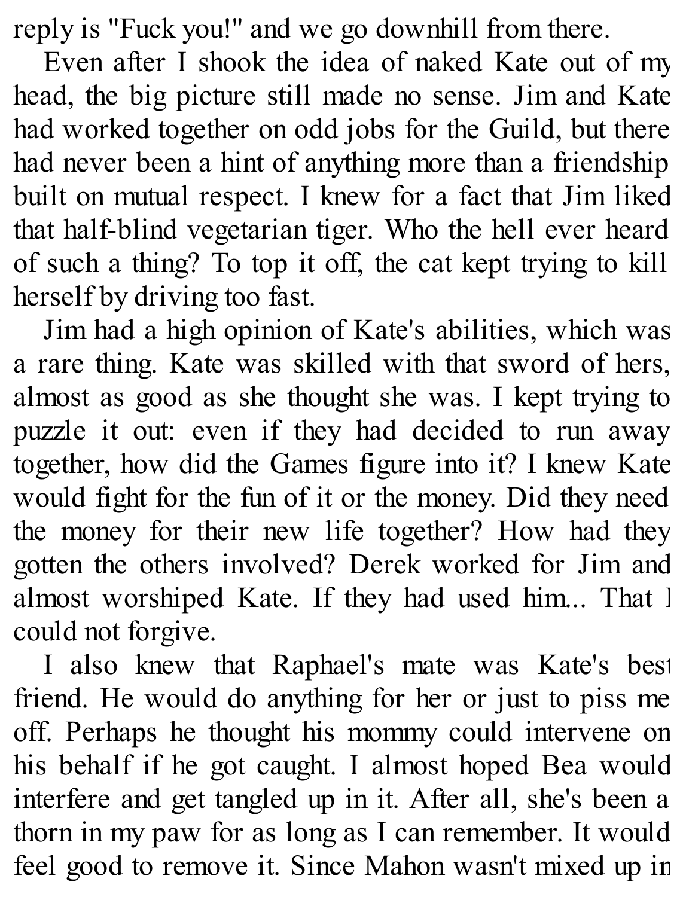reply is "Fuck you!" and we go downhill from there.

Even after I shook the idea of naked Kate out of my head, the big picture still made no sense. Jim and Kate had worked together on odd jobs for the Guild, but there had never been a hint of anything more than a friendship built on mutual respect. I knew for a fact that Jim liked that half-blind vegetarian tiger. Who the hell ever heard of such a thing? To top it off, the cat kept trying to kill herself by driving too fast.

Jim had a high opinion of Kate's abilities, which was a rare thing. Kate was skilled with that sword of hers, almost as good as she thought she was. I kept trying to puzzle it out: even if they had decided to run away together, how did the Games figure into it? I knew Kate would fight for the fun of it or the money. Did they need the money for their new life together? How had they gotten the others involved? Derek worked for Jim and almost worshiped Kate. If they had used him... That I could not forgive.

I also knew that Raphael's mate was Kate's best friend. He would do anything for her or just to piss me off. Perhaps he thought his mommy could intervene on his behalf if he got caught. I almost hoped Bea would interfere and get tangled up in it. After all, she's been a thorn in my paw for as long as I can remember. It would feel good to remove it. Since Mahon wasn't mixed up in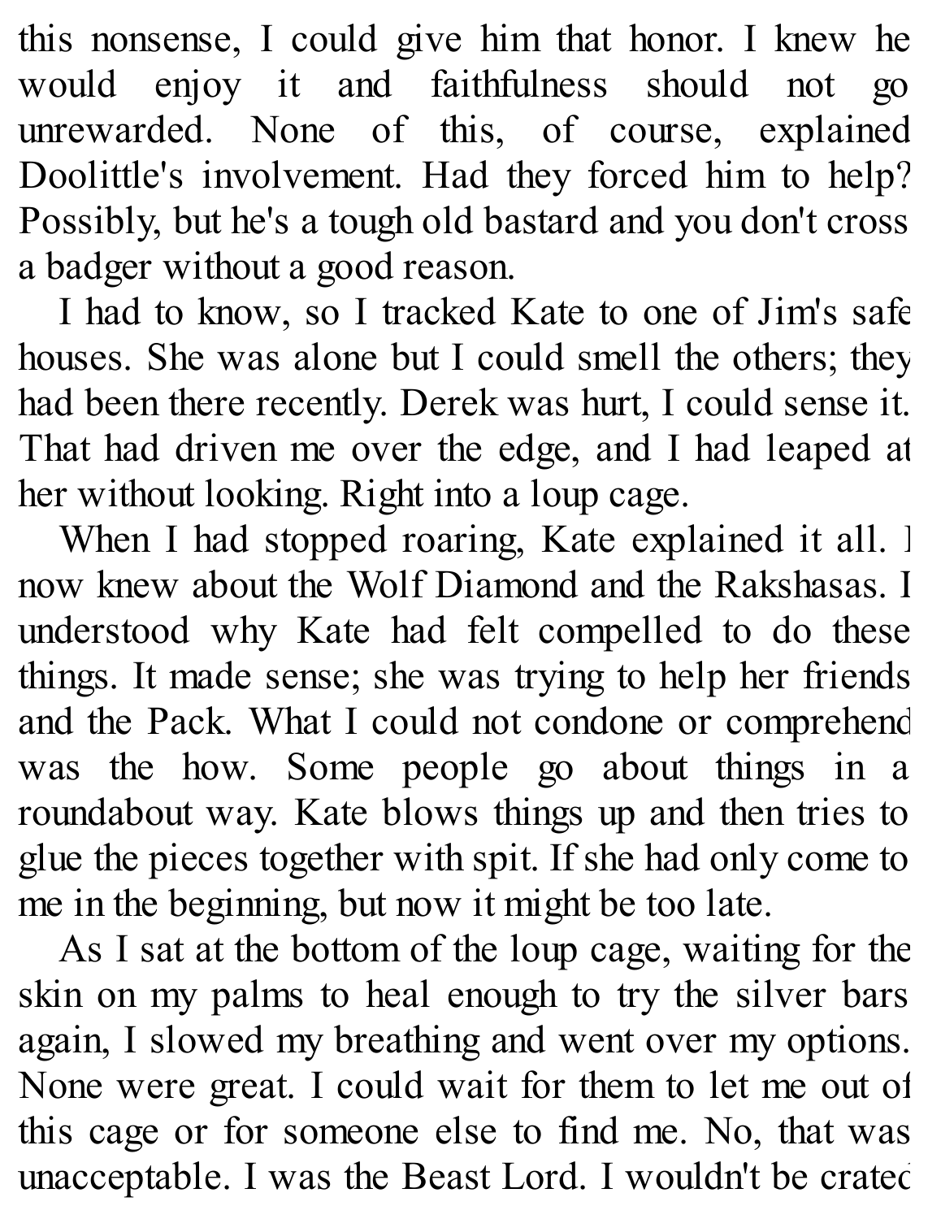this nonsense, I could give him that honor. I knew he would enjoy it and faithfulness should not go unrewarded. None of this, of course, explained Doolittle's involvement. Had they forced him to help? Possibly, but he's a tough old bastard and you don't cross a badger without a good reason.

I had to know, so I tracked Kate to one of Jim's safe houses. She was alone but I could smell the others; they had been there recently. Derek was hurt, I could sense it. That had driven me over the edge, and I had leaped at her without looking. Right into a loup cage.

When I had stopped roaring, Kate explained it all. I now knew about the Wolf Diamond and the Rakshasas. I understood why Kate had felt compelled to do these things. It made sense; she was trying to help her friends and the Pack. What I could not condone or comprehend was the how. Some people go about things in a roundabout way. Kate blows things up and then tries to glue the pieces together with spit. If she had only come to me in the beginning, but now it might be too late.

As I sat at the bottom of the loup cage, waiting for the skin on my palms to heal enough to try the silver bars again, I slowed my breathing and went over my options. None were great. I could wait for them to let me out of this cage or for someone else to find me. No, that was unacceptable. I was the Beast Lord. I wouldn't be crated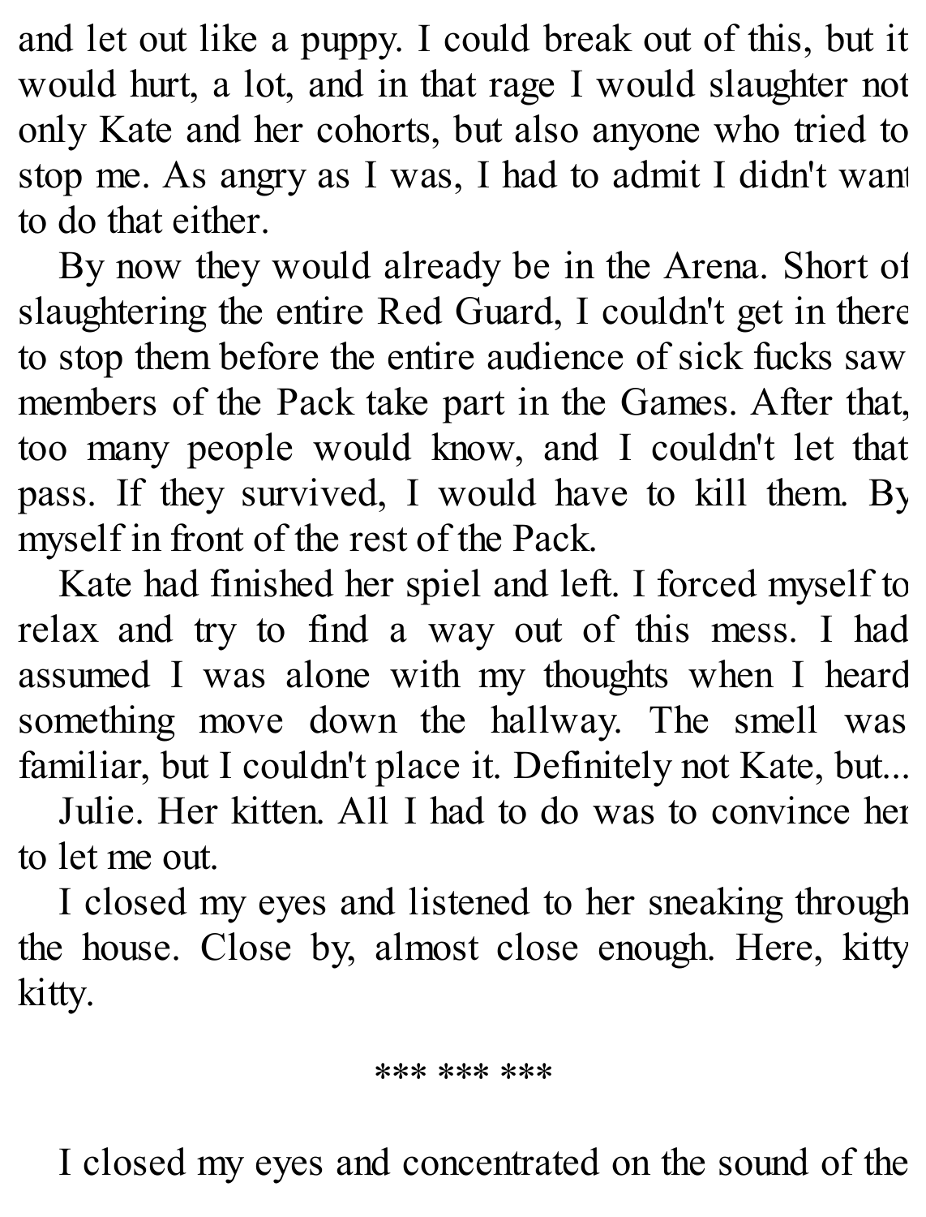and let out like a puppy. I could break out of this, but it would hurt, a lot, and in that rage I would slaughter not only Kate and her cohorts, but also anyone who tried to stop me. As angry as I was, I had to admit I didn't want to do that either.

By now they would already be in the Arena. Short of slaughtering the entire Red Guard, I couldn't get in there to stop them before the entire audience of sick fucks saw members of the Pack take part in the Games. After that, too many people would know, and I couldn't let that pass. If they survived, I would have to kill them. By myself in front of the rest of the Pack.

Kate had finished her spiel and left. I forced myself to relax and try to find a way out of this mess. I had assumed I was alone with my thoughts when I heard something move down the hallway. The smell was familiar, but I couldn't place it. Definitely not Kate, but...

Julie. Her kitten. All I had to do was to convince her to let me out.

I closed my eyes and listened to her sneaking through the house. Close by, almost close enough. Here, kitty kitty.

*** *** ***

I closed my eyes and concentrated on the sound of the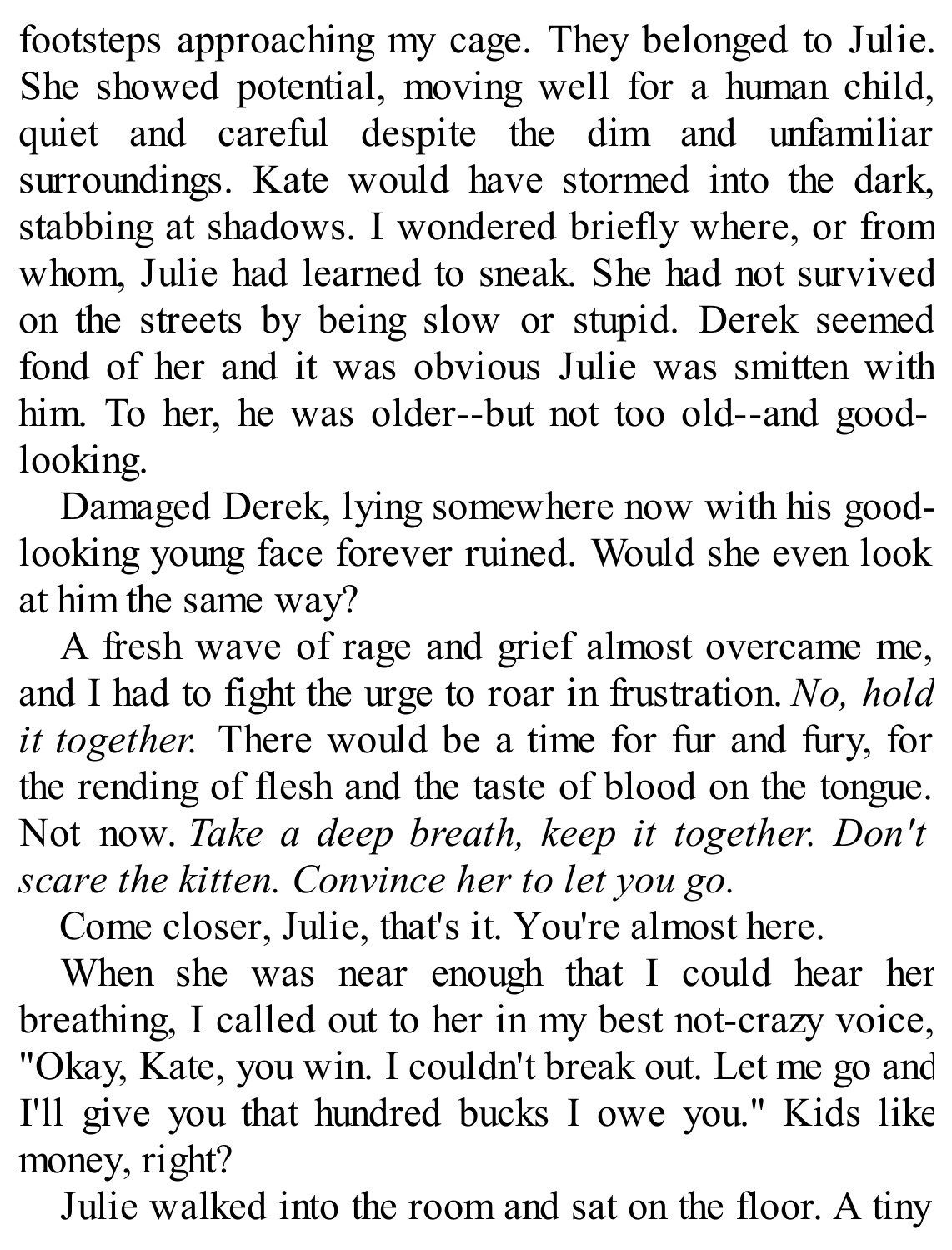footsteps approaching my cage. They belonged to Julie. She showed potential, moving well for a human child, quiet and careful despite the dim and unfamiliar surroundings. Kate would have stormed into the dark, stabbing at shadows. I wondered briefly where, or from whom, Julie had learned to sneak. She had not survived on the streets by being slow or stupid. Derek seemed fond of her and it was obvious Julie was smitten with him. To her, he was older--but not too old--and good-looking.

Damaged Derek, lying somewhere now with his good-looking young face forever ruined. Would she even look at him the same way?

A fresh wave of rage and grief almost overcame me, and I had to fight the urge to roar in frustration. *No, hold it together.* There would be a time for fur and fury, for the rending of flesh and the taste of blood on the tongue. Not now. *Take a deep breath, keep it together. Don't scare the kitten. Convince her to let you go.*

Come closer, Julie, that's it. You're almost here.

When she was near enough that I could hear her breathing, I called out to her in my best not-crazy voice, "Okay, Kate, you win. I couldn't break out. Let me go and I'll give you that hundred bucks I owe you." Kids like money, right?

Julie walked into the room and sat on the floor. A tiny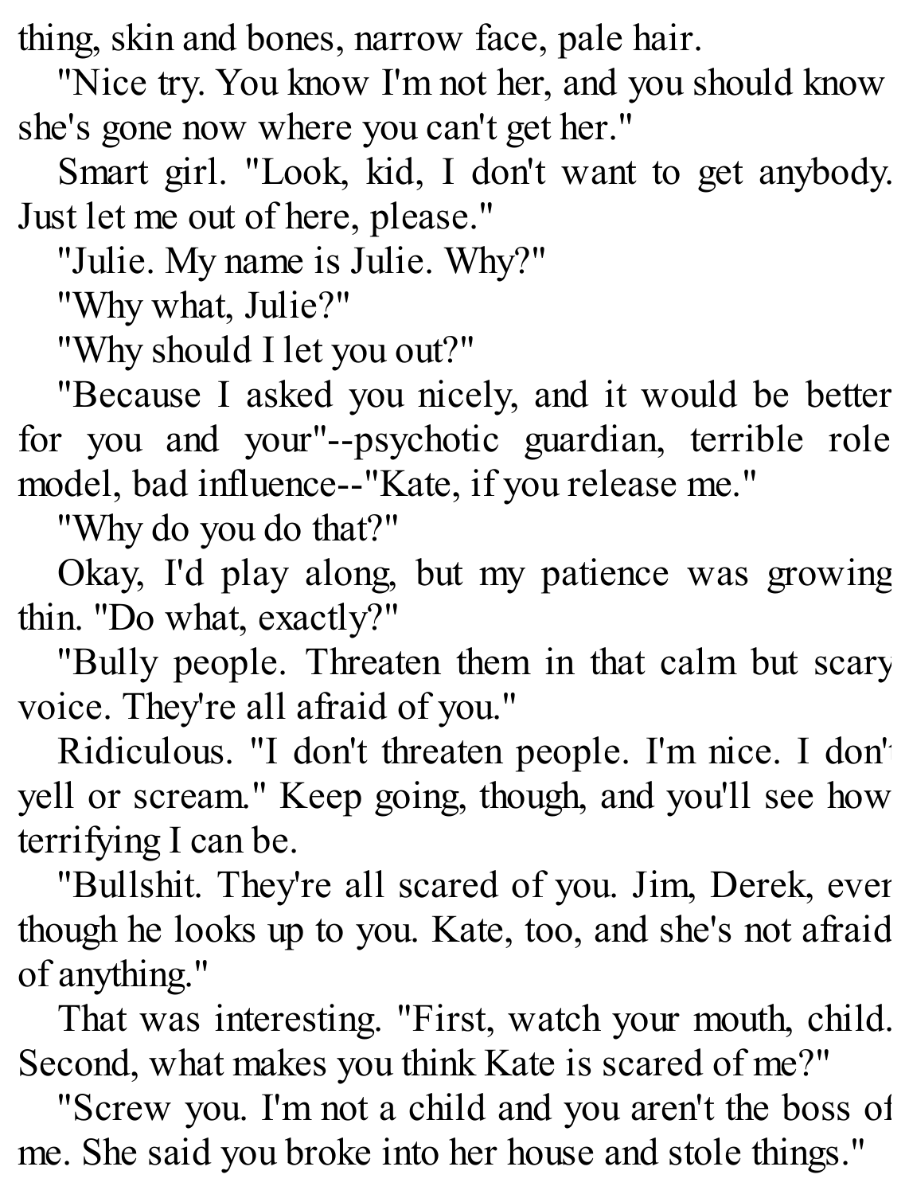thing, skin and bones, narrow face, pale hair.

"Nice try. You know I'm not her, and you should know she's gone now where you can't get her."

Smart girl. "Look, kid, I don't want to get anybody. Just let me out of here, please."

"Julie. My name is Julie. Why?"

"Why what, Julie?"

"Why should I let you out?"

"Because I asked you nicely, and it would be better for you and your"--psychotic guardian, terrible role model, bad influence--"Kate, if you release me."

"Why do you do that?"

Okay, I'd play along, but my patience was growing thin. "Do what, exactly?"

"Bully people. Threaten them in that calm but scary voice. They're all afraid of you."

Ridiculous. "I don't threaten people. I'm nice. I don't yell or scream." Keep going, though, and you'll see how terrifying I can be.

"Bullshit. They're all scared of you. Jim, Derek, even though he looks up to you. Kate, too, and she's not afraid of anything."

That was interesting. "First, watch your mouth, child. Second, what makes you think Kate is scared of me?"

"Screw you. I'm not a child and you aren't the boss of me. She said you broke into her house and stole things."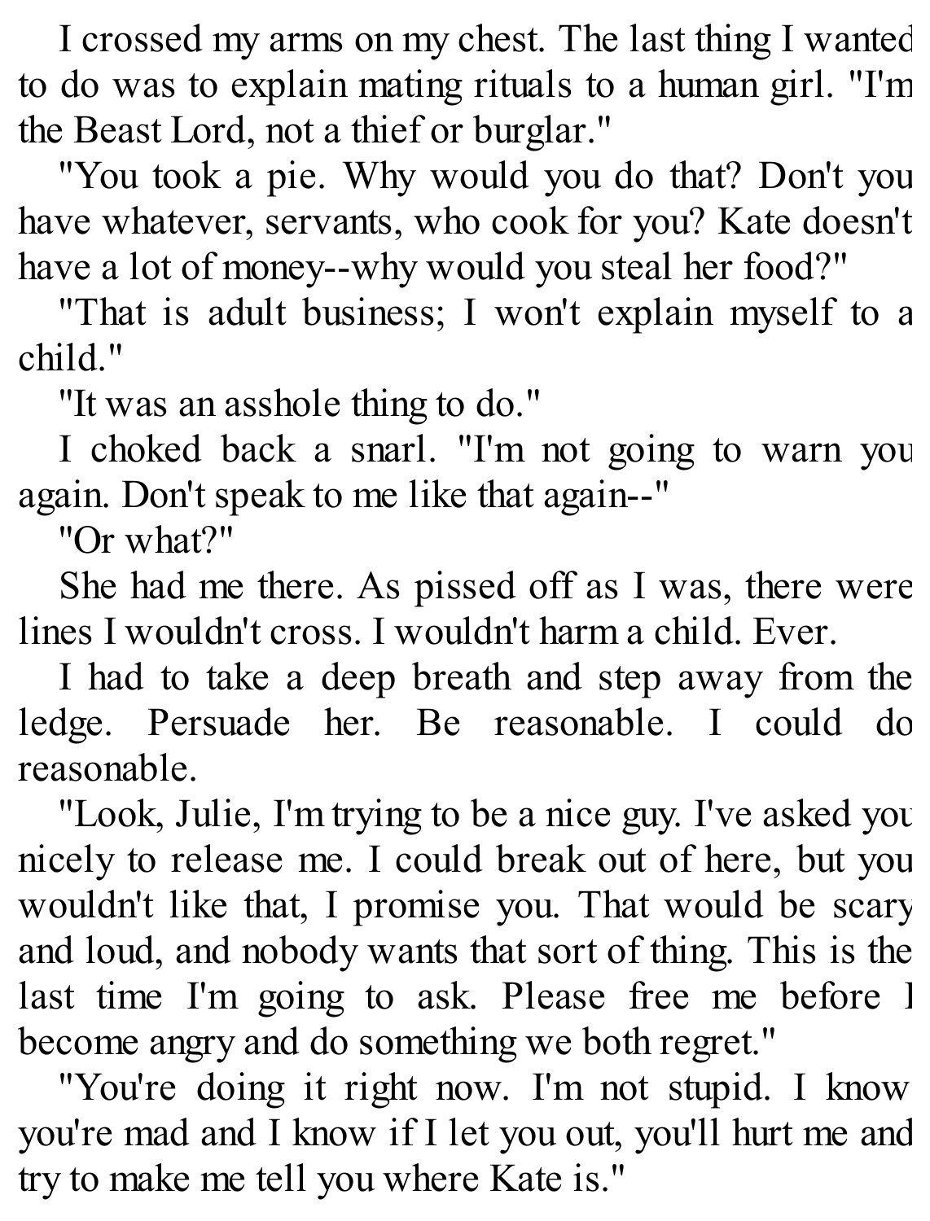I crossed my arms on my chest. The last thing I wanted to do was to explain mating rituals to a human girl. "I'm the Beast Lord, not a thief or burglar."

"You took a pie. Why would you do that? Don't you have whatever, servants, who cook for you? Kate doesn't have a lot of money--why would you steal her food?"

"That is adult business; I won't explain myself to a child."

"It was an asshole thing to do."

I choked back a snarl. "I'm not going to warn you again. Don't speak to me like that again--"

"Or what?"

She had me there. As pissed off as I was, there were lines I wouldn't cross. I wouldn't harm a child. Ever.

I had to take a deep breath and step away from the ledge. Persuade her. Be reasonable. I could do reasonable.

"Look, Julie, I'm trying to be a nice guy. I've asked you nicely to release me. I could break out of here, but you wouldn't like that, I promise you. That would be scary and loud, and nobody wants that sort of thing. This is the last time I'm going to ask. Please free me before I become angry and do something we both regret."

"You're doing it right now. I'm not stupid. I know you're mad and I know if I let you out, you'll hurt me and try to make me tell you where Kate is."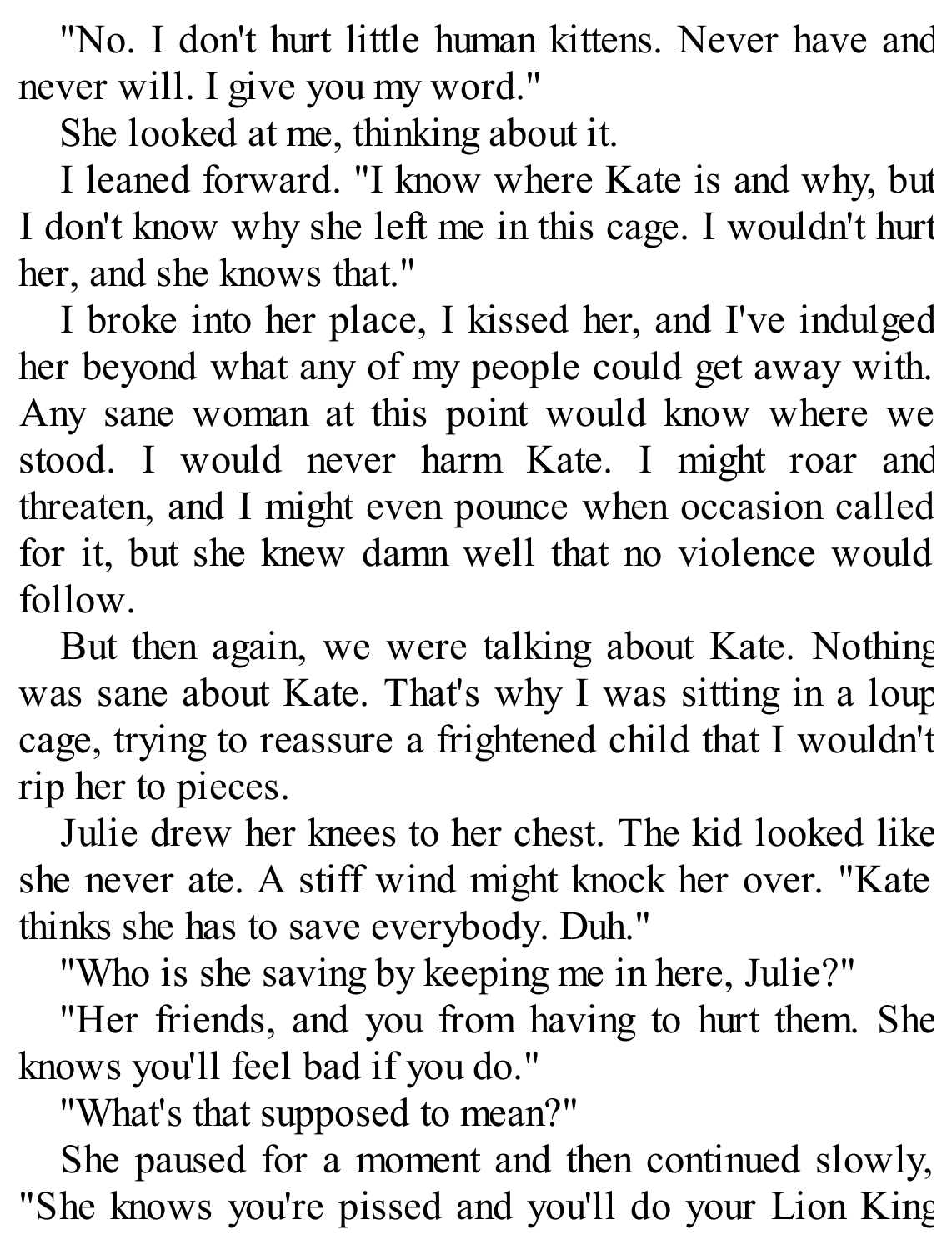"No. I don't hurt little human kittens. Never have and never will. I give you my word."

She looked at me, thinking about it.

I leaned forward. "I know where Kate is and why, but I don't know why she left me in this cage. I wouldn't hurt her, and she knows that."

I broke into her place, I kissed her, and I've indulged her beyond what any of my people could get away with. Any sane woman at this point would know where we stood. I would never harm Kate. I might roar and threaten, and I might even pounce when occasion called for it, but she knew damn well that no violence would follow.

But then again, we were talking about Kate. Nothing was sane about Kate. That's why I was sitting in a loup cage, trying to reassure a frightened child that I wouldn't rip her to pieces.

Julie drew her knees to her chest. The kid looked like she never ate. A stiff wind might knock her over. "Kate thinks she has to save everybody. Duh."

"Who is she saving by keeping me in here, Julie?"

"Her friends, and you from having to hurt them. She knows you'll feel bad if you do."

"What's that supposed to mean?"

She paused for a moment and then continued slowly, "She knows you're pissed and you'll do your Lion King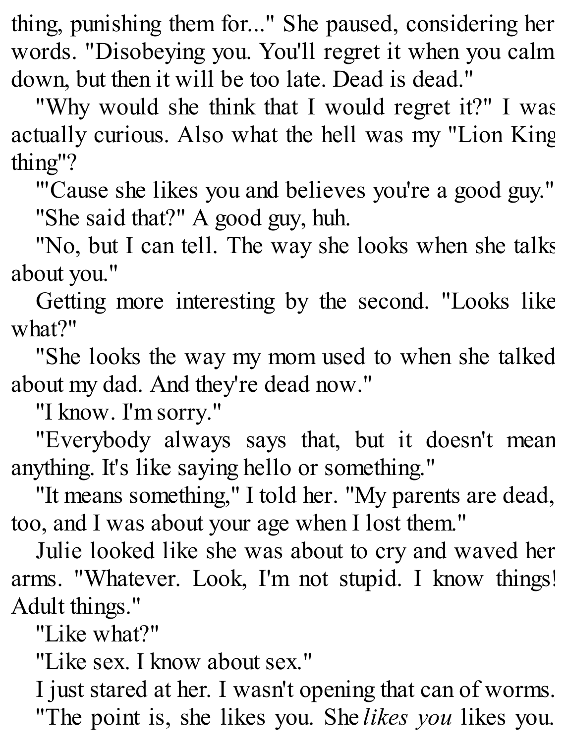thing, punishing them for..." She paused, considering her words. "Disobeying you. You'll regret it when you calm down, but then it will be too late. Dead is dead."

"Why would she think that I would regret it?" I was actually curious. Also what the hell was my "Lion King thing"?

"'Cause she likes you and believes you're a good guy."

"She said that?" A good guy, huh.

"No, but I can tell. The way she looks when she talks about you."

Getting more interesting by the second. "Looks like what?"

"She looks the way my mom used to when she talked about my dad. And they're dead now."

"I know. I'm sorry."

"Everybody always says that, but it doesn't mean anything. It's like saying hello or something."

"It means something," I told her. "My parents are dead, too, and I was about your age when I lost them."

Julie looked like she was about to cry and waved her arms. "Whatever. Look, I'm not stupid. I know things! Adult things."

"Like what?"

"Like sex. I know about sex."

I just stared at her. I wasn't opening that can of worms.

"The point is, she likes you. She *likes you* likes you.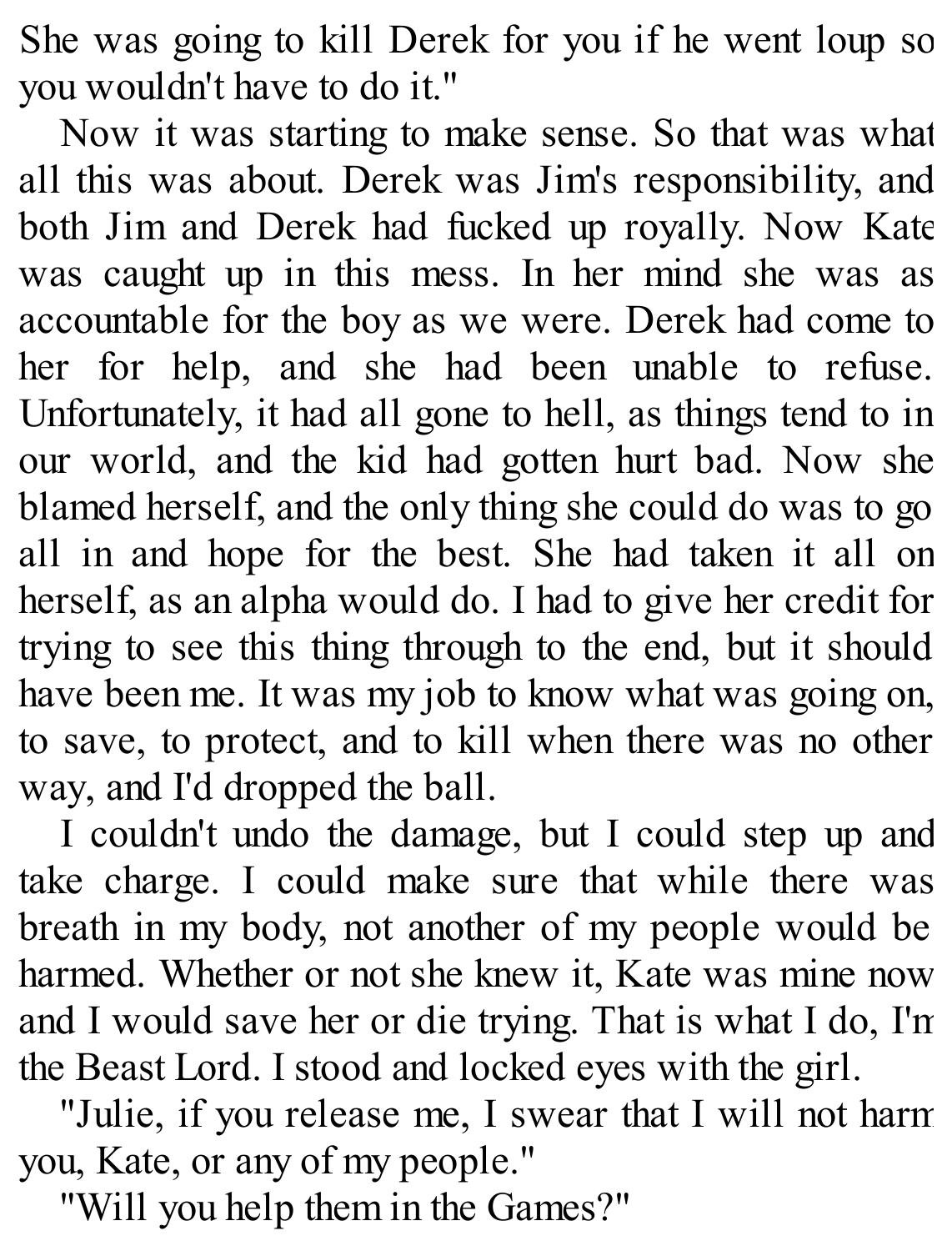She was going to kill Derek for you if he went loup so you wouldn't have to do it."

Now it was starting to make sense. So that was what all this was about. Derek was Jim's responsibility, and both Jim and Derek had fucked up royally. Now Kate was caught up in this mess. In her mind she was as accountable for the boy as we were. Derek had come to her for help, and she had been unable to refuse. Unfortunately, it had all gone to hell, as things tend to in our world, and the kid had gotten hurt bad. Now she blamed herself, and the only thing she could do was to go all in and hope for the best. She had taken it all on herself, as an alpha would do. I had to give her credit for trying to see this thing through to the end, but it should have been me. It was my job to know what was going on, to save, to protect, and to kill when there was no other way, and I'd dropped the ball.

I couldn't undo the damage, but I could step up and take charge. I could make sure that while there was breath in my body, not another of my people would be harmed. Whether or not she knew it, Kate was mine now and I would save her or die trying. That is what I do, I'm the Beast Lord. I stood and locked eyes with the girl.

"Julie, if you release me, I swear that I will not harm you, Kate, or any of my people."

"Will you help them in the Games?"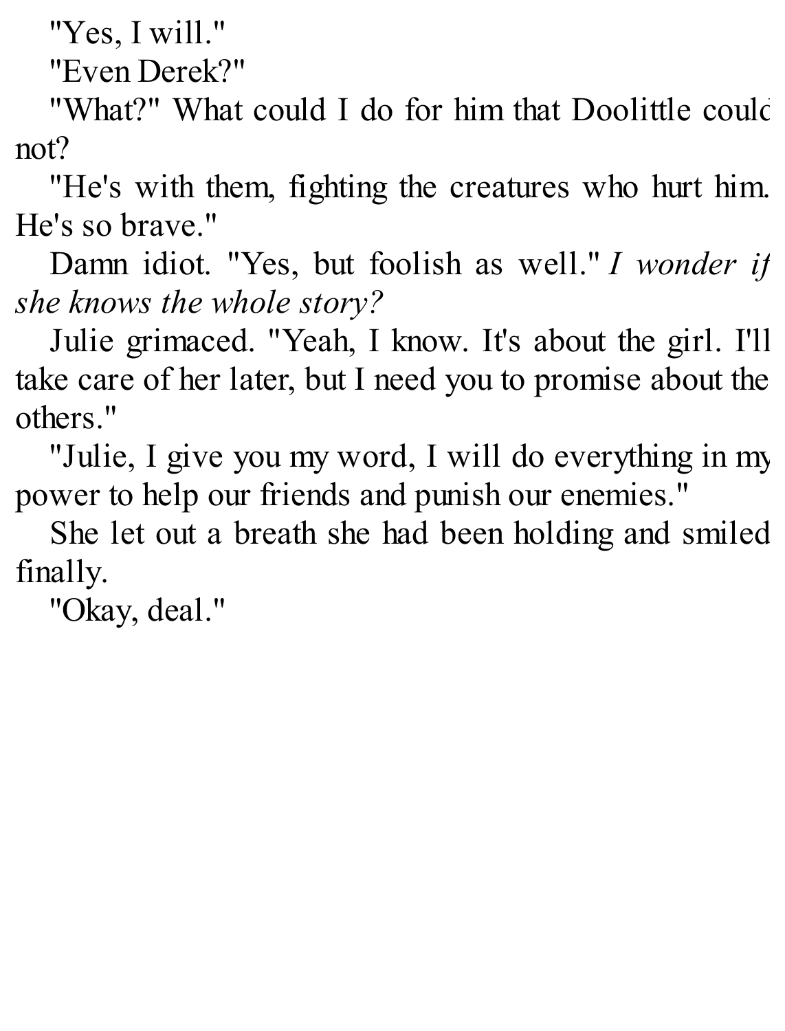"Yes, I will."

"Even Derek?"

"What?" What could I do for him that Doolittle could not?

"He's with them, fighting the creatures who hurt him. He's so brave."

Damn idiot. "Yes, but foolish as well." *I wonder if she knows the whole story?*

Julie grimaced. "Yeah, I know. It's about the girl. I'll take care of her later, but I need you to promise about the others."

"Julie, I give you my word, I will do everything in my power to help our friends and punish our enemies."

She let out a breath she had been holding and smiled finally.

"Okay, deal."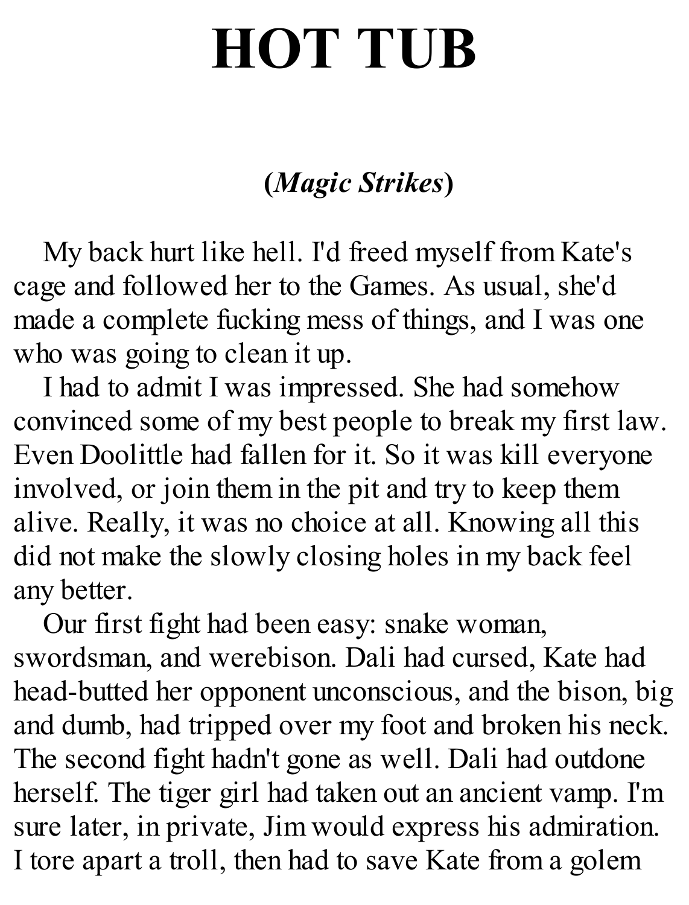# HOT TUB

**(*Magic Strikes*)**

My back hurt like hell. I'd freed myself from Kate's cage and followed her to the Games. As usual, she'd made a complete fucking mess of things, and I was one who was going to clean it up.

I had to admit I was impressed. She had somehow convinced some of my best people to break my first law. Even Doolittle had fallen for it. So it was kill everyone involved, or join them in the pit and try to keep them alive. Really, it was no choice at all. Knowing all this did not make the slowly closing holes in my back feel any better.

Our first fight had been easy: snake woman, swordsman, and werebison. Dali had cursed, Kate had head-butted her opponent unconscious, and the bison, big and dumb, had tripped over my foot and broken his neck. The second fight hadn't gone as well. Dali had outdone herself. The tiger girl had taken out an ancient vamp. I'm sure later, in private, Jim would express his admiration. I tore apart a troll, then had to save Kate from a golem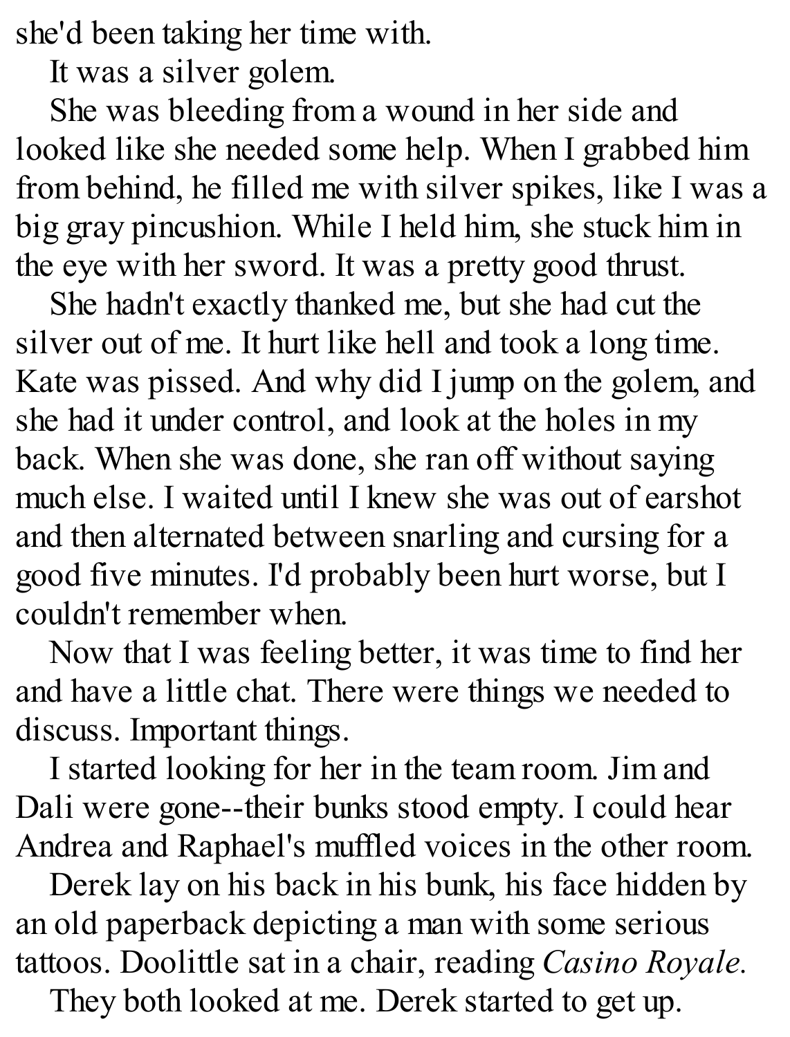she'd been taking her time with.

It was a silver golem.

She was bleeding from a wound in her side and looked like she needed some help. When I grabbed him from behind, he filled me with silver spikes, like I was a big gray pincushion. While I held him, she stuck him in the eye with her sword. It was a pretty good thrust.

She hadn't exactly thanked me, but she had cut the silver out of me. It hurt like hell and took a long time. Kate was pissed. And why did I jump on the golem, and she had it under control, and look at the holes in my back. When she was done, she ran off without saying much else. I waited until I knew she was out of earshot and then alternated between snarling and cursing for a good five minutes. I'd probably been hurt worse, but I couldn't remember when.

Now that I was feeling better, it was time to find her and have a little chat. There were things we needed to discuss. Important things.

I started looking for her in the team room. Jim and Dali were gone--their bunks stood empty. I could hear Andrea and Raphael's muffled voices in the other room.

Derek lay on his back in his bunk, his face hidden by an old paperback depicting a man with some serious tattoos. Doolittle sat in a chair, reading *Casino Royale.*

They both looked at me. Derek started to get up.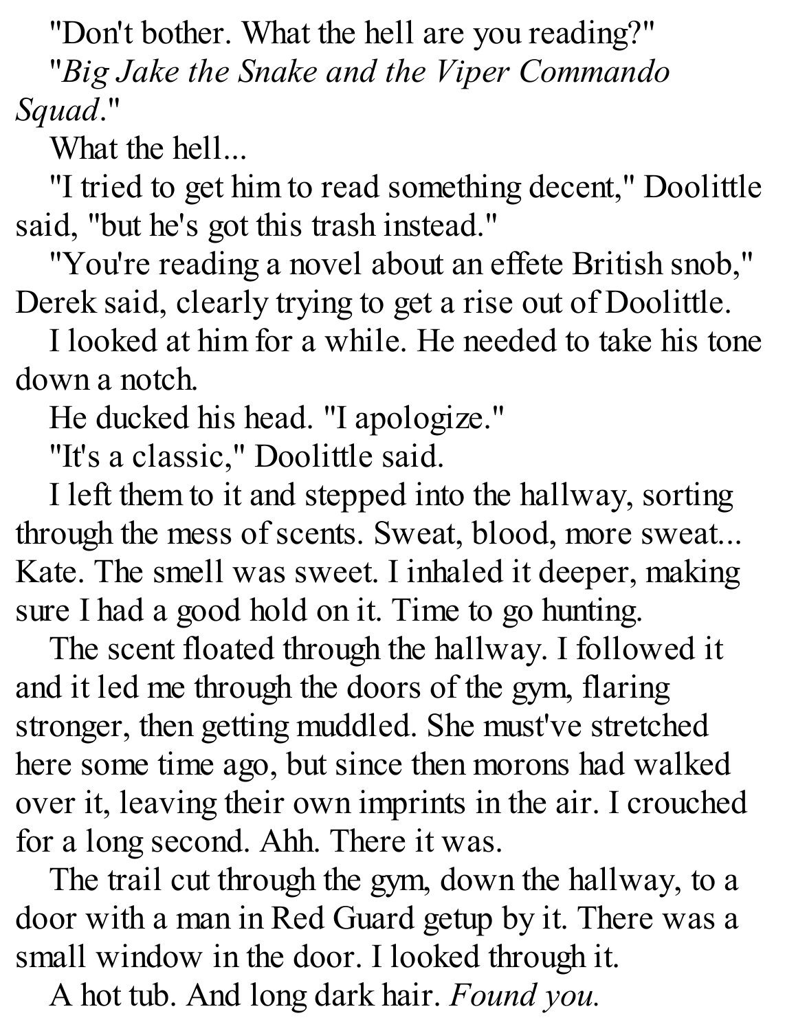"Don't bother. What the hell are you reading?"

"*Big Jake the Snake and the Viper Commando Squad*."

What the hell...

"I tried to get him to read something decent," Doolittle said, "but he's got this trash instead."

"You're reading a novel about an effete British snob," Derek said, clearly trying to get a rise out of Doolittle.

I looked at him for a while. He needed to take his tone down a notch.

He ducked his head. "I apologize."

"It's a classic," Doolittle said.

I left them to it and stepped into the hallway, sorting through the mess of scents. Sweat, blood, more sweat... Kate. The smell was sweet. I inhaled it deeper, making sure I had a good hold on it. Time to go hunting.

The scent floated through the hallway. I followed it and it led me through the doors of the gym, flaring stronger, then getting muddled. She must've stretched here some time ago, but since then morons had walked over it, leaving their own imprints in the air. I crouched for a long second. Ahh. There it was.

The trail cut through the gym, down the hallway, to a door with a man in Red Guard getup by it. There was a small window in the door. I looked through it.

A hot tub. And long dark hair. *Found you.*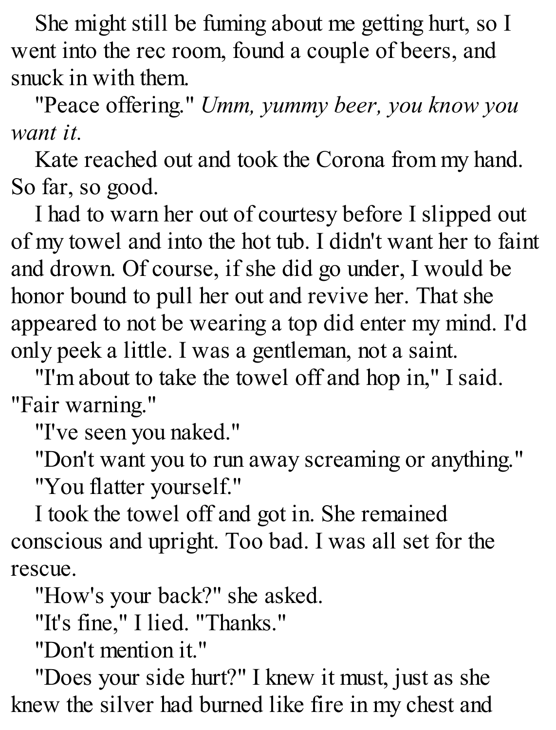She might still be fuming about me getting hurt, so I went into the rec room, found a couple of beers, and snuck in with them.

"Peace offering." *Umm, yummy beer, you know you want it.*

Kate reached out and took the Corona from my hand. So far, so good.

I had to warn her out of courtesy before I slipped out of my towel and into the hot tub. I didn't want her to faint and drown. Of course, if she did go under, I would be honor bound to pull her out and revive her. That she appeared to not be wearing a top did enter my mind. I'd only peek a little. I was a gentleman, not a saint.

"I'm about to take the towel off and hop in," I said. "Fair warning."

"I've seen you naked."

"Don't want you to run away screaming or anything."

"You flatter yourself."

I took the towel off and got in. She remained conscious and upright. Too bad. I was all set for the rescue.

"How's your back?" she asked.

"It's fine," I lied. "Thanks."

"Don't mention it."

"Does your side hurt?" I knew it must, just as she knew the silver had burned like fire in my chest and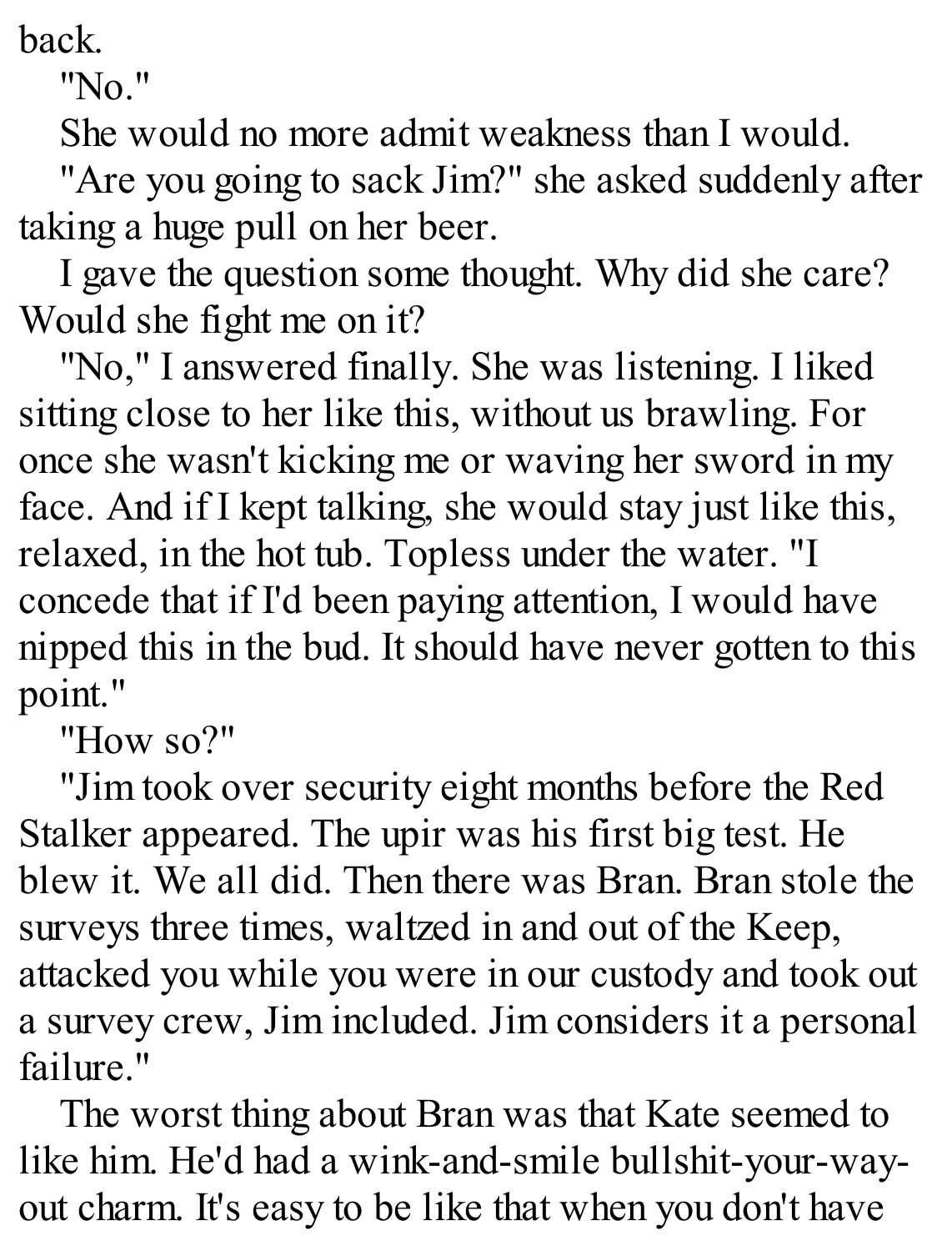back.

"No."

She would no more admit weakness than I would.

"Are you going to sack Jim?" she asked suddenly after taking a huge pull on her beer.

I gave the question some thought. Why did she care? Would she fight me on it?

"No," I answered finally. She was listening. I liked sitting close to her like this, without us brawling. For once she wasn't kicking me or waving her sword in my face. And if I kept talking, she would stay just like this, relaxed, in the hot tub. Topless under the water. "I concede that if I'd been paying attention, I would have nipped this in the bud. It should have never gotten to this point."

"How so?"

"Jim took over security eight months before the Red Stalker appeared. The upir was his first big test. He blew it. We all did. Then there was Bran. Bran stole the surveys three times, waltzed in and out of the Keep, attacked you while you were in our custody and took out a survey crew, Jim included. Jim considers it a personal failure."

The worst thing about Bran was that Kate seemed to like him. He'd had a wink-and-smile bullshit-your-way-out charm. It's easy to be like that when you don't have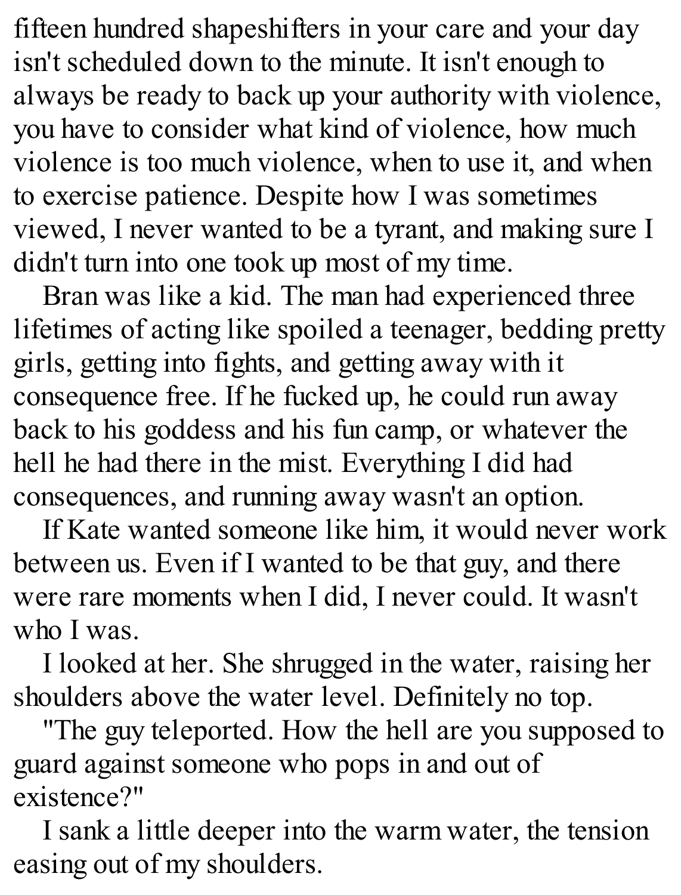fifteen hundred shapeshifters in your care and your day isn't scheduled down to the minute. It isn't enough to always be ready to back up your authority with violence, you have to consider what kind of violence, how much violence is too much violence, when to use it, and when to exercise patience. Despite how I was sometimes viewed, I never wanted to be a tyrant, and making sure I didn't turn into one took up most of my time.

Bran was like a kid. The man had experienced three lifetimes of acting like spoiled a teenager, bedding pretty girls, getting into fights, and getting away with it consequence free. If he fucked up, he could run away back to his goddess and his fun camp, or whatever the hell he had there in the mist. Everything I did had consequences, and running away wasn't an option.

If Kate wanted someone like him, it would never work between us. Even if I wanted to be that guy, and there were rare moments when I did, I never could. It wasn't who I was.

I looked at her. She shrugged in the water, raising her shoulders above the water level. Definitely no top.

"The guy teleported. How the hell are you supposed to guard against someone who pops in and out of existence?"

I sank a little deeper into the warm water, the tension easing out of my shoulders.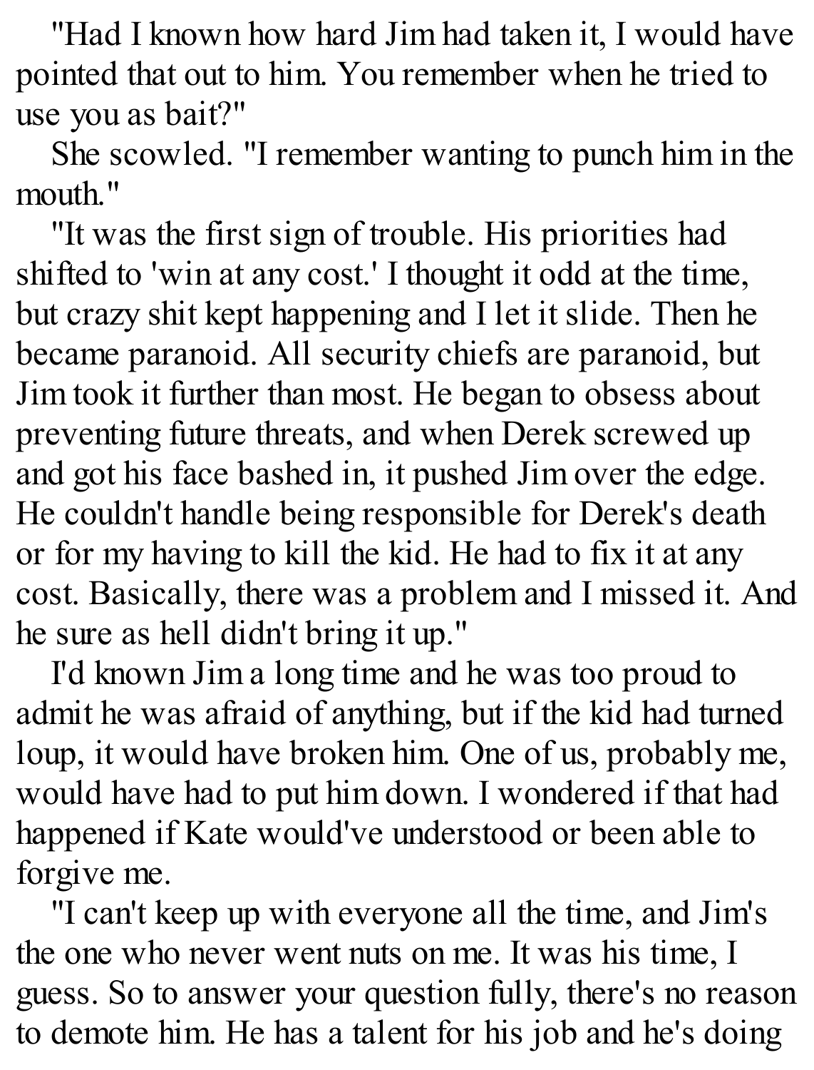"Had I known how hard Jim had taken it, I would have pointed that out to him. You remember when he tried to use you as bait?"

She scowled. "I remember wanting to punch him in the mouth."

"It was the first sign of trouble. His priorities had shifted to 'win at any cost.' I thought it odd at the time, but crazy shit kept happening and I let it slide. Then he became paranoid. All security chiefs are paranoid, but Jim took it further than most. He began to obsess about preventing future threats, and when Derek screwed up and got his face bashed in, it pushed Jim over the edge. He couldn't handle being responsible for Derek's death or for my having to kill the kid. He had to fix it at any cost. Basically, there was a problem and I missed it. And he sure as hell didn't bring it up."

I'd known Jim a long time and he was too proud to admit he was afraid of anything, but if the kid had turned loup, it would have broken him. One of us, probably me, would have had to put him down. I wondered if that had happened if Kate would've understood or been able to forgive me.

"I can't keep up with everyone all the time, and Jim's the one who never went nuts on me. It was his time, I guess. So to answer your question fully, there's no reason to demote him. He has a talent for his job and he's doing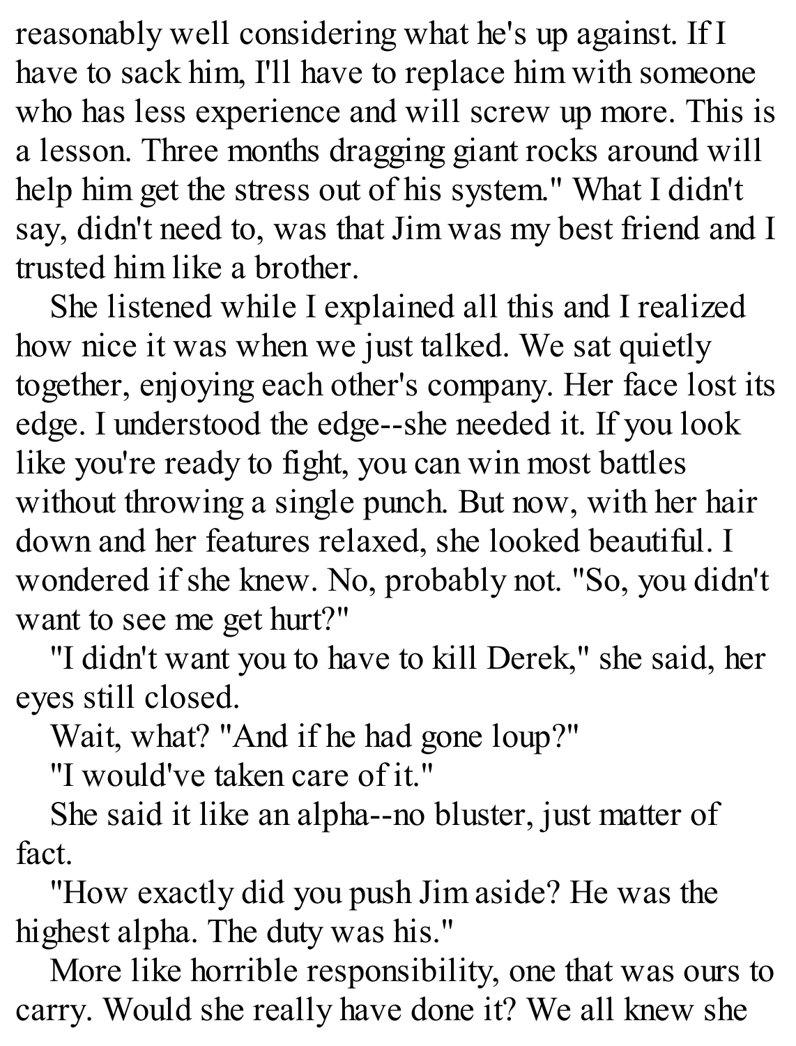reasonably well considering what he's up against. If I have to sack him, I'll have to replace him with someone who has less experience and will screw up more. This is a lesson. Three months dragging giant rocks around will help him get the stress out of his system." What I didn't say, didn't need to, was that Jim was my best friend and I trusted him like a brother.

She listened while I explained all this and I realized how nice it was when we just talked. We sat quietly together, enjoying each other's company. Her face lost its edge. I understood the edge--she needed it. If you look like you're ready to fight, you can win most battles without throwing a single punch. But now, with her hair down and her features relaxed, she looked beautiful. I wondered if she knew. No, probably not. "So, you didn't want to see me get hurt?"

"I didn't want you to have to kill Derek," she said, her eyes still closed.

Wait, what? "And if he had gone loup?"

"I would've taken care of it."

She said it like an alpha--no bluster, just matter of fact.

"How exactly did you push Jim aside? He was the highest alpha. The duty was his."

More like horrible responsibility, one that was ours to carry. Would she really have done it? We all knew she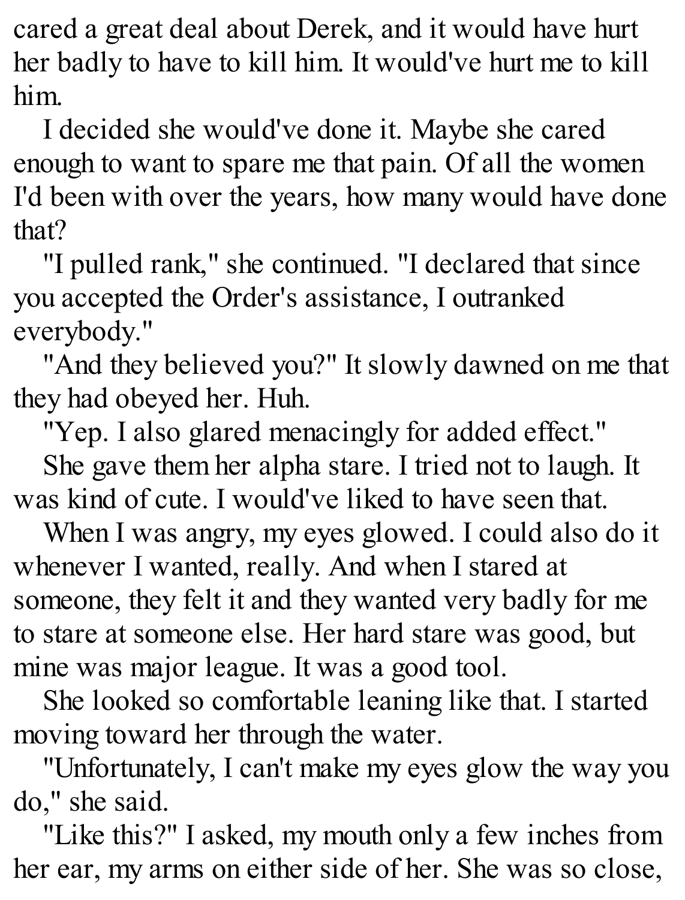cared a great deal about Derek, and it would have hurt her badly to have to kill him. It would've hurt me to kill him.

I decided she would've done it. Maybe she cared enough to want to spare me that pain. Of all the women I'd been with over the years, how many would have done that?

"I pulled rank," she continued. "I declared that since you accepted the Order's assistance, I outranked everybody."

"And they believed you?" It slowly dawned on me that they had obeyed her. Huh.

"Yep. I also glared menacingly for added effect."

She gave them her alpha stare. I tried not to laugh. It was kind of cute. I would've liked to have seen that.

When I was angry, my eyes glowed. I could also do it whenever I wanted, really. And when I stared at someone, they felt it and they wanted very badly for me to stare at someone else. Her hard stare was good, but mine was major league. It was a good tool.

She looked so comfortable leaning like that. I started moving toward her through the water.

"Unfortunately, I can't make my eyes glow the way you do," she said.

"Like this?" I asked, my mouth only a few inches from her ear, my arms on either side of her. She was so close,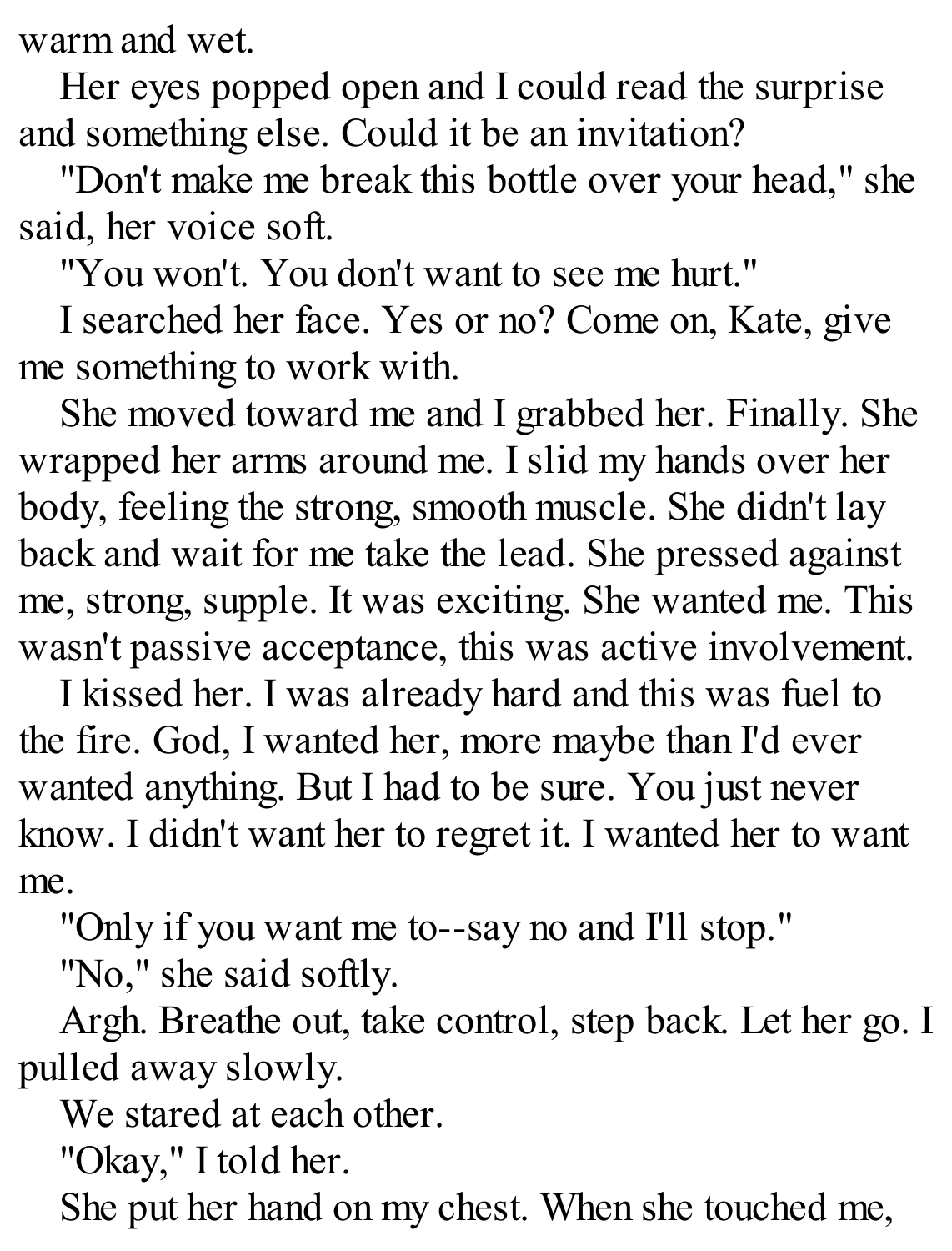warm and wet.

Her eyes popped open and I could read the surprise and something else. Could it be an invitation?

"Don't make me break this bottle over your head," she said, her voice soft.

"You won't. You don't want to see me hurt."

I searched her face. Yes or no? Come on, Kate, give me something to work with.

She moved toward me and I grabbed her. Finally. She wrapped her arms around me. I slid my hands over her body, feeling the strong, smooth muscle. She didn't lay back and wait for me take the lead. She pressed against me, strong, supple. It was exciting. She wanted me. This wasn't passive acceptance, this was active involvement.

I kissed her. I was already hard and this was fuel to the fire. God, I wanted her, more maybe than I'd ever wanted anything. But I had to be sure. You just never know. I didn't want her to regret it. I wanted her to want me.

"Only if you want me to--say no and I'll stop."

"No," she said softly.

Argh. Breathe out, take control, step back. Let her go. I pulled away slowly.

We stared at each other.

"Okay," I told her.

She put her hand on my chest. When she touched me,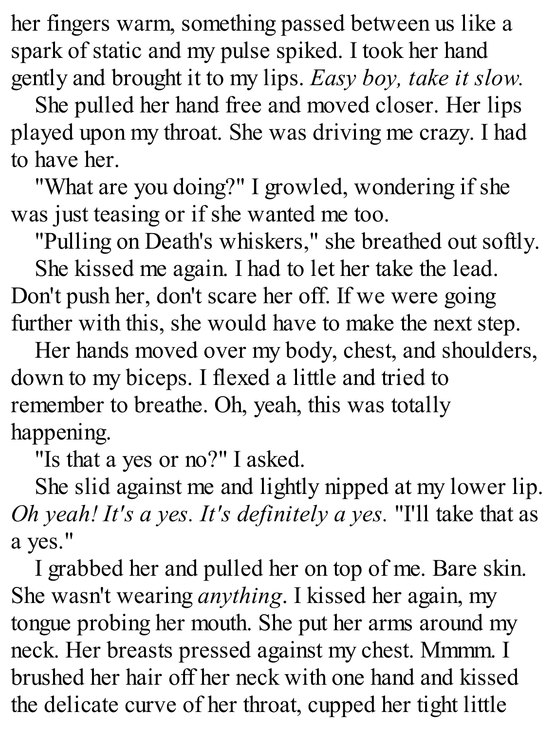her fingers warm, something passed between us like a spark of static and my pulse spiked. I took her hand gently and brought it to my lips. *Easy boy, take it slow.*

She pulled her hand free and moved closer. Her lips played upon my throat. She was driving me crazy. I had to have her.

"What are you doing?" I growled, wondering if she was just teasing or if she wanted me too.

"Pulling on Death's whiskers," she breathed out softly.

She kissed me again. I had to let her take the lead. Don't push her, don't scare her off. If we were going further with this, she would have to make the next step.

Her hands moved over my body, chest, and shoulders, down to my biceps. I flexed a little and tried to remember to breathe. Oh, yeah, this was totally happening.

"Is that a yes or no?" I asked.

She slid against me and lightly nipped at my lower lip. *Oh yeah! It's a yes. It's definitely a yes.* "I'll take that as a yes."

I grabbed her and pulled her on top of me. Bare skin. She wasn't wearing *anything*. I kissed her again, my tongue probing her mouth. She put her arms around my neck. Her breasts pressed against my chest. Mmmm. I brushed her hair off her neck with one hand and kissed the delicate curve of her throat, cupped her tight little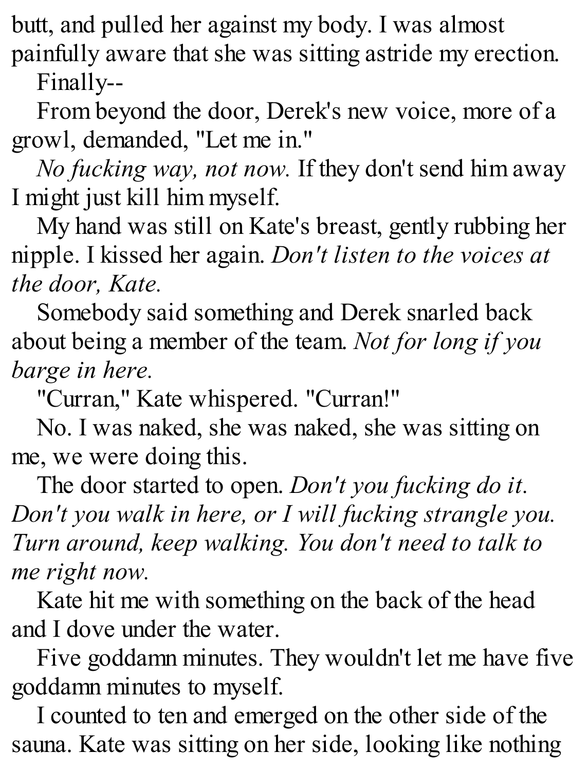butt, and pulled her against my body. I was almost painfully aware that she was sitting astride my erection.

Finally--

From beyond the door, Derek's new voice, more of a growl, demanded, "Let me in."

*No fucking way, not now.* If they don't send him away I might just kill him myself.

My hand was still on Kate's breast, gently rubbing her nipple. I kissed her again. *Don't listen to the voices at the door, Kate.*

Somebody said something and Derek snarled back about being a member of the team. *Not for long if you barge in here.*

"Curran," Kate whispered. "Curran!"

No. I was naked, she was naked, she was sitting on me, we were doing this.

The door started to open. *Don't you fucking do it. Don't you walk in here, or I will fucking strangle you. Turn around, keep walking. You don't need to talk to me right now.*

Kate hit me with something on the back of the head and I dove under the water.

Five goddamn minutes. They wouldn't let me have five goddamn minutes to myself.

I counted to ten and emerged on the other side of the sauna. Kate was sitting on her side, looking like nothing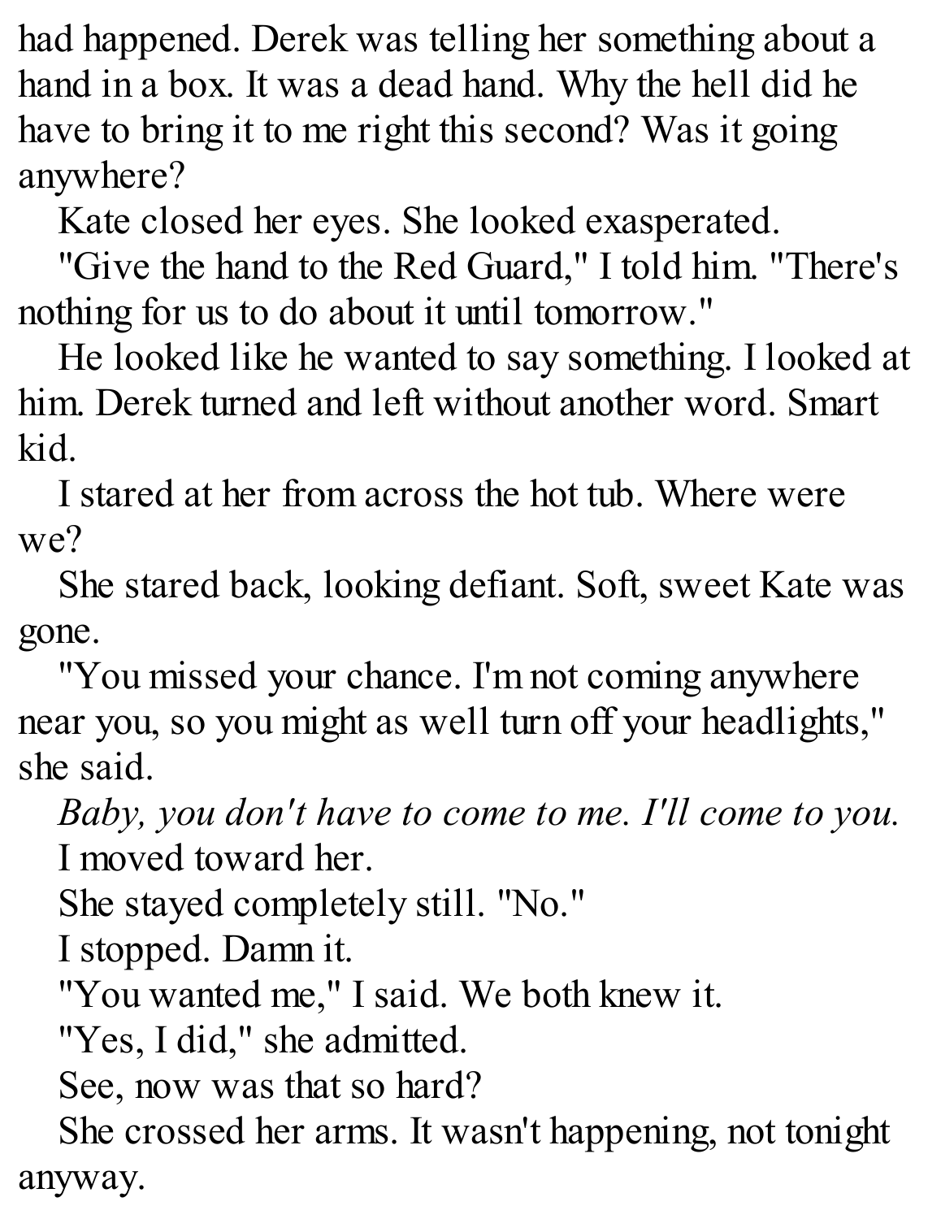had happened. Derek was telling her something about a hand in a box. It was a dead hand. Why the hell did he have to bring it to me right this second? Was it going anywhere?

Kate closed her eyes. She looked exasperated.

"Give the hand to the Red Guard," I told him. "There's nothing for us to do about it until tomorrow."

He looked like he wanted to say something. I looked at him. Derek turned and left without another word. Smart kid.

I stared at her from across the hot tub. Where were we?

She stared back, looking defiant. Soft, sweet Kate was gone.

"You missed your chance. I'm not coming anywhere near you, so you might as well turn off your headlights," she said.

*Baby, you don't have to come to me. I'll come to you.*

I moved toward her.

She stayed completely still. "No."

I stopped. Damn it.

"You wanted me," I said. We both knew it.

"Yes, I did," she admitted.

See, now was that so hard?

She crossed her arms. It wasn't happening, not tonight anyway.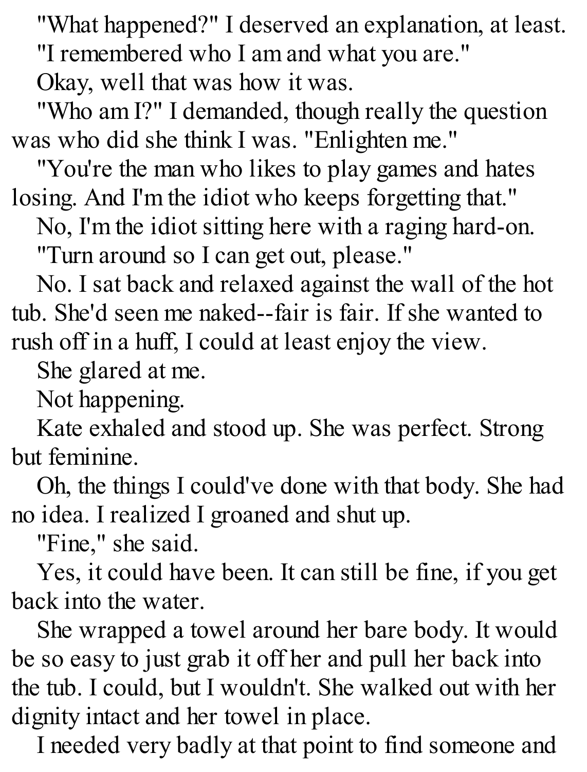"What happened?" I deserved an explanation, at least.

"I remembered who I am and what you are."

Okay, well that was how it was.

"Who am I?" I demanded, though really the question was who did she think I was. "Enlighten me."

"You're the man who likes to play games and hates losing. And I'm the idiot who keeps forgetting that."

No, I'm the idiot sitting here with a raging hard-on.

"Turn around so I can get out, please."

No. I sat back and relaxed against the wall of the hot tub. She'd seen me naked--fair is fair. If she wanted to rush off in a huff, I could at least enjoy the view.

She glared at me.

Not happening.

Kate exhaled and stood up. She was perfect. Strong but feminine.

Oh, the things I could've done with that body. She had no idea. I realized I groaned and shut up.

"Fine," she said.

Yes, it could have been. It can still be fine, if you get back into the water.

She wrapped a towel around her bare body. It would be so easy to just grab it off her and pull her back into the tub. I could, but I wouldn't. She walked out with her dignity intact and her towel in place.

I needed very badly at that point to find someone and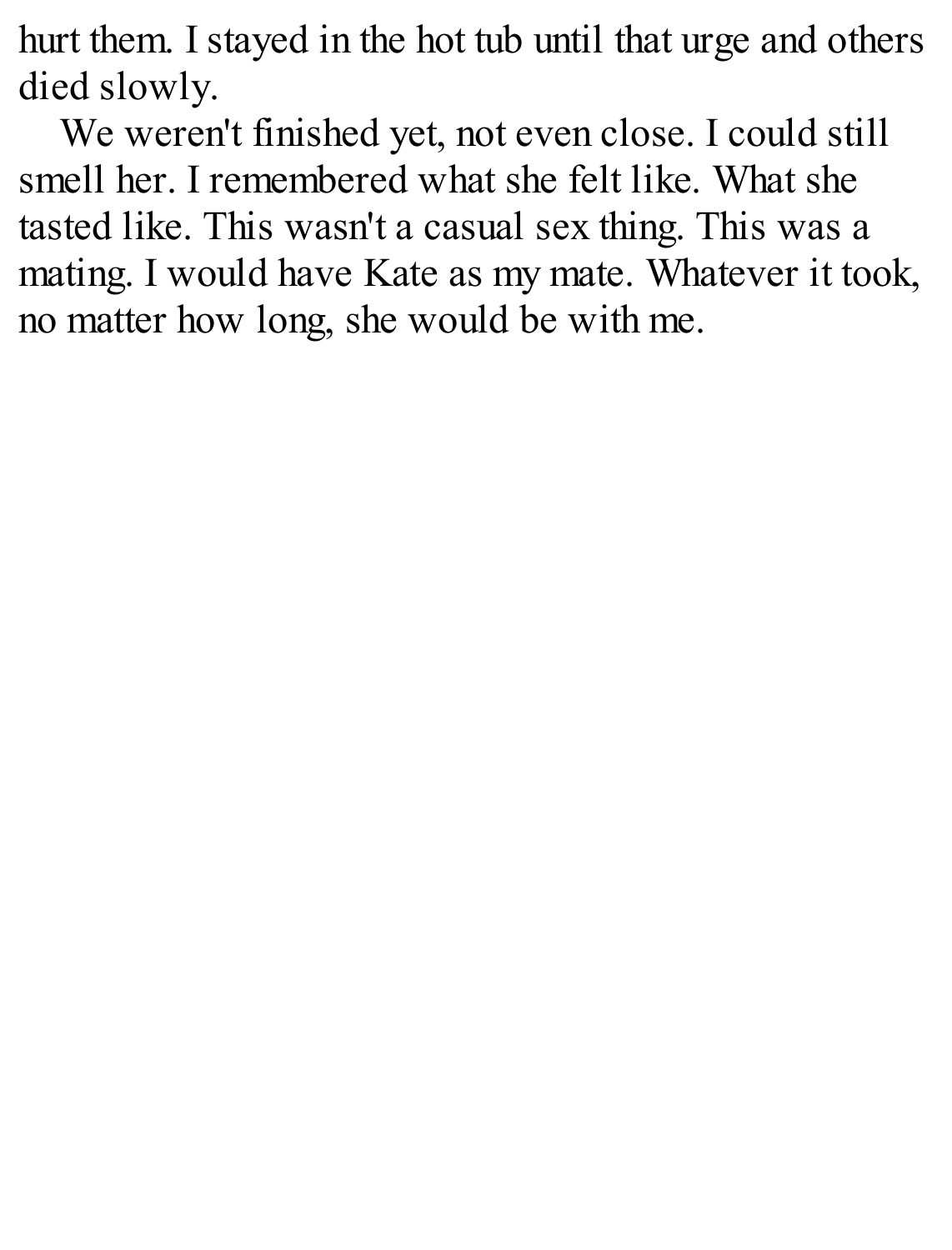hurt them. I stayed in the hot tub until that urge and others died slowly.

We weren't finished yet, not even close. I could still smell her. I remembered what she felt like. What she tasted like. This wasn't a casual sex thing. This was a mating. I would have Kate as my mate. Whatever it took, no matter how long, she would be with me.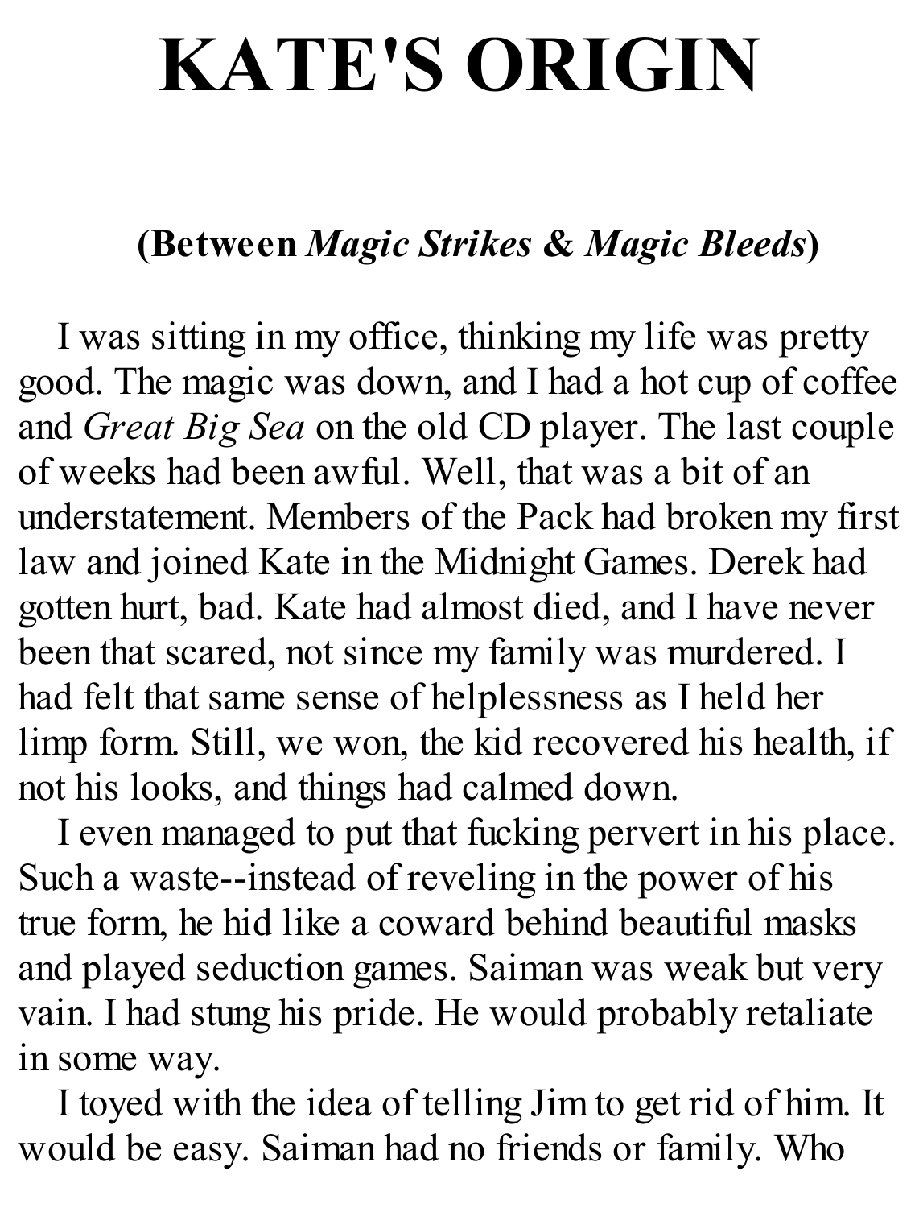# KATE'S ORIGIN

**(Between *Magic Strikes* & *Magic Bleeds*)**

I was sitting in my office, thinking my life was pretty good. The magic was down, and I had a hot cup of coffee and *Great Big Sea* on the old CD player. The last couple of weeks had been awful. Well, that was a bit of an understatement. Members of the Pack had broken my first law and joined Kate in the Midnight Games. Derek had gotten hurt, bad. Kate had almost died, and I have never been that scared, not since my family was murdered. I had felt that same sense of helplessness as I held her limp form. Still, we won, the kid recovered his health, if not his looks, and things had calmed down.

I even managed to put that fucking pervert in his place. Such a waste--instead of reveling in the power of his true form, he hid like a coward behind beautiful masks and played seduction games. Saiman was weak but very vain. I had stung his pride. He would probably retaliate in some way.

I toyed with the idea of telling Jim to get rid of him. It would be easy. Saiman had no friends or family. Who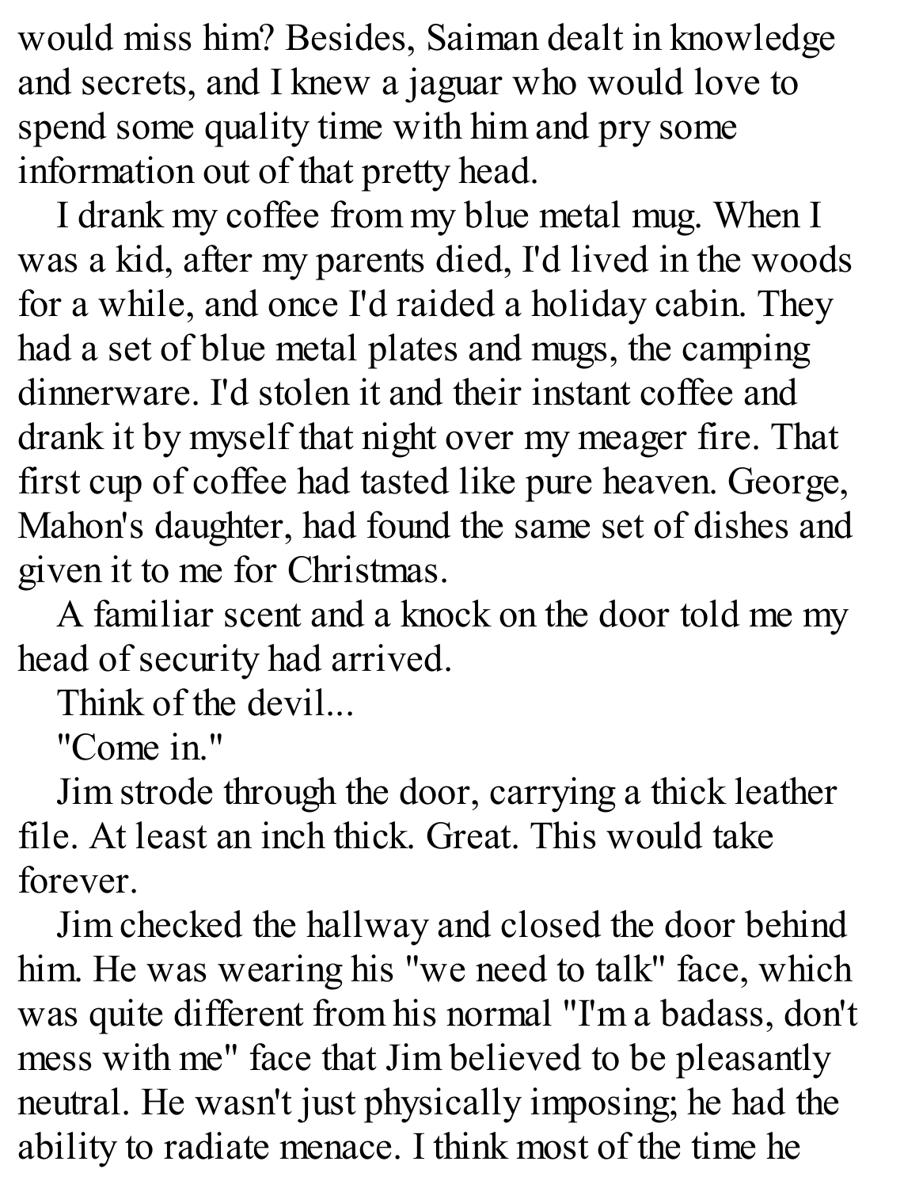would miss him? Besides, Saiman dealt in knowledge and secrets, and I knew a jaguar who would love to spend some quality time with him and pry some information out of that pretty head.

I drank my coffee from my blue metal mug. When I was a kid, after my parents died, I'd lived in the woods for a while, and once I'd raided a holiday cabin. They had a set of blue metal plates and mugs, the camping dinnerware. I'd stolen it and their instant coffee and drank it by myself that night over my meager fire. That first cup of coffee had tasted like pure heaven. George, Mahon's daughter, had found the same set of dishes and given it to me for Christmas.

A familiar scent and a knock on the door told me my head of security had arrived.

Think of the devil...

"Come in."

Jim strode through the door, carrying a thick leather file. At least an inch thick. Great. This would take forever.

Jim checked the hallway and closed the door behind him. He was wearing his "we need to talk" face, which was quite different from his normal "I'm a badass, don't mess with me" face that Jim believed to be pleasantly neutral. He wasn't just physically imposing; he had the ability to radiate menace. I think most of the time he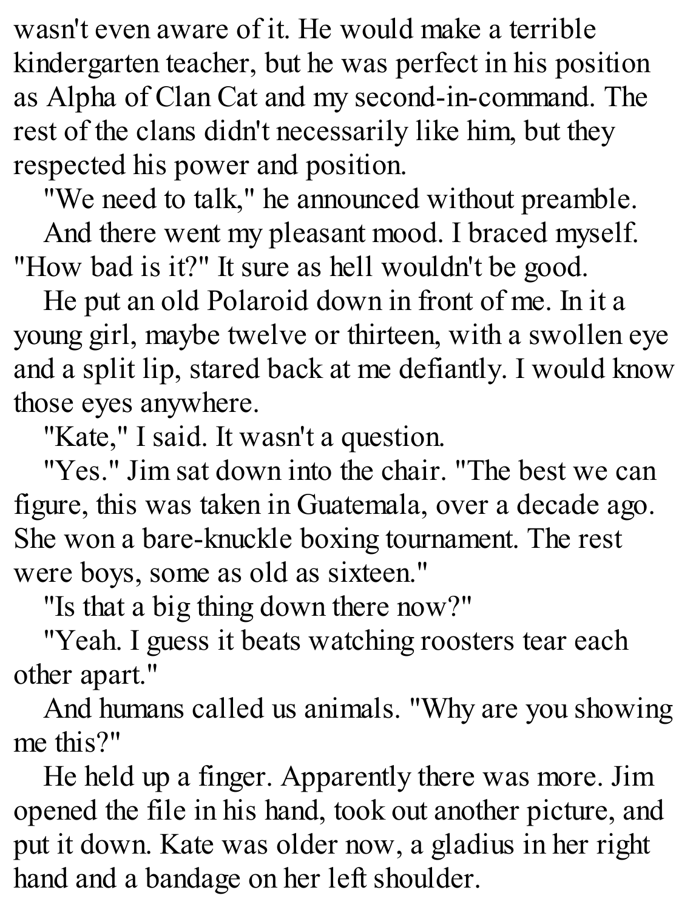wasn't even aware of it. He would make a terrible kindergarten teacher, but he was perfect in his position as Alpha of Clan Cat and my second-in-command. The rest of the clans didn't necessarily like him, but they respected his power and position.

"We need to talk," he announced without preamble.

And there went my pleasant mood. I braced myself. "How bad is it?" It sure as hell wouldn't be good.

He put an old Polaroid down in front of me. In it a young girl, maybe twelve or thirteen, with a swollen eye and a split lip, stared back at me defiantly. I would know those eyes anywhere.

"Kate," I said. It wasn't a question.

"Yes." Jim sat down into the chair. "The best we can figure, this was taken in Guatemala, over a decade ago. She won a bare-knuckle boxing tournament. The rest were boys, some as old as sixteen."

"Is that a big thing down there now?"

"Yeah. I guess it beats watching roosters tear each other apart."

And humans called us animals. "Why are you showing me this?"

He held up a finger. Apparently there was more. Jim opened the file in his hand, took out another picture, and put it down. Kate was older now, a gladius in her right hand and a bandage on her left shoulder.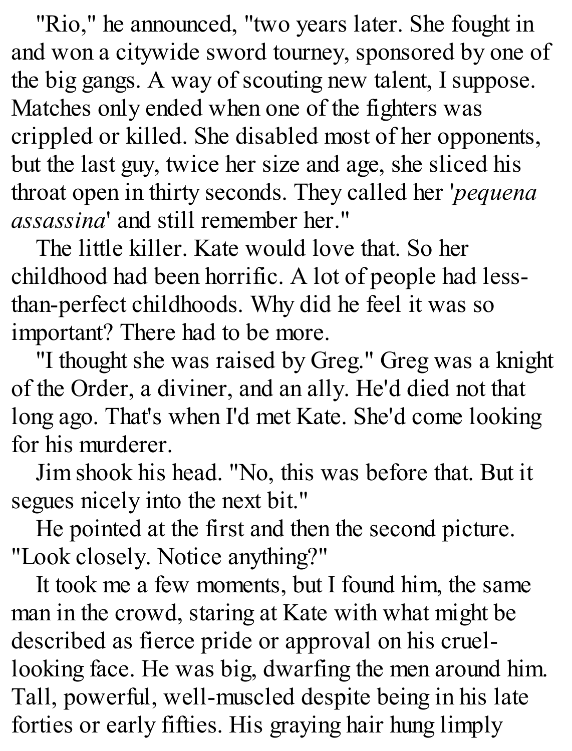"Rio," he announced, "two years later. She fought in and won a citywide sword tourney, sponsored by one of the big gangs. A way of scouting new talent, I suppose. Matches only ended when one of the fighters was crippled or killed. She disabled most of her opponents, but the last guy, twice her size and age, she sliced his throat open in thirty seconds. They called her '*pequena assassina*' and still remember her."

The little killer. Kate would love that. So her childhood had been horrific. A lot of people had less-than-perfect childhoods. Why did he feel it was so important? There had to be more.

"I thought she was raised by Greg." Greg was a knight of the Order, a diviner, and an ally. He'd died not that long ago. That's when I'd met Kate. She'd come looking for his murderer.

Jim shook his head. "No, this was before that. But it segues nicely into the next bit."

He pointed at the first and then the second picture. "Look closely. Notice anything?"

It took me a few moments, but I found him, the same man in the crowd, staring at Kate with what might be described as fierce pride or approval on his cruel-looking face. He was big, dwarfing the men around him. Tall, powerful, well-muscled despite being in his late forties or early fifties. His graying hair hung limply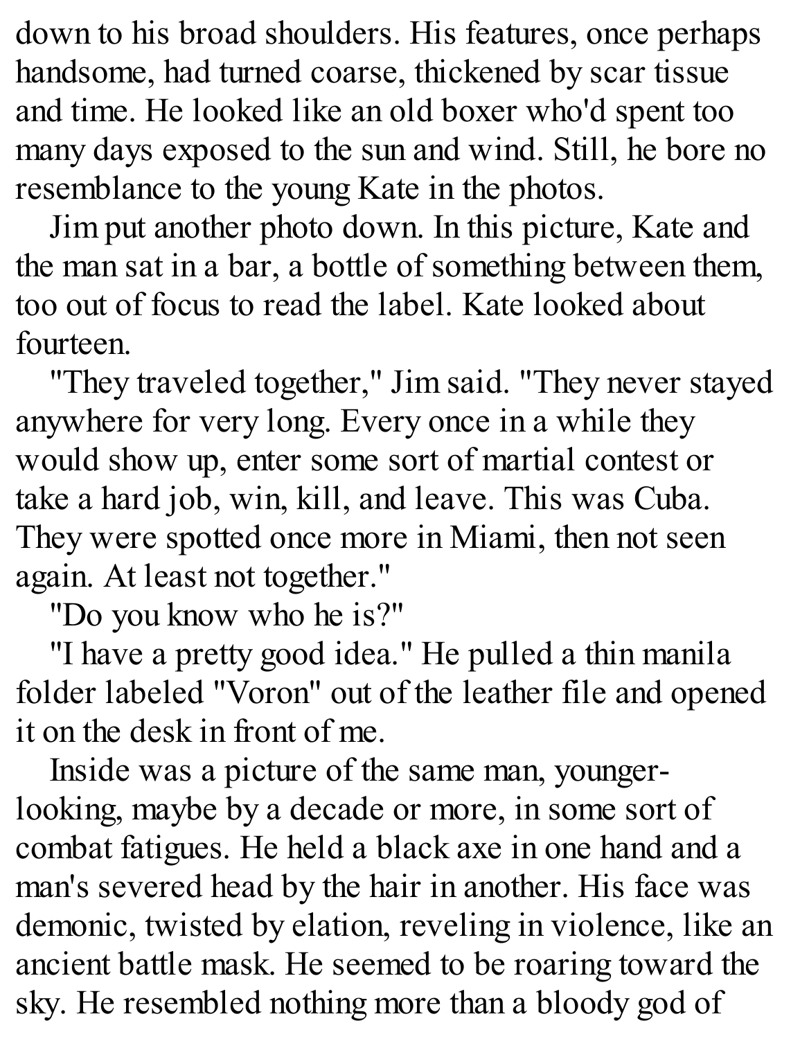down to his broad shoulders. His features, once perhaps handsome, had turned coarse, thickened by scar tissue and time. He looked like an old boxer who'd spent too many days exposed to the sun and wind. Still, he bore no resemblance to the young Kate in the photos.

Jim put another photo down. In this picture, Kate and the man sat in a bar, a bottle of something between them, too out of focus to read the label. Kate looked about fourteen.

"They traveled together," Jim said. "They never stayed anywhere for very long. Every once in a while they would show up, enter some sort of martial contest or take a hard job, win, kill, and leave. This was Cuba. They were spotted once more in Miami, then not seen again. At least not together."

"Do you know who he is?"

"I have a pretty good idea." He pulled a thin manila folder labeled "Voron" out of the leather file and opened it on the desk in front of me.

Inside was a picture of the same man, younger-looking, maybe by a decade or more, in some sort of combat fatigues. He held a black axe in one hand and a man's severed head by the hair in another. His face was demonic, twisted by elation, reveling in violence, like an ancient battle mask. He seemed to be roaring toward the sky. He resembled nothing more than a bloody god of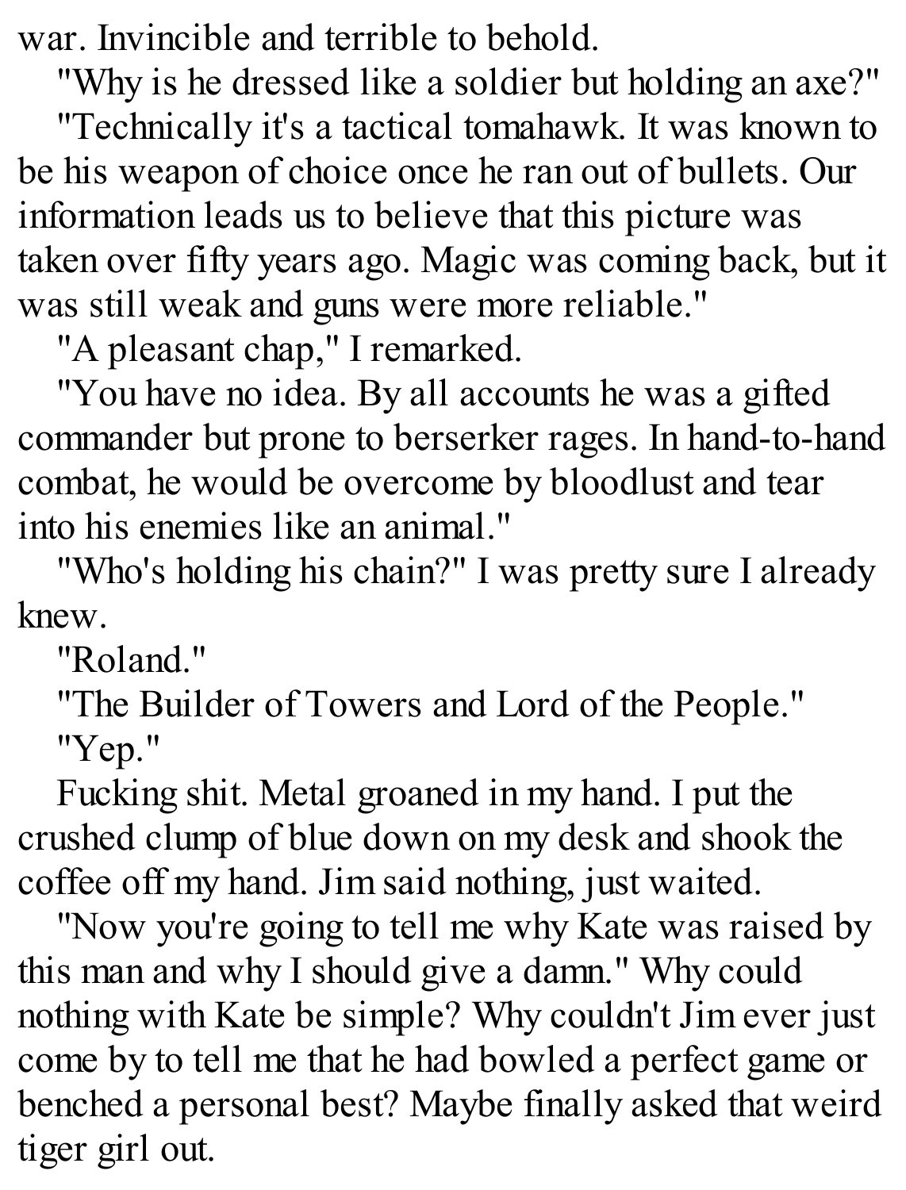war. Invincible and terrible to behold.

"Why is he dressed like a soldier but holding an axe?"

"Technically it's a tactical tomahawk. It was known to be his weapon of choice once he ran out of bullets. Our information leads us to believe that this picture was taken over fifty years ago. Magic was coming back, but it was still weak and guns were more reliable."

"A pleasant chap," I remarked.

"You have no idea. By all accounts he was a gifted commander but prone to berserker rages. In hand-to-hand combat, he would be overcome by bloodlust and tear into his enemies like an animal."

"Who's holding his chain?" I was pretty sure I already knew.

"Roland."

"The Builder of Towers and Lord of the People."

"Yep."

Fucking shit. Metal groaned in my hand. I put the crushed clump of blue down on my desk and shook the coffee off my hand. Jim said nothing, just waited.

"Now you're going to tell me why Kate was raised by this man and why I should give a damn." Why could nothing with Kate be simple? Why couldn't Jim ever just come by to tell me that he had bowled a perfect game or benched a personal best? Maybe finally asked that weird tiger girl out.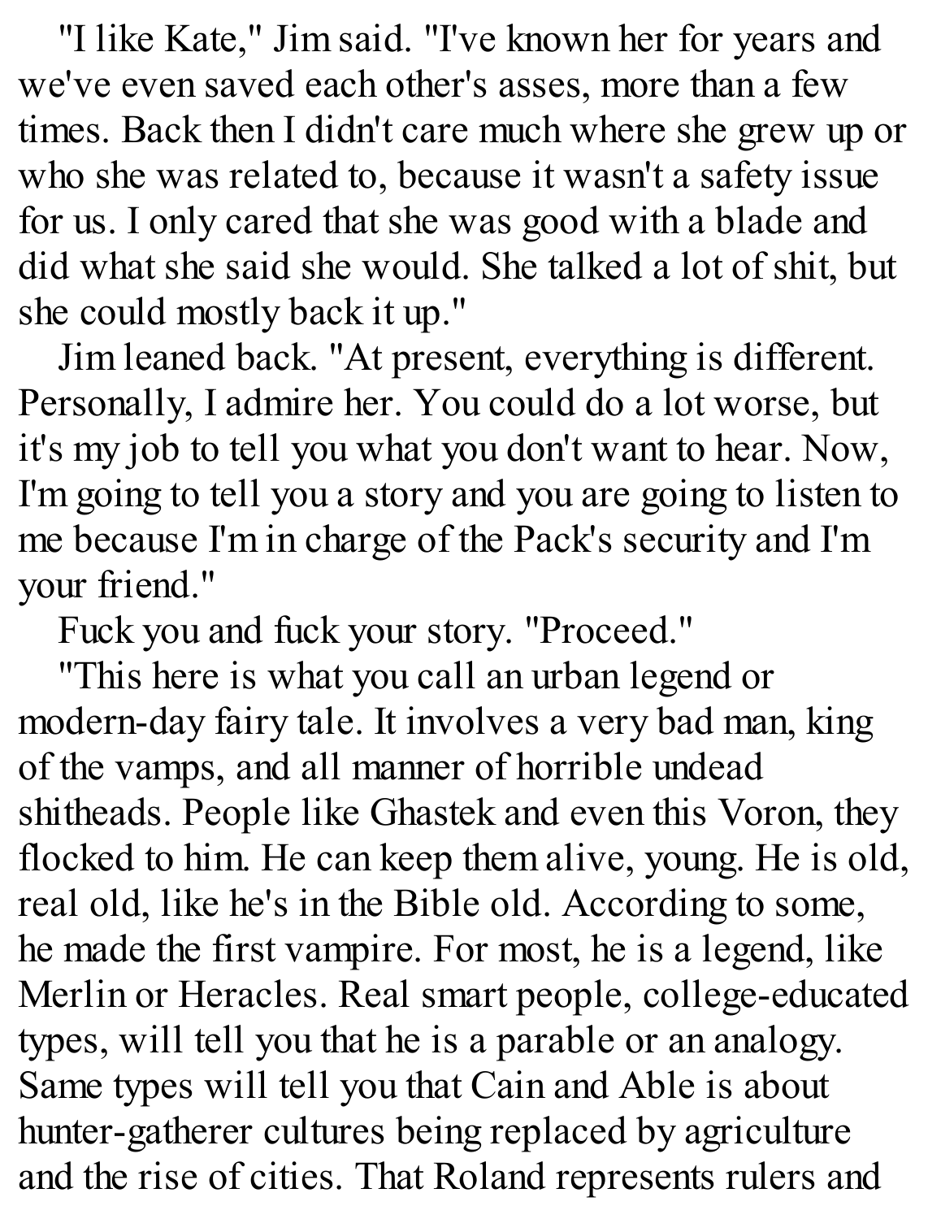"I like Kate," Jim said. "I've known her for years and we've even saved each other's asses, more than a few times. Back then I didn't care much where she grew up or who she was related to, because it wasn't a safety issue for us. I only cared that she was good with a blade and did what she said she would. She talked a lot of shit, but she could mostly back it up."

Jim leaned back. "At present, everything is different. Personally, I admire her. You could do a lot worse, but it's my job to tell you what you don't want to hear. Now, I'm going to tell you a story and you are going to listen to me because I'm in charge of the Pack's security and I'm your friend."

Fuck you and fuck your story. "Proceed."

"This here is what you call an urban legend or modern-day fairy tale. It involves a very bad man, king of the vamps, and all manner of horrible undead shitheads. People like Ghastek and even this Voron, they flocked to him. He can keep them alive, young. He is old, real old, like he's in the Bible old. According to some, he made the first vampire. For most, he is a legend, like Merlin or Heracles. Real smart people, college-educated types, will tell you that he is a parable or an analogy. Same types will tell you that Cain and Able is about hunter-gatherer cultures being replaced by agriculture and the rise of cities. That Roland represents rulers and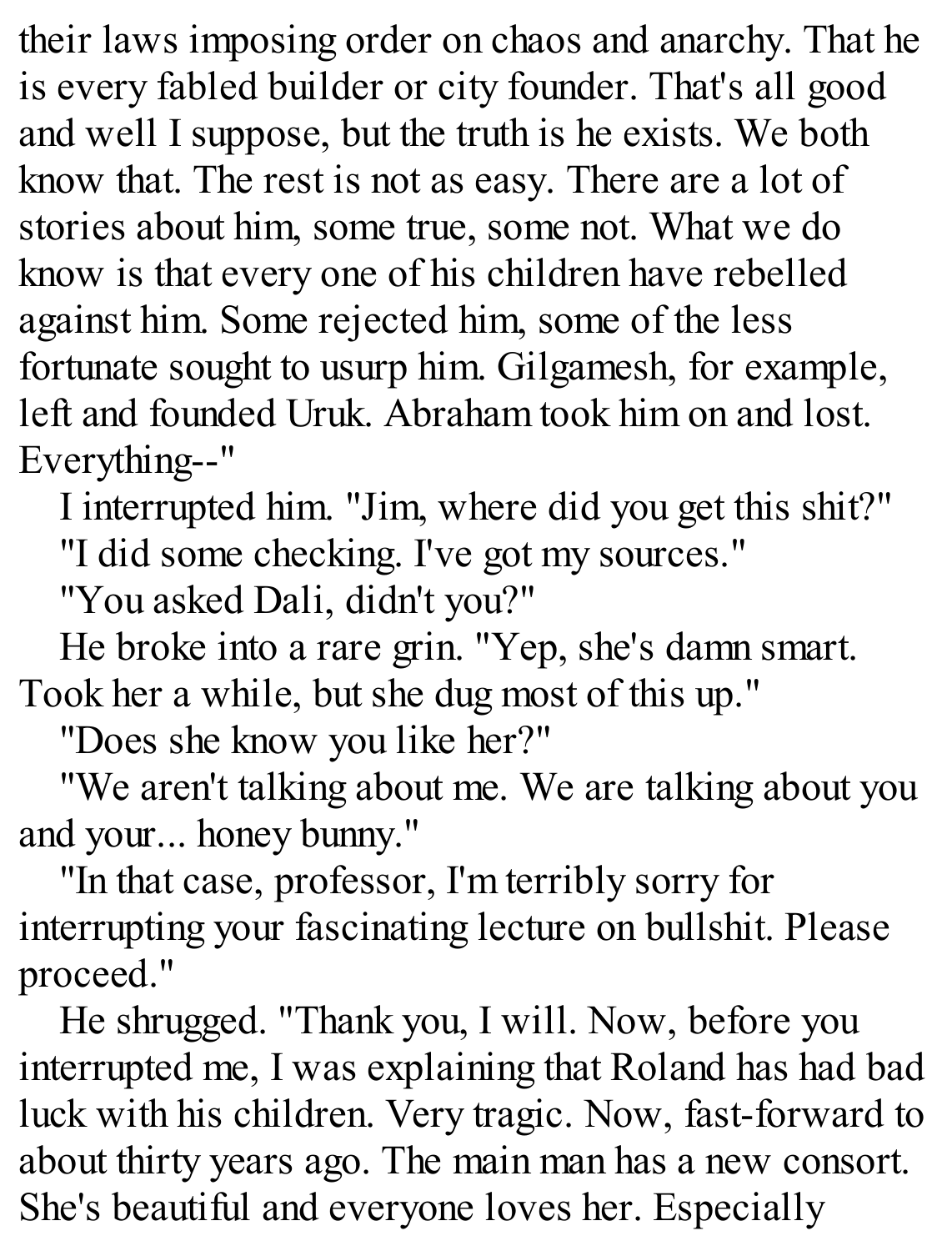their laws imposing order on chaos and anarchy. That he is every fabled builder or city founder. That's all good and well I suppose, but the truth is he exists. We both know that. The rest is not as easy. There are a lot of stories about him, some true, some not. What we do know is that every one of his children have rebelled against him. Some rejected him, some of the less fortunate sought to usurp him. Gilgamesh, for example, left and founded Uruk. Abraham took him on and lost. Everything--"

I interrupted him. "Jim, where did you get this shit?"

"I did some checking. I've got my sources."

"You asked Dali, didn't you?"

He broke into a rare grin. "Yep, she's damn smart. Took her a while, but she dug most of this up."

"Does she know you like her?"

"We aren't talking about me. We are talking about you and your... honey bunny."

"In that case, professor, I'm terribly sorry for interrupting your fascinating lecture on bullshit. Please proceed."

He shrugged. "Thank you, I will. Now, before you interrupted me, I was explaining that Roland has had bad luck with his children. Very tragic. Now, fast-forward to about thirty years ago. The main man has a new consort. She's beautiful and everyone loves her. Especially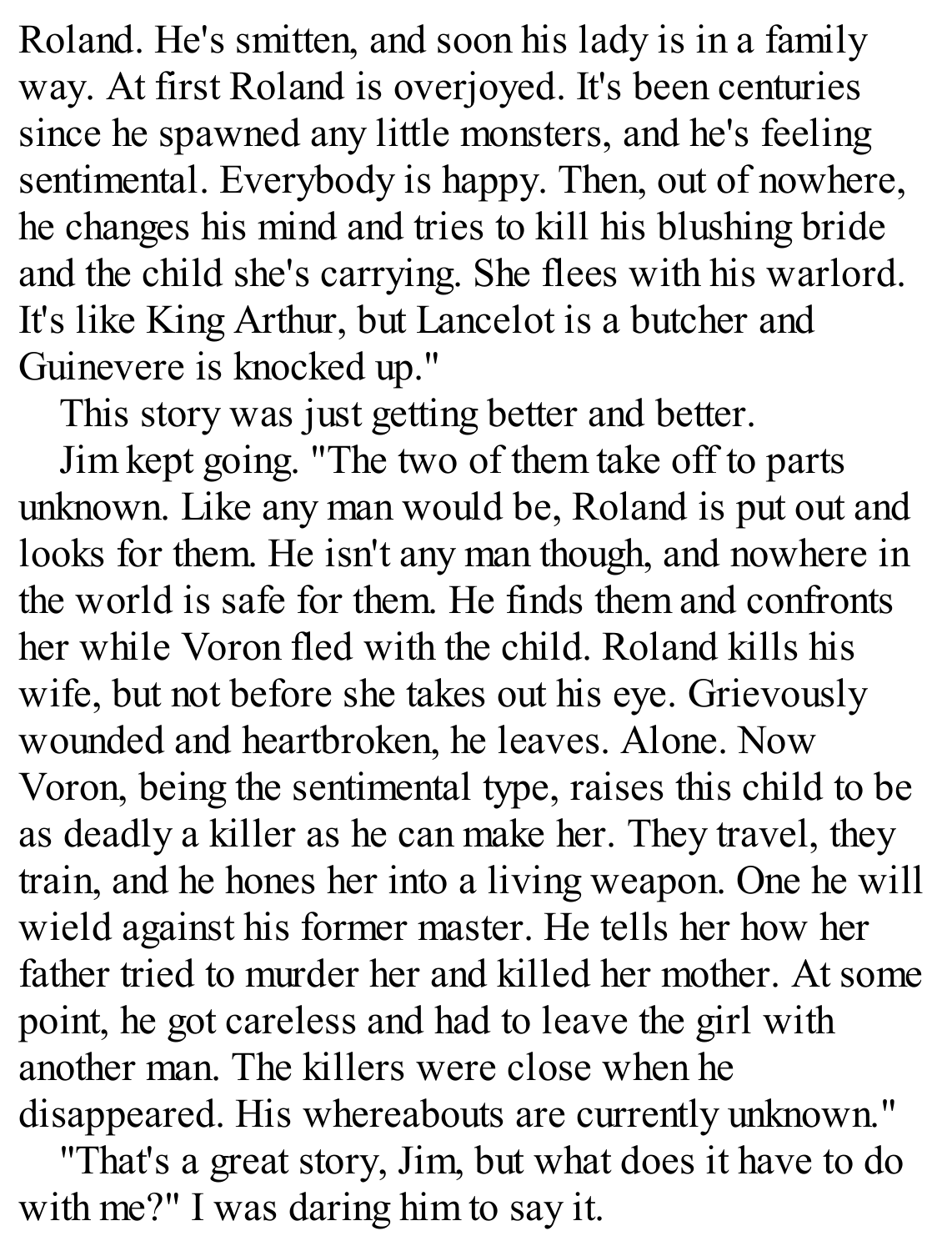Roland. He's smitten, and soon his lady is in a family way. At first Roland is overjoyed. It's been centuries since he spawned any little monsters, and he's feeling sentimental. Everybody is happy. Then, out of nowhere, he changes his mind and tries to kill his blushing bride and the child she's carrying. She flees with his warlord. It's like King Arthur, but Lancelot is a butcher and Guinevere is knocked up."

This story was just getting better and better.

Jim kept going. "The two of them take off to parts unknown. Like any man would be, Roland is put out and looks for them. He isn't any man though, and nowhere in the world is safe for them. He finds them and confronts her while Voron fled with the child. Roland kills his wife, but not before she takes out his eye. Grievously wounded and heartbroken, he leaves. Alone. Now Voron, being the sentimental type, raises this child to be as deadly a killer as he can make her. They travel, they train, and he hones her into a living weapon. One he will wield against his former master. He tells her how her father tried to murder her and killed her mother. At some point, he got careless and had to leave the girl with another man. The killers were close when he disappeared. His whereabouts are currently unknown."

"That's a great story, Jim, but what does it have to do with me?" I was daring him to say it.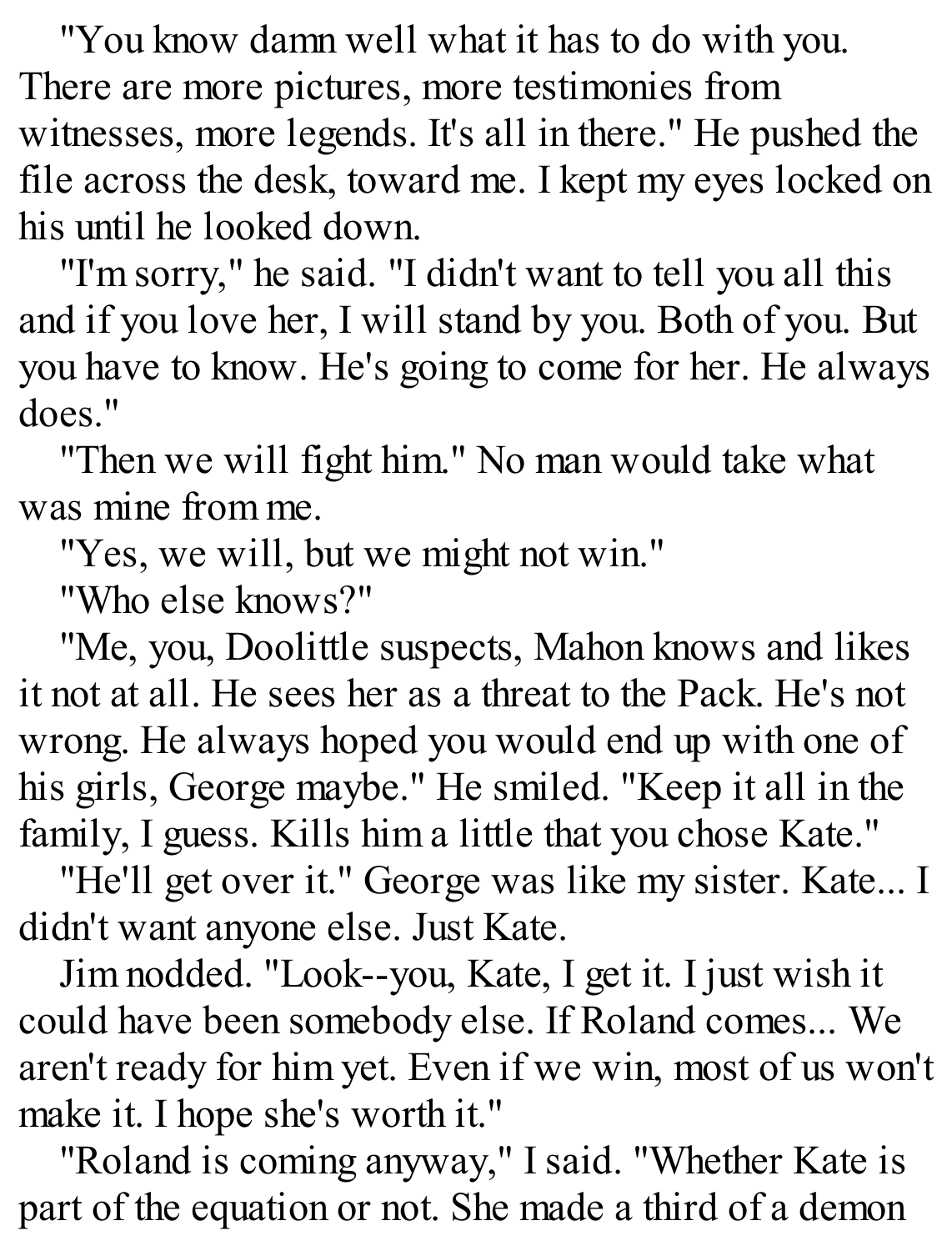"You know damn well what it has to do with you. There are more pictures, more testimonies from witnesses, more legends. It's all in there." He pushed the file across the desk, toward me. I kept my eyes locked on his until he looked down.

"I'm sorry," he said. "I didn't want to tell you all this and if you love her, I will stand by you. Both of you. But you have to know. He's going to come for her. He always does."

"Then we will fight him." No man would take what was mine from me.

"Yes, we will, but we might not win."

"Who else knows?"

"Me, you, Doolittle suspects, Mahon knows and likes it not at all. He sees her as a threat to the Pack. He's not wrong. He always hoped you would end up with one of his girls, George maybe." He smiled. "Keep it all in the family, I guess. Kills him a little that you chose Kate."

"He'll get over it." George was like my sister. Kate... I didn't want anyone else. Just Kate.

Jim nodded. "Look--you, Kate, I get it. I just wish it could have been somebody else. If Roland comes... We aren't ready for him yet. Even if we win, most of us won't make it. I hope she's worth it."

"Roland is coming anyway," I said. "Whether Kate is part of the equation or not. She made a third of a demon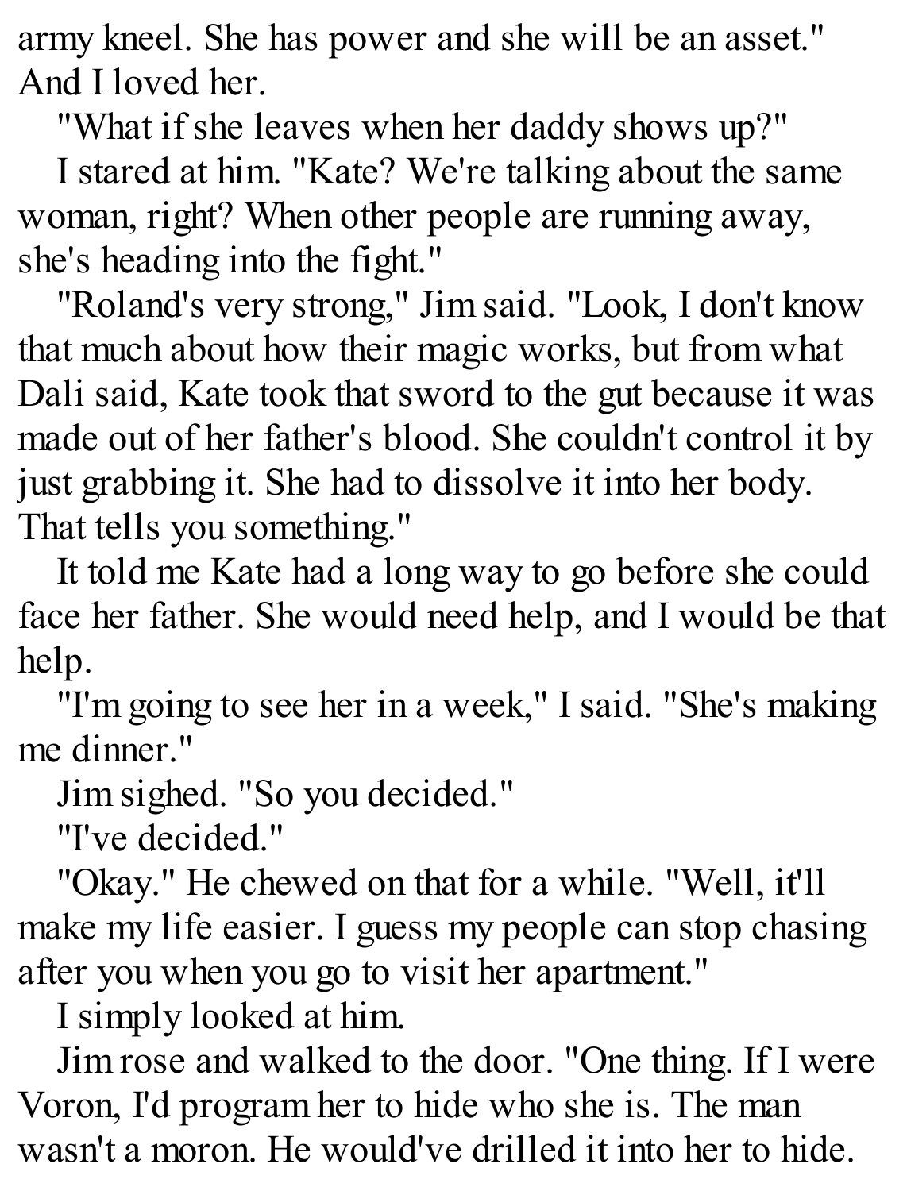army kneel. She has power and she will be an asset." And I loved her.

"What if she leaves when her daddy shows up?"

I stared at him. "Kate? We're talking about the same woman, right? When other people are running away, she's heading into the fight."

"Roland's very strong," Jim said. "Look, I don't know that much about how their magic works, but from what Dali said, Kate took that sword to the gut because it was made out of her father's blood. She couldn't control it by just grabbing it. She had to dissolve it into her body. That tells you something."

It told me Kate had a long way to go before she could face her father. She would need help, and I would be that help.

"I'm going to see her in a week," I said. "She's making me dinner."

Jim sighed. "So you decided."

"I've decided."

"Okay." He chewed on that for a while. "Well, it'll make my life easier. I guess my people can stop chasing after you when you go to visit her apartment."

I simply looked at him.

Jim rose and walked to the door. "One thing. If I were Voron, I'd program her to hide who she is. The man wasn't a moron. He would've drilled it into her to hide.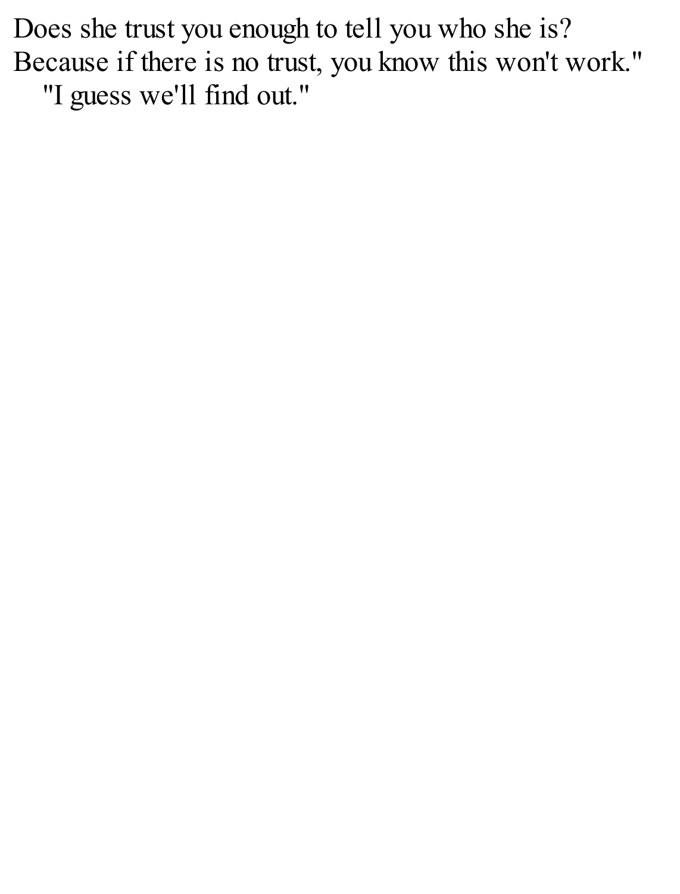Does she trust you enough to tell you who she is? Because if there is no trust, you know this won't work."

"I guess we'll find out."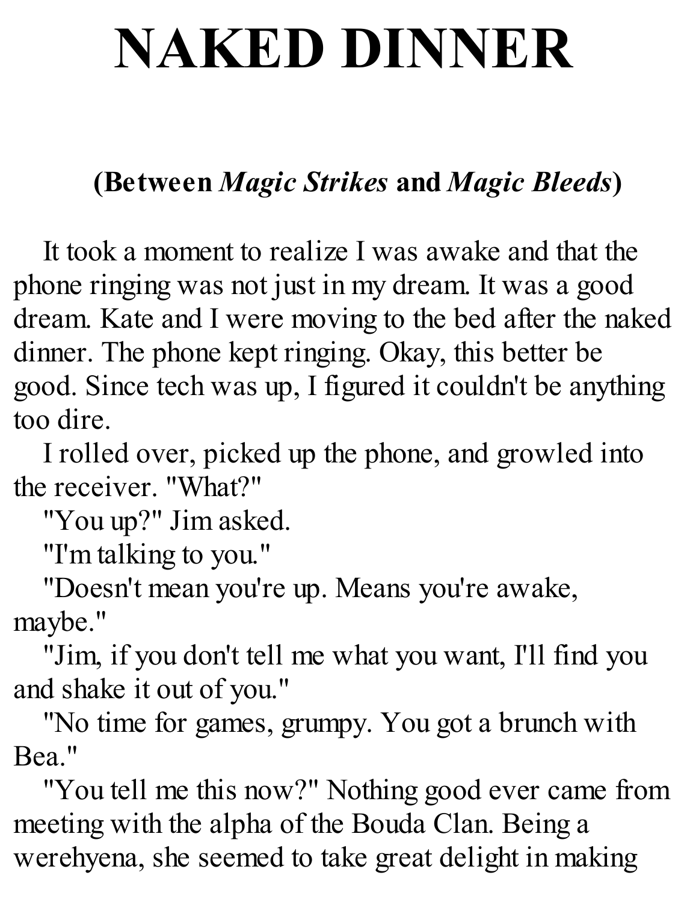# NAKED DINNER

**(Between *Magic Strikes* and *Magic Bleeds*)**

It took a moment to realize I was awake and that the phone ringing was not just in my dream. It was a good dream. Kate and I were moving to the bed after the naked dinner. The phone kept ringing. Okay, this better be good. Since tech was up, I figured it couldn't be anything too dire.

I rolled over, picked up the phone, and growled into the receiver. "What?"

"You up?" Jim asked.

"I'm talking to you."

"Doesn't mean you're up. Means you're awake, maybe."

"Jim, if you don't tell me what you want, I'll find you and shake it out of you."

"No time for games, grumpy. You got a brunch with Bea."

"You tell me this now?" Nothing good ever came from meeting with the alpha of the Bouda Clan. Being a werehyena, she seemed to take great delight in making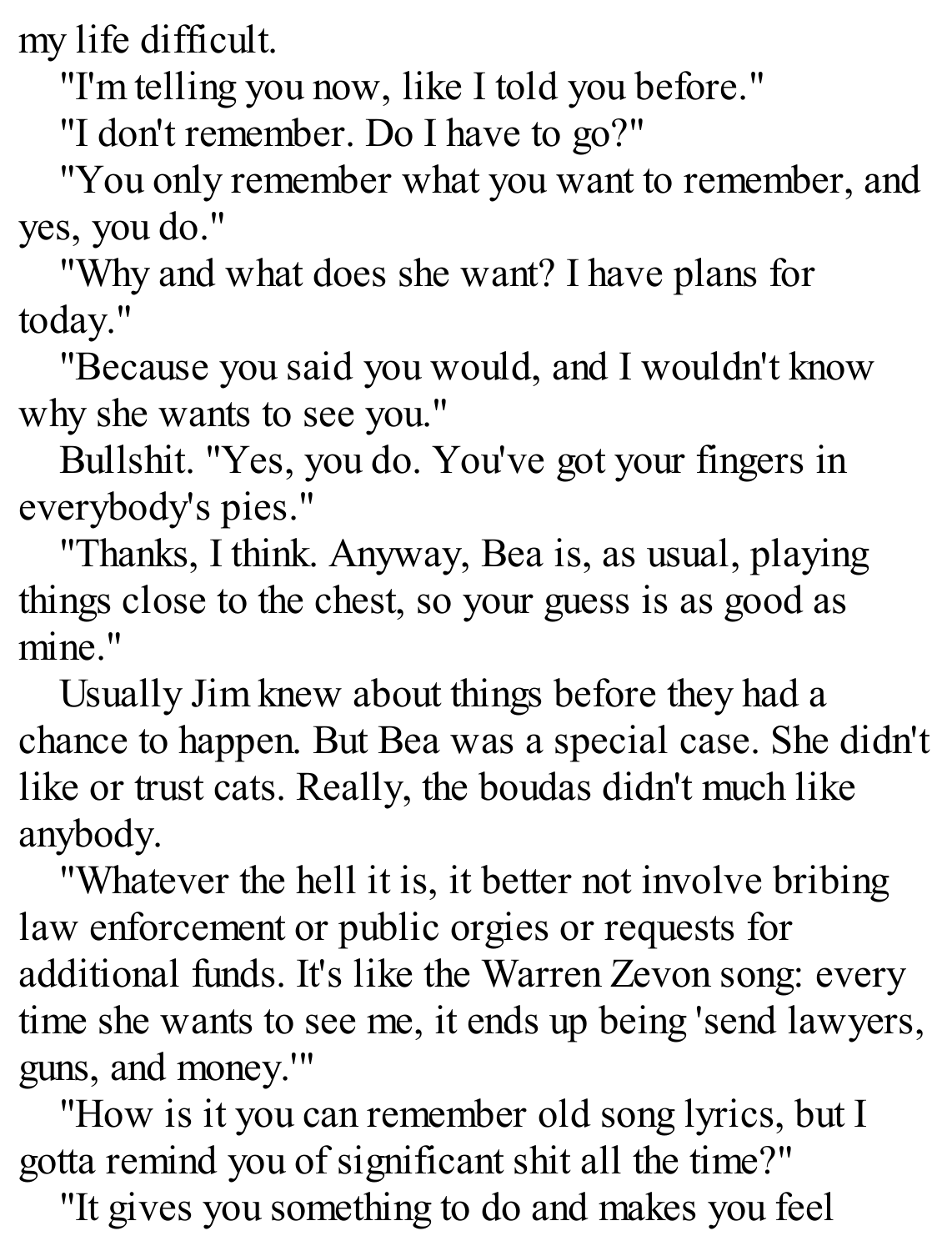my life difficult.

"I'm telling you now, like I told you before."

"I don't remember. Do I have to go?"

"You only remember what you want to remember, and yes, you do."

"Why and what does she want? I have plans for today."

"Because you said you would, and I wouldn't know why she wants to see you."

Bullshit. "Yes, you do. You've got your fingers in everybody's pies."

"Thanks, I think. Anyway, Bea is, as usual, playing things close to the chest, so your guess is as good as mine."

Usually Jim knew about things before they had a chance to happen. But Bea was a special case. She didn't like or trust cats. Really, the boudas didn't much like anybody.

"Whatever the hell it is, it better not involve bribing law enforcement or public orgies or requests for additional funds. It's like the Warren Zevon song: every time she wants to see me, it ends up being 'send lawyers, guns, and money.'"

"How is it you can remember old song lyrics, but I gotta remind you of significant shit all the time?"

"It gives you something to do and makes you feel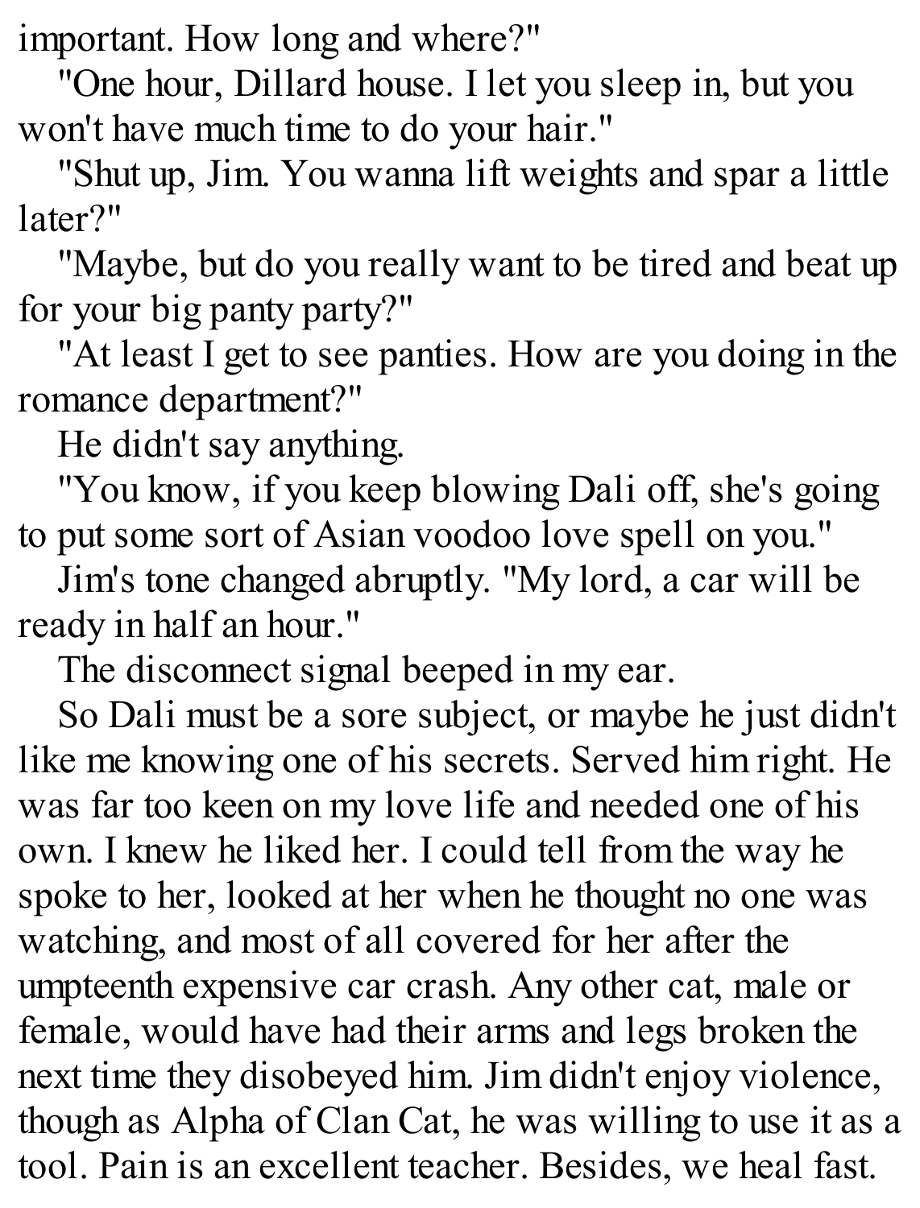important. How long and where?"

"One hour, Dillard house. I let you sleep in, but you won't have much time to do your hair."

"Shut up, Jim. You wanna lift weights and spar a little later?"

"Maybe, but do you really want to be tired and beat up for your big panty party?"

"At least I get to see panties. How are you doing in the romance department?"

He didn't say anything.

"You know, if you keep blowing Dali off, she's going to put some sort of Asian voodoo love spell on you."

Jim's tone changed abruptly. "My lord, a car will be ready in half an hour."

The disconnect signal beeped in my ear.

So Dali must be a sore subject, or maybe he just didn't like me knowing one of his secrets. Served him right. He was far too keen on my love life and needed one of his own. I knew he liked her. I could tell from the way he spoke to her, looked at her when he thought no one was watching, and most of all covered for her after the umpteenth expensive car crash. Any other cat, male or female, would have had their arms and legs broken the next time they disobeyed him. Jim didn't enjoy violence, though as Alpha of Clan Cat, he was willing to use it as a tool. Pain is an excellent teacher. Besides, we heal fast.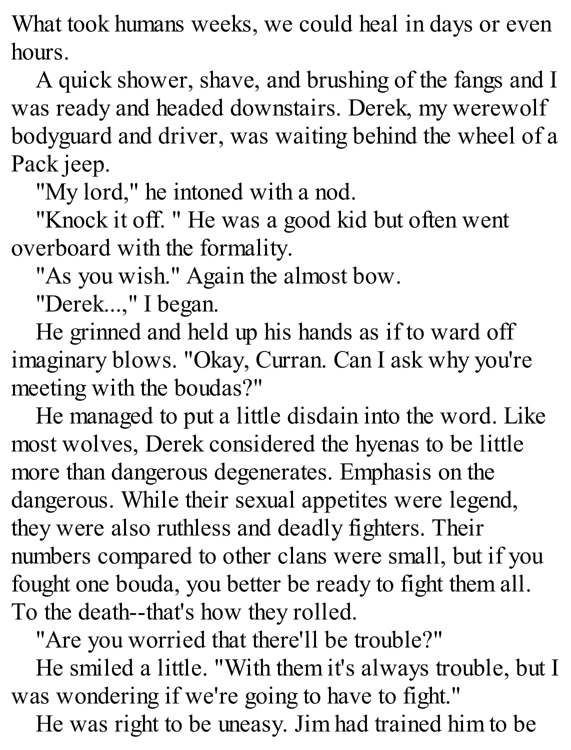What took humans weeks, we could heal in days or even hours.

A quick shower, shave, and brushing of the fangs and I was ready and headed downstairs. Derek, my werewolf bodyguard and driver, was waiting behind the wheel of a Pack jeep.

"My lord," he intoned with a nod.

"Knock it off. " He was a good kid but often went overboard with the formality.

"As you wish." Again the almost bow.

"Derek...," I began.

He grinned and held up his hands as if to ward off imaginary blows. "Okay, Curran. Can I ask why you're meeting with the boudas?"

He managed to put a little disdain into the word. Like most wolves, Derek considered the hyenas to be little more than dangerous degenerates. Emphasis on the dangerous. While their sexual appetites were legend, they were also ruthless and deadly fighters. Their numbers compared to other clans were small, but if you fought one bouda, you better be ready to fight them all. To the death--that's how they rolled.

"Are you worried that there'll be trouble?"

He smiled a little. "With them it's always trouble, but I was wondering if we're going to have to fight."

He was right to be uneasy. Jim had trained him to be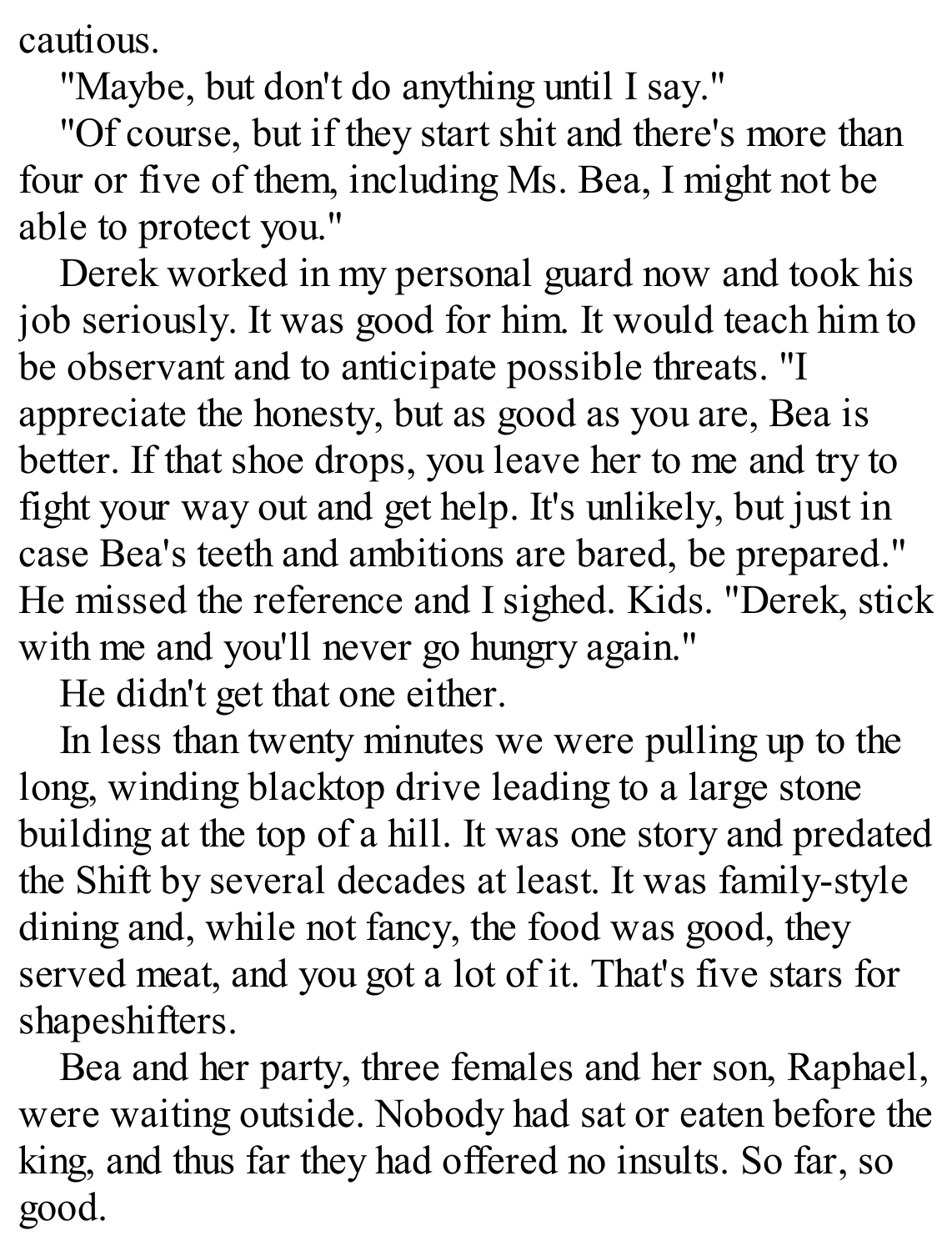cautious.

"Maybe, but don't do anything until I say."

"Of course, but if they start shit and there's more than four or five of them, including Ms. Bea, I might not be able to protect you."

Derek worked in my personal guard now and took his job seriously. It was good for him. It would teach him to be observant and to anticipate possible threats. "I appreciate the honesty, but as good as you are, Bea is better. If that shoe drops, you leave her to me and try to fight your way out and get help. It's unlikely, but just in case Bea's teeth and ambitions are bared, be prepared." He missed the reference and I sighed. Kids. "Derek, stick with me and you'll never go hungry again."

He didn't get that one either.

In less than twenty minutes we were pulling up to the long, winding blacktop drive leading to a large stone building at the top of a hill. It was one story and predated the Shift by several decades at least. It was family-style dining and, while not fancy, the food was good, they served meat, and you got a lot of it. That's five stars for shapeshifters.

Bea and her party, three females and her son, Raphael, were waiting outside. Nobody had sat or eaten before the king, and thus far they had offered no insults. So far, so good.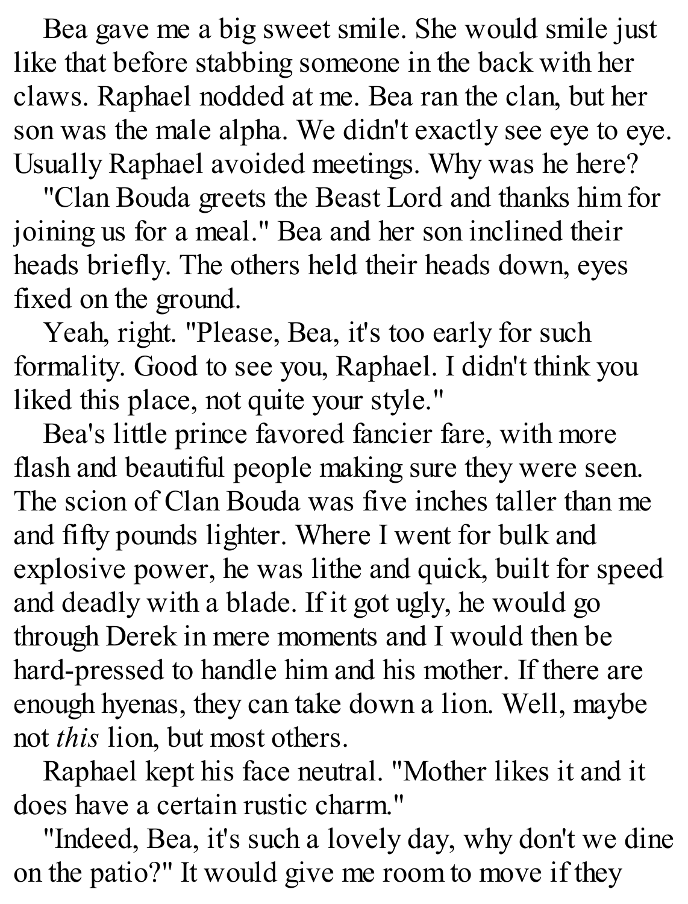Bea gave me a big sweet smile. She would smile just like that before stabbing someone in the back with her claws. Raphael nodded at me. Bea ran the clan, but her son was the male alpha. We didn't exactly see eye to eye. Usually Raphael avoided meetings. Why was he here?

"Clan Bouda greets the Beast Lord and thanks him for joining us for a meal." Bea and her son inclined their heads briefly. The others held their heads down, eyes fixed on the ground.

Yeah, right. "Please, Bea, it's too early for such formality. Good to see you, Raphael. I didn't think you liked this place, not quite your style."

Bea's little prince favored fancier fare, with more flash and beautiful people making sure they were seen. The scion of Clan Bouda was five inches taller than me and fifty pounds lighter. Where I went for bulk and explosive power, he was lithe and quick, built for speed and deadly with a blade. If it got ugly, he would go through Derek in mere moments and I would then be hard-pressed to handle him and his mother. If there are enough hyenas, they can take down a lion. Well, maybe not *this* lion, but most others.

Raphael kept his face neutral. "Mother likes it and it does have a certain rustic charm."

"Indeed, Bea, it's such a lovely day, why don't we dine on the patio?" It would give me room to move if they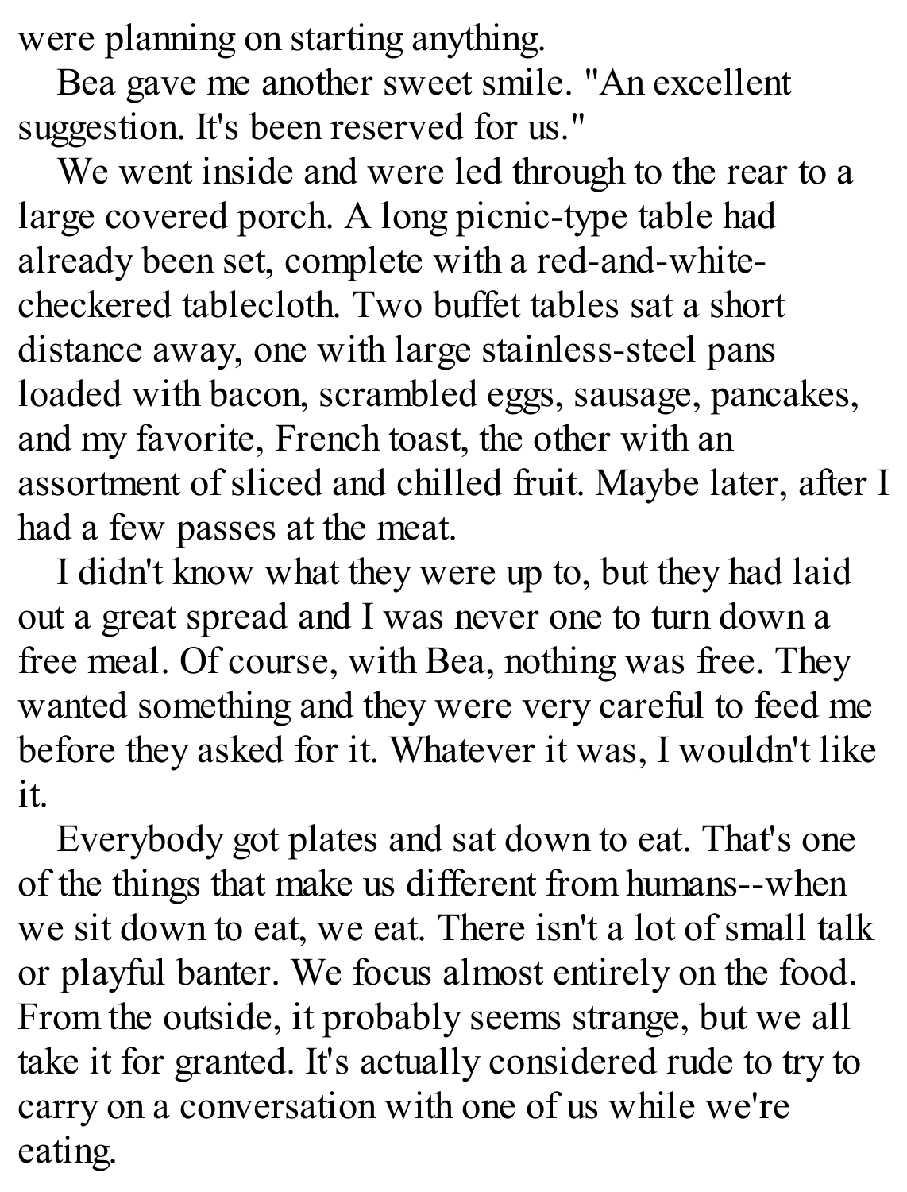were planning on starting anything.

Bea gave me another sweet smile. "An excellent suggestion. It's been reserved for us."

We went inside and were led through to the rear to a large covered porch. A long picnic-type table had already been set, complete with a red-and-white-checkered tablecloth. Two buffet tables sat a short distance away, one with large stainless-steel pans loaded with bacon, scrambled eggs, sausage, pancakes, and my favorite, French toast, the other with an assortment of sliced and chilled fruit. Maybe later, after I had a few passes at the meat.

I didn't know what they were up to, but they had laid out a great spread and I was never one to turn down a free meal. Of course, with Bea, nothing was free. They wanted something and they were very careful to feed me before they asked for it. Whatever it was, I wouldn't like it.

Everybody got plates and sat down to eat. That's one of the things that make us different from humans--when we sit down to eat, we eat. There isn't a lot of small talk or playful banter. We focus almost entirely on the food. From the outside, it probably seems strange, but we all take it for granted. It's actually considered rude to try to carry on a conversation with one of us while we're eating.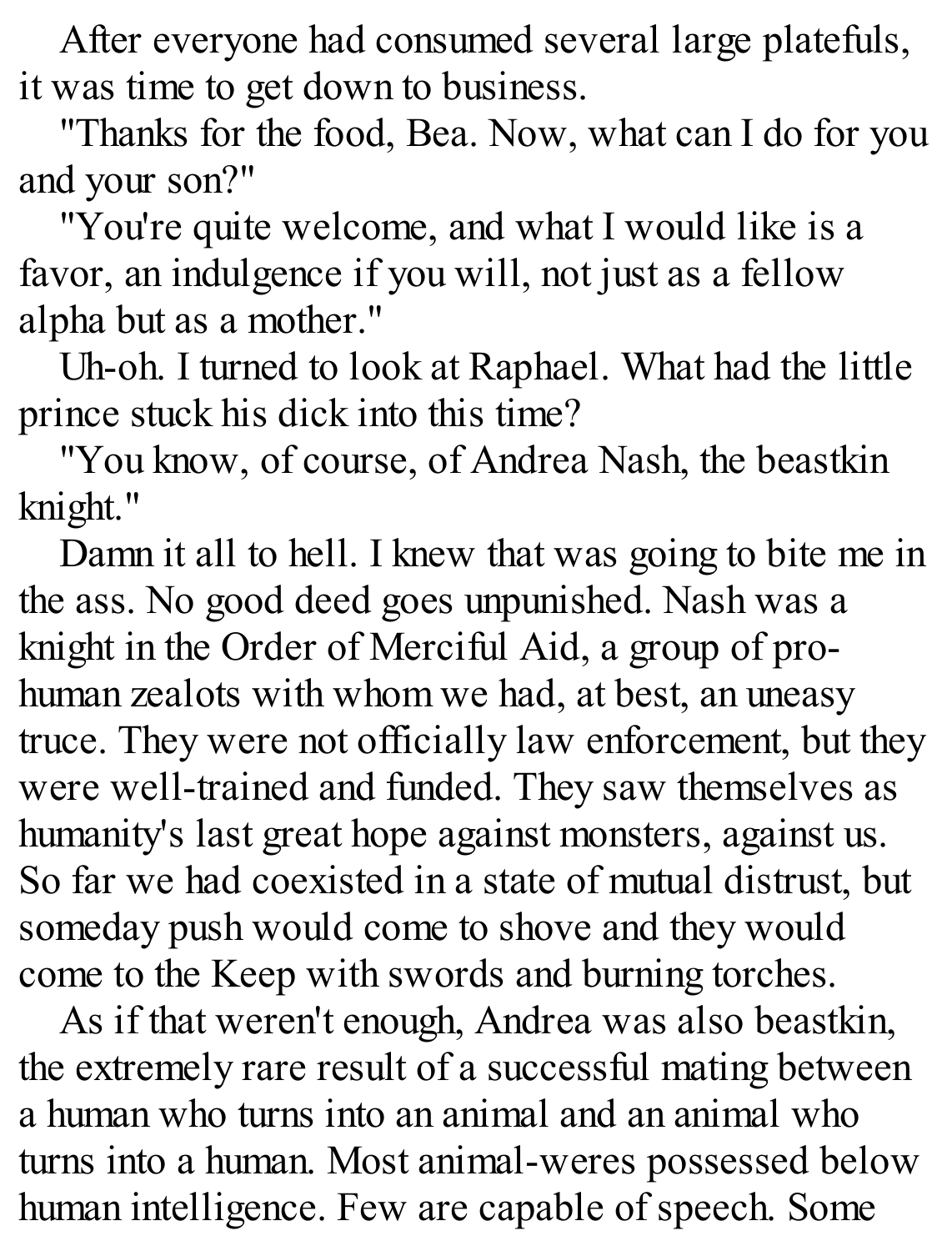After everyone had consumed several large platefuls, it was time to get down to business.

"Thanks for the food, Bea. Now, what can I do for you and your son?"

"You're quite welcome, and what I would like is a favor, an indulgence if you will, not just as a fellow alpha but as a mother."

Uh-oh. I turned to look at Raphael. What had the little prince stuck his dick into this time?

"You know, of course, of Andrea Nash, the beastkin knight."

Damn it all to hell. I knew that was going to bite me in the ass. No good deed goes unpunished. Nash was a knight in the Order of Merciful Aid, a group of pro-human zealots with whom we had, at best, an uneasy truce. They were not officially law enforcement, but they were well-trained and funded. They saw themselves as humanity's last great hope against monsters, against us. So far we had coexisted in a state of mutual distrust, but someday push would come to shove and they would come to the Keep with swords and burning torches.

As if that weren't enough, Andrea was also beastkin, the extremely rare result of a successful mating between a human who turns into an animal and an animal who turns into a human. Most animal-weres possessed below human intelligence. Few are capable of speech. Some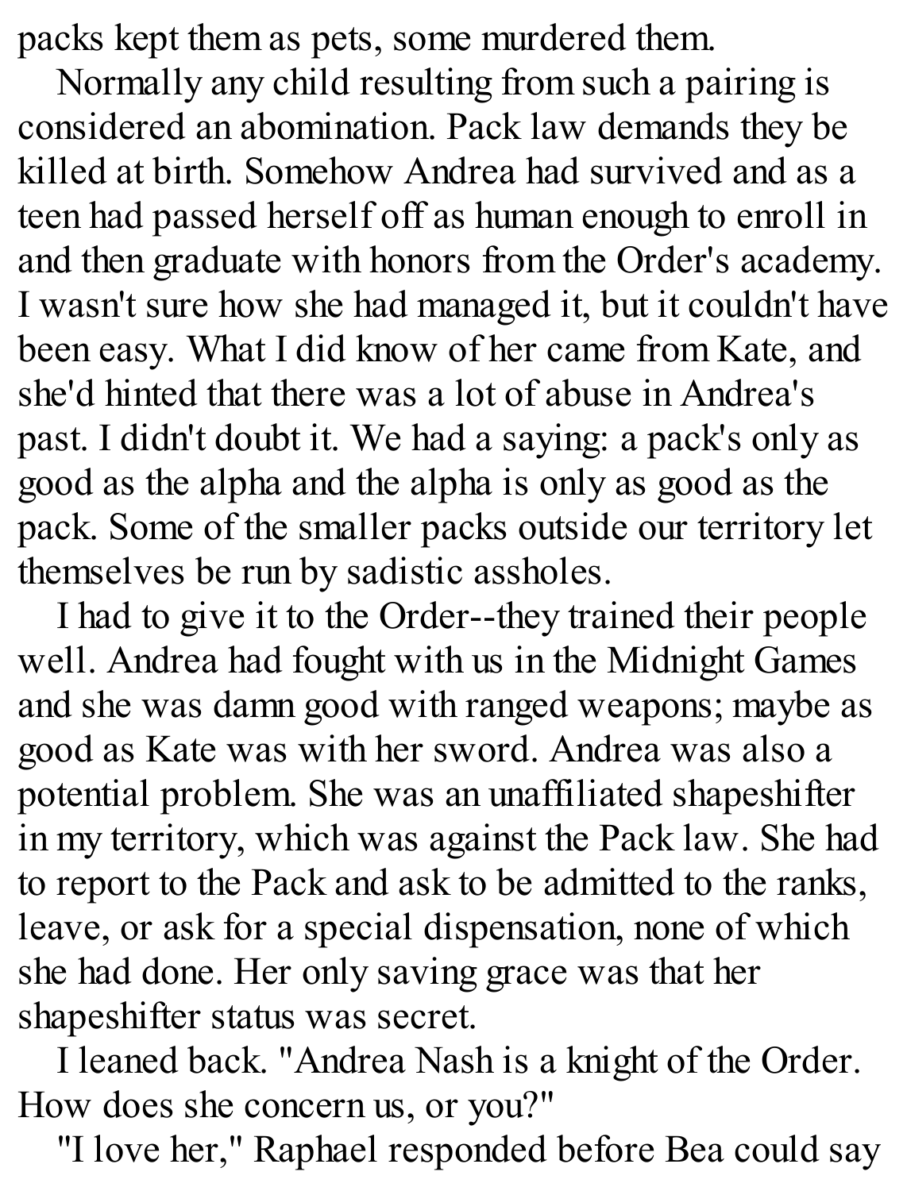packs kept them as pets, some murdered them.

Normally any child resulting from such a pairing is considered an abomination. Pack law demands they be killed at birth. Somehow Andrea had survived and as a teen had passed herself off as human enough to enroll in and then graduate with honors from the Order's academy. I wasn't sure how she had managed it, but it couldn't have been easy. What I did know of her came from Kate, and she'd hinted that there was a lot of abuse in Andrea's past. I didn't doubt it. We had a saying: a pack's only as good as the alpha and the alpha is only as good as the pack. Some of the smaller packs outside our territory let themselves be run by sadistic assholes.

I had to give it to the Order--they trained their people well. Andrea had fought with us in the Midnight Games and she was damn good with ranged weapons; maybe as good as Kate was with her sword. Andrea was also a potential problem. She was an unaffiliated shapeshifter in my territory, which was against the Pack law. She had to report to the Pack and ask to be admitted to the ranks, leave, or ask for a special dispensation, none of which she had done. Her only saving grace was that her shapeshifter status was secret.

I leaned back. "Andrea Nash is a knight of the Order. How does she concern us, or you?"

"I love her," Raphael responded before Bea could say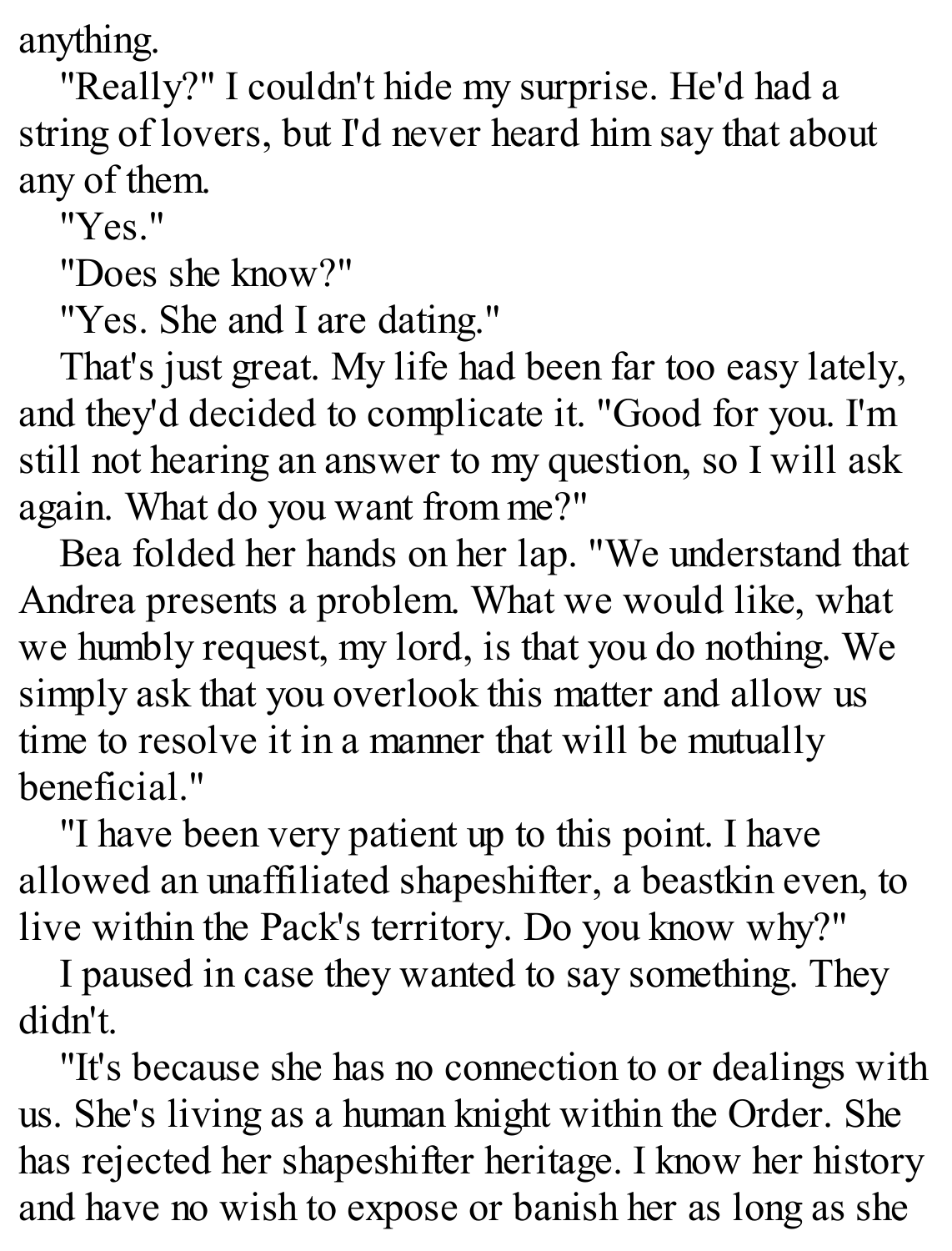anything.

"Really?" I couldn't hide my surprise. He'd had a string of lovers, but I'd never heard him say that about any of them.

"Yes."

"Does she know?"

"Yes. She and I are dating."

That's just great. My life had been far too easy lately, and they'd decided to complicate it. "Good for you. I'm still not hearing an answer to my question, so I will ask again. What do you want from me?"

Bea folded her hands on her lap. "We understand that Andrea presents a problem. What we would like, what we humbly request, my lord, is that you do nothing. We simply ask that you overlook this matter and allow us time to resolve it in a manner that will be mutually beneficial."

"I have been very patient up to this point. I have allowed an unaffiliated shapeshifter, a beastkin even, to live within the Pack's territory. Do you know why?"

I paused in case they wanted to say something. They didn't.

"It's because she has no connection to or dealings with us. She's living as a human knight within the Order. She has rejected her shapeshifter heritage. I know her history and have no wish to expose or banish her as long as she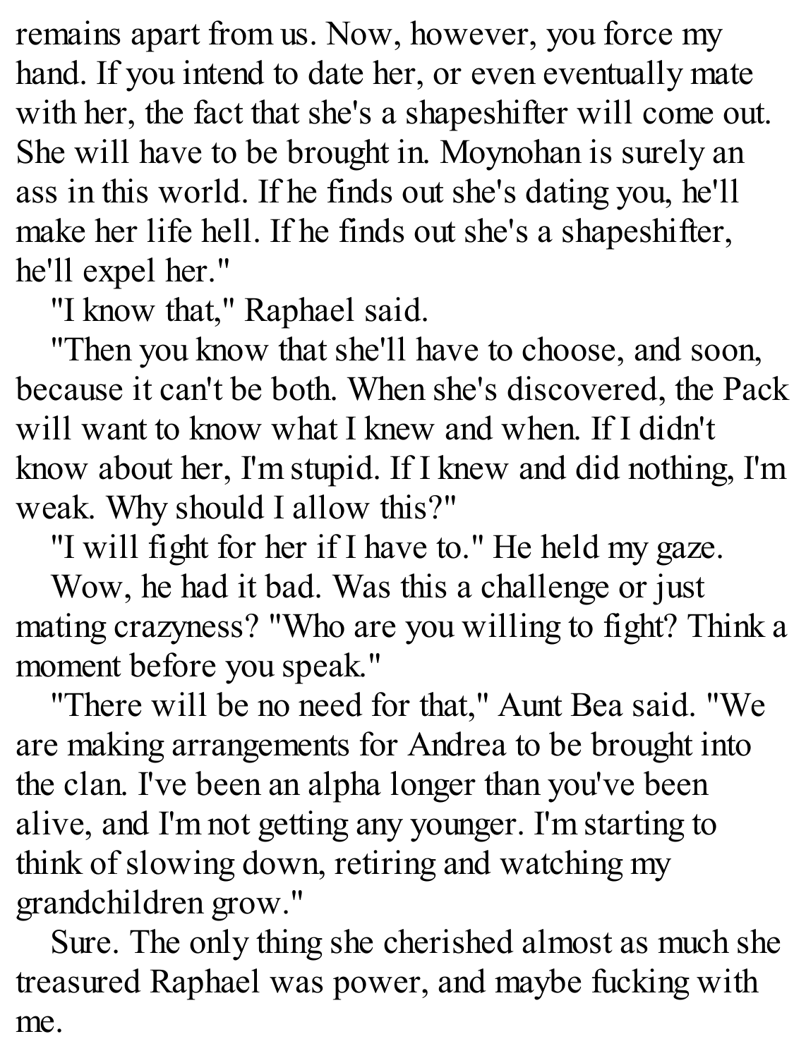remains apart from us. Now, however, you force my hand. If you intend to date her, or even eventually mate with her, the fact that she's a shapeshifter will come out. She will have to be brought in. Moynohan is surely an ass in this world. If he finds out she's dating you, he'll make her life hell. If he finds out she's a shapeshifter, he'll expel her."

"I know that," Raphael said.

"Then you know that she'll have to choose, and soon, because it can't be both. When she's discovered, the Pack will want to know what I knew and when. If I didn't know about her, I'm stupid. If I knew and did nothing, I'm weak. Why should I allow this?"

"I will fight for her if I have to." He held my gaze.

Wow, he had it bad. Was this a challenge or just mating crazyness? "Who are you willing to fight? Think a moment before you speak."

"There will be no need for that," Aunt Bea said. "We are making arrangements for Andrea to be brought into the clan. I've been an alpha longer than you've been alive, and I'm not getting any younger. I'm starting to think of slowing down, retiring and watching my grandchildren grow."

Sure. The only thing she cherished almost as much she treasured Raphael was power, and maybe fucking with me.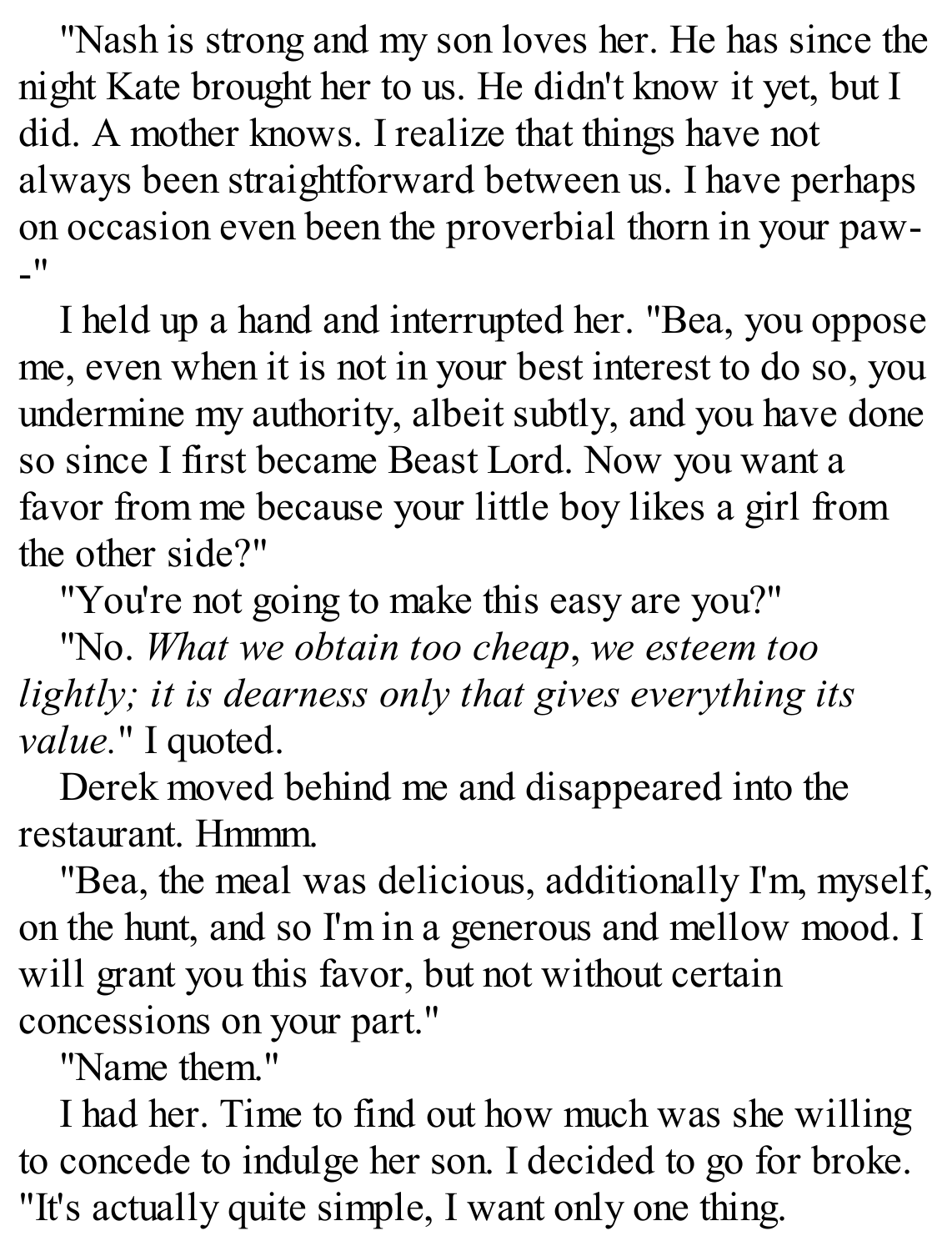"Nash is strong and my son loves her. He has since the night Kate brought her to us. He didn't know it yet, but I did. A mother knows. I realize that things have not always been straightforward between us. I have perhaps on occasion even been the proverbial thorn in your paw--"

I held up a hand and interrupted her. "Bea, you oppose me, even when it is not in your best interest to do so, you undermine my authority, albeit subtly, and you have done so since I first became Beast Lord. Now you want a favor from me because your little boy likes a girl from the other side?"

"You're not going to make this easy are you?"

"No. *What we obtain too cheap*, *we esteem too lightly; it is dearness only that gives everything its value.*" I quoted.

Derek moved behind me and disappeared into the restaurant. Hmmm.

"Bea, the meal was delicious, additionally I'm, myself, on the hunt, and so I'm in a generous and mellow mood. I will grant you this favor, but not without certain concessions on your part."

"Name them."

I had her. Time to find out how much was she willing to concede to indulge her son. I decided to go for broke. "It's actually quite simple, I want only one thing.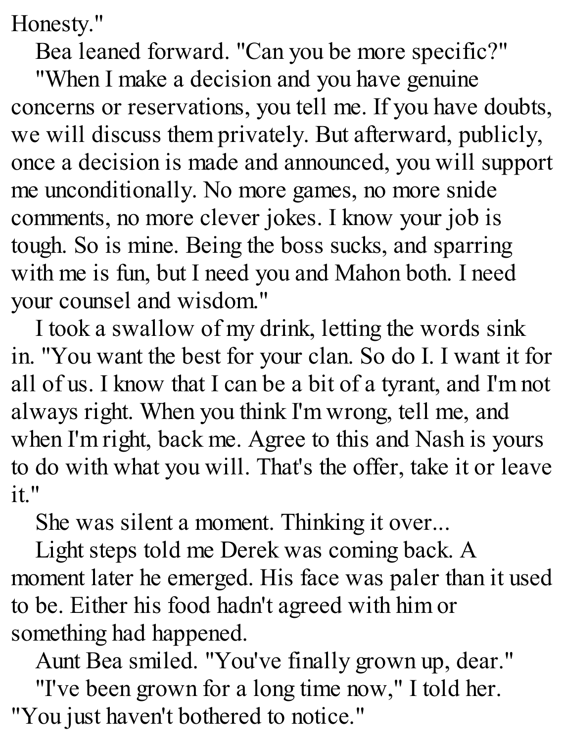Honesty."

Bea leaned forward. "Can you be more specific?"

"When I make a decision and you have genuine concerns or reservations, you tell me. If you have doubts, we will discuss them privately. But afterward, publicly, once a decision is made and announced, you will support me unconditionally. No more games, no more snide comments, no more clever jokes. I know your job is tough. So is mine. Being the boss sucks, and sparring with me is fun, but I need you and Mahon both. I need your counsel and wisdom."

I took a swallow of my drink, letting the words sink in. "You want the best for your clan. So do I. I want it for all of us. I know that I can be a bit of a tyrant, and I'm not always right. When you think I'm wrong, tell me, and when I'm right, back me. Agree to this and Nash is yours to do with what you will. That's the offer, take it or leave it."

She was silent a moment. Thinking it over...

Light steps told me Derek was coming back. A moment later he emerged. His face was paler than it used to be. Either his food hadn't agreed with him or something had happened.

Aunt Bea smiled. "You've finally grown up, dear."

"I've been grown for a long time now," I told her. "You just haven't bothered to notice."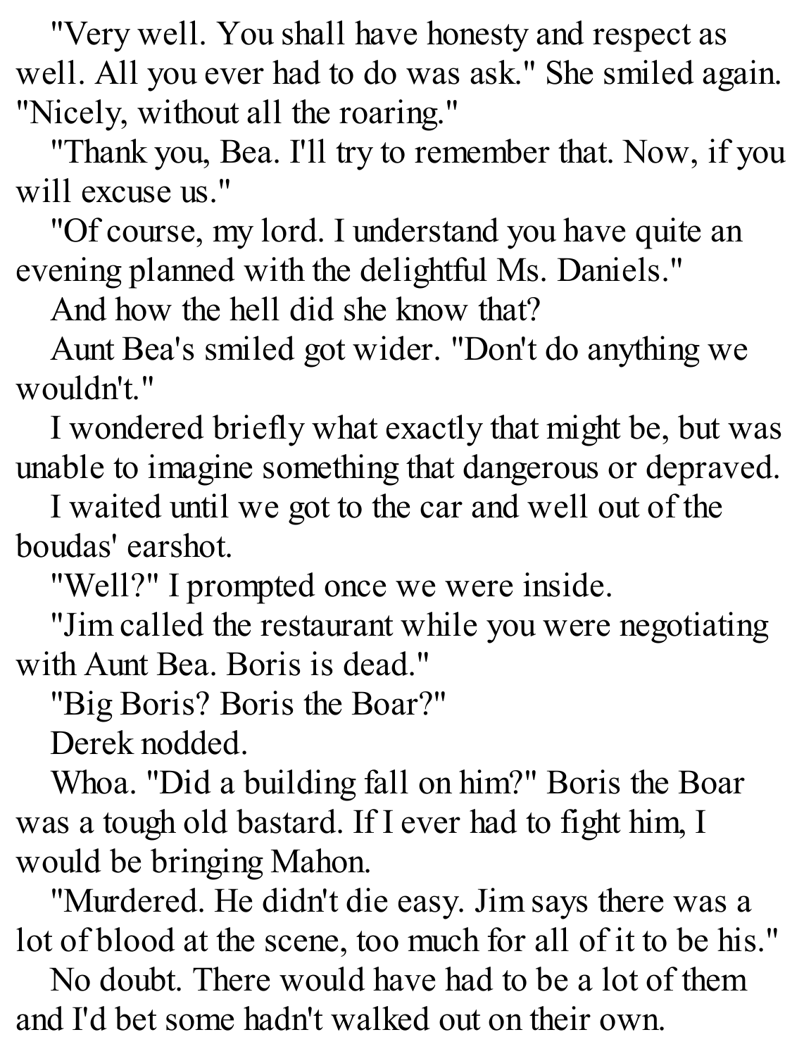"Very well. You shall have honesty and respect as well. All you ever had to do was ask." She smiled again. "Nicely, without all the roaring."

"Thank you, Bea. I'll try to remember that. Now, if you will excuse us."

"Of course, my lord. I understand you have quite an evening planned with the delightful Ms. Daniels."

And how the hell did she know that?

Aunt Bea's smiled got wider. "Don't do anything we wouldn't."

I wondered briefly what exactly that might be, but was unable to imagine something that dangerous or depraved.

I waited until we got to the car and well out of the boudas' earshot.

"Well?" I prompted once we were inside.

"Jim called the restaurant while you were negotiating with Aunt Bea. Boris is dead."

"Big Boris? Boris the Boar?"

Derek nodded.

Whoa. "Did a building fall on him?" Boris the Boar was a tough old bastard. If I ever had to fight him, I would be bringing Mahon.

"Murdered. He didn't die easy. Jim says there was a lot of blood at the scene, too much for all of it to be his."

No doubt. There would have had to be a lot of them and I'd bet some hadn't walked out on their own.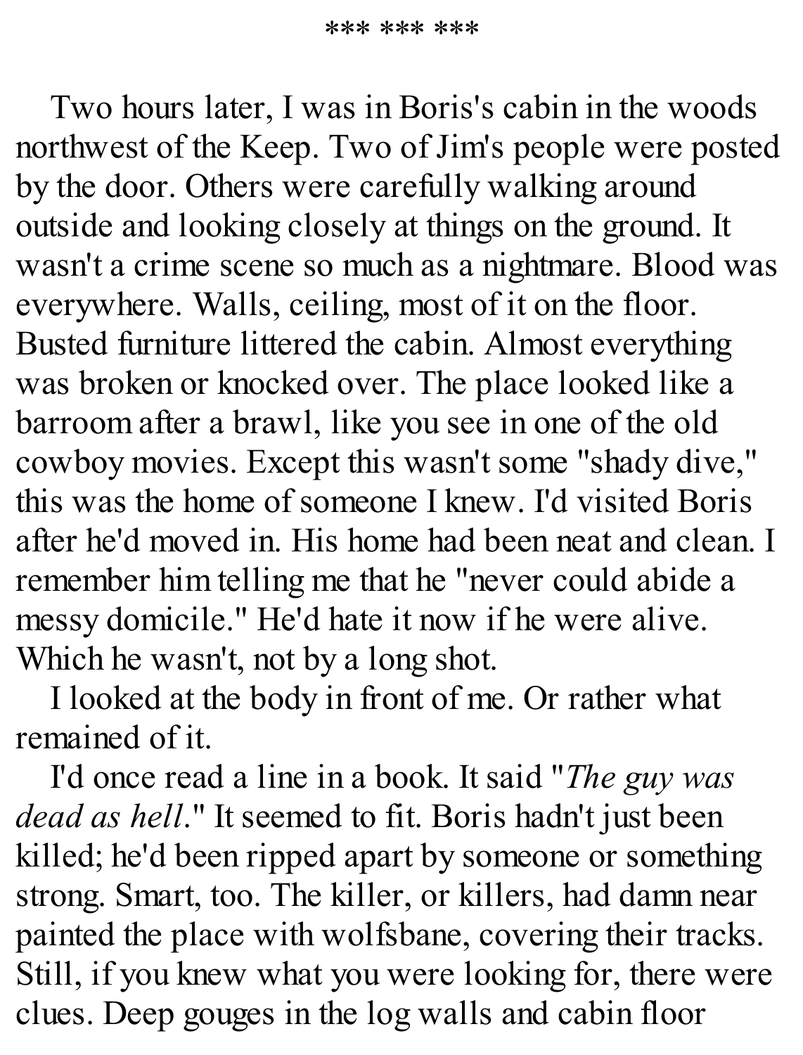\*\*\* \*\*\* \*\*\*

Two hours later, I was in Boris's cabin in the woods northwest of the Keep. Two of Jim's people were posted by the door. Others were carefully walking around outside and looking closely at things on the ground. It wasn't a crime scene so much as a nightmare. Blood was everywhere. Walls, ceiling, most of it on the floor. Busted furniture littered the cabin. Almost everything was broken or knocked over. The place looked like a barroom after a brawl, like you see in one of the old cowboy movies. Except this wasn't some "shady dive," this was the home of someone I knew. I'd visited Boris after he'd moved in. His home had been neat and clean. I remember him telling me that he "never could abide a messy domicile." He'd hate it now if he were alive. Which he wasn't, not by a long shot.

I looked at the body in front of me. Or rather what remained of it.

I'd once read a line in a book. It said "*The guy was dead as hell*." It seemed to fit. Boris hadn't just been killed; he'd been ripped apart by someone or something strong. Smart, too. The killer, or killers, had damn near painted the place with wolfsbane, covering their tracks. Still, if you knew what you were looking for, there were clues. Deep gouges in the log walls and cabin floor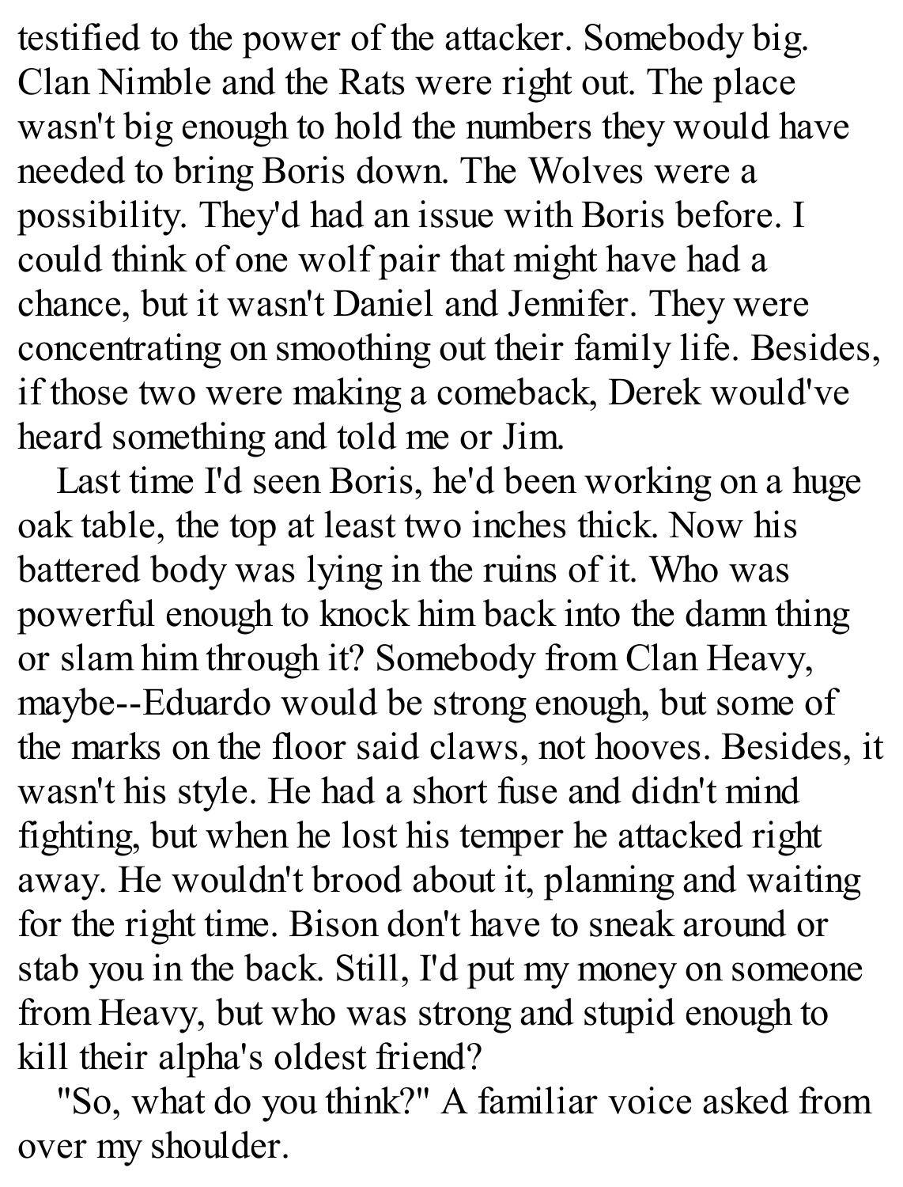testified to the power of the attacker. Somebody big. Clan Nimble and the Rats were right out. The place wasn't big enough to hold the numbers they would have needed to bring Boris down. The Wolves were a possibility. They'd had an issue with Boris before. I could think of one wolf pair that might have had a chance, but it wasn't Daniel and Jennifer. They were concentrating on smoothing out their family life. Besides, if those two were making a comeback, Derek would've heard something and told me or Jim.

Last time I'd seen Boris, he'd been working on a huge oak table, the top at least two inches thick. Now his battered body was lying in the ruins of it. Who was powerful enough to knock him back into the damn thing or slam him through it? Somebody from Clan Heavy, maybe--Eduardo would be strong enough, but some of the marks on the floor said claws, not hooves. Besides, it wasn't his style. He had a short fuse and didn't mind fighting, but when he lost his temper he attacked right away. He wouldn't brood about it, planning and waiting for the right time. Bison don't have to sneak around or stab you in the back. Still, I'd put my money on someone from Heavy, but who was strong and stupid enough to kill their alpha's oldest friend?

"So, what do you think?" A familiar voice asked from over my shoulder.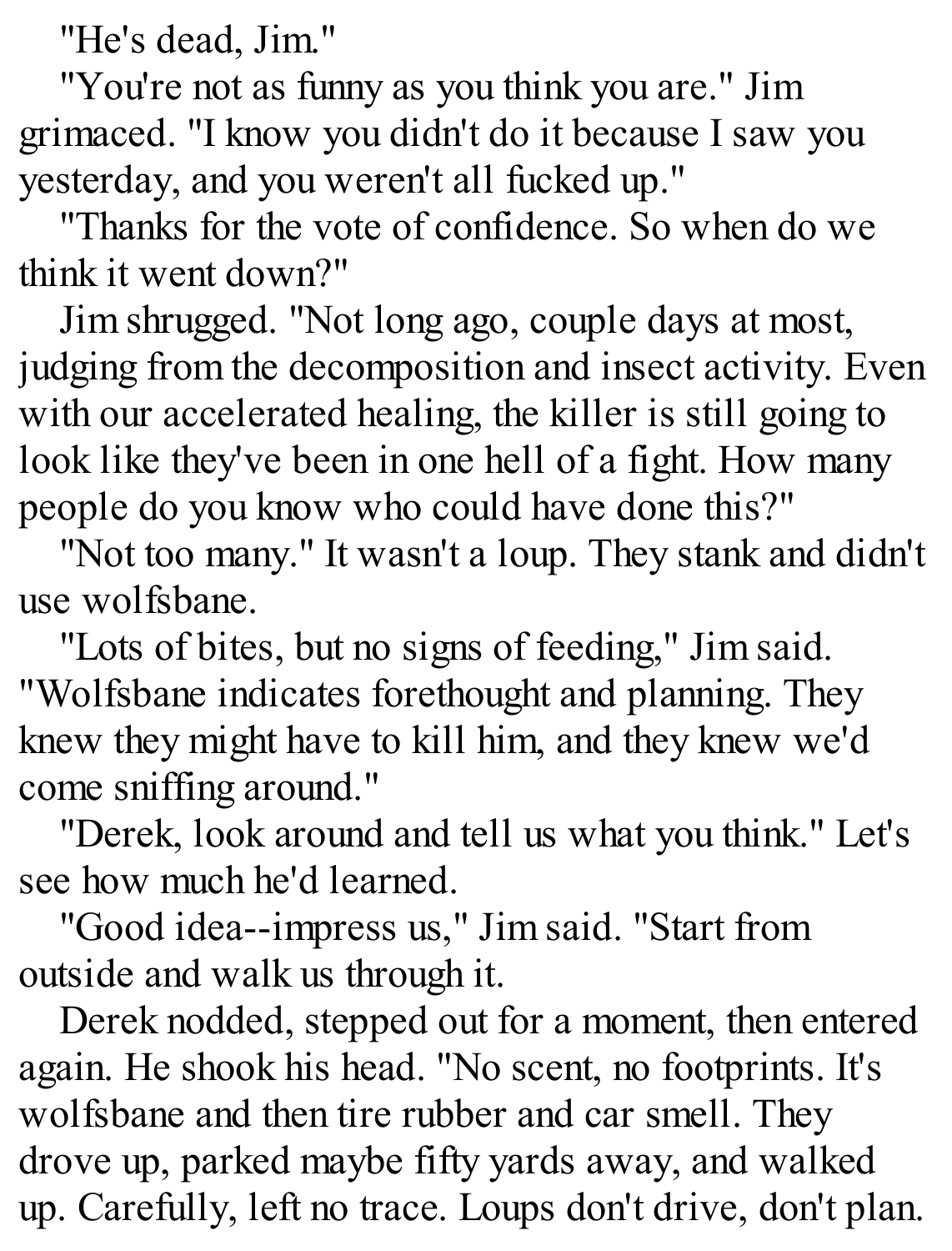"He's dead, Jim."

"You're not as funny as you think you are." Jim grimaced. "I know you didn't do it because I saw you yesterday, and you weren't all fucked up."

"Thanks for the vote of confidence. So when do we think it went down?"

Jim shrugged. "Not long ago, couple days at most, judging from the decomposition and insect activity. Even with our accelerated healing, the killer is still going to look like they've been in one hell of a fight. How many people do you know who could have done this?"

"Not too many." It wasn't a loup. They stank and didn't use wolfsbane.

"Lots of bites, but no signs of feeding," Jim said. "Wolfsbane indicates forethought and planning. They knew they might have to kill him, and they knew we'd come sniffing around."

"Derek, look around and tell us what you think." Let's see how much he'd learned.

"Good idea--impress us," Jim said. "Start from outside and walk us through it.

Derek nodded, stepped out for a moment, then entered again. He shook his head. "No scent, no footprints. It's wolfsbane and then tire rubber and car smell. They drove up, parked maybe fifty yards away, and walked up. Carefully, left no trace. Loups don't drive, don't plan.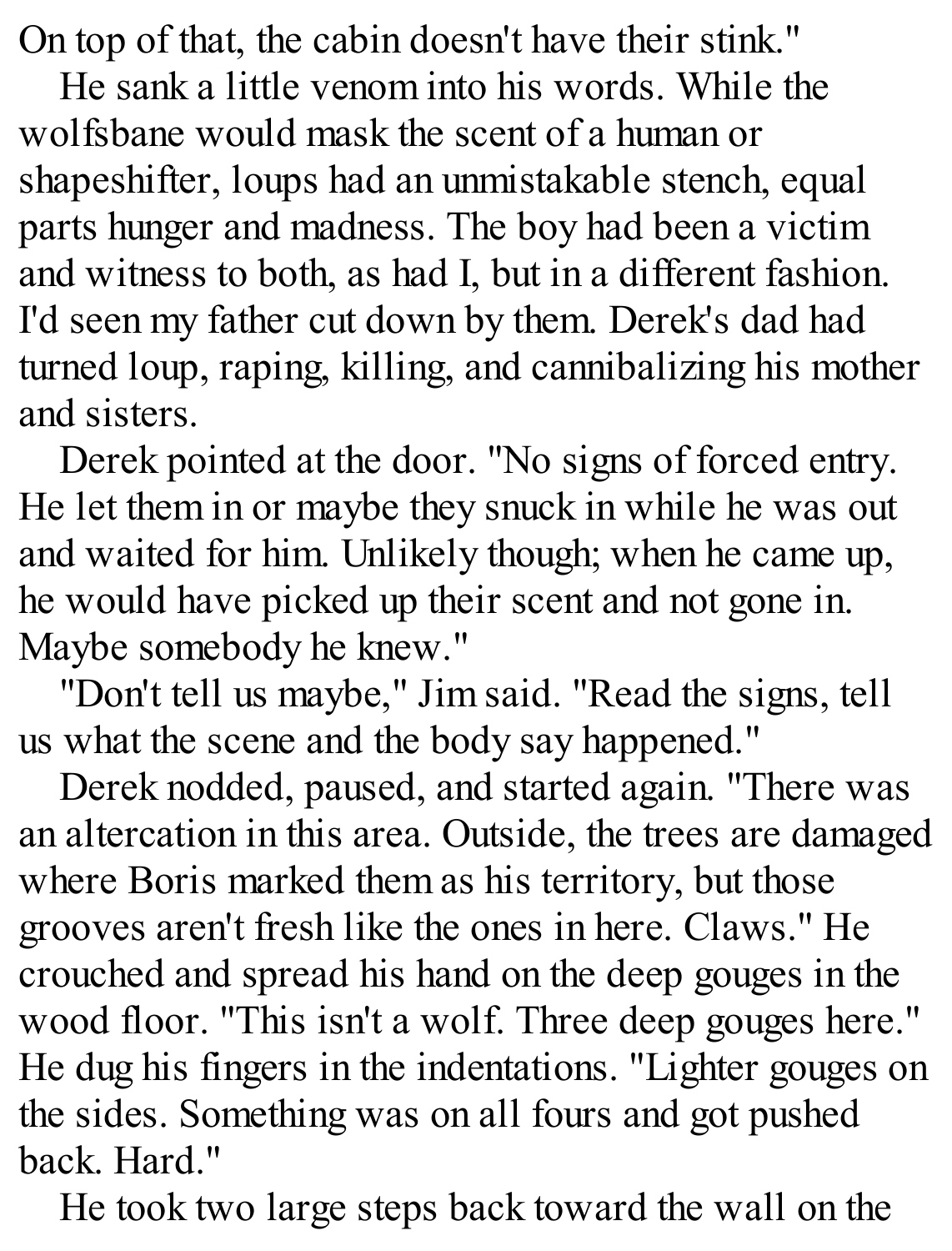On top of that, the cabin doesn't have their stink."

He sank a little venom into his words. While the wolfsbane would mask the scent of a human or shapeshifter, loups had an unmistakable stench, equal parts hunger and madness. The boy had been a victim and witness to both, as had I, but in a different fashion. I'd seen my father cut down by them. Derek's dad had turned loup, raping, killing, and cannibalizing his mother and sisters.

Derek pointed at the door. "No signs of forced entry. He let them in or maybe they snuck in while he was out and waited for him. Unlikely though; when he came up, he would have picked up their scent and not gone in. Maybe somebody he knew."

"Don't tell us maybe," Jim said. "Read the signs, tell us what the scene and the body say happened."

Derek nodded, paused, and started again. "There was an altercation in this area. Outside, the trees are damaged where Boris marked them as his territory, but those grooves aren't fresh like the ones in here. Claws." He crouched and spread his hand on the deep gouges in the wood floor. "This isn't a wolf. Three deep gouges here." He dug his fingers in the indentations. "Lighter gouges on the sides. Something was on all fours and got pushed back. Hard."

He took two large steps back toward the wall on the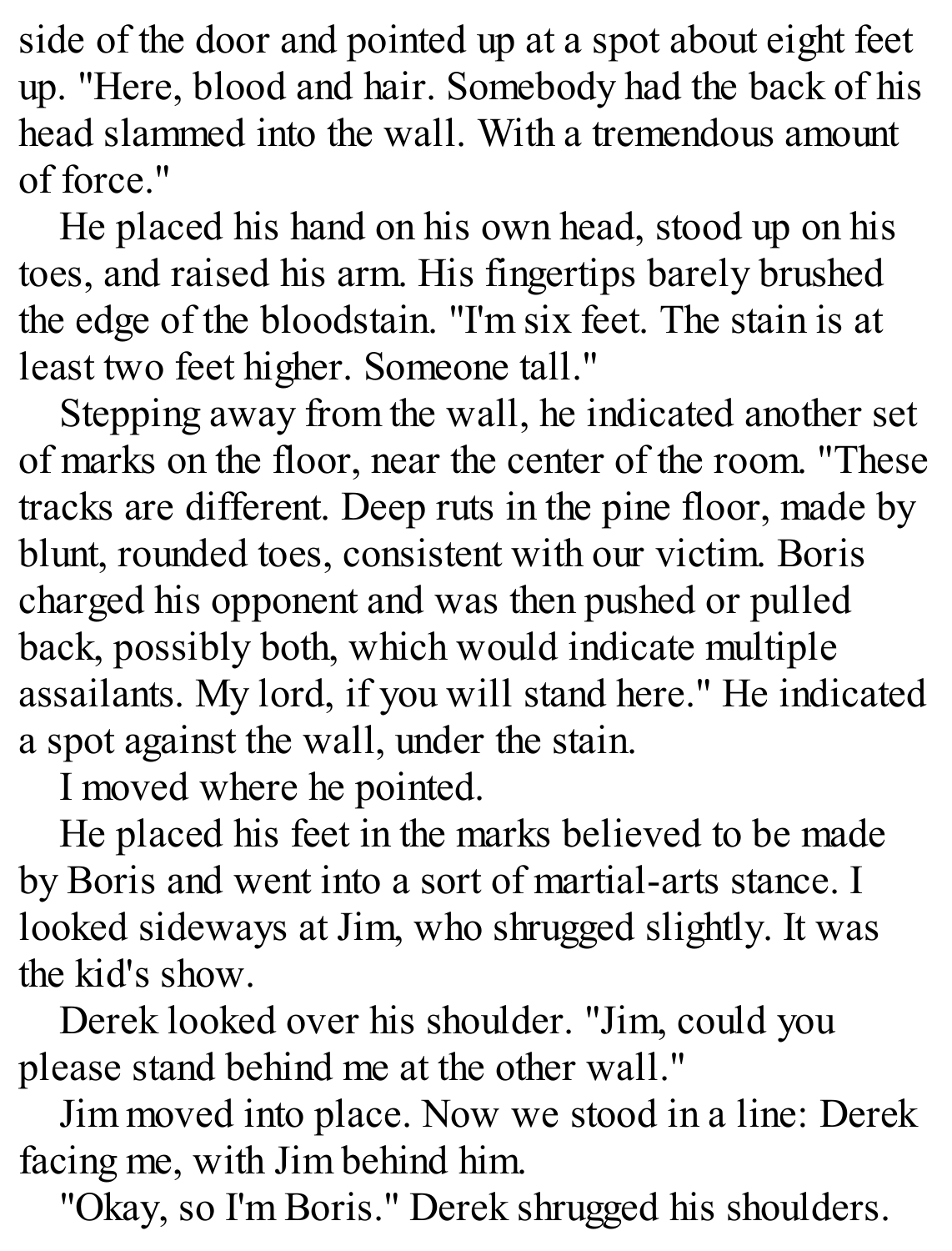side of the door and pointed up at a spot about eight feet up. "Here, blood and hair. Somebody had the back of his head slammed into the wall. With a tremendous amount of force."

He placed his hand on his own head, stood up on his toes, and raised his arm. His fingertips barely brushed the edge of the bloodstain. "I'm six feet. The stain is at least two feet higher. Someone tall."

Stepping away from the wall, he indicated another set of marks on the floor, near the center of the room. "These tracks are different. Deep ruts in the pine floor, made by blunt, rounded toes, consistent with our victim. Boris charged his opponent and was then pushed or pulled back, possibly both, which would indicate multiple assailants. My lord, if you will stand here." He indicated a spot against the wall, under the stain.

I moved where he pointed.

He placed his feet in the marks believed to be made by Boris and went into a sort of martial-arts stance. I looked sideways at Jim, who shrugged slightly. It was the kid's show.

Derek looked over his shoulder. "Jim, could you please stand behind me at the other wall."

Jim moved into place. Now we stood in a line: Derek facing me, with Jim behind him.

"Okay, so I'm Boris." Derek shrugged his shoulders.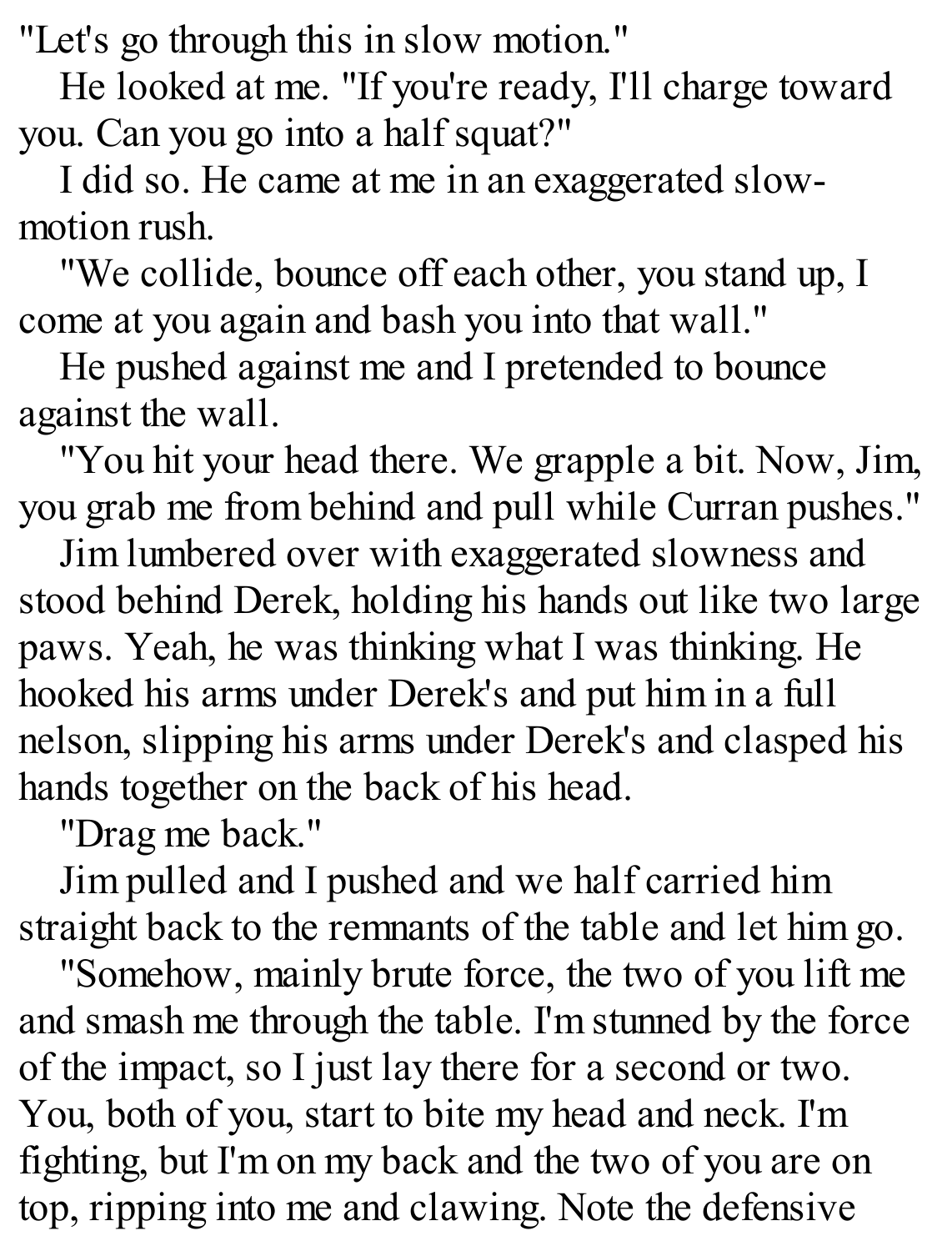"Let's go through this in slow motion."

He looked at me. "If you're ready, I'll charge toward you. Can you go into a half squat?"

I did so. He came at me in an exaggerated slow-motion rush.

"We collide, bounce off each other, you stand up, I come at you again and bash you into that wall."

He pushed against me and I pretended to bounce against the wall.

"You hit your head there. We grapple a bit. Now, Jim, you grab me from behind and pull while Curran pushes."

Jim lumbered over with exaggerated slowness and stood behind Derek, holding his hands out like two large paws. Yeah, he was thinking what I was thinking. He hooked his arms under Derek's and put him in a full nelson, slipping his arms under Derek's and clasped his hands together on the back of his head.

"Drag me back."

Jim pulled and I pushed and we half carried him straight back to the remnants of the table and let him go.

"Somehow, mainly brute force, the two of you lift me and smash me through the table. I'm stunned by the force of the impact, so I just lay there for a second or two. You, both of you, start to bite my head and neck. I'm fighting, but I'm on my back and the two of you are on top, ripping into me and clawing. Note the defensive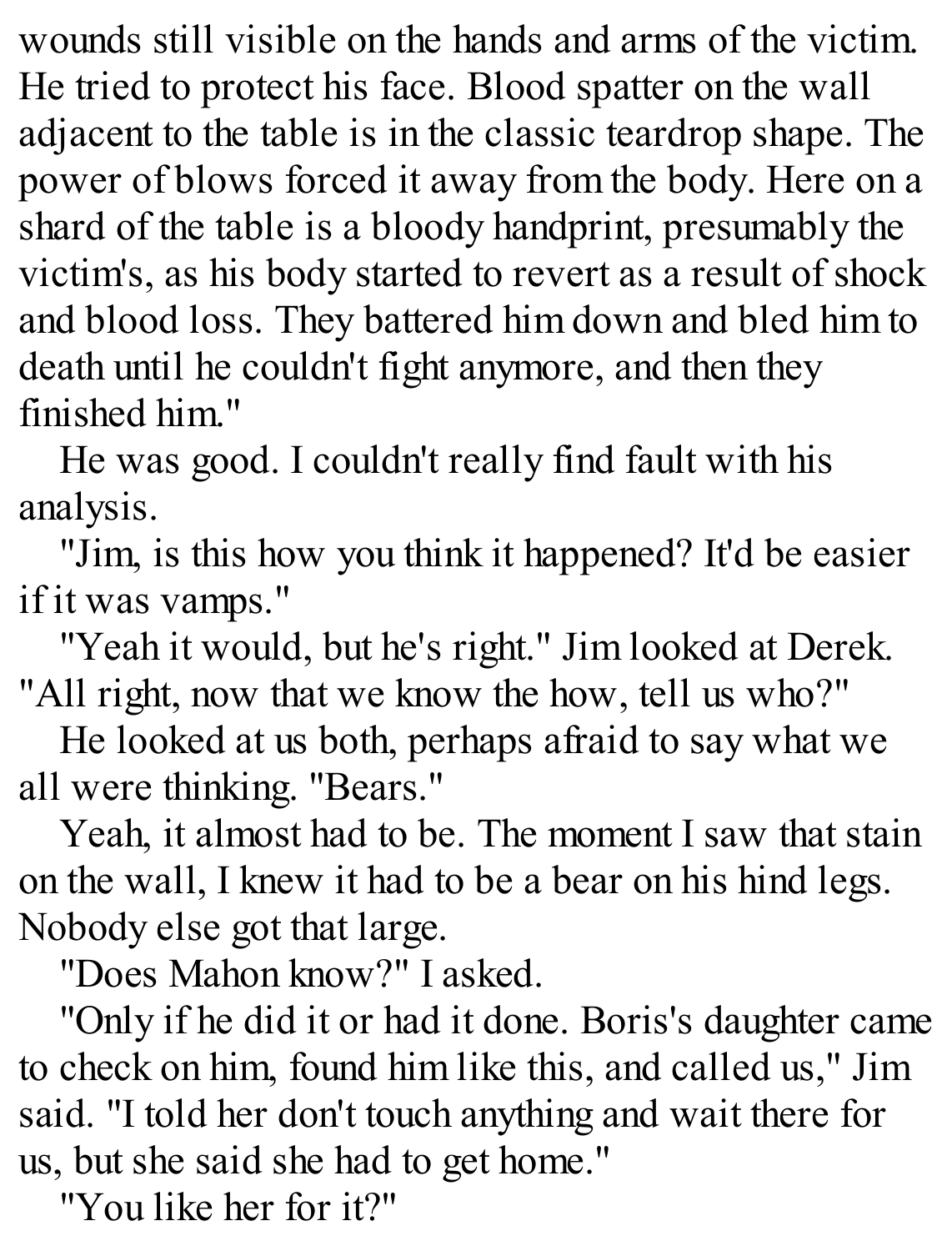wounds still visible on the hands and arms of the victim. He tried to protect his face. Blood spatter on the wall adjacent to the table is in the classic teardrop shape. The power of blows forced it away from the body. Here on a shard of the table is a bloody handprint, presumably the victim's, as his body started to revert as a result of shock and blood loss. They battered him down and bled him to death until he couldn't fight anymore, and then they finished him."

He was good. I couldn't really find fault with his analysis.

"Jim, is this how you think it happened? It'd be easier if it was vamps."

"Yeah it would, but he's right." Jim looked at Derek. "All right, now that we know the how, tell us who?"

He looked at us both, perhaps afraid to say what we all were thinking. "Bears."

Yeah, it almost had to be. The moment I saw that stain on the wall, I knew it had to be a bear on his hind legs. Nobody else got that large.

"Does Mahon know?" I asked.

"Only if he did it or had it done. Boris's daughter came to check on him, found him like this, and called us," Jim said. "I told her don't touch anything and wait there for us, but she said she had to get home."

"You like her for it?"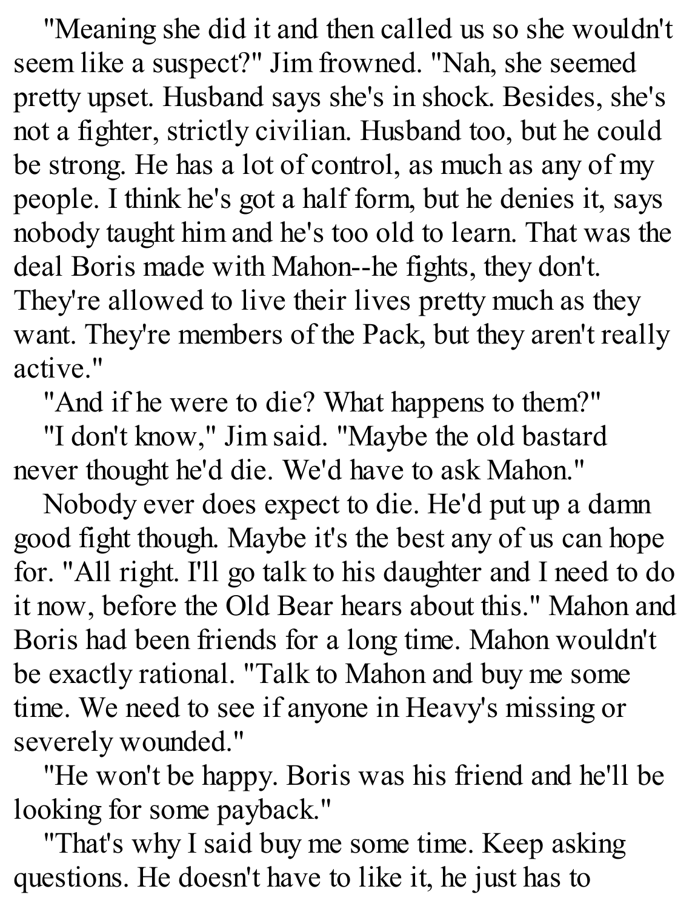"Meaning she did it and then called us so she wouldn't seem like a suspect?" Jim frowned. "Nah, she seemed pretty upset. Husband says she's in shock. Besides, she's not a fighter, strictly civilian. Husband too, but he could be strong. He has a lot of control, as much as any of my people. I think he's got a half form, but he denies it, says nobody taught him and he's too old to learn. That was the deal Boris made with Mahon--he fights, they don't. They're allowed to live their lives pretty much as they want. They're members of the Pack, but they aren't really active."

"And if he were to die? What happens to them?"

"I don't know," Jim said. "Maybe the old bastard never thought he'd die. We'd have to ask Mahon."

Nobody ever does expect to die. He'd put up a damn good fight though. Maybe it's the best any of us can hope for. "All right. I'll go talk to his daughter and I need to do it now, before the Old Bear hears about this." Mahon and Boris had been friends for a long time. Mahon wouldn't be exactly rational. "Talk to Mahon and buy me some time. We need to see if anyone in Heavy's missing or severely wounded."

"He won't be happy. Boris was his friend and he'll be looking for some payback."

"That's why I said buy me some time. Keep asking questions. He doesn't have to like it, he just has to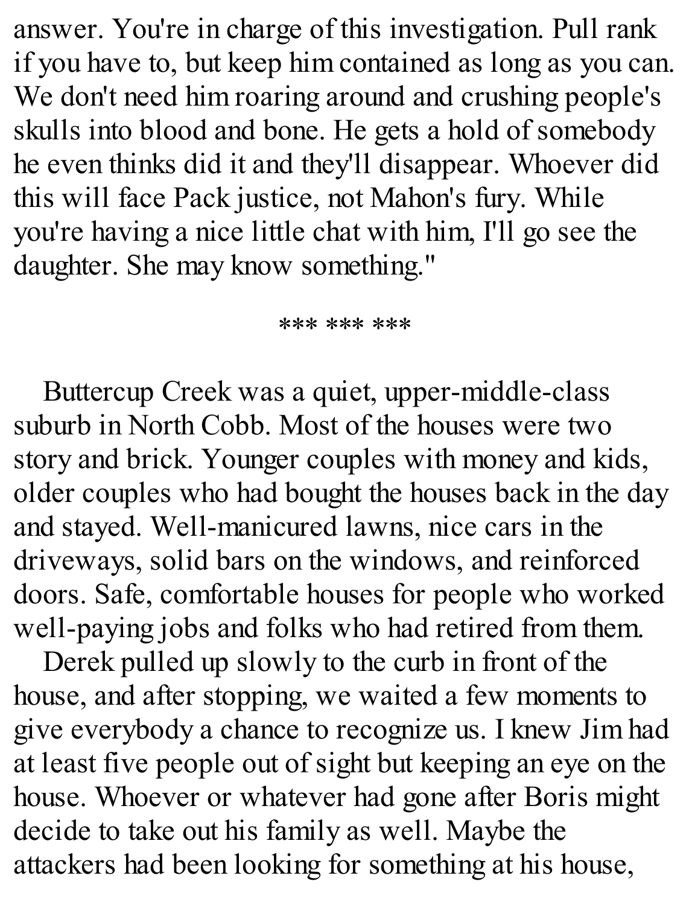answer. You're in charge of this investigation. Pull rank if you have to, but keep him contained as long as you can. We don't need him roaring around and crushing people's skulls into blood and bone. He gets a hold of somebody he even thinks did it and they'll disappear. Whoever did this will face Pack justice, not Mahon's fury. While you're having a nice little chat with him, I'll go see the daughter. She may know something."

*** *** ***

Buttercup Creek was a quiet, upper-middle-class suburb in North Cobb. Most of the houses were two story and brick. Younger couples with money and kids, older couples who had bought the houses back in the day and stayed. Well-manicured lawns, nice cars in the driveways, solid bars on the windows, and reinforced doors. Safe, comfortable houses for people who worked well-paying jobs and folks who had retired from them.

Derek pulled up slowly to the curb in front of the house, and after stopping, we waited a few moments to give everybody a chance to recognize us. I knew Jim had at least five people out of sight but keeping an eye on the house. Whoever or whatever had gone after Boris might decide to take out his family as well. Maybe the attackers had been looking for something at his house,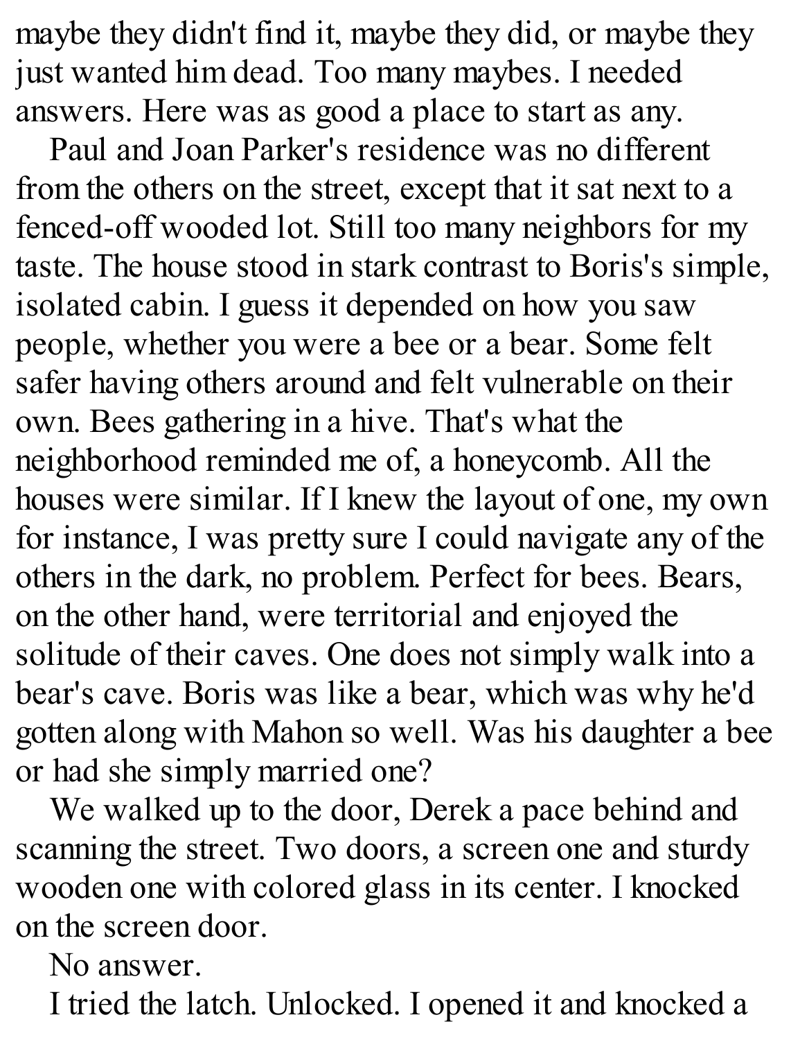maybe they didn't find it, maybe they did, or maybe they just wanted him dead. Too many maybes. I needed answers. Here was as good a place to start as any.

Paul and Joan Parker's residence was no different from the others on the street, except that it sat next to a fenced-off wooded lot. Still too many neighbors for my taste. The house stood in stark contrast to Boris's simple, isolated cabin. I guess it depended on how you saw people, whether you were a bee or a bear. Some felt safer having others around and felt vulnerable on their own. Bees gathering in a hive. That's what the neighborhood reminded me of, a honeycomb. All the houses were similar. If I knew the layout of one, my own for instance, I was pretty sure I could navigate any of the others in the dark, no problem. Perfect for bees. Bears, on the other hand, were territorial and enjoyed the solitude of their caves. One does not simply walk into a bear's cave. Boris was like a bear, which was why he'd gotten along with Mahon so well. Was his daughter a bee or had she simply married one?

We walked up to the door, Derek a pace behind and scanning the street. Two doors, a screen one and sturdy wooden one with colored glass in its center. I knocked on the screen door.

No answer.

I tried the latch. Unlocked. I opened it and knocked a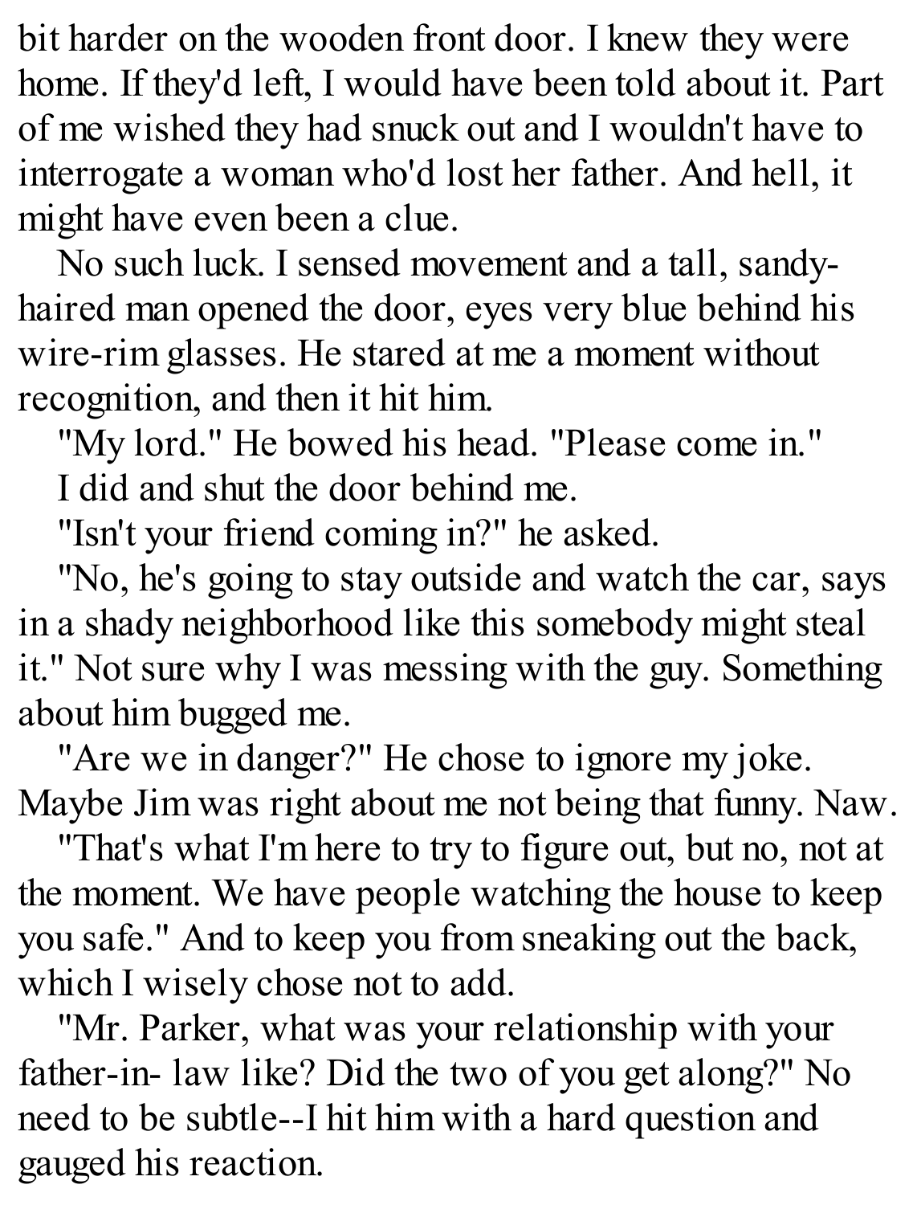bit harder on the wooden front door. I knew they were home. If they'd left, I would have been told about it. Part of me wished they had snuck out and I wouldn't have to interrogate a woman who'd lost her father. And hell, it might have even been a clue.

No such luck. I sensed movement and a tall, sandy-haired man opened the door, eyes very blue behind his wire-rim glasses. He stared at me a moment without recognition, and then it hit him.

"My lord." He bowed his head. "Please come in."

I did and shut the door behind me.

"Isn't your friend coming in?" he asked.

"No, he's going to stay outside and watch the car, says in a shady neighborhood like this somebody might steal it." Not sure why I was messing with the guy. Something about him bugged me.

"Are we in danger?" He chose to ignore my joke. Maybe Jim was right about me not being that funny. Naw.

"That's what I'm here to try to figure out, but no, not at the moment. We have people watching the house to keep you safe." And to keep you from sneaking out the back, which I wisely chose not to add.

"Mr. Parker, what was your relationship with your father-in- law like? Did the two of you get along?" No need to be subtle--I hit him with a hard question and gauged his reaction.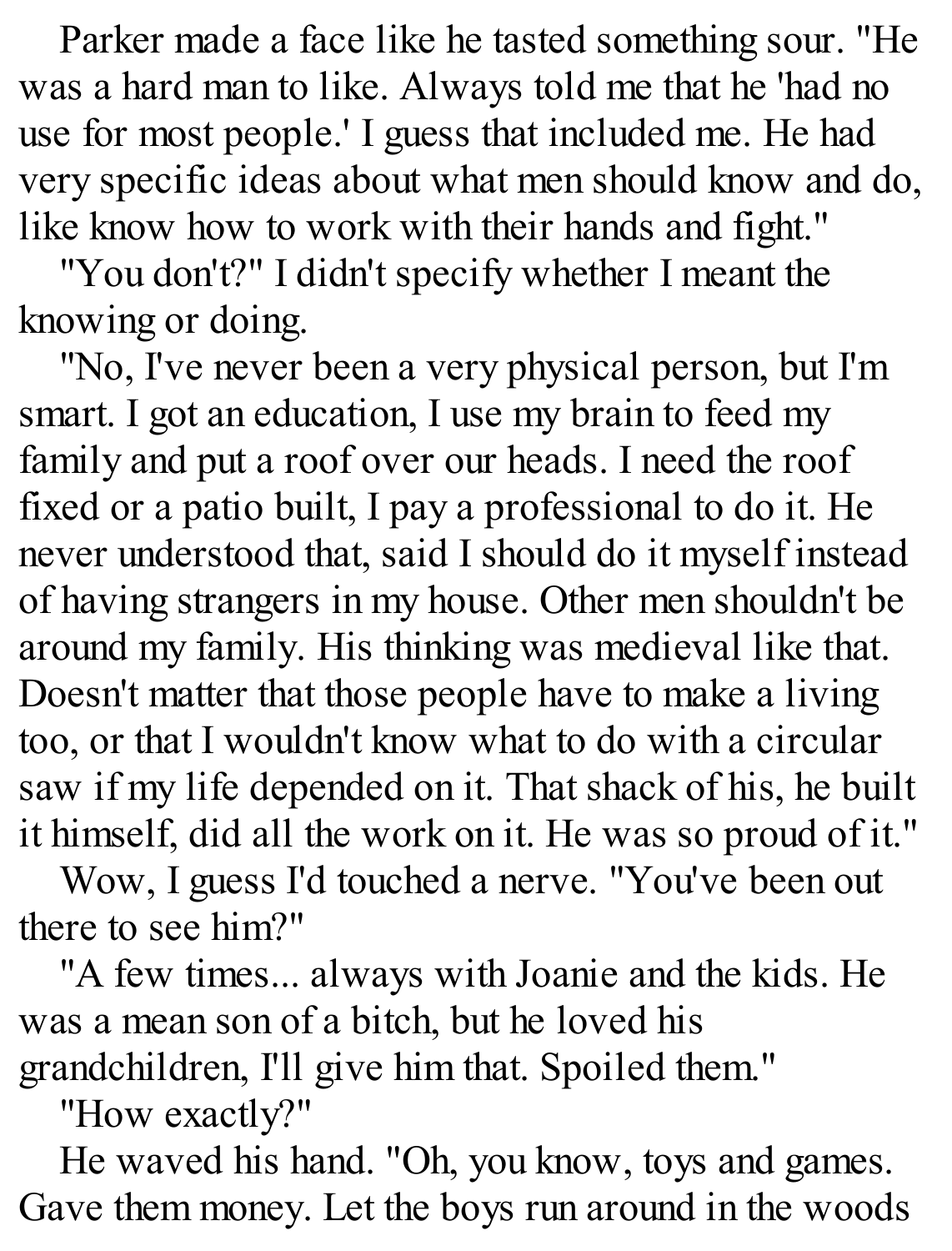Parker made a face like he tasted something sour. "He was a hard man to like. Always told me that he 'had no use for most people.' I guess that included me. He had very specific ideas about what men should know and do, like know how to work with their hands and fight."

"You don't?" I didn't specify whether I meant the knowing or doing.

"No, I've never been a very physical person, but I'm smart. I got an education, I use my brain to feed my family and put a roof over our heads. I need the roof fixed or a patio built, I pay a professional to do it. He never understood that, said I should do it myself instead of having strangers in my house. Other men shouldn't be around my family. His thinking was medieval like that. Doesn't matter that those people have to make a living too, or that I wouldn't know what to do with a circular saw if my life depended on it. That shack of his, he built it himself, did all the work on it. He was so proud of it."

Wow, I guess I'd touched a nerve. "You've been out there to see him?"

"A few times... always with Joanie and the kids. He was a mean son of a bitch, but he loved his grandchildren, I'll give him that. Spoiled them."

"How exactly?"

He waved his hand. "Oh, you know, toys and games. Gave them money. Let the boys run around in the woods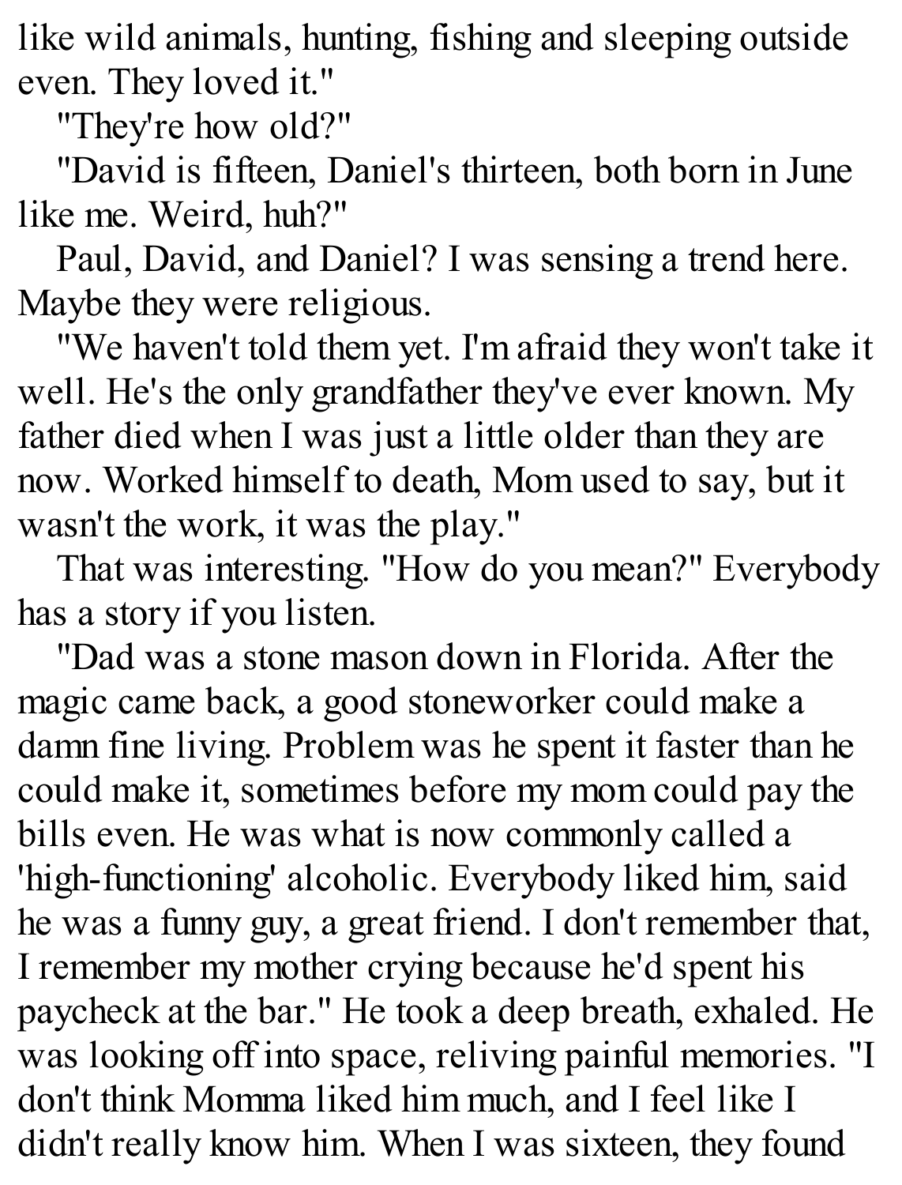like wild animals, hunting, fishing and sleeping outside even. They loved it."

"They're how old?"

"David is fifteen, Daniel's thirteen, both born in June like me. Weird, huh?"

Paul, David, and Daniel? I was sensing a trend here. Maybe they were religious.

"We haven't told them yet. I'm afraid they won't take it well. He's the only grandfather they've ever known. My father died when I was just a little older than they are now. Worked himself to death, Mom used to say, but it wasn't the work, it was the play."

That was interesting. "How do you mean?" Everybody has a story if you listen.

"Dad was a stone mason down in Florida. After the magic came back, a good stoneworker could make a damn fine living. Problem was he spent it faster than he could make it, sometimes before my mom could pay the bills even. He was what is now commonly called a 'high-functioning' alcoholic. Everybody liked him, said he was a funny guy, a great friend. I don't remember that, I remember my mother crying because he'd spent his paycheck at the bar." He took a deep breath, exhaled. He was looking off into space, reliving painful memories. "I don't think Momma liked him much, and I feel like I didn't really know him. When I was sixteen, they found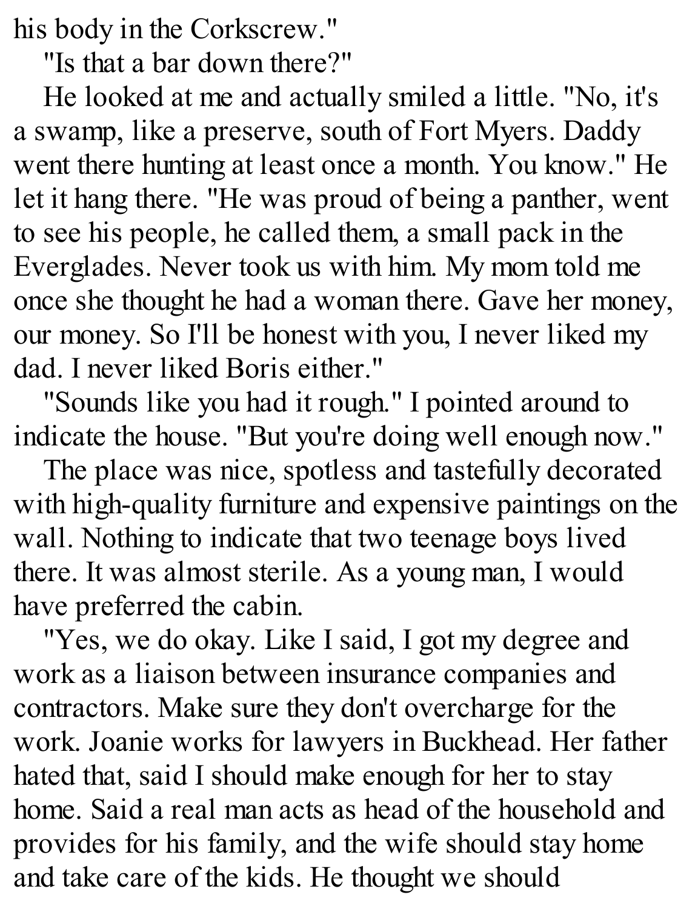his body in the Corkscrew."

"Is that a bar down there?"

He looked at me and actually smiled a little. "No, it's a swamp, like a preserve, south of Fort Myers. Daddy went there hunting at least once a month. You know." He let it hang there. "He was proud of being a panther, went to see his people, he called them, a small pack in the Everglades. Never took us with him. My mom told me once she thought he had a woman there. Gave her money, our money. So I'll be honest with you, I never liked my dad. I never liked Boris either."

"Sounds like you had it rough." I pointed around to indicate the house. "But you're doing well enough now."

The place was nice, spotless and tastefully decorated with high-quality furniture and expensive paintings on the wall. Nothing to indicate that two teenage boys lived there. It was almost sterile. As a young man, I would have preferred the cabin.

"Yes, we do okay. Like I said, I got my degree and work as a liaison between insurance companies and contractors. Make sure they don't overcharge for the work. Joanie works for lawyers in Buckhead. Her father hated that, said I should make enough for her to stay home. Said a real man acts as head of the household and provides for his family, and the wife should stay home and take care of the kids. He thought we should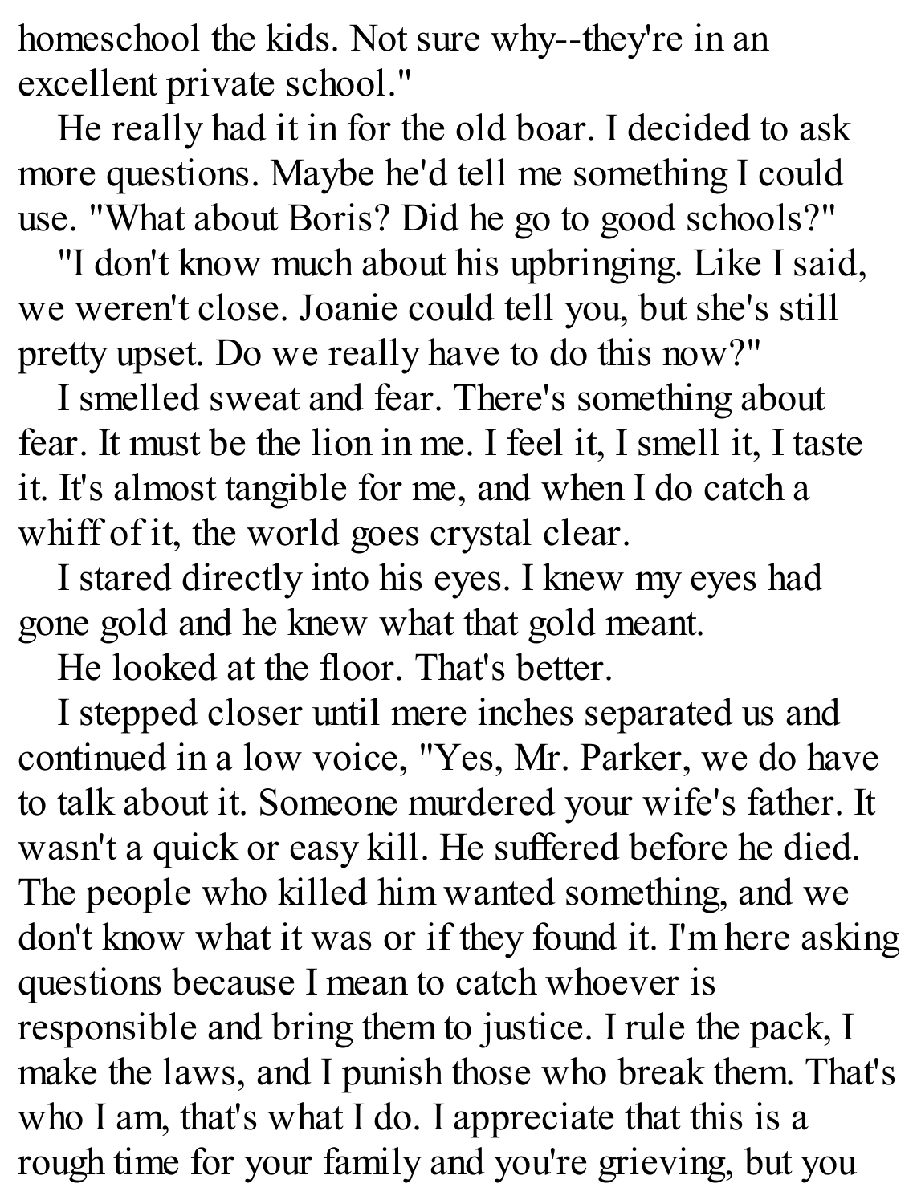homeschool the kids. Not sure why--they're in an excellent private school."

He really had it in for the old boar. I decided to ask more questions. Maybe he'd tell me something I could use. "What about Boris? Did he go to good schools?"

"I don't know much about his upbringing. Like I said, we weren't close. Joanie could tell you, but she's still pretty upset. Do we really have to do this now?"

I smelled sweat and fear. There's something about fear. It must be the lion in me. I feel it, I smell it, I taste it. It's almost tangible for me, and when I do catch a whiff of it, the world goes crystal clear.

I stared directly into his eyes. I knew my eyes had gone gold and he knew what that gold meant.

He looked at the floor. That's better.

I stepped closer until mere inches separated us and continued in a low voice, "Yes, Mr. Parker, we do have to talk about it. Someone murdered your wife's father. It wasn't a quick or easy kill. He suffered before he died. The people who killed him wanted something, and we don't know what it was or if they found it. I'm here asking questions because I mean to catch whoever is responsible and bring them to justice. I rule the pack, I make the laws, and I punish those who break them. That's who I am, that's what I do. I appreciate that this is a rough time for your family and you're grieving, but you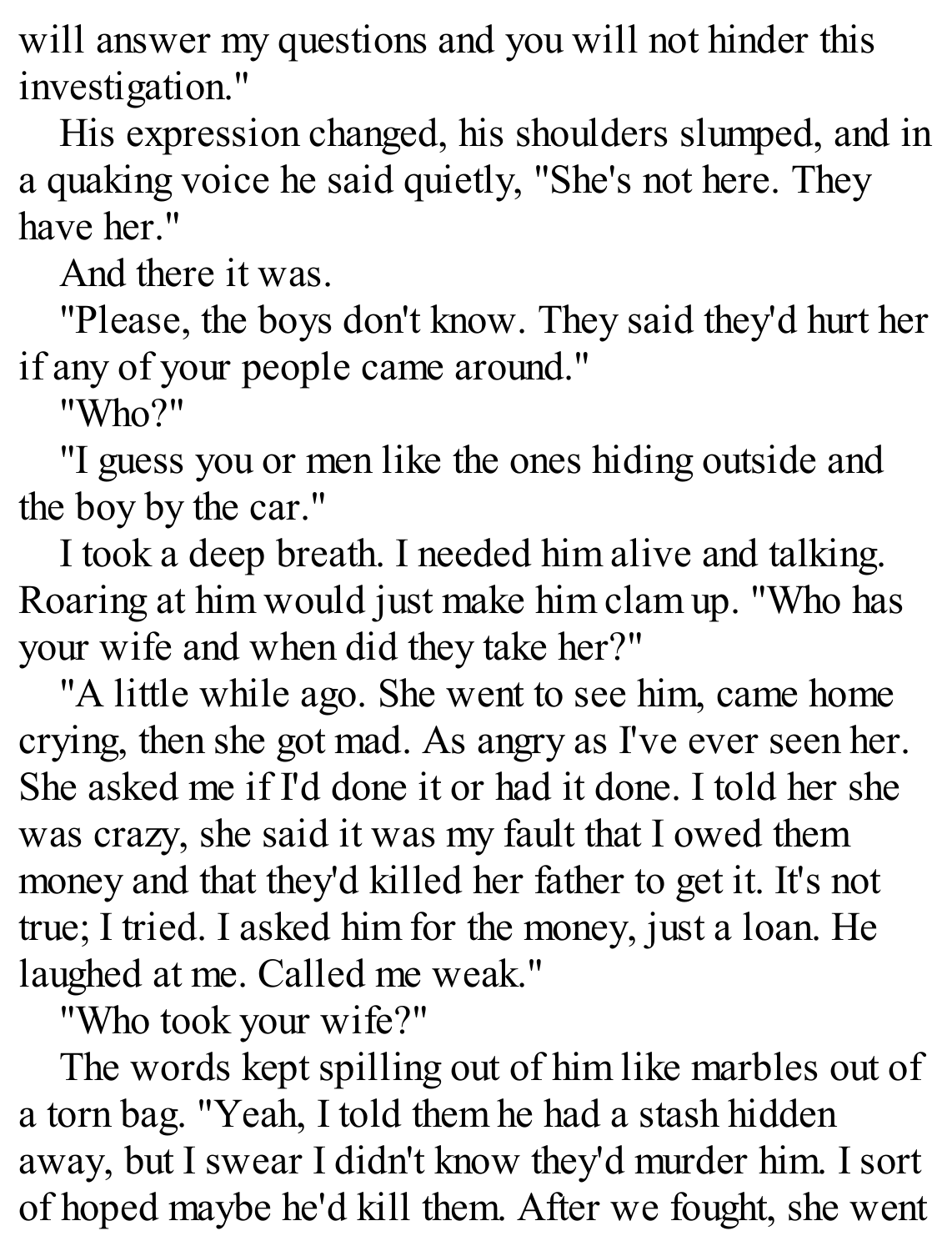will answer my questions and you will not hinder this investigation."

His expression changed, his shoulders slumped, and in a quaking voice he said quietly, "She's not here. They have her."

And there it was.

"Please, the boys don't know. They said they'd hurt her if any of your people came around."

"Who?"

"I guess you or men like the ones hiding outside and the boy by the car."

I took a deep breath. I needed him alive and talking. Roaring at him would just make him clam up. "Who has your wife and when did they take her?"

"A little while ago. She went to see him, came home crying, then she got mad. As angry as I've ever seen her. She asked me if I'd done it or had it done. I told her she was crazy, she said it was my fault that I owed them money and that they'd killed her father to get it. It's not true; I tried. I asked him for the money, just a loan. He laughed at me. Called me weak."

"Who took your wife?"

The words kept spilling out of him like marbles out of a torn bag. "Yeah, I told them he had a stash hidden away, but I swear I didn't know they'd murder him. I sort of hoped maybe he'd kill them. After we fought, she went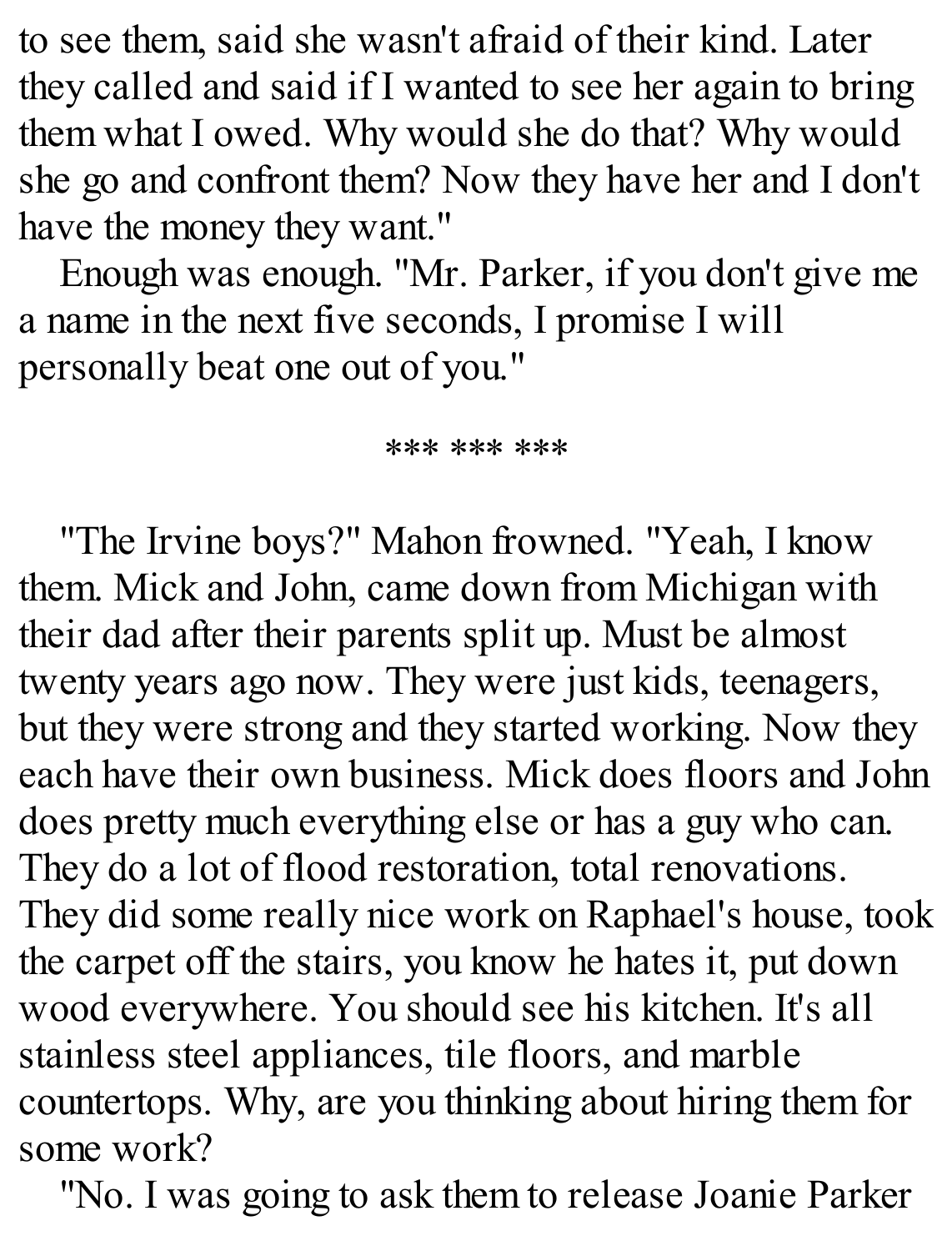to see them, said she wasn't afraid of their kind. Later they called and said if I wanted to see her again to bring them what I owed. Why would she do that? Why would she go and confront them? Now they have her and I don't have the money they want."

Enough was enough. "Mr. Parker, if you don't give me a name in the next five seconds, I promise I will personally beat one out of you."

*** *** ***

"The Irvine boys?" Mahon frowned. "Yeah, I know them. Mick and John, came down from Michigan with their dad after their parents split up. Must be almost twenty years ago now. They were just kids, teenagers, but they were strong and they started working. Now they each have their own business. Mick does floors and John does pretty much everything else or has a guy who can. They do a lot of flood restoration, total renovations. They did some really nice work on Raphael's house, took the carpet off the stairs, you know he hates it, put down wood everywhere. You should see his kitchen. It's all stainless steel appliances, tile floors, and marble countertops. Why, are you thinking about hiring them for some work?

"No. I was going to ask them to release Joanie Parker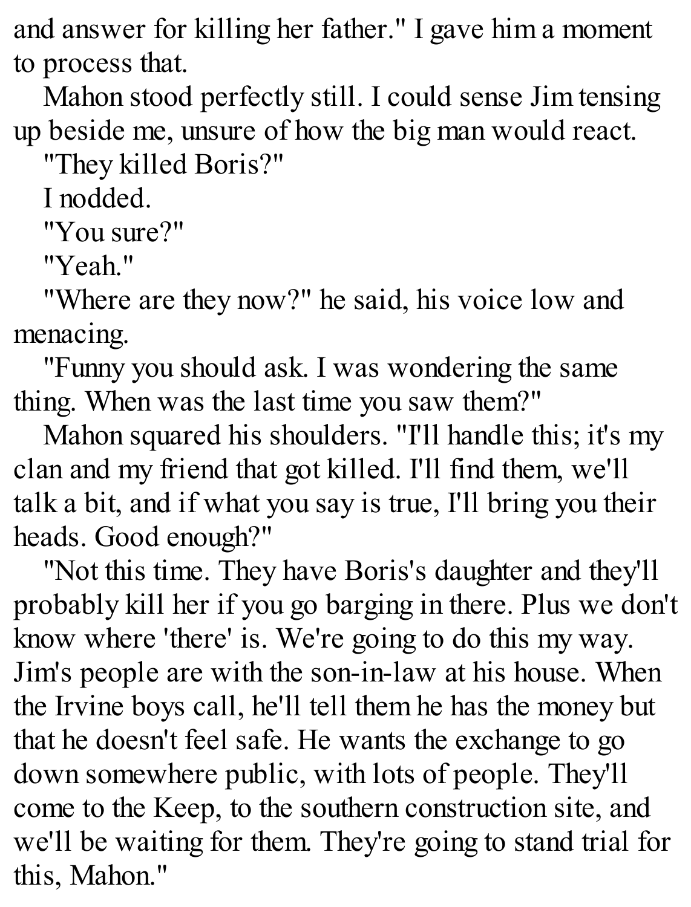and answer for killing her father." I gave him a moment to process that.

Mahon stood perfectly still. I could sense Jim tensing up beside me, unsure of how the big man would react.

"They killed Boris?"

I nodded.

"You sure?"

"Yeah."

"Where are they now?" he said, his voice low and menacing.

"Funny you should ask. I was wondering the same thing. When was the last time you saw them?"

Mahon squared his shoulders. "I'll handle this; it's my clan and my friend that got killed. I'll find them, we'll talk a bit, and if what you say is true, I'll bring you their heads. Good enough?"

"Not this time. They have Boris's daughter and they'll probably kill her if you go barging in there. Plus we don't know where 'there' is. We're going to do this my way. Jim's people are with the son-in-law at his house. When the Irvine boys call, he'll tell them he has the money but that he doesn't feel safe. He wants the exchange to go down somewhere public, with lots of people. They'll come to the Keep, to the southern construction site, and we'll be waiting for them. They're going to stand trial for this, Mahon."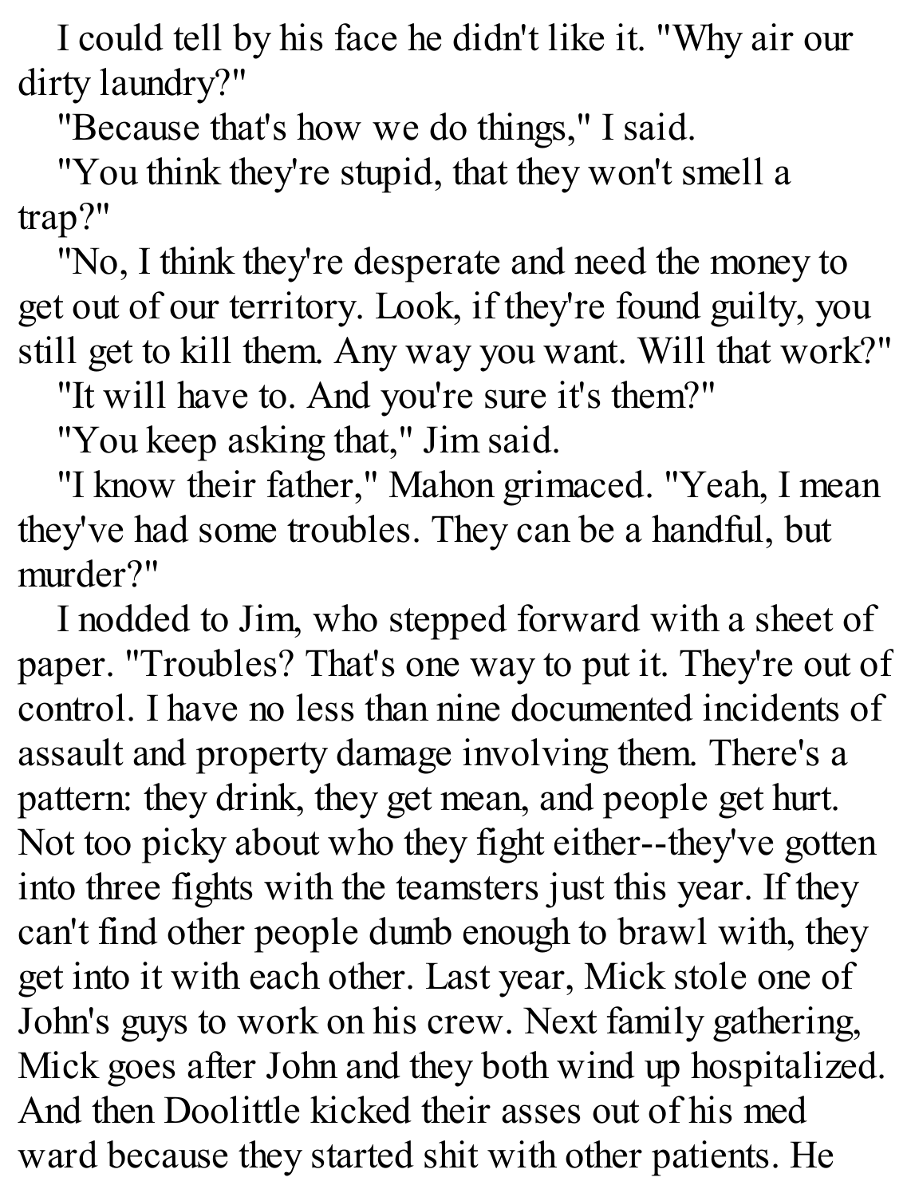I could tell by his face he didn't like it. "Why air our dirty laundry?"

"Because that's how we do things," I said.

"You think they're stupid, that they won't smell a trap?"

"No, I think they're desperate and need the money to get out of our territory. Look, if they're found guilty, you still get to kill them. Any way you want. Will that work?"

"It will have to. And you're sure it's them?"

"You keep asking that," Jim said.

"I know their father," Mahon grimaced. "Yeah, I mean they've had some troubles. They can be a handful, but murder?"

I nodded to Jim, who stepped forward with a sheet of paper. "Troubles? That's one way to put it. They're out of control. I have no less than nine documented incidents of assault and property damage involving them. There's a pattern: they drink, they get mean, and people get hurt. Not too picky about who they fight either--they've gotten into three fights with the teamsters just this year. If they can't find other people dumb enough to brawl with, they get into it with each other. Last year, Mick stole one of John's guys to work on his crew. Next family gathering, Mick goes after John and they both wind up hospitalized. And then Doolittle kicked their asses out of his med ward because they started shit with other patients. He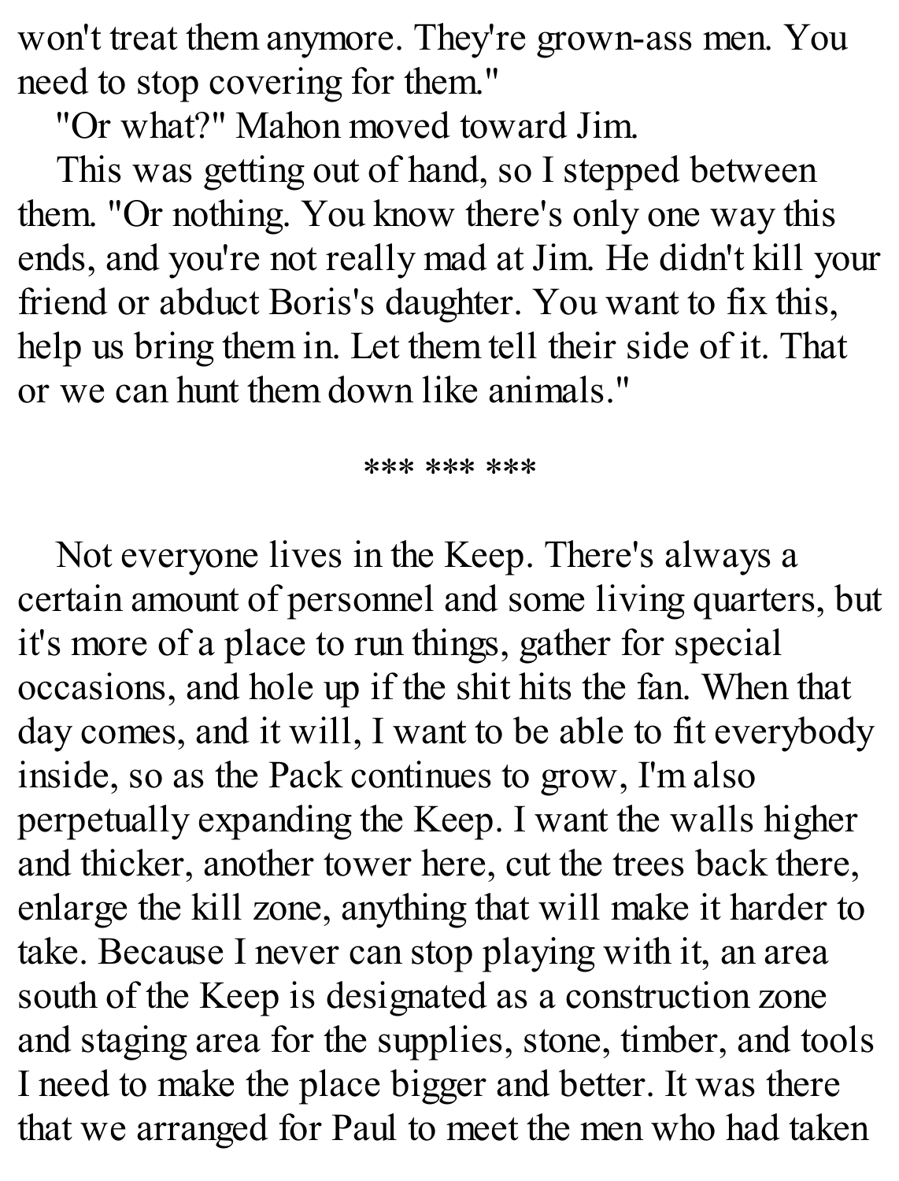won't treat them anymore. They're grown-ass men. You need to stop covering for them."

"Or what?" Mahon moved toward Jim.

This was getting out of hand, so I stepped between them. "Or nothing. You know there's only one way this ends, and you're not really mad at Jim. He didn't kill your friend or abduct Boris's daughter. You want to fix this, help us bring them in. Let them tell their side of it. That or we can hunt them down like animals."

*** *** ***

Not everyone lives in the Keep. There's always a certain amount of personnel and some living quarters, but it's more of a place to run things, gather for special occasions, and hole up if the shit hits the fan. When that day comes, and it will, I want to be able to fit everybody inside, so as the Pack continues to grow, I'm also perpetually expanding the Keep. I want the walls higher and thicker, another tower here, cut the trees back there, enlarge the kill zone, anything that will make it harder to take. Because I never can stop playing with it, an area south of the Keep is designated as a construction zone and staging area for the supplies, stone, timber, and tools I need to make the place bigger and better. It was there that we arranged for Paul to meet the men who had taken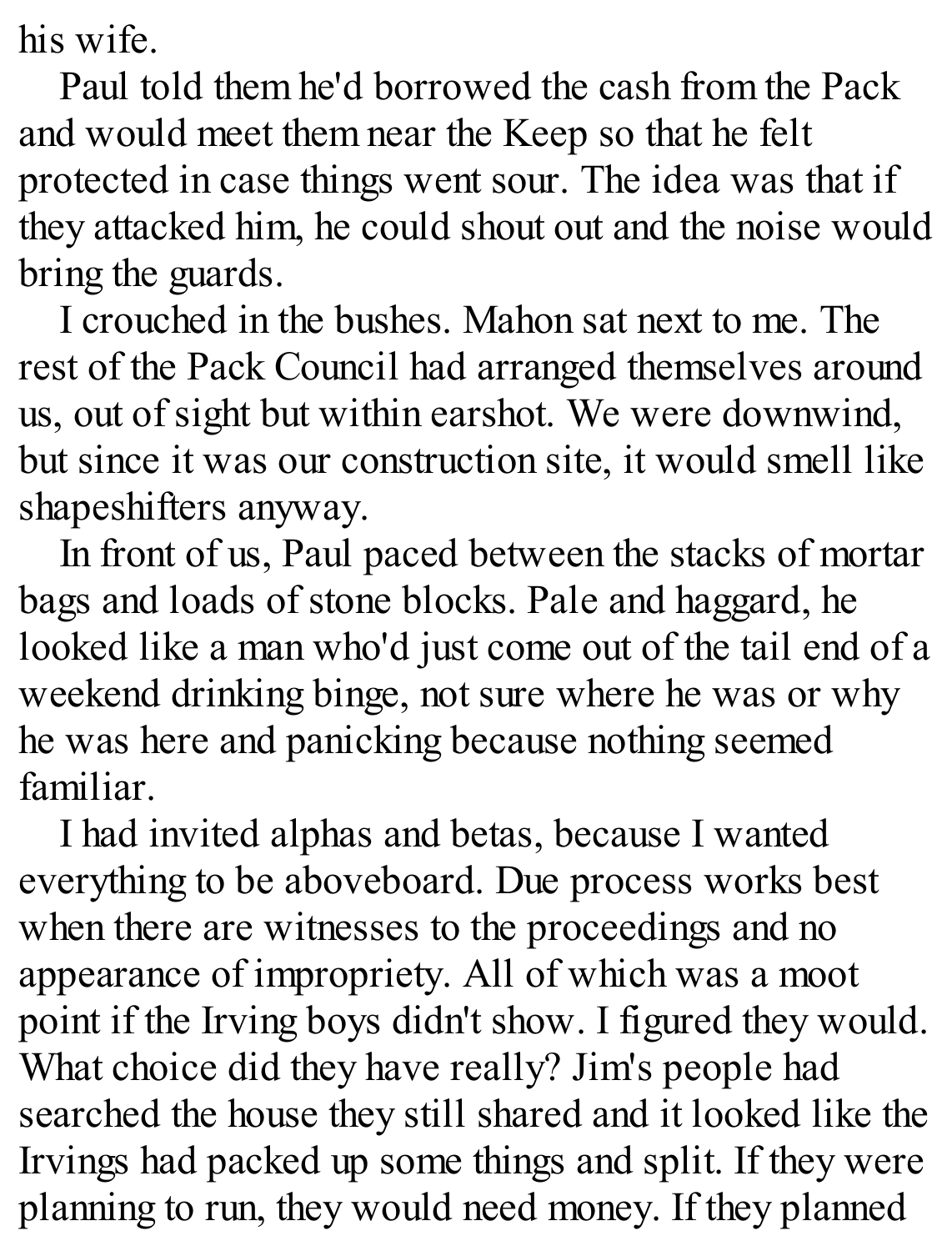his wife.

Paul told them he'd borrowed the cash from the Pack and would meet them near the Keep so that he felt protected in case things went sour. The idea was that if they attacked him, he could shout out and the noise would bring the guards.

I crouched in the bushes. Mahon sat next to me. The rest of the Pack Council had arranged themselves around us, out of sight but within earshot. We were downwind, but since it was our construction site, it would smell like shapeshifters anyway.

In front of us, Paul paced between the stacks of mortar bags and loads of stone blocks. Pale and haggard, he looked like a man who'd just come out of the tail end of a weekend drinking binge, not sure where he was or why he was here and panicking because nothing seemed familiar.

I had invited alphas and betas, because I wanted everything to be aboveboard. Due process works best when there are witnesses to the proceedings and no appearance of impropriety. All of which was a moot point if the Irving boys didn't show. I figured they would. What choice did they have really? Jim's people had searched the house they still shared and it looked like the Irvings had packed up some things and split. If they were planning to run, they would need money. If they planned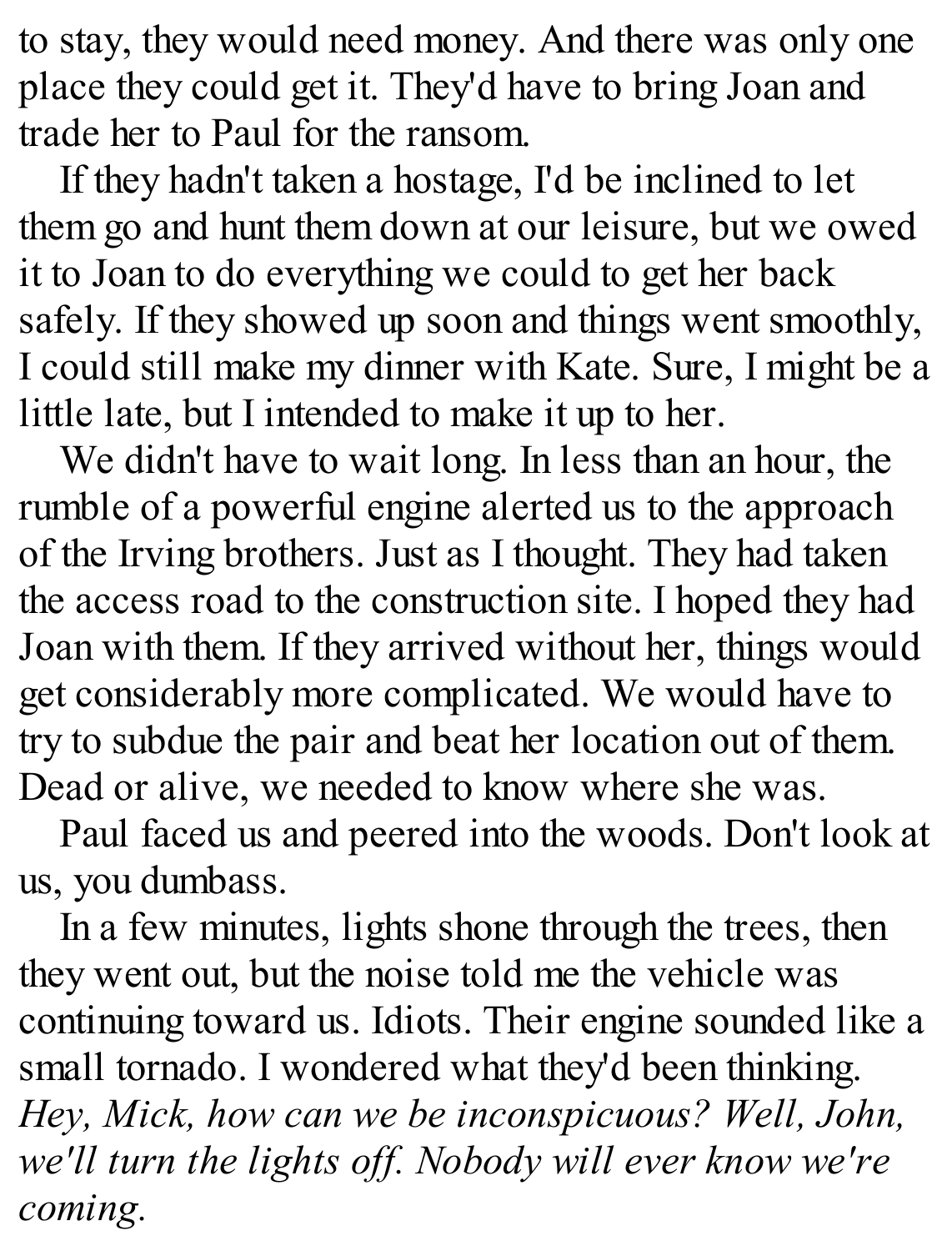to stay, they would need money. And there was only one place they could get it. They'd have to bring Joan and trade her to Paul for the ransom.

If they hadn't taken a hostage, I'd be inclined to let them go and hunt them down at our leisure, but we owed it to Joan to do everything we could to get her back safely. If they showed up soon and things went smoothly, I could still make my dinner with Kate. Sure, I might be a little late, but I intended to make it up to her.

We didn't have to wait long. In less than an hour, the rumble of a powerful engine alerted us to the approach of the Irving brothers. Just as I thought. They had taken the access road to the construction site. I hoped they had Joan with them. If they arrived without her, things would get considerably more complicated. We would have to try to subdue the pair and beat her location out of them. Dead or alive, we needed to know where she was.

Paul faced us and peered into the woods. Don't look at us, you dumbass.

In a few minutes, lights shone through the trees, then they went out, but the noise told me the vehicle was continuing toward us. Idiots. Their engine sounded like a small tornado. I wondered what they'd been thinking. *Hey, Mick, how can we be inconspicuous? Well, John, we'll turn the lights off. Nobody will ever know we're coming.*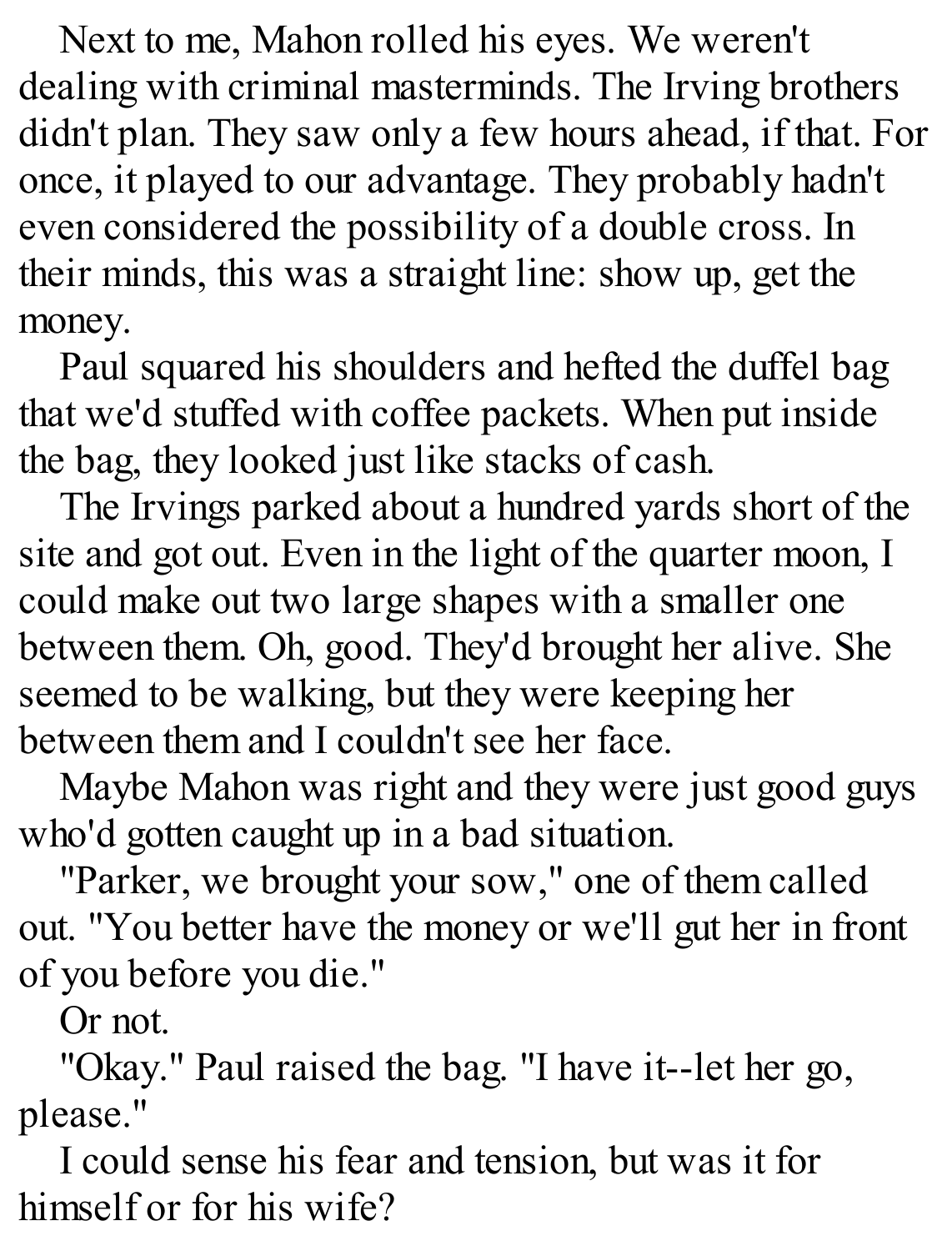Next to me, Mahon rolled his eyes. We weren't dealing with criminal masterminds. The Irving brothers didn't plan. They saw only a few hours ahead, if that. For once, it played to our advantage. They probably hadn't even considered the possibility of a double cross. In their minds, this was a straight line: show up, get the money.

Paul squared his shoulders and hefted the duffel bag that we'd stuffed with coffee packets. When put inside the bag, they looked just like stacks of cash.

The Irvings parked about a hundred yards short of the site and got out. Even in the light of the quarter moon, I could make out two large shapes with a smaller one between them. Oh, good. They'd brought her alive. She seemed to be walking, but they were keeping her between them and I couldn't see her face.

Maybe Mahon was right and they were just good guys who'd gotten caught up in a bad situation.

"Parker, we brought your sow," one of them called out. "You better have the money or we'll gut her in front of you before you die."

Or not.

"Okay." Paul raised the bag. "I have it--let her go, please."

I could sense his fear and tension, but was it for himself or for his wife?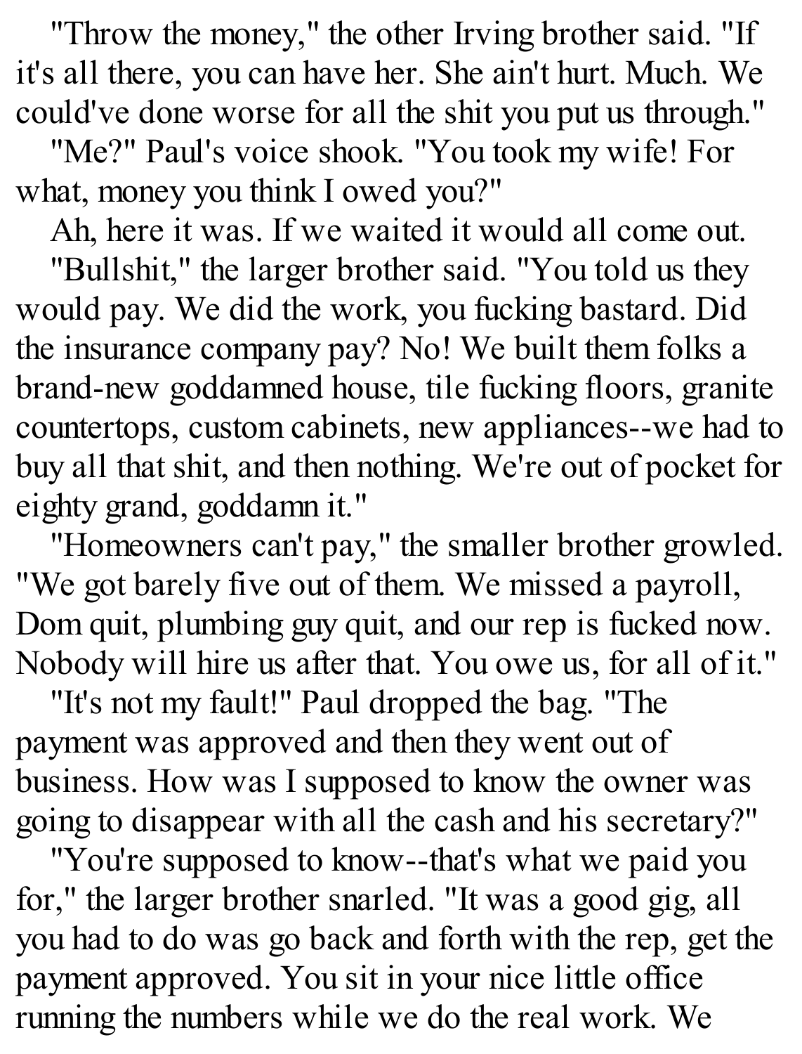"Throw the money," the other Irving brother said. "If it's all there, you can have her. She ain't hurt. Much. We could've done worse for all the shit you put us through."

"Me?" Paul's voice shook. "You took my wife! For what, money you think I owed you?"

Ah, here it was. If we waited it would all come out.

"Bullshit," the larger brother said. "You told us they would pay. We did the work, you fucking bastard. Did the insurance company pay? No! We built them folks a brand-new goddamned house, tile fucking floors, granite countertops, custom cabinets, new appliances--we had to buy all that shit, and then nothing. We're out of pocket for eighty grand, goddamn it."

"Homeowners can't pay," the smaller brother growled. "We got barely five out of them. We missed a payroll, Dom quit, plumbing guy quit, and our rep is fucked now. Nobody will hire us after that. You owe us, for all of it."

"It's not my fault!" Paul dropped the bag. "The payment was approved and then they went out of business. How was I supposed to know the owner was going to disappear with all the cash and his secretary?"

"You're supposed to know--that's what we paid you for," the larger brother snarled. "It was a good gig, all you had to do was go back and forth with the rep, get the payment approved. You sit in your nice little office running the numbers while we do the real work. We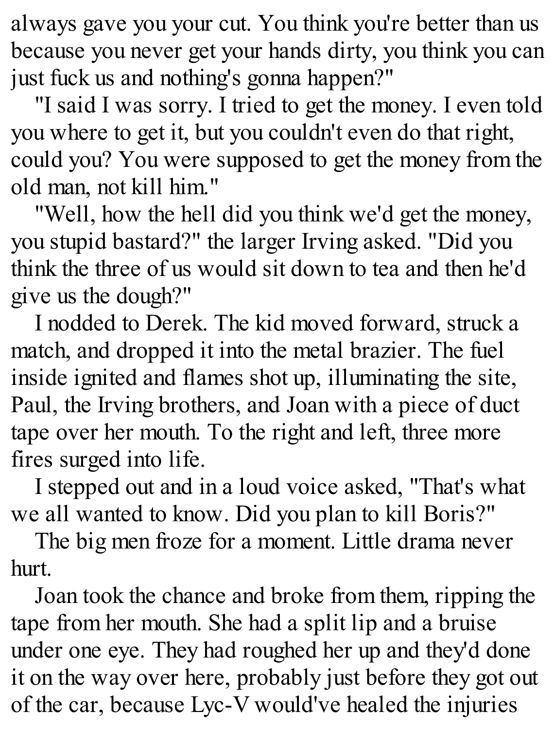always gave you your cut. You think you're better than us because you never get your hands dirty, you think you can just fuck us and nothing's gonna happen?"

"I said I was sorry. I tried to get the money. I even told you where to get it, but you couldn't even do that right, could you? You were supposed to get the money from the old man, not kill him."

"Well, how the hell did you think we'd get the money, you stupid bastard?" the larger Irving asked. "Did you think the three of us would sit down to tea and then he'd give us the dough?"

I nodded to Derek. The kid moved forward, struck a match, and dropped it into the metal brazier. The fuel inside ignited and flames shot up, illuminating the site, Paul, the Irving brothers, and Joan with a piece of duct tape over her mouth. To the right and left, three more fires surged into life.

I stepped out and in a loud voice asked, "That's what we all wanted to know. Did you plan to kill Boris?"

The big men froze for a moment. Little drama never hurt.

Joan took the chance and broke from them, ripping the tape from her mouth. She had a split lip and a bruise under one eye. They had roughed her up and they'd done it on the way over here, probably just before they got out of the car, because Lyc-V would've healed the injuries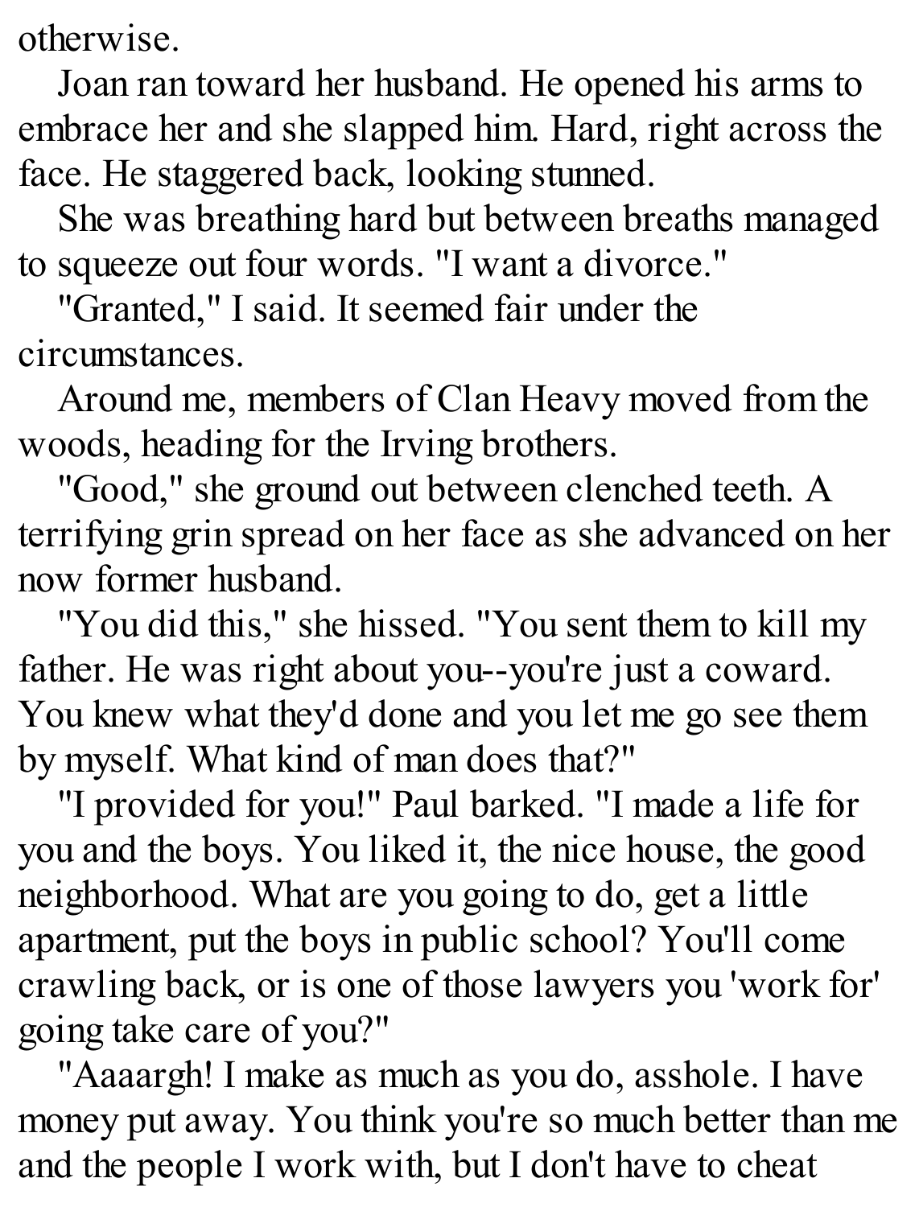otherwise.

Joan ran toward her husband. He opened his arms to embrace her and she slapped him. Hard, right across the face. He staggered back, looking stunned.

She was breathing hard but between breaths managed to squeeze out four words. "I want a divorce."

"Granted," I said. It seemed fair under the circumstances.

Around me, members of Clan Heavy moved from the woods, heading for the Irving brothers.

"Good," she ground out between clenched teeth. A terrifying grin spread on her face as she advanced on her now former husband.

"You did this," she hissed. "You sent them to kill my father. He was right about you--you're just a coward. You knew what they'd done and you let me go see them by myself. What kind of man does that?"

"I provided for you!" Paul barked. "I made a life for you and the boys. You liked it, the nice house, the good neighborhood. What are you going to do, get a little apartment, put the boys in public school? You'll come crawling back, or is one of those lawyers you 'work for' going take care of you?"

"Aaaargh! I make as much as you do, asshole. I have money put away. You think you're so much better than me and the people I work with, but I don't have to cheat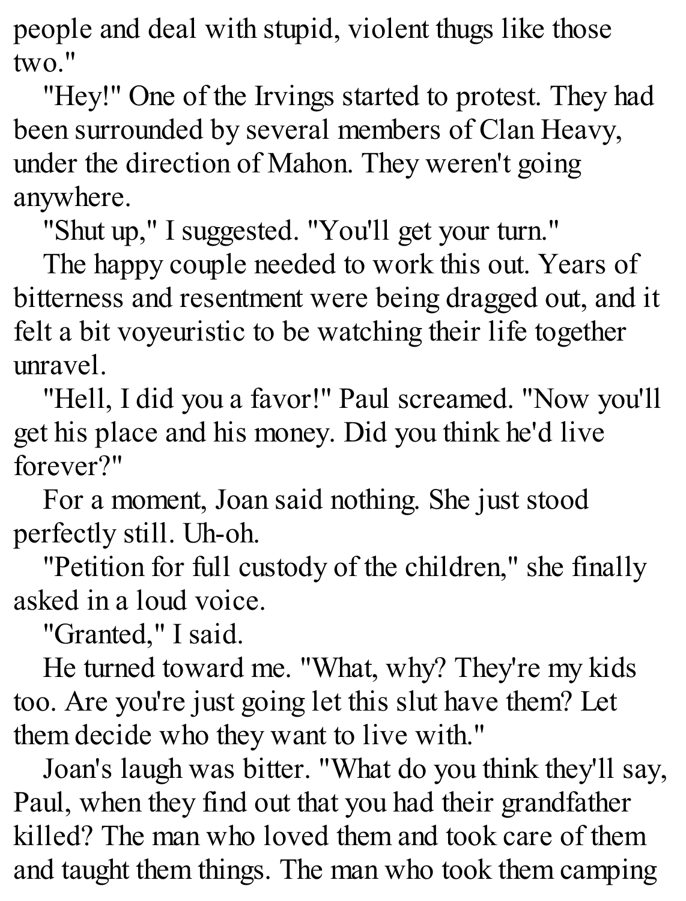people and deal with stupid, violent thugs like those two."

"Hey!" One of the Irvings started to protest. They had been surrounded by several members of Clan Heavy, under the direction of Mahon. They weren't going anywhere.

"Shut up," I suggested. "You'll get your turn."

The happy couple needed to work this out. Years of bitterness and resentment were being dragged out, and it felt a bit voyeuristic to be watching their life together unravel.

"Hell, I did you a favor!" Paul screamed. "Now you'll get his place and his money. Did you think he'd live forever?"

For a moment, Joan said nothing. She just stood perfectly still. Uh-oh.

"Petition for full custody of the children," she finally asked in a loud voice.

"Granted," I said.

He turned toward me. "What, why? They're my kids too. Are you're just going let this slut have them? Let them decide who they want to live with."

Joan's laugh was bitter. "What do you think they'll say, Paul, when they find out that you had their grandfather killed? The man who loved them and took care of them and taught them things. The man who took them camping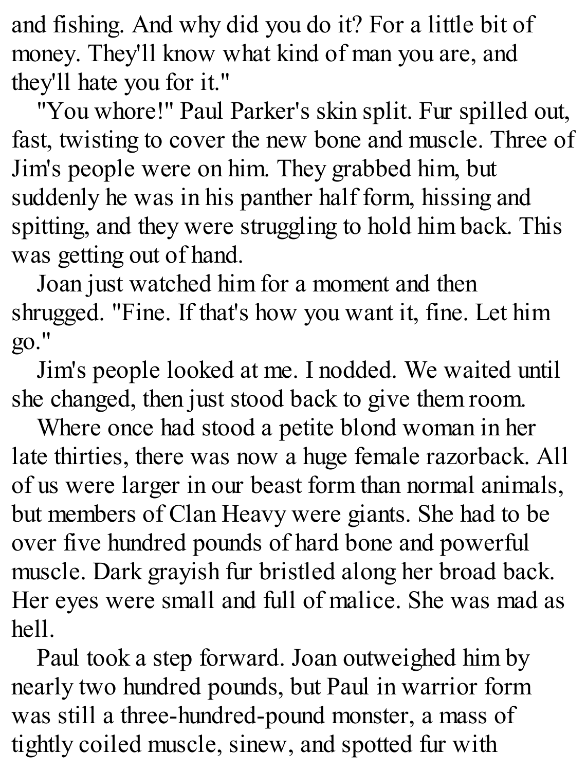and fishing. And why did you do it? For a little bit of money. They'll know what kind of man you are, and they'll hate you for it."

"You whore!" Paul Parker's skin split. Fur spilled out, fast, twisting to cover the new bone and muscle. Three of Jim's people were on him. They grabbed him, but suddenly he was in his panther half form, hissing and spitting, and they were struggling to hold him back. This was getting out of hand.

Joan just watched him for a moment and then shrugged. "Fine. If that's how you want it, fine. Let him go."

Jim's people looked at me. I nodded. We waited until she changed, then just stood back to give them room.

Where once had stood a petite blond woman in her late thirties, there was now a huge female razorback. All of us were larger in our beast form than normal animals, but members of Clan Heavy were giants. She had to be over five hundred pounds of hard bone and powerful muscle. Dark grayish fur bristled along her broad back. Her eyes were small and full of malice. She was mad as hell.

Paul took a step forward. Joan outweighed him by nearly two hundred pounds, but Paul in warrior form was still a three-hundred-pound monster, a mass of tightly coiled muscle, sinew, and spotted fur with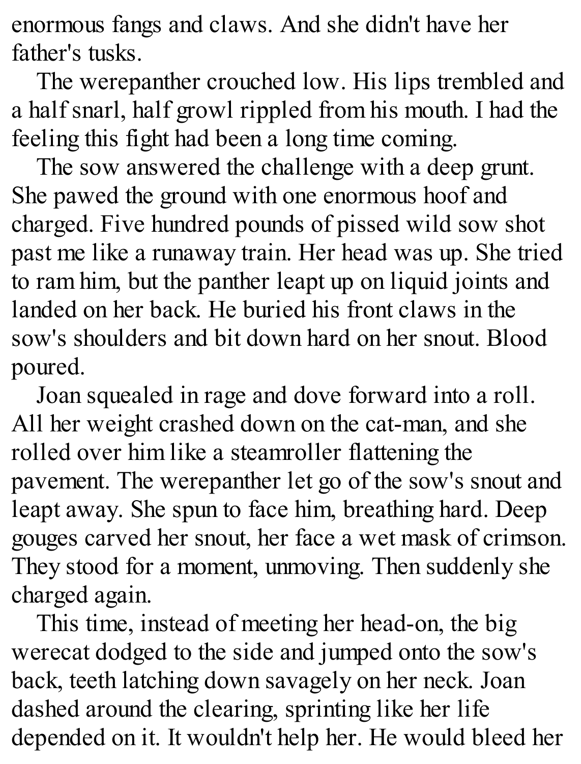enormous fangs and claws. And she didn't have her father's tusks.

The werepanther crouched low. His lips trembled and a half snarl, half growl rippled from his mouth. I had the feeling this fight had been a long time coming.

The sow answered the challenge with a deep grunt. She pawed the ground with one enormous hoof and charged. Five hundred pounds of pissed wild sow shot past me like a runaway train. Her head was up. She tried to ram him, but the panther leapt up on liquid joints and landed on her back. He buried his front claws in the sow's shoulders and bit down hard on her snout. Blood poured.

Joan squealed in rage and dove forward into a roll. All her weight crashed down on the cat-man, and she rolled over him like a steamroller flattening the pavement. The werepanther let go of the sow's snout and leapt away. She spun to face him, breathing hard. Deep gouges carved her snout, her face a wet mask of crimson. They stood for a moment, unmoving. Then suddenly she charged again.

This time, instead of meeting her head-on, the big werecat dodged to the side and jumped onto the sow's back, teeth latching down savagely on her neck. Joan dashed around the clearing, sprinting like her life depended on it. It wouldn't help her. He would bleed her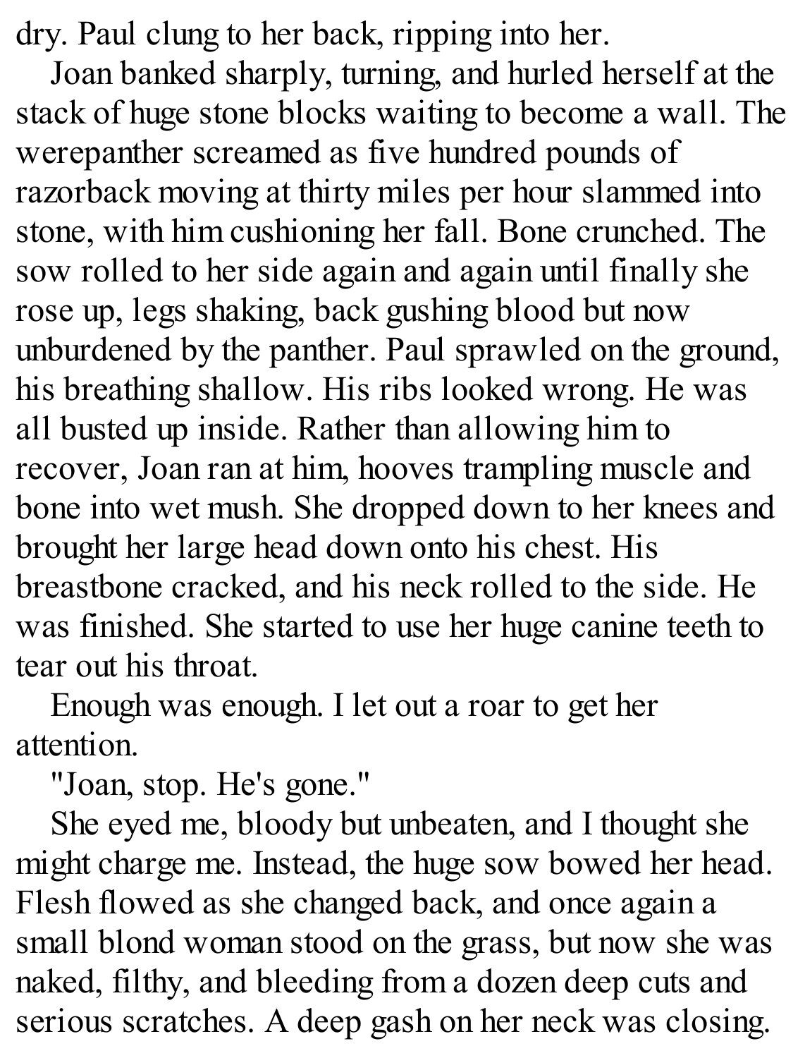dry. Paul clung to her back, ripping into her.

Joan banked sharply, turning, and hurled herself at the stack of huge stone blocks waiting to become a wall. The werepanther screamed as five hundred pounds of razorback moving at thirty miles per hour slammed into stone, with him cushioning her fall. Bone crunched. The sow rolled to her side again and again until finally she rose up, legs shaking, back gushing blood but now unburdened by the panther. Paul sprawled on the ground, his breathing shallow. His ribs looked wrong. He was all busted up inside. Rather than allowing him to recover, Joan ran at him, hooves trampling muscle and bone into wet mush. She dropped down to her knees and brought her large head down onto his chest. His breastbone cracked, and his neck rolled to the side. He was finished. She started to use her huge canine teeth to tear out his throat.

Enough was enough. I let out a roar to get her attention.

"Joan, stop. He's gone."

She eyed me, bloody but unbeaten, and I thought she might charge me. Instead, the huge sow bowed her head. Flesh flowed as she changed back, and once again a small blond woman stood on the grass, but now she was naked, filthy, and bleeding from a dozen deep cuts and serious scratches. A deep gash on her neck was closing.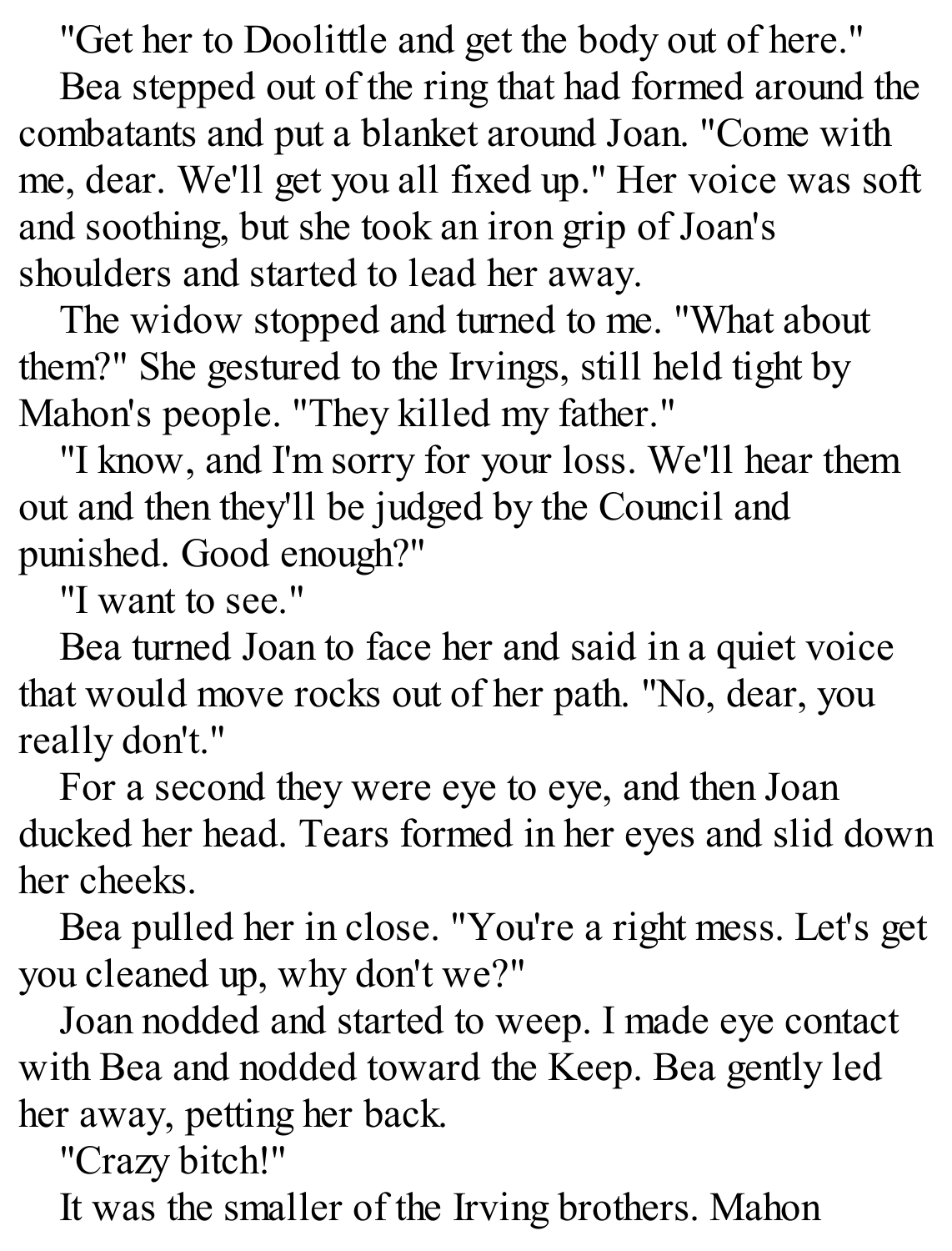"Get her to Doolittle and get the body out of here."

Bea stepped out of the ring that had formed around the combatants and put a blanket around Joan. "Come with me, dear. We'll get you all fixed up." Her voice was soft and soothing, but she took an iron grip of Joan's shoulders and started to lead her away.

The widow stopped and turned to me. "What about them?" She gestured to the Irvings, still held tight by Mahon's people. "They killed my father."

"I know, and I'm sorry for your loss. We'll hear them out and then they'll be judged by the Council and punished. Good enough?"

"I want to see."

Bea turned Joan to face her and said in a quiet voice that would move rocks out of her path. "No, dear, you really don't."

For a second they were eye to eye, and then Joan ducked her head. Tears formed in her eyes and slid down her cheeks.

Bea pulled her in close. "You're a right mess. Let's get you cleaned up, why don't we?"

Joan nodded and started to weep. I made eye contact with Bea and nodded toward the Keep. Bea gently led her away, petting her back.

"Crazy bitch!"

It was the smaller of the Irving brothers. Mahon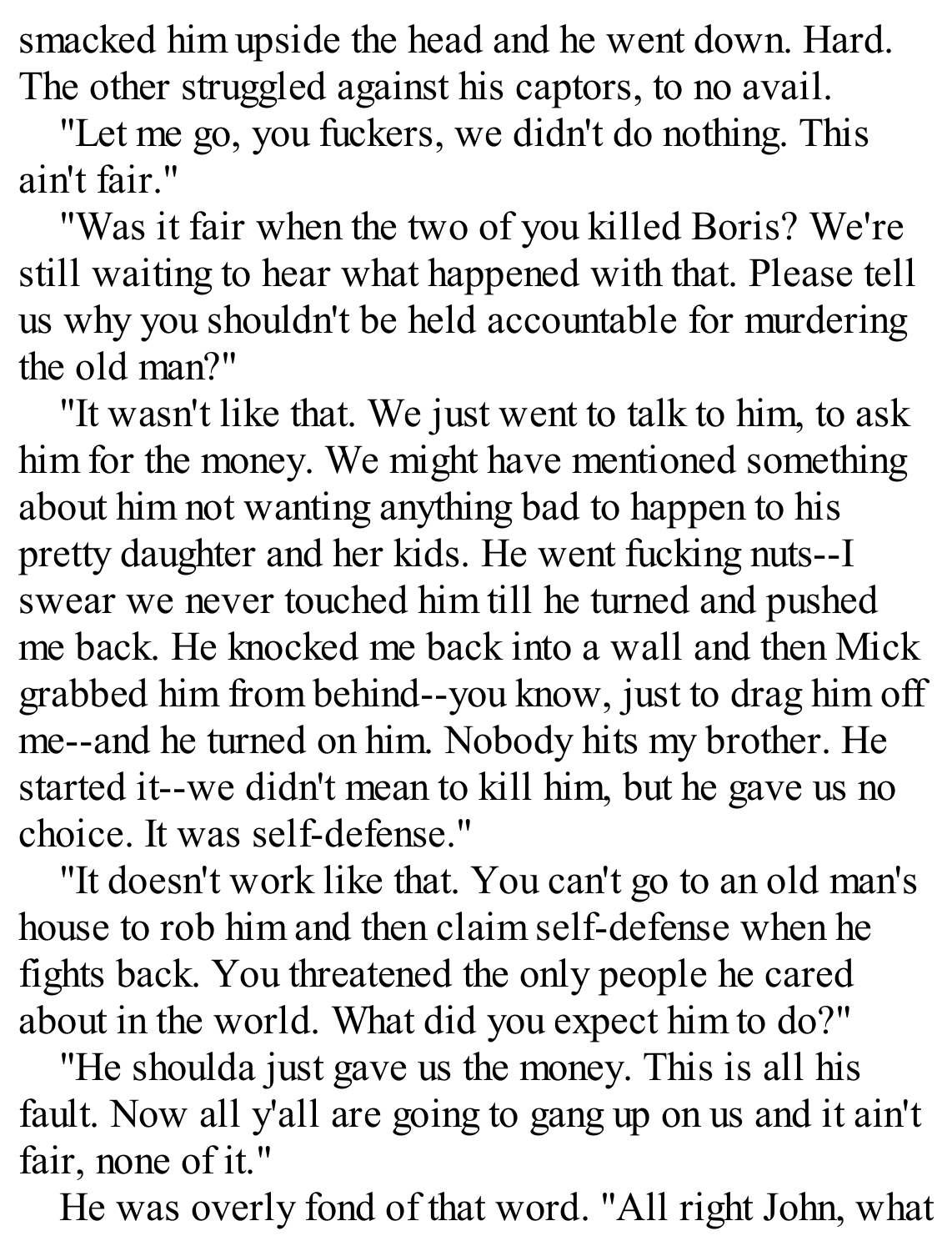smacked him upside the head and he went down. Hard. The other struggled against his captors, to no avail.

"Let me go, you fuckers, we didn't do nothing. This ain't fair."

"Was it fair when the two of you killed Boris? We're still waiting to hear what happened with that. Please tell us why you shouldn't be held accountable for murdering the old man?"

"It wasn't like that. We just went to talk to him, to ask him for the money. We might have mentioned something about him not wanting anything bad to happen to his pretty daughter and her kids. He went fucking nuts--I swear we never touched him till he turned and pushed me back. He knocked me back into a wall and then Mick grabbed him from behind--you know, just to drag him off me--and he turned on him. Nobody hits my brother. He started it--we didn't mean to kill him, but he gave us no choice. It was self-defense."

"It doesn't work like that. You can't go to an old man's house to rob him and then claim self-defense when he fights back. You threatened the only people he cared about in the world. What did you expect him to do?"

"He shoulda just gave us the money. This is all his fault. Now all y'all are going to gang up on us and it ain't fair, none of it."

He was overly fond of that word. "All right John, what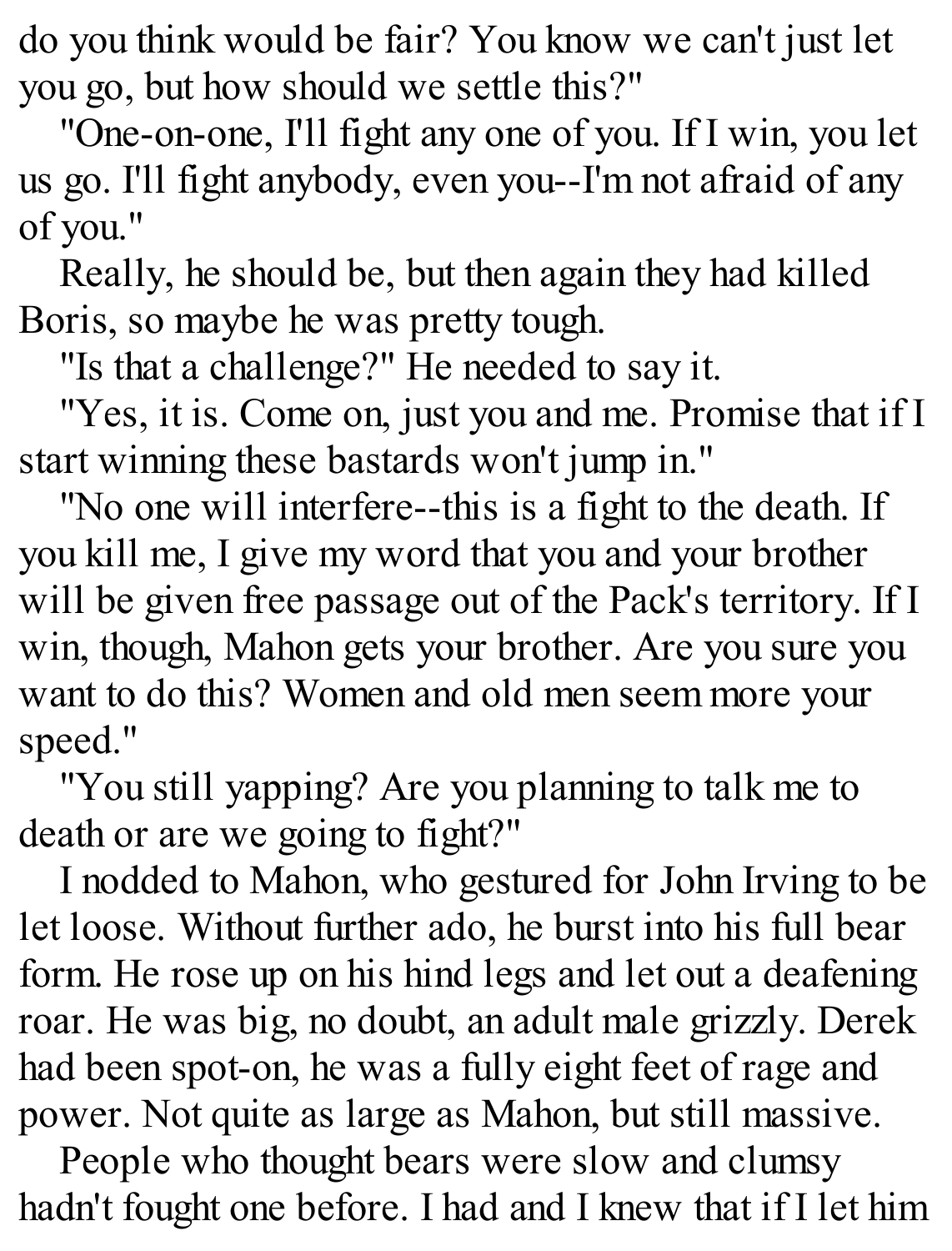do you think would be fair? You know we can't just let you go, but how should we settle this?"

"One-on-one, I'll fight any one of you. If I win, you let us go. I'll fight anybody, even you--I'm not afraid of any of you."

Really, he should be, but then again they had killed Boris, so maybe he was pretty tough.

"Is that a challenge?" He needed to say it.

"Yes, it is. Come on, just you and me. Promise that if I start winning these bastards won't jump in."

"No one will interfere--this is a fight to the death. If you kill me, I give my word that you and your brother will be given free passage out of the Pack's territory. If I win, though, Mahon gets your brother. Are you sure you want to do this? Women and old men seem more your speed."

"You still yapping? Are you planning to talk me to death or are we going to fight?"

I nodded to Mahon, who gestured for John Irving to be let loose. Without further ado, he burst into his full bear form. He rose up on his hind legs and let out a deafening roar. He was big, no doubt, an adult male grizzly. Derek had been spot-on, he was a fully eight feet of rage and power. Not quite as large as Mahon, but still massive.

People who thought bears were slow and clumsy hadn't fought one before. I had and I knew that if I let him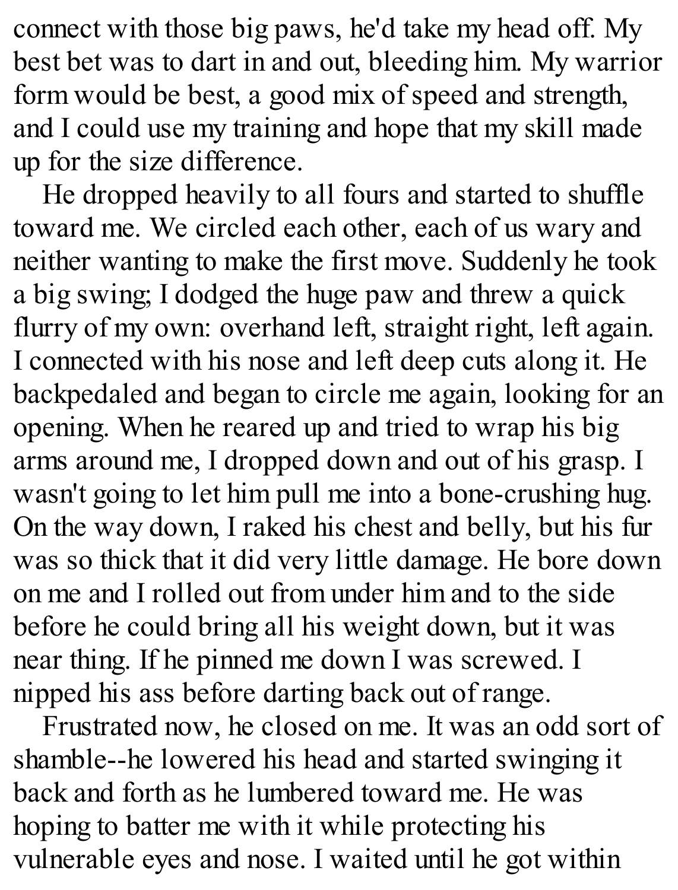connect with those big paws, he'd take my head off. My best bet was to dart in and out, bleeding him. My warrior form would be best, a good mix of speed and strength, and I could use my training and hope that my skill made up for the size difference.

He dropped heavily to all fours and started to shuffle toward me. We circled each other, each of us wary and neither wanting to make the first move. Suddenly he took a big swing; I dodged the huge paw and threw a quick flurry of my own: overhand left, straight right, left again. I connected with his nose and left deep cuts along it. He backpedaled and began to circle me again, looking for an opening. When he reared up and tried to wrap his big arms around me, I dropped down and out of his grasp. I wasn't going to let him pull me into a bone-crushing hug. On the way down, I raked his chest and belly, but his fur was so thick that it did very little damage. He bore down on me and I rolled out from under him and to the side before he could bring all his weight down, but it was near thing. If he pinned me down I was screwed. I nipped his ass before darting back out of range.

Frustrated now, he closed on me. It was an odd sort of shamble--he lowered his head and started swinging it back and forth as he lumbered toward me. He was hoping to batter me with it while protecting his vulnerable eyes and nose. I waited until he got within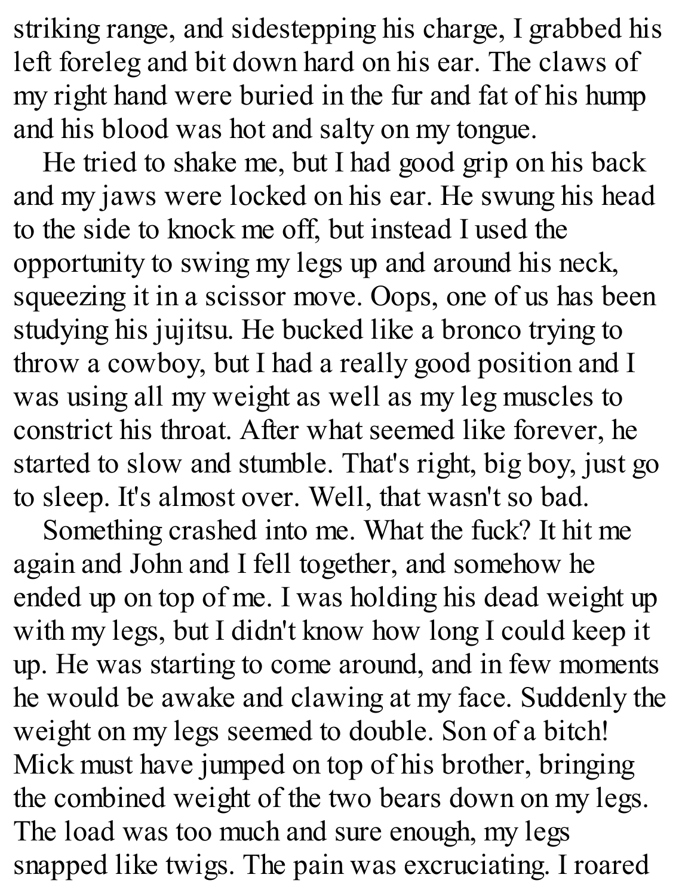striking range, and sidestepping his charge, I grabbed his left foreleg and bit down hard on his ear. The claws of my right hand were buried in the fur and fat of his hump and his blood was hot and salty on my tongue.

He tried to shake me, but I had good grip on his back and my jaws were locked on his ear. He swung his head to the side to knock me off, but instead I used the opportunity to swing my legs up and around his neck, squeezing it in a scissor move. Oops, one of us has been studying his jujitsu. He bucked like a bronco trying to throw a cowboy, but I had a really good position and I was using all my weight as well as my leg muscles to constrict his throat. After what seemed like forever, he started to slow and stumble. That's right, big boy, just go to sleep. It's almost over. Well, that wasn't so bad.

Something crashed into me. What the fuck? It hit me again and John and I fell together, and somehow he ended up on top of me. I was holding his dead weight up with my legs, but I didn't know how long I could keep it up. He was starting to come around, and in few moments he would be awake and clawing at my face. Suddenly the weight on my legs seemed to double. Son of a bitch! Mick must have jumped on top of his brother, bringing the combined weight of the two bears down on my legs. The load was too much and sure enough, my legs snapped like twigs. The pain was excruciating. I roared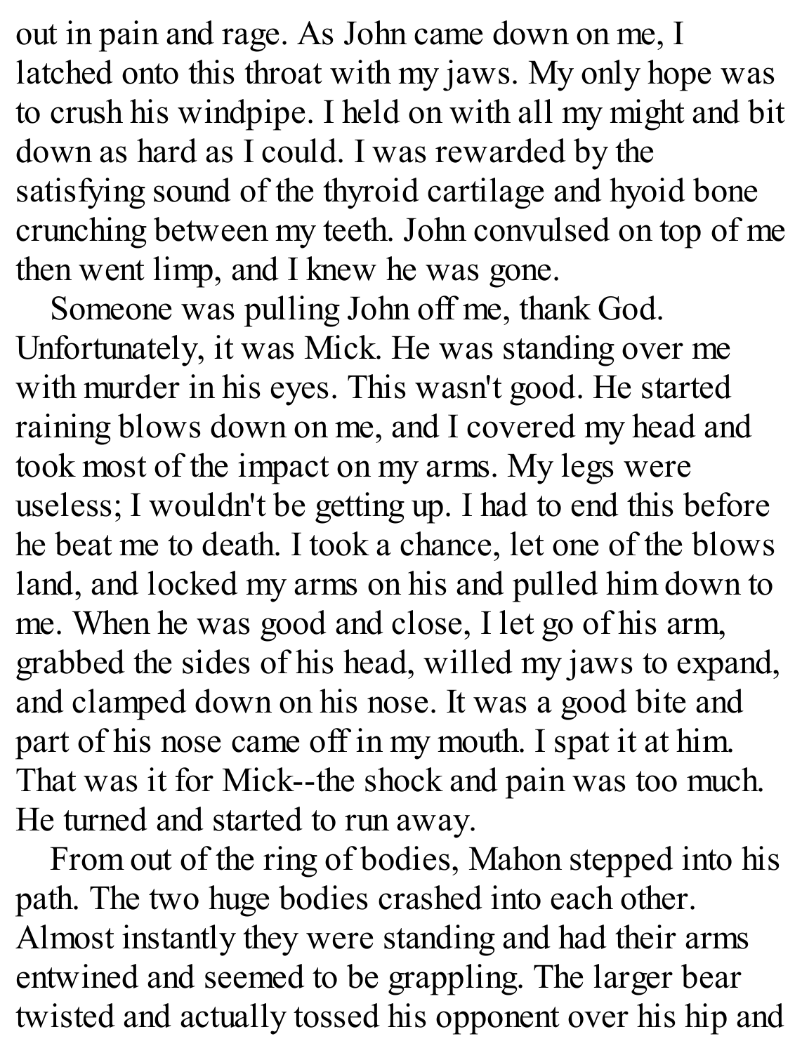out in pain and rage. As John came down on me, I latched onto this throat with my jaws. My only hope was to crush his windpipe. I held on with all my might and bit down as hard as I could. I was rewarded by the satisfying sound of the thyroid cartilage and hyoid bone crunching between my teeth. John convulsed on top of me then went limp, and I knew he was gone.

Someone was pulling John off me, thank God. Unfortunately, it was Mick. He was standing over me with murder in his eyes. This wasn't good. He started raining blows down on me, and I covered my head and took most of the impact on my arms. My legs were useless; I wouldn't be getting up. I had to end this before he beat me to death. I took a chance, let one of the blows land, and locked my arms on his and pulled him down to me. When he was good and close, I let go of his arm, grabbed the sides of his head, willed my jaws to expand, and clamped down on his nose. It was a good bite and part of his nose came off in my mouth. I spat it at him. That was it for Mick--the shock and pain was too much. He turned and started to run away.

From out of the ring of bodies, Mahon stepped into his path. The two huge bodies crashed into each other. Almost instantly they were standing and had their arms entwined and seemed to be grappling. The larger bear twisted and actually tossed his opponent over his hip and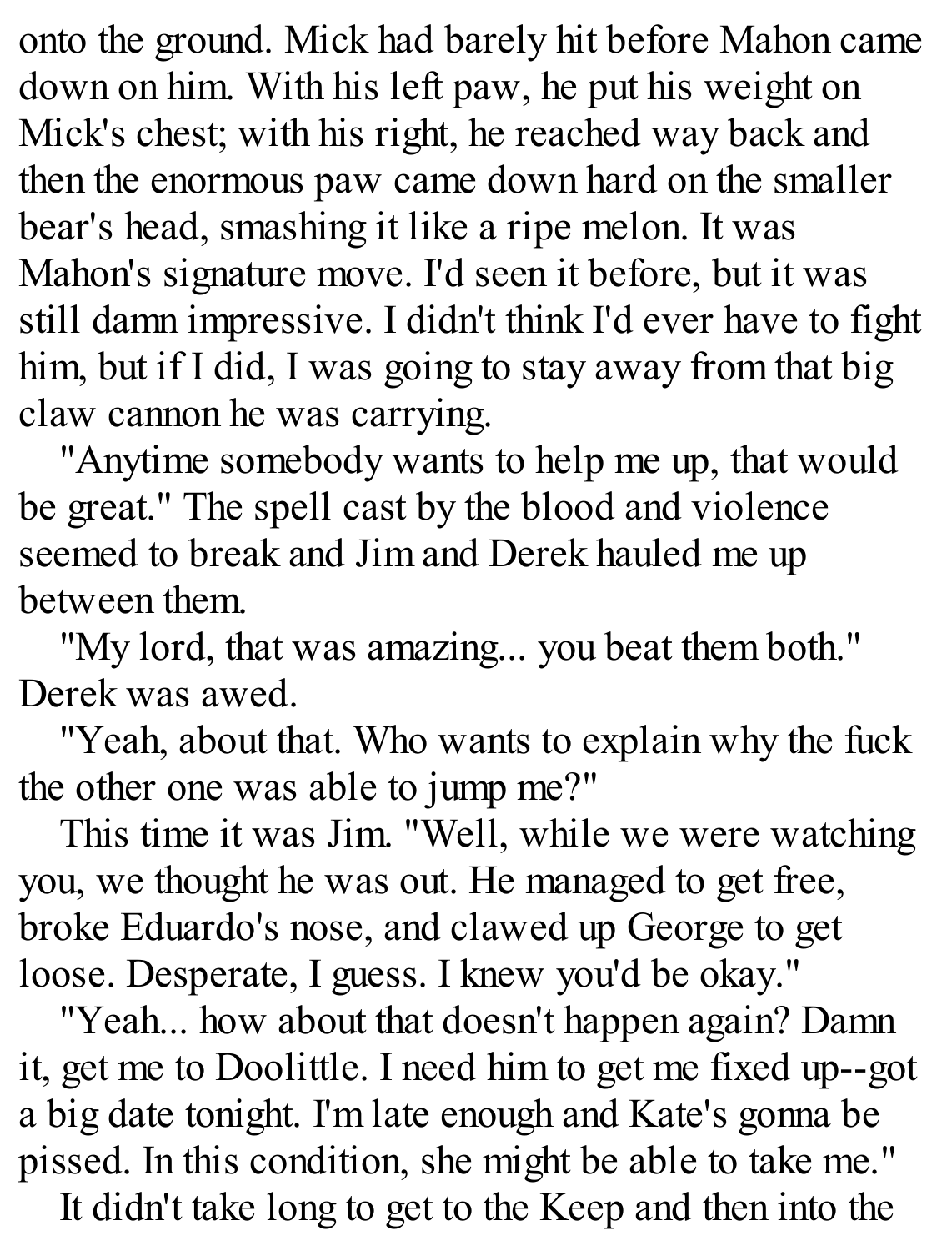onto the ground. Mick had barely hit before Mahon came down on him. With his left paw, he put his weight on Mick's chest; with his right, he reached way back and then the enormous paw came down hard on the smaller bear's head, smashing it like a ripe melon. It was Mahon's signature move. I'd seen it before, but it was still damn impressive. I didn't think I'd ever have to fight him, but if I did, I was going to stay away from that big claw cannon he was carrying.

"Anytime somebody wants to help me up, that would be great." The spell cast by the blood and violence seemed to break and Jim and Derek hauled me up between them.

"My lord, that was amazing... you beat them both." Derek was awed.

"Yeah, about that. Who wants to explain why the fuck the other one was able to jump me?"

This time it was Jim. "Well, while we were watching you, we thought he was out. He managed to get free, broke Eduardo's nose, and clawed up George to get loose. Desperate, I guess. I knew you'd be okay."

"Yeah... how about that doesn't happen again? Damn it, get me to Doolittle. I need him to get me fixed up--got a big date tonight. I'm late enough and Kate's gonna be pissed. In this condition, she might be able to take me."

It didn't take long to get to the Keep and then into the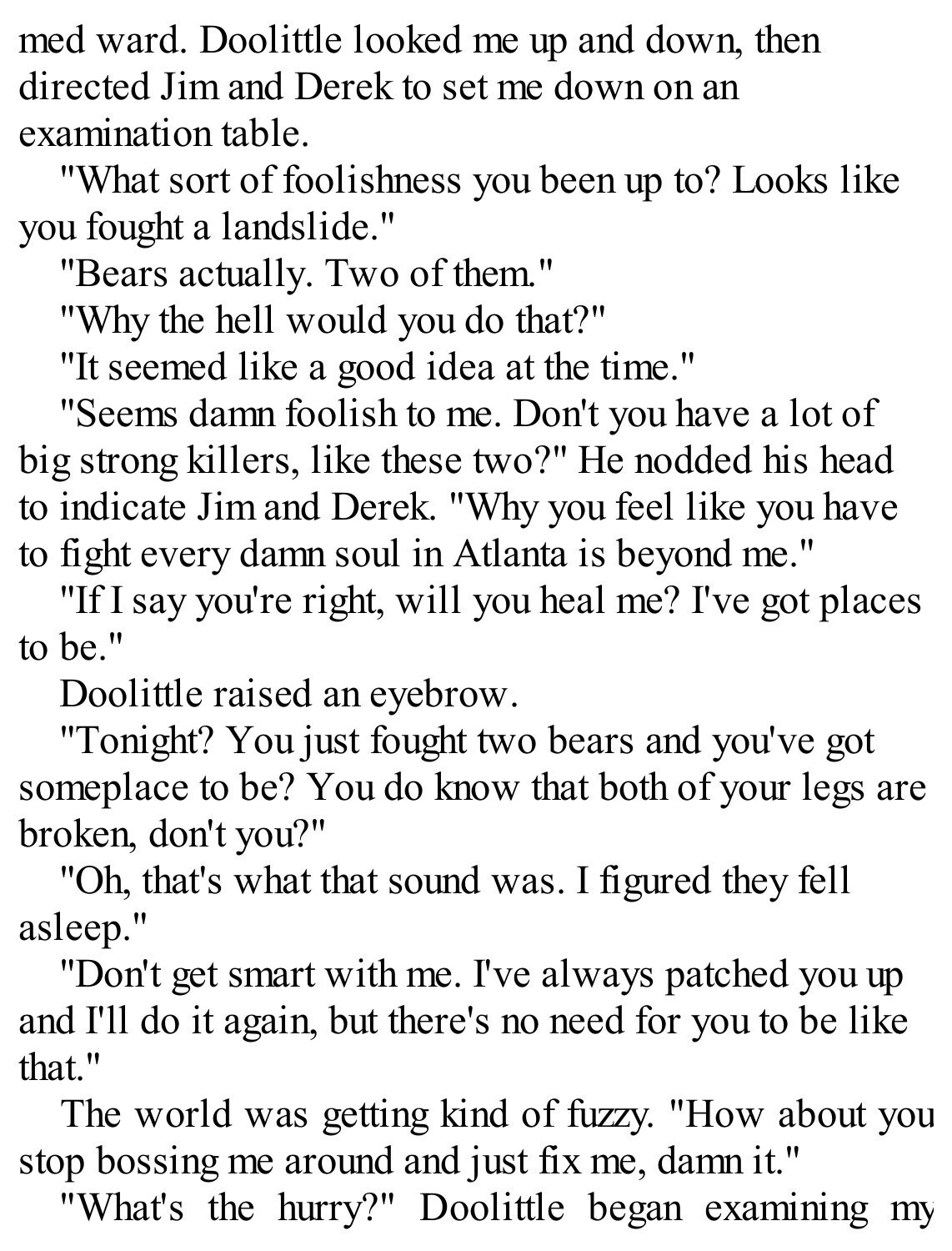med ward. Doolittle looked me up and down, then directed Jim and Derek to set me down on an examination table.

"What sort of foolishness you been up to? Looks like you fought a landslide."

"Bears actually. Two of them."

"Why the hell would you do that?"

"It seemed like a good idea at the time."

"Seems damn foolish to me. Don't you have a lot of big strong killers, like these two?" He nodded his head to indicate Jim and Derek. "Why you feel like you have to fight every damn soul in Atlanta is beyond me."

"If I say you're right, will you heal me? I've got places to be."

Doolittle raised an eyebrow.

"Tonight? You just fought two bears and you've got someplace to be? You do know that both of your legs are broken, don't you?"

"Oh, that's what that sound was. I figured they fell asleep."

"Don't get smart with me. I've always patched you up and I'll do it again, but there's no need for you to be like that."

The world was getting kind of fuzzy. "How about you stop bossing me around and just fix me, damn it."

"What's the hurry?" Doolittle began examining my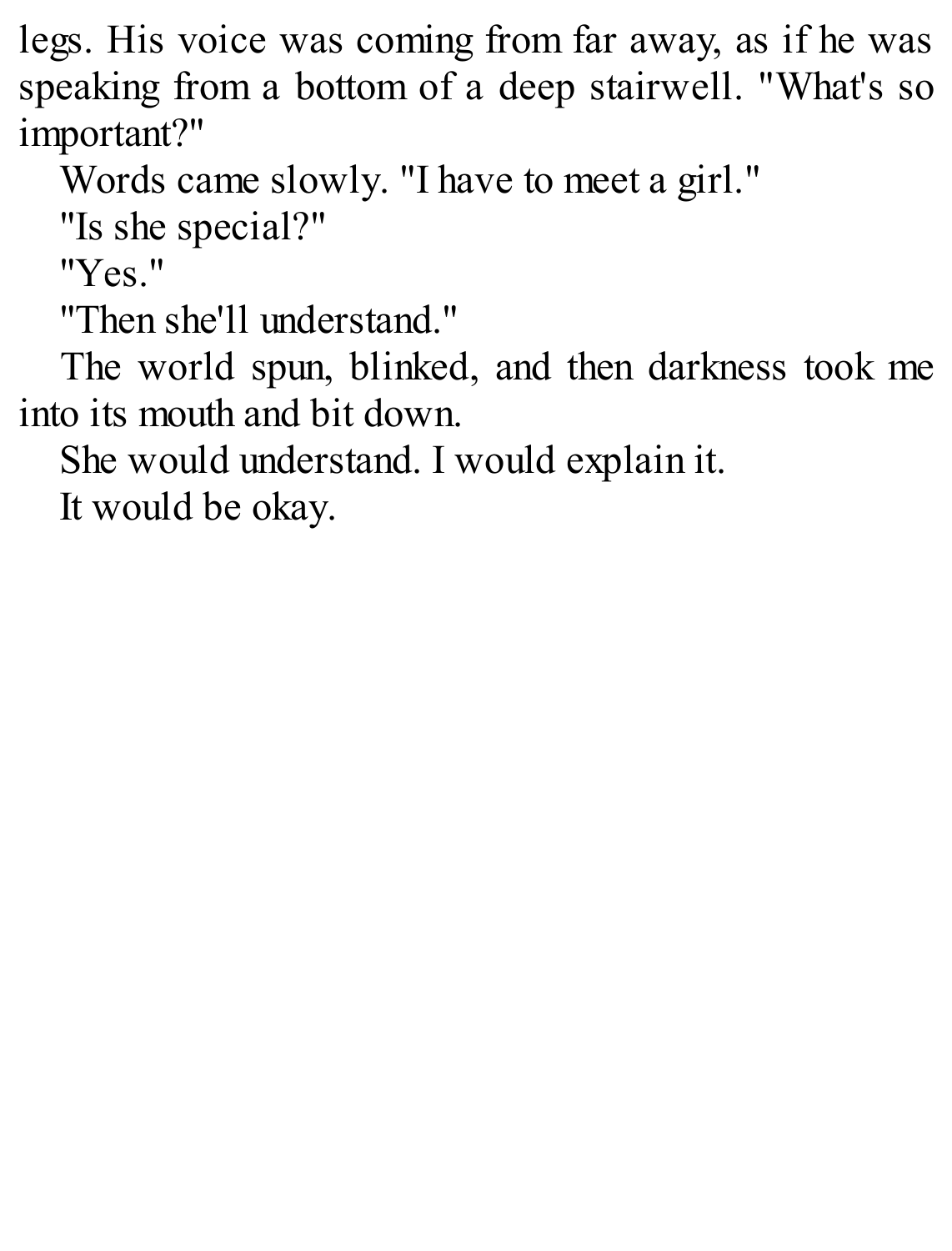legs. His voice was coming from far away, as if he was speaking from a bottom of a deep stairwell. "What's so important?"

Words came slowly. "I have to meet a girl."

"Is she special?"

"Yes."

"Then she'll understand."

The world spun, blinked, and then darkness took me into its mouth and bit down.

She would understand. I would explain it.

It would be okay.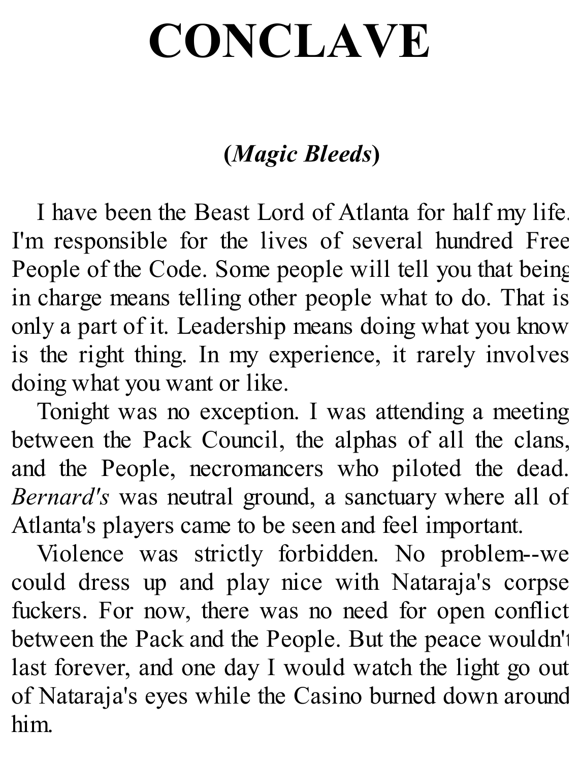# CONCLAVE

**(*Magic Bleeds*)**

I have been the Beast Lord of Atlanta for half my life. I'm responsible for the lives of several hundred Free People of the Code. Some people will tell you that being in charge means telling other people what to do. That is only a part of it. Leadership means doing what you know is the right thing. In my experience, it rarely involves doing what you want or like.

Tonight was no exception. I was attending a meeting between the Pack Council, the alphas of all the clans, and the People, necromancers who piloted the dead. *Bernard's* was neutral ground, a sanctuary where all of Atlanta's players came to be seen and feel important.

Violence was strictly forbidden. No problem--we could dress up and play nice with Nataraja's corpse fuckers. For now, there was no need for open conflict between the Pack and the People. But the peace wouldn't last forever, and one day I would watch the light go out of Nataraja's eyes while the Casino burned down around him.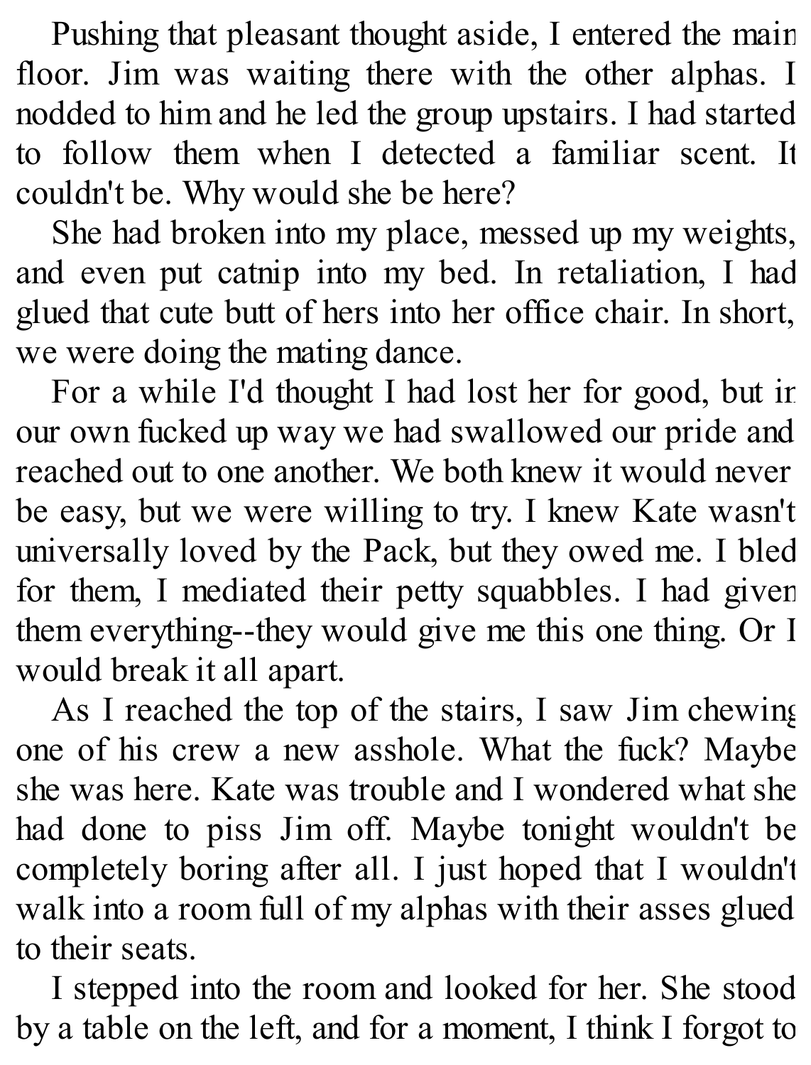Pushing that pleasant thought aside, I entered the main floor. Jim was waiting there with the other alphas. I nodded to him and he led the group upstairs. I had started to follow them when I detected a familiar scent. It couldn't be. Why would she be here?

She had broken into my place, messed up my weights, and even put catnip into my bed. In retaliation, I had glued that cute butt of hers into her office chair. In short, we were doing the mating dance.

For a while I'd thought I had lost her for good, but in our own fucked up way we had swallowed our pride and reached out to one another. We both knew it would never be easy, but we were willing to try. I knew Kate wasn't universally loved by the Pack, but they owed me. I bled for them, I mediated their petty squabbles. I had given them everything--they would give me this one thing. Or I would break it all apart.

As I reached the top of the stairs, I saw Jim chewing one of his crew a new asshole. What the fuck? Maybe she was here. Kate was trouble and I wondered what she had done to piss Jim off. Maybe tonight wouldn't be completely boring after all. I just hoped that I wouldn't walk into a room full of my alphas with their asses glued to their seats.

I stepped into the room and looked for her. She stood by a table on the left, and for a moment, I think I forgot to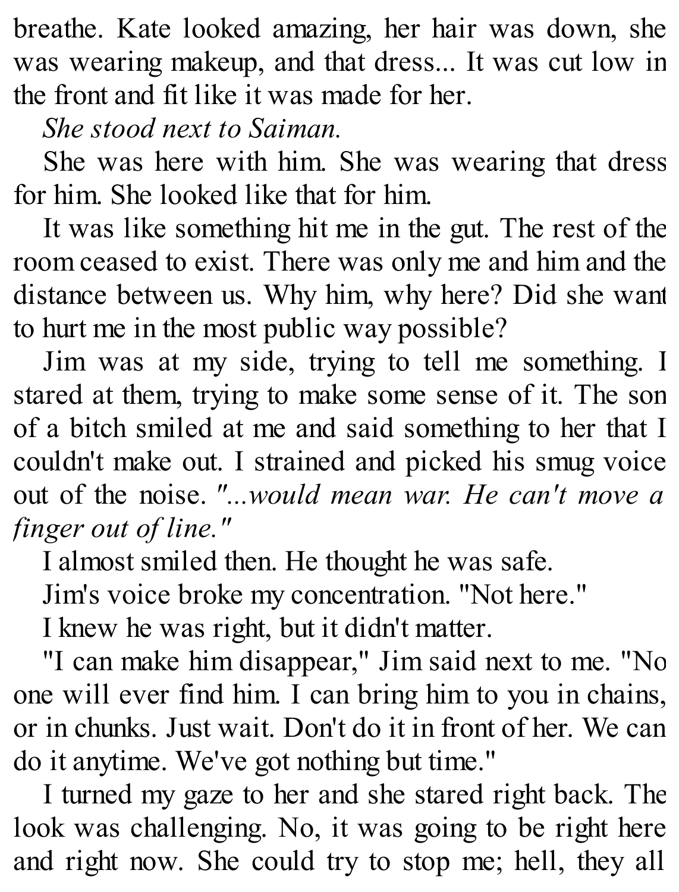breathe. Kate looked amazing, her hair was down, she was wearing makeup, and that dress... It was cut low in the front and fit like it was made for her.

*She stood next to Saiman.*

She was here with him. She was wearing that dress for him. She looked like that for him.

It was like something hit me in the gut. The rest of the room ceased to exist. There was only me and him and the distance between us. Why him, why here? Did she want to hurt me in the most public way possible?

Jim was at my side, trying to tell me something. I stared at them, trying to make some sense of it. The son of a bitch smiled at me and said something to her that I couldn't make out. I strained and picked his smug voice out of the noise. *"...would mean war. He can't move a finger out of line."*

I almost smiled then. He thought he was safe.

Jim's voice broke my concentration. "Not here."

I knew he was right, but it didn't matter.

"I can make him disappear," Jim said next to me. "No one will ever find him. I can bring him to you in chains, or in chunks. Just wait. Don't do it in front of her. We can do it anytime. We've got nothing but time."

I turned my gaze to her and she stared right back. The look was challenging. No, it was going to be right here and right now. She could try to stop me; hell, they all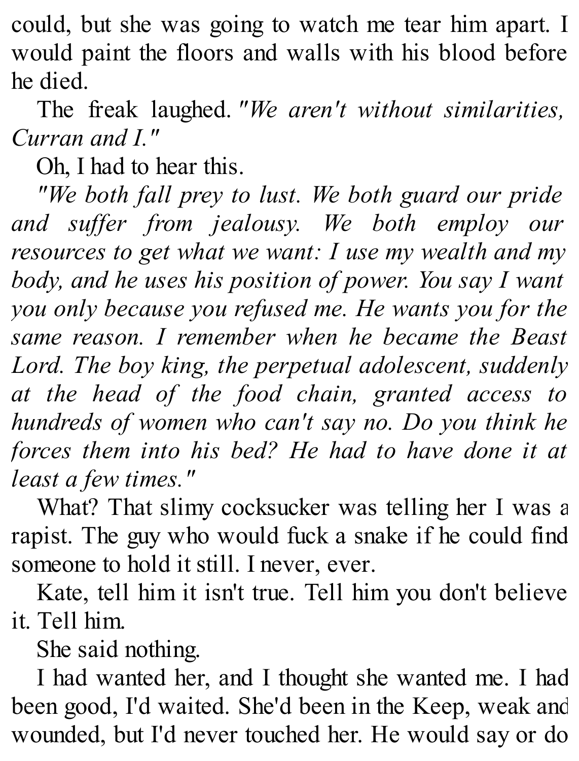could, but she was going to watch me tear him apart. I would paint the floors and walls with his blood before he died.

The freak laughed. *"We aren't without similarities, Curran and I."*

Oh, I had to hear this.

*"We both fall prey to lust. We both guard our pride and suffer from jealousy. We both employ our resources to get what we want: I use my wealth and my body, and he uses his position of power. You say I want you only because you refused me. He wants you for the same reason. I remember when he became the Beast Lord. The boy king, the perpetual adolescent, suddenly at the head of the food chain, granted access to hundreds of women who can't say no. Do you think he forces them into his bed? He had to have done it at least a few times."*

What? That slimy cocksucker was telling her I was a rapist. The guy who would fuck a snake if he could find someone to hold it still. I never, ever.

Kate, tell him it isn't true. Tell him you don't believe it. Tell him.

She said nothing.

I had wanted her, and I thought she wanted me. I had been good, I'd waited. She'd been in the Keep, weak and wounded, but I'd never touched her. He would say or do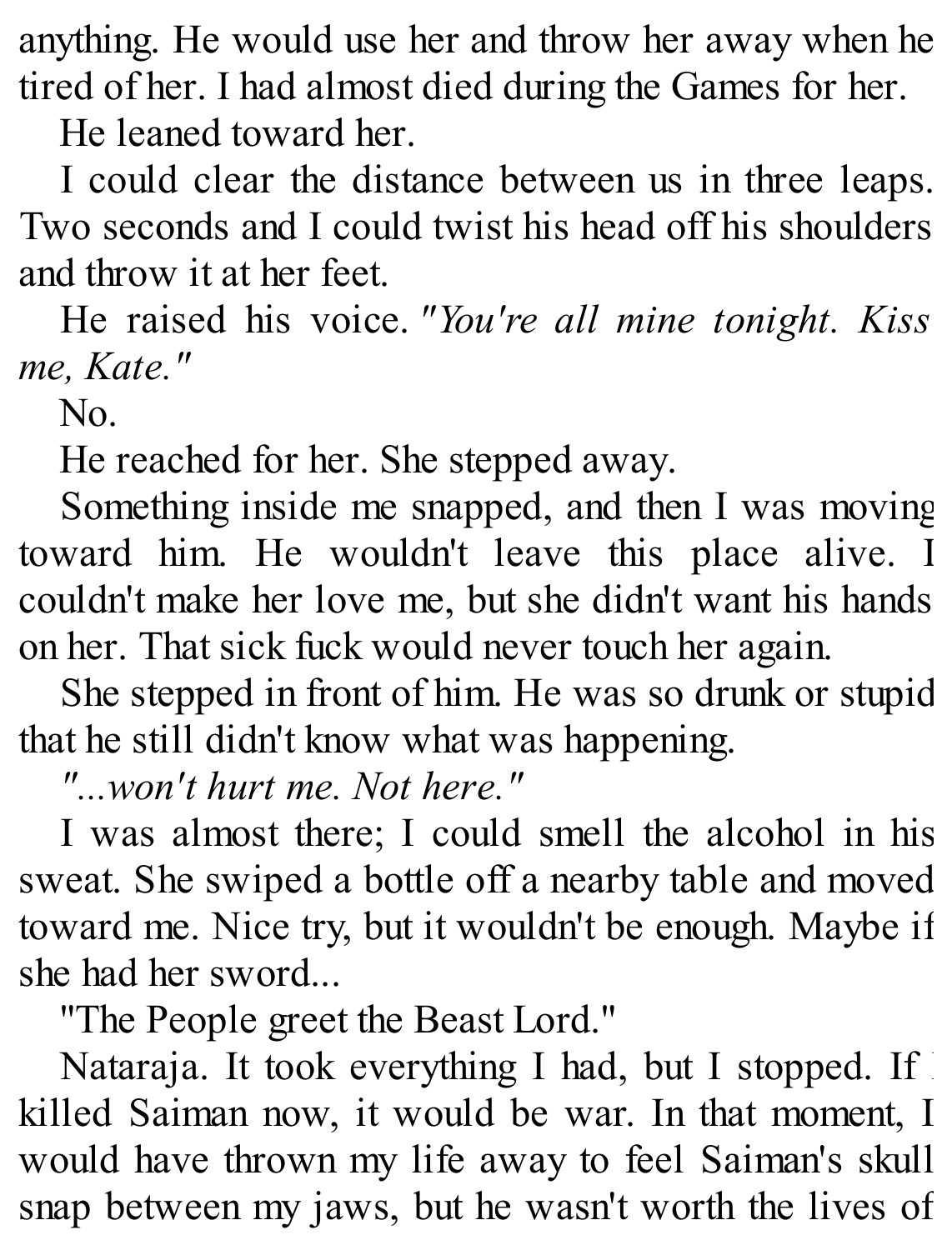anything. He would use her and throw her away when he tired of her. I had almost died during the Games for her.

He leaned toward her.

I could clear the distance between us in three leaps. Two seconds and I could twist his head off his shoulders and throw it at her feet.

He raised his voice. *"You're all mine tonight. Kiss me, Kate."*

No.

He reached for her. She stepped away.

Something inside me snapped, and then I was moving toward him. He wouldn't leave this place alive. I couldn't make her love me, but she didn't want his hands on her. That sick fuck would never touch her again.

She stepped in front of him. He was so drunk or stupid that he still didn't know what was happening.

*"...won't hurt me. Not here."*

I was almost there; I could smell the alcohol in his sweat. She swiped a bottle off a nearby table and moved toward me. Nice try, but it wouldn't be enough. Maybe if she had her sword...

"The People greet the Beast Lord."

Nataraja. It took everything I had, but I stopped. If I killed Saiman now, it would be war. In that moment, I would have thrown my life away to feel Saiman's skull snap between my jaws, but he wasn't worth the lives of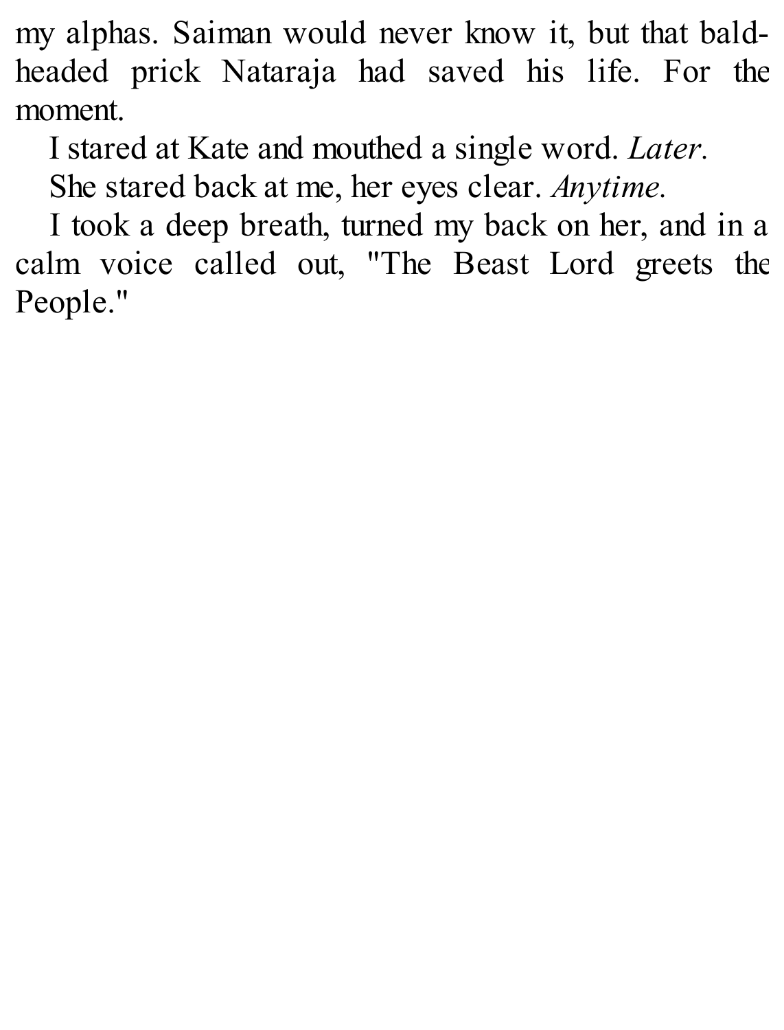my alphas. Saiman would never know it, but that bald-headed prick Nataraja had saved his life. For the moment.

I stared at Kate and mouthed a single word. *Later.*

She stared back at me, her eyes clear. *Anytime.*

I took a deep breath, turned my back on her, and in a calm voice called out, "The Beast Lord greets the People."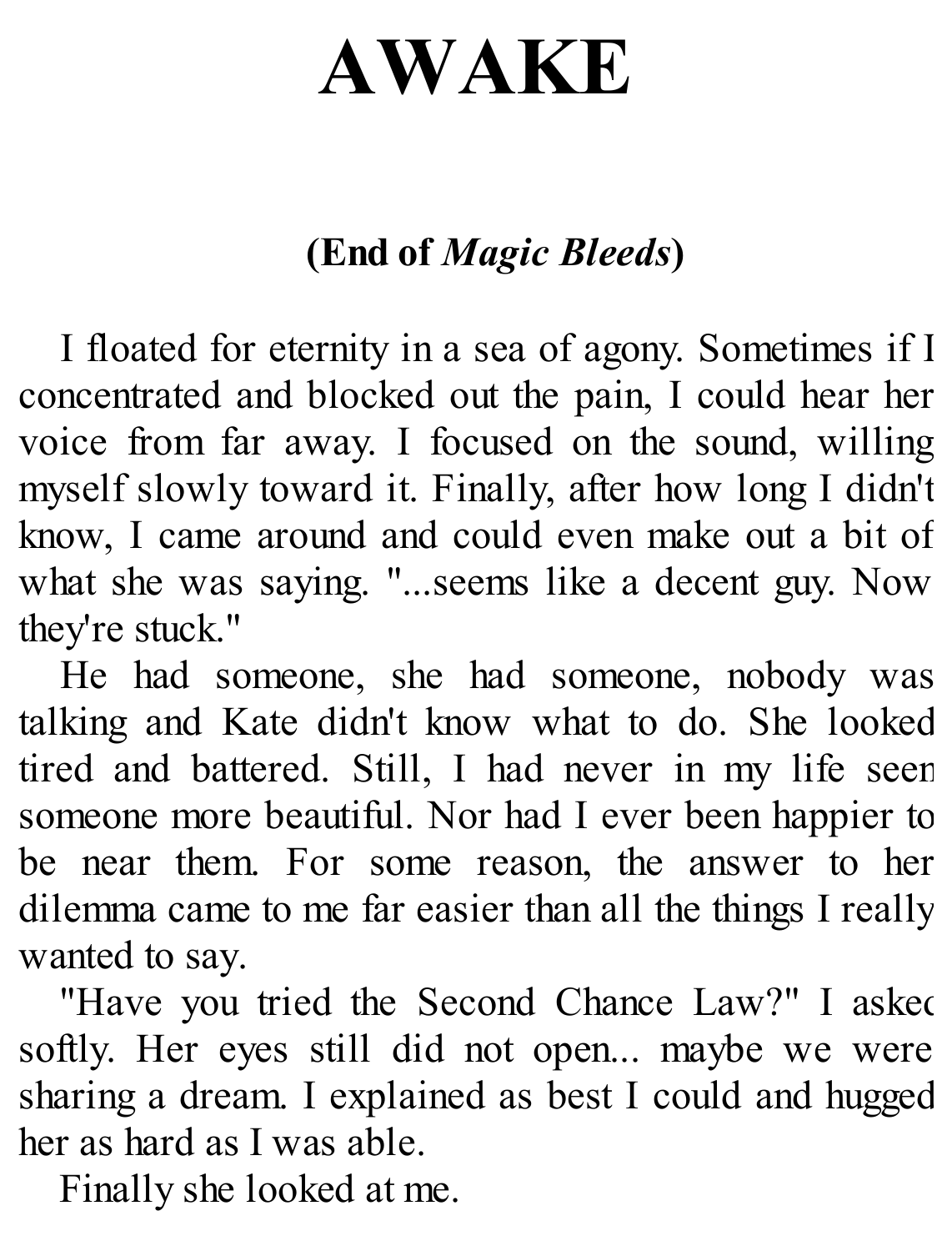# AWAKE

**(End of *Magic Bleeds*)**

I floated for eternity in a sea of agony. Sometimes if I concentrated and blocked out the pain, I could hear her voice from far away. I focused on the sound, willing myself slowly toward it. Finally, after how long I didn't know, I came around and could even make out a bit of what she was saying. "...seems like a decent guy. Now they're stuck."

He had someone, she had someone, nobody was talking and Kate didn't know what to do. She looked tired and battered. Still, I had never in my life seen someone more beautiful. Nor had I ever been happier to be near them. For some reason, the answer to her dilemma came to me far easier than all the things I really wanted to say.

"Have you tried the Second Chance Law?" I asked softly. Her eyes still did not open... maybe we were sharing a dream. I explained as best I could and hugged her as hard as I was able.

Finally she looked at me.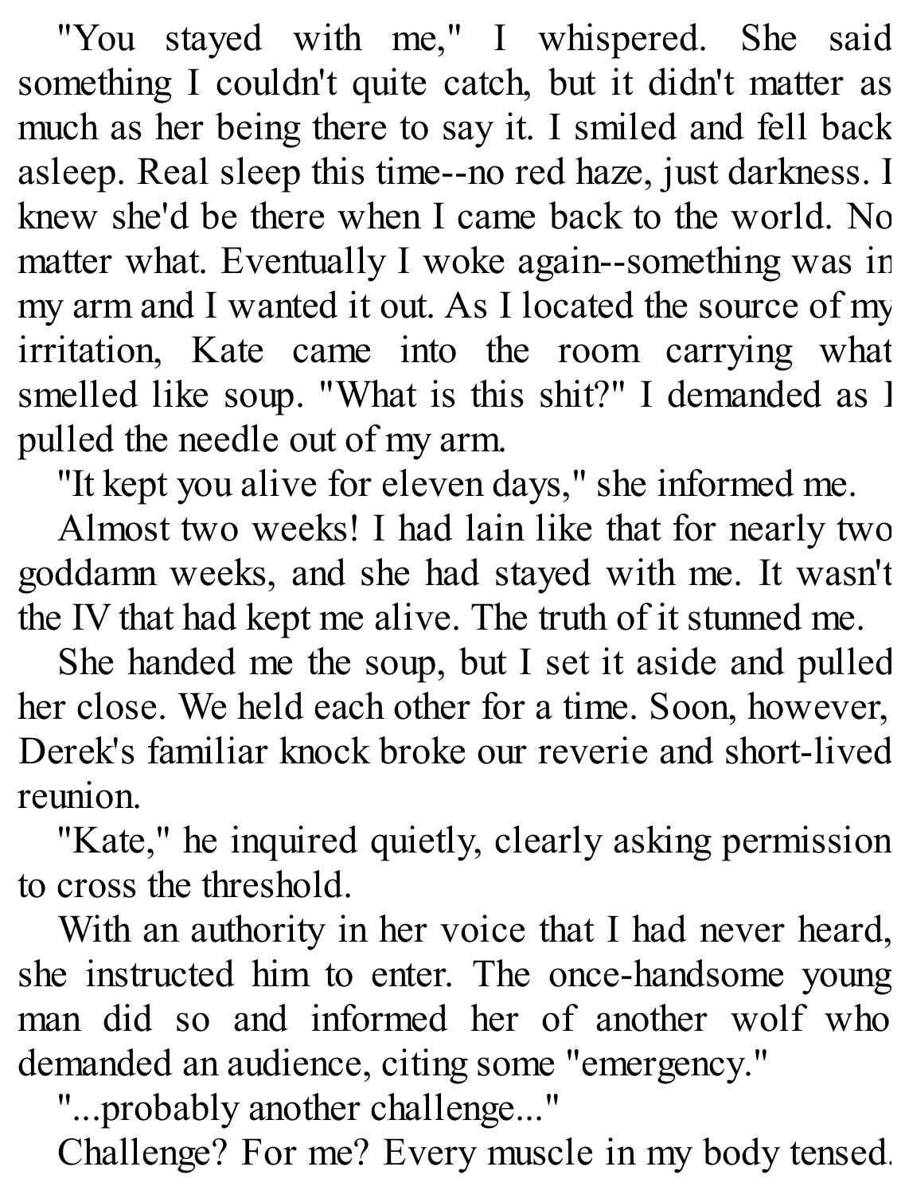"You stayed with me," I whispered. She said something I couldn't quite catch, but it didn't matter as much as her being there to say it. I smiled and fell back asleep. Real sleep this time--no red haze, just darkness. I knew she'd be there when I came back to the world. No matter what. Eventually I woke again--something was in my arm and I wanted it out. As I located the source of my irritation, Kate came into the room carrying what smelled like soup. "What is this shit?" I demanded as I pulled the needle out of my arm.

"It kept you alive for eleven days," she informed me.

Almost two weeks! I had lain like that for nearly two goddamn weeks, and she had stayed with me. It wasn't the IV that had kept me alive. The truth of it stunned me.

She handed me the soup, but I set it aside and pulled her close. We held each other for a time. Soon, however, Derek's familiar knock broke our reverie and short-lived reunion.

"Kate," he inquired quietly, clearly asking permission to cross the threshold.

With an authority in her voice that I had never heard, she instructed him to enter. The once-handsome young man did so and informed her of another wolf who demanded an audience, citing some "emergency."

"...probably another challenge..."

Challenge? For me? Every muscle in my body tensed.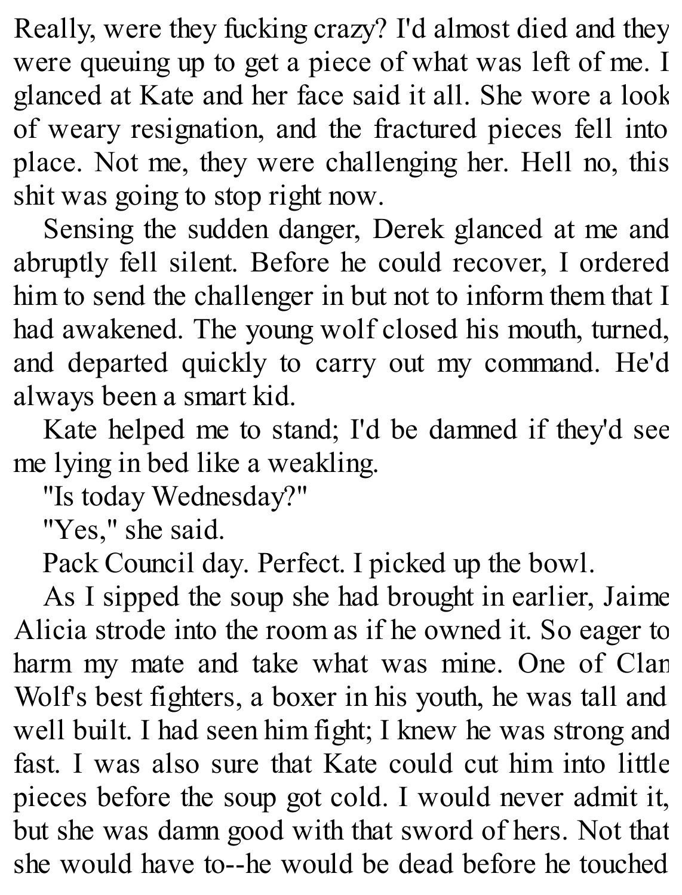Really, were they fucking crazy? I'd almost died and they were queuing up to get a piece of what was left of me. I glanced at Kate and her face said it all. She wore a look of weary resignation, and the fractured pieces fell into place. Not me, they were challenging her. Hell no, this shit was going to stop right now.

Sensing the sudden danger, Derek glanced at me and abruptly fell silent. Before he could recover, I ordered him to send the challenger in but not to inform them that I had awakened. The young wolf closed his mouth, turned, and departed quickly to carry out my command. He'd always been a smart kid.

Kate helped me to stand; I'd be damned if they'd see me lying in bed like a weakling.

"Is today Wednesday?"

"Yes," she said.

Pack Council day. Perfect. I picked up the bowl.

As I sipped the soup she had brought in earlier, Jaime Alicia strode into the room as if he owned it. So eager to harm my mate and take what was mine. One of Clan Wolf's best fighters, a boxer in his youth, he was tall and well built. I had seen him fight; I knew he was strong and fast. I was also sure that Kate could cut him into little pieces before the soup got cold. I would never admit it, but she was damn good with that sword of hers. Not that she would have to--he would be dead before he touched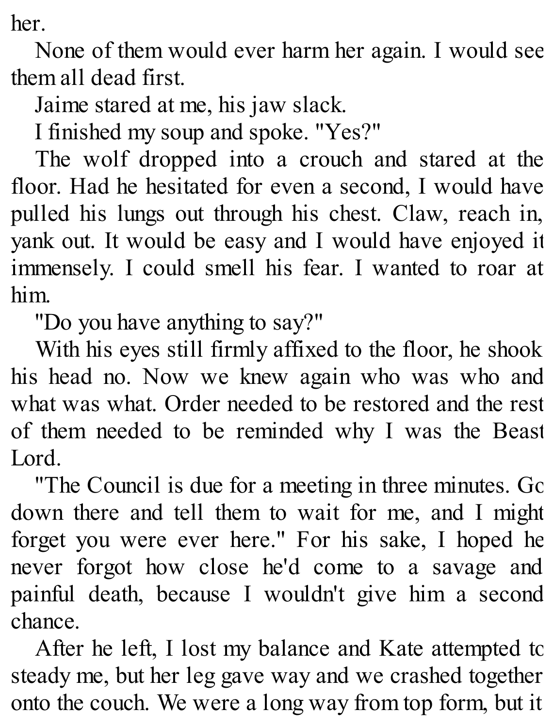her.

None of them would ever harm her again. I would see them all dead first.

Jaime stared at me, his jaw slack.

I finished my soup and spoke. "Yes?"

The wolf dropped into a crouch and stared at the floor. Had he hesitated for even a second, I would have pulled his lungs out through his chest. Claw, reach in, yank out. It would be easy and I would have enjoyed it immensely. I could smell his fear. I wanted to roar at him.

"Do you have anything to say?"

With his eyes still firmly affixed to the floor, he shook his head no. Now we knew again who was who and what was what. Order needed to be restored and the rest of them needed to be reminded why I was the Beast Lord.

"The Council is due for a meeting in three minutes. Go down there and tell them to wait for me, and I might forget you were ever here." For his sake, I hoped he never forgot how close he'd come to a savage and painful death, because I wouldn't give him a second chance.

After he left, I lost my balance and Kate attempted to steady me, but her leg gave way and we crashed together onto the couch. We were a long way from top form, but it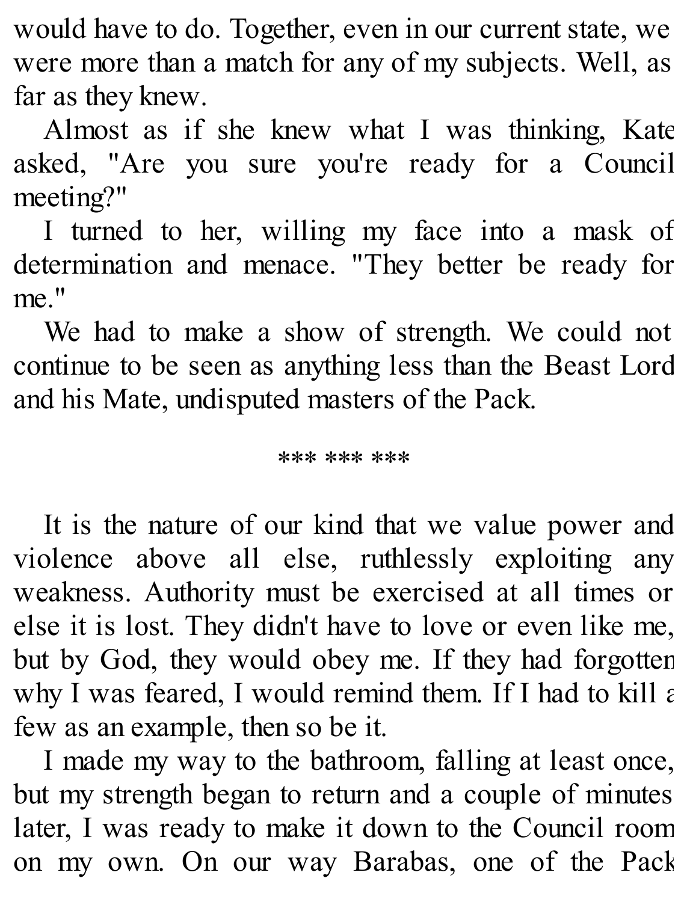would have to do. Together, even in our current state, we were more than a match for any of my subjects. Well, as far as they knew.

Almost as if she knew what I was thinking, Kate asked, "Are you sure you're ready for a Council meeting?"

I turned to her, willing my face into a mask of determination and menace. "They better be ready for me."

We had to make a show of strength. We could not continue to be seen as anything less than the Beast Lord and his Mate, undisputed masters of the Pack.

*** *** ***

It is the nature of our kind that we value power and violence above all else, ruthlessly exploiting any weakness. Authority must be exercised at all times or else it is lost. They didn't have to love or even like me, but by God, they would obey me. If they had forgotten why I was feared, I would remind them. If I had to kill a few as an example, then so be it.

I made my way to the bathroom, falling at least once, but my strength began to return and a couple of minutes later, I was ready to make it down to the Council room on my own. On our way Barabas, one of the Pack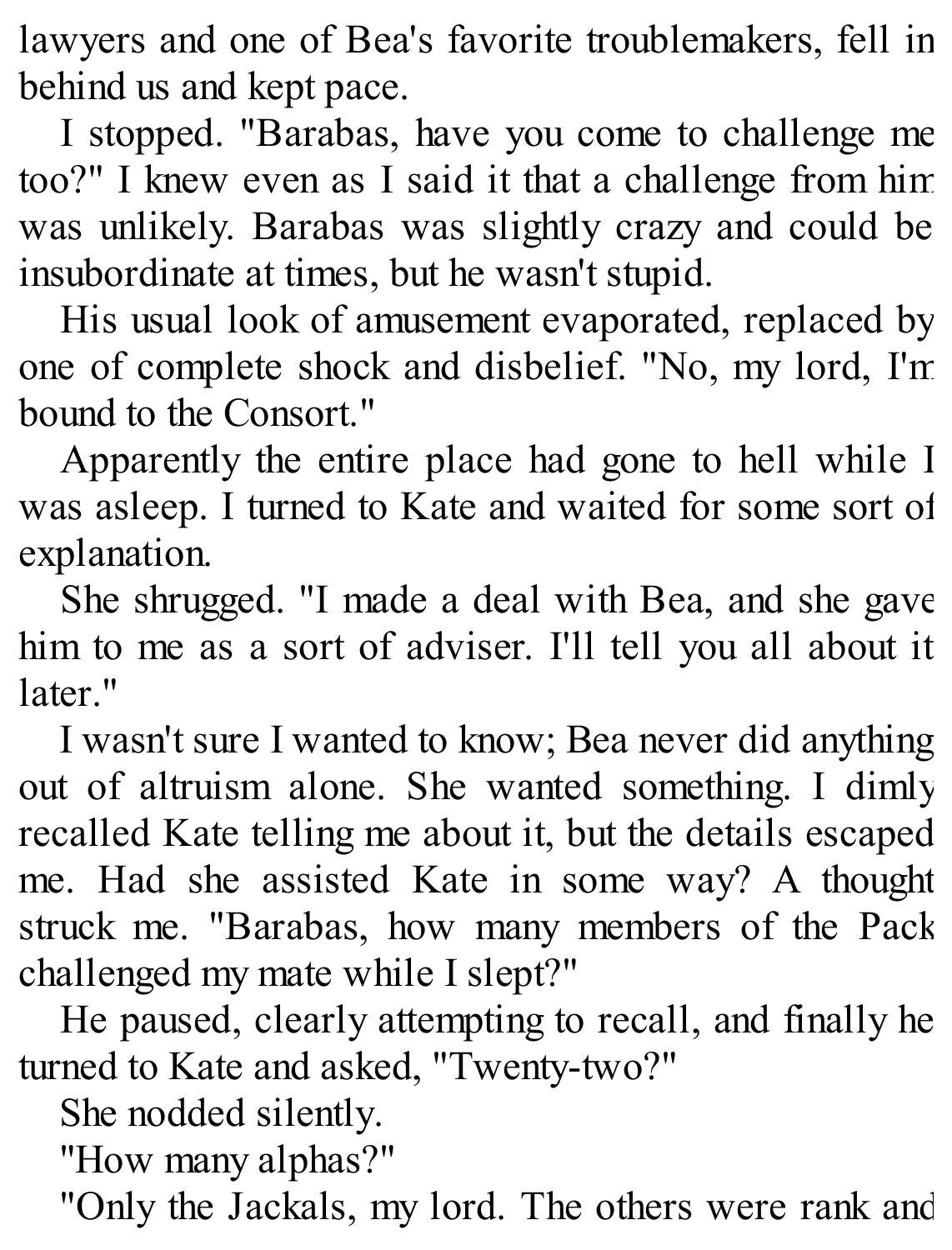lawyers and one of Bea's favorite troublemakers, fell in behind us and kept pace.

I stopped. "Barabas, have you come to challenge me too?" I knew even as I said it that a challenge from him was unlikely. Barabas was slightly crazy and could be insubordinate at times, but he wasn't stupid.

His usual look of amusement evaporated, replaced by one of complete shock and disbelief. "No, my lord, I'm bound to the Consort."

Apparently the entire place had gone to hell while I was asleep. I turned to Kate and waited for some sort of explanation.

She shrugged. "I made a deal with Bea, and she gave him to me as a sort of adviser. I'll tell you all about it later."

I wasn't sure I wanted to know; Bea never did anything out of altruism alone. She wanted something. I dimly recalled Kate telling me about it, but the details escaped me. Had she assisted Kate in some way? A thought struck me. "Barabas, how many members of the Pack challenged my mate while I slept?"

He paused, clearly attempting to recall, and finally he turned to Kate and asked, "Twenty-two?"

She nodded silently.

"How many alphas?"

"Only the Jackals, my lord. The others were rank and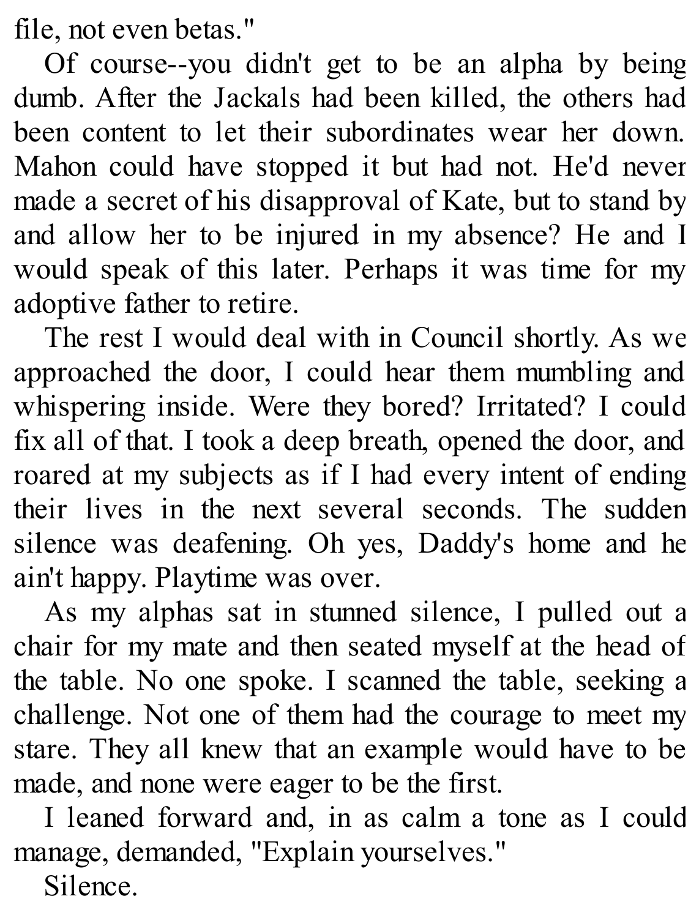file, not even betas."

Of course--you didn't get to be an alpha by being dumb. After the Jackals had been killed, the others had been content to let their subordinates wear her down. Mahon could have stopped it but had not. He'd never made a secret of his disapproval of Kate, but to stand by and allow her to be injured in my absence? He and I would speak of this later. Perhaps it was time for my adoptive father to retire.

The rest I would deal with in Council shortly. As we approached the door, I could hear them mumbling and whispering inside. Were they bored? Irritated? I could fix all of that. I took a deep breath, opened the door, and roared at my subjects as if I had every intent of ending their lives in the next several seconds. The sudden silence was deafening. Oh yes, Daddy's home and he ain't happy. Playtime was over.

As my alphas sat in stunned silence, I pulled out a chair for my mate and then seated myself at the head of the table. No one spoke. I scanned the table, seeking a challenge. Not one of them had the courage to meet my stare. They all knew that an example would have to be made, and none were eager to be the first.

I leaned forward and, in as calm a tone as I could manage, demanded, "Explain yourselves."

Silence.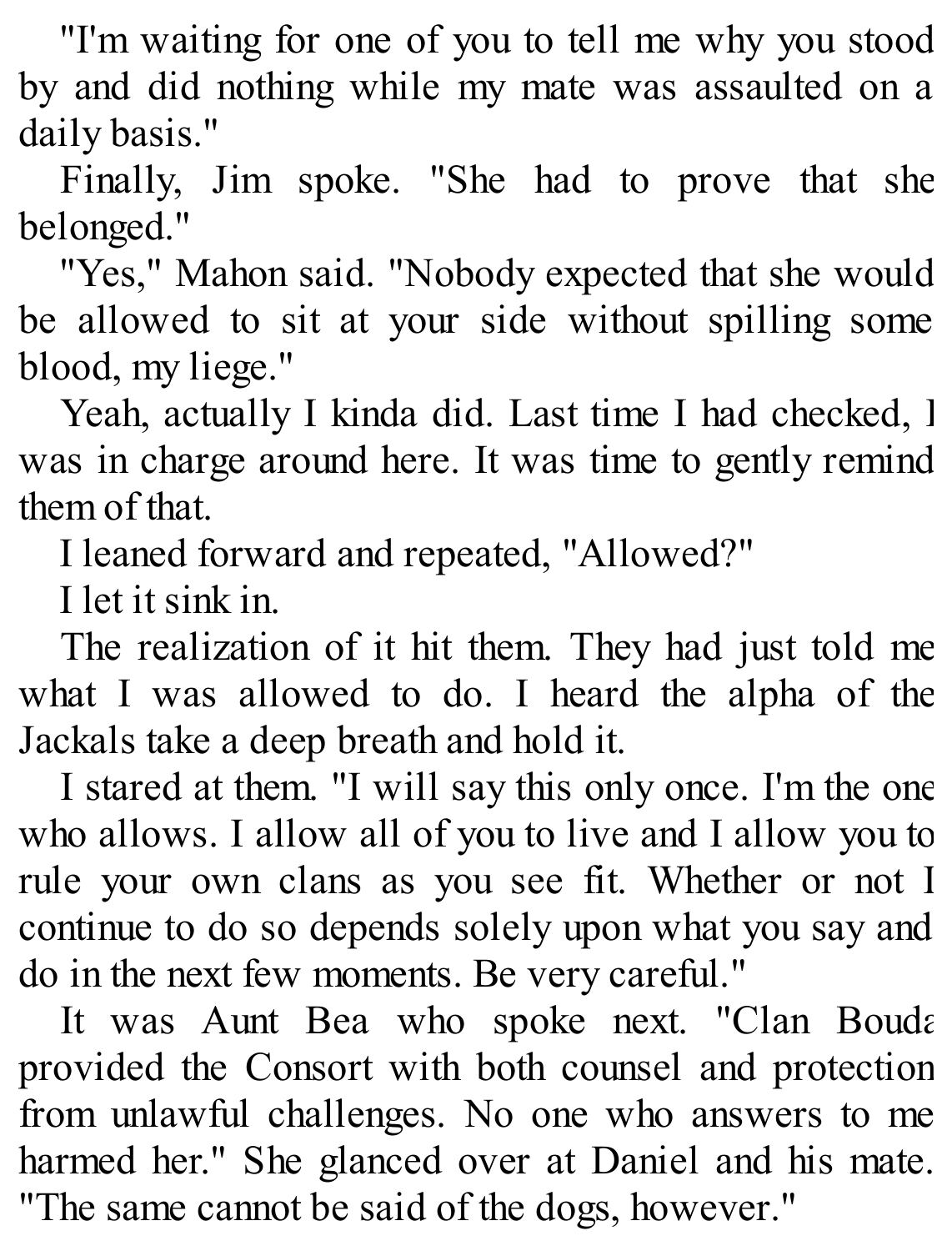"I'm waiting for one of you to tell me why you stood by and did nothing while my mate was assaulted on a daily basis."

Finally, Jim spoke. "She had to prove that she belonged."

"Yes," Mahon said. "Nobody expected that she would be allowed to sit at your side without spilling some blood, my liege."

Yeah, actually I kinda did. Last time I had checked, I was in charge around here. It was time to gently remind them of that.

I leaned forward and repeated, "Allowed?"

I let it sink in.

The realization of it hit them. They had just told me what I was allowed to do. I heard the alpha of the Jackals take a deep breath and hold it.

I stared at them. "I will say this only once. I'm the one who allows. I allow all of you to live and I allow you to rule your own clans as you see fit. Whether or not I continue to do so depends solely upon what you say and do in the next few moments. Be very careful."

It was Aunt Bea who spoke next. "Clan Bouda provided the Consort with both counsel and protection from unlawful challenges. No one who answers to me harmed her." She glanced over at Daniel and his mate. "The same cannot be said of the dogs, however."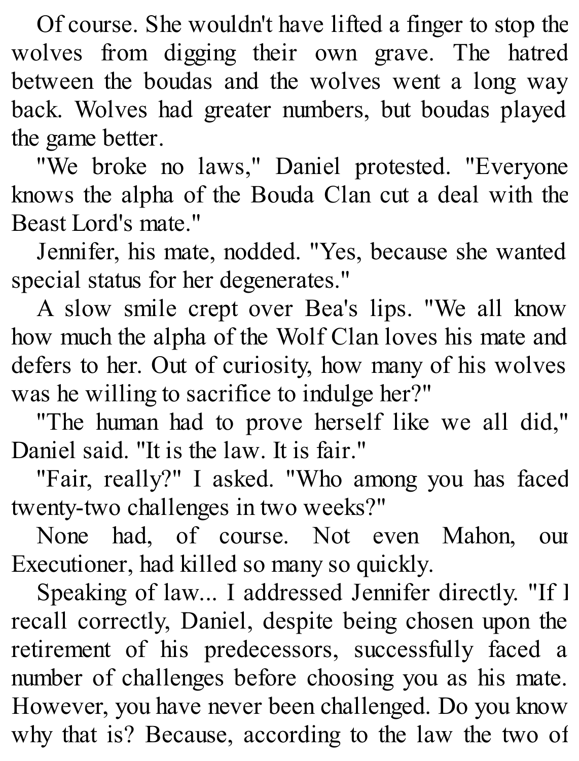Of course. She wouldn't have lifted a finger to stop the wolves from digging their own grave. The hatred between the boudas and the wolves went a long way back. Wolves had greater numbers, but boudas played the game better.

"We broke no laws," Daniel protested. "Everyone knows the alpha of the Bouda Clan cut a deal with the Beast Lord's mate."

Jennifer, his mate, nodded. "Yes, because she wanted special status for her degenerates."

A slow smile crept over Bea's lips. "We all know how much the alpha of the Wolf Clan loves his mate and defers to her. Out of curiosity, how many of his wolves was he willing to sacrifice to indulge her?"

"The human had to prove herself like we all did," Daniel said. "It is the law. It is fair."

"Fair, really?" I asked. "Who among you has faced twenty-two challenges in two weeks?"

None had, of course. Not even Mahon, our Executioner, had killed so many so quickly.

Speaking of law... I addressed Jennifer directly. "If I recall correctly, Daniel, despite being chosen upon the retirement of his predecessors, successfully faced a number of challenges before choosing you as his mate. However, you have never been challenged. Do you know why that is? Because, according to the law the two of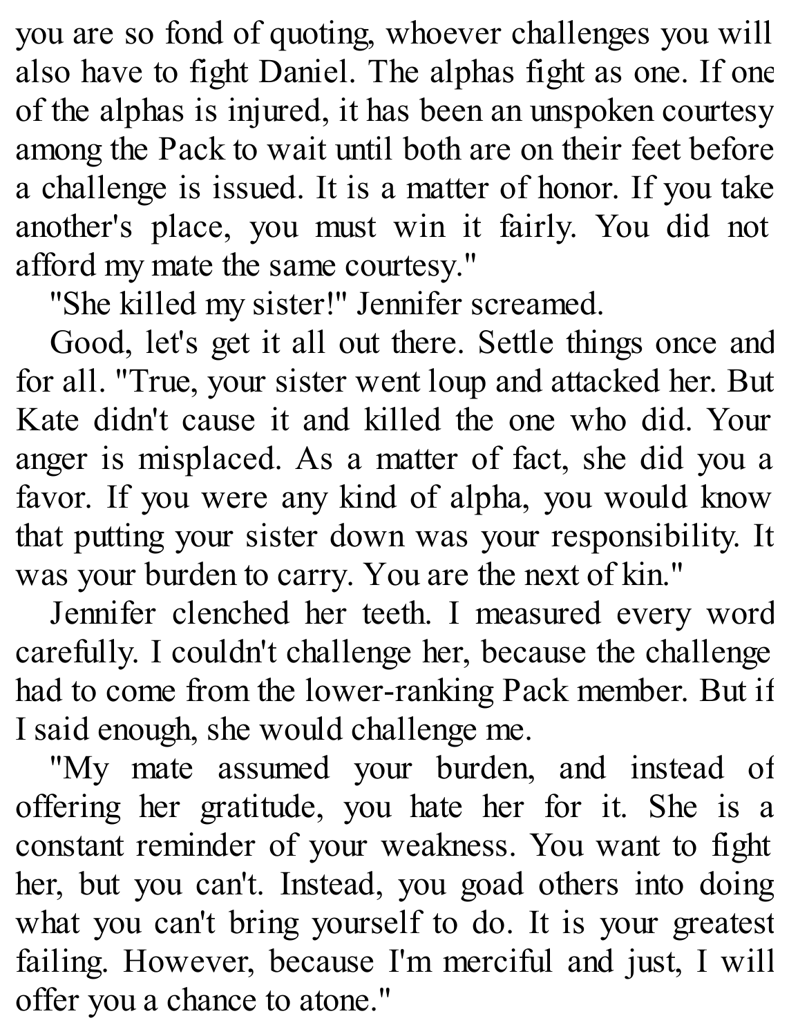you are so fond of quoting, whoever challenges you will also have to fight Daniel. The alphas fight as one. If one of the alphas is injured, it has been an unspoken courtesy among the Pack to wait until both are on their feet before a challenge is issued. It is a matter of honor. If you take another's place, you must win it fairly. You did not afford my mate the same courtesy."

"She killed my sister!" Jennifer screamed.

Good, let's get it all out there. Settle things once and for all. "True, your sister went loup and attacked her. But Kate didn't cause it and killed the one who did. Your anger is misplaced. As a matter of fact, she did you a favor. If you were any kind of alpha, you would know that putting your sister down was your responsibility. It was your burden to carry. You are the next of kin."

Jennifer clenched her teeth. I measured every word carefully. I couldn't challenge her, because the challenge had to come from the lower-ranking Pack member. But if I said enough, she would challenge me.

"My mate assumed your burden, and instead of offering her gratitude, you hate her for it. She is a constant reminder of your weakness. You want to fight her, but you can't. Instead, you goad others into doing what you can't bring yourself to do. It is your greatest failing. However, because I'm merciful and just, I will offer you a chance to atone."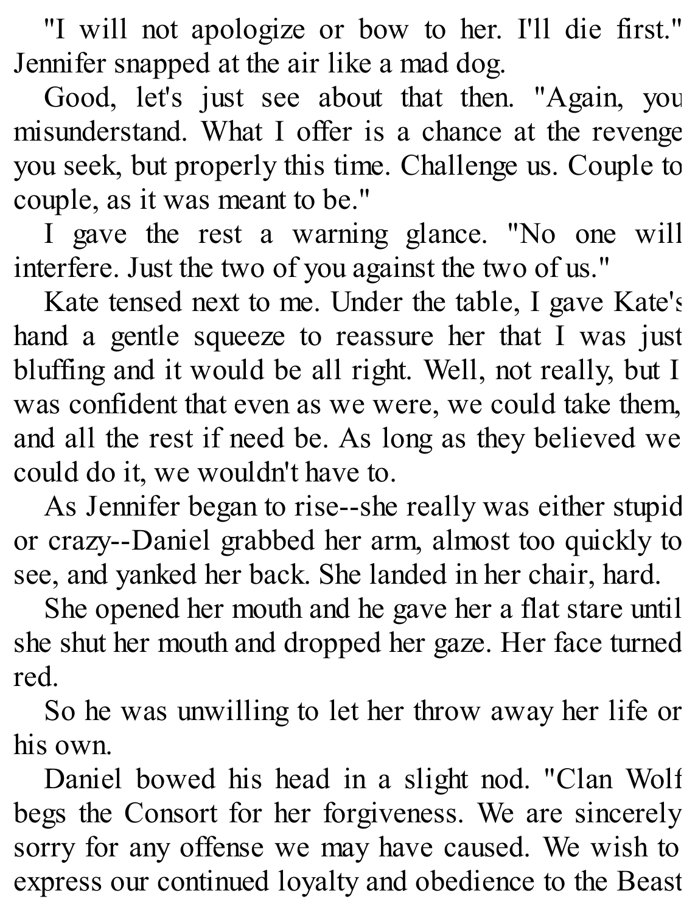"I will not apologize or bow to her. I'll die first." Jennifer snapped at the air like a mad dog.

Good, let's just see about that then. "Again, you misunderstand. What I offer is a chance at the revenge you seek, but properly this time. Challenge us. Couple to couple, as it was meant to be."

I gave the rest a warning glance. "No one will interfere. Just the two of you against the two of us."

Kate tensed next to me. Under the table, I gave Kate's hand a gentle squeeze to reassure her that I was just bluffing and it would be all right. Well, not really, but I was confident that even as we were, we could take them, and all the rest if need be. As long as they believed we could do it, we wouldn't have to.

As Jennifer began to rise--she really was either stupid or crazy--Daniel grabbed her arm, almost too quickly to see, and yanked her back. She landed in her chair, hard.

She opened her mouth and he gave her a flat stare until she shut her mouth and dropped her gaze. Her face turned red.

So he was unwilling to let her throw away her life or his own.

Daniel bowed his head in a slight nod. "Clan Wolf begs the Consort for her forgiveness. We are sincerely sorry for any offense we may have caused. We wish to express our continued loyalty and obedience to the Beast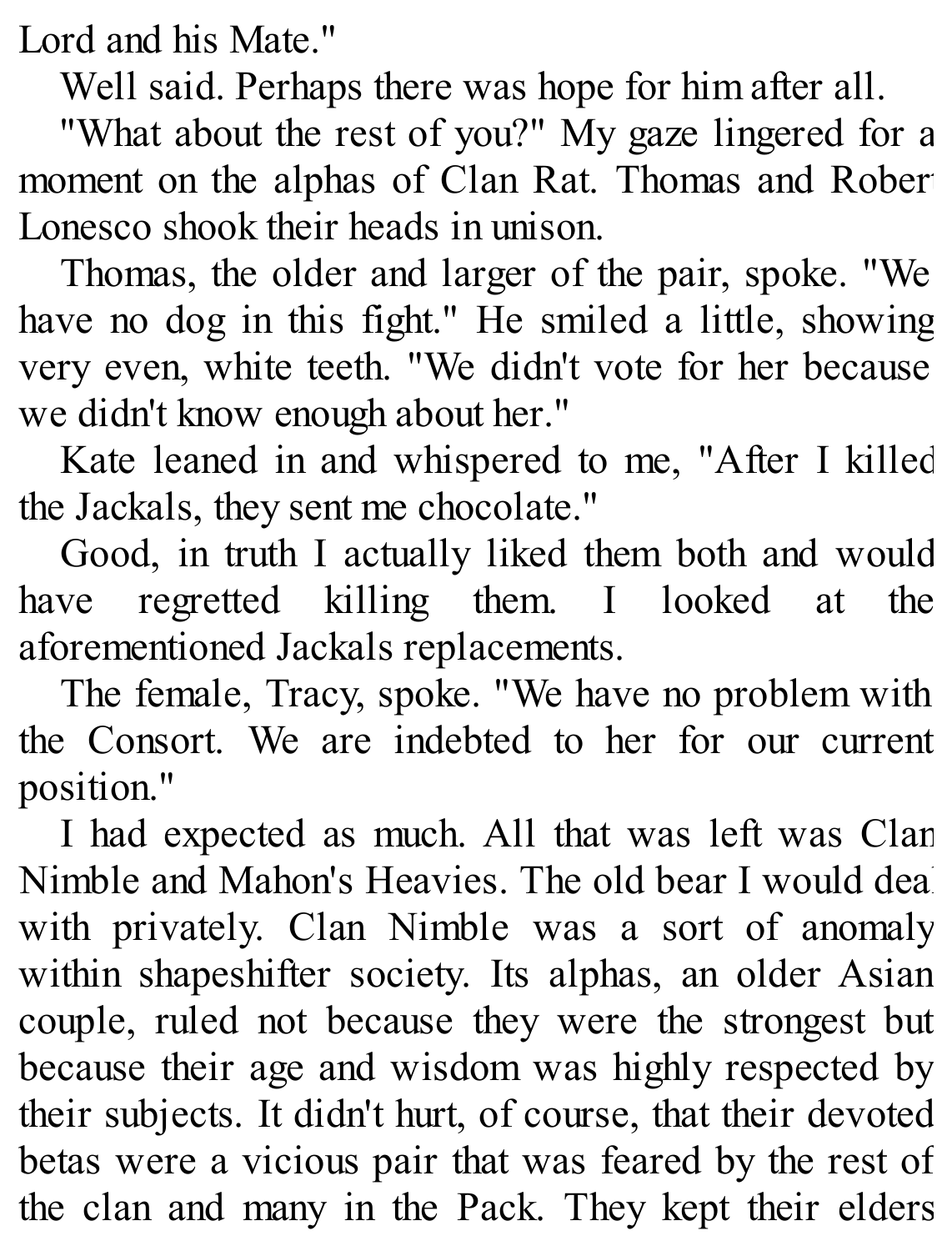Lord and his Mate."

Well said. Perhaps there was hope for him after all.

"What about the rest of you?" My gaze lingered for a moment on the alphas of Clan Rat. Thomas and Robert Lonesco shook their heads in unison.

Thomas, the older and larger of the pair, spoke. "We have no dog in this fight." He smiled a little, showing very even, white teeth. "We didn't vote for her because we didn't know enough about her."

Kate leaned in and whispered to me, "After I killed the Jackals, they sent me chocolate."

Good, in truth I actually liked them both and would have regretted killing them. I looked at the aforementioned Jackals replacements.

The female, Tracy, spoke. "We have no problem with the Consort. We are indebted to her for our current position."

I had expected as much. All that was left was Clan Nimble and Mahon's Heavies. The old bear I would deal with privately. Clan Nimble was a sort of anomaly within shapeshifter society. Its alphas, an older Asian couple, ruled not because they were the strongest but because their age and wisdom was highly respected by their subjects. It didn't hurt, of course, that their devoted betas were a vicious pair that was feared by the rest of the clan and many in the Pack. They kept their elders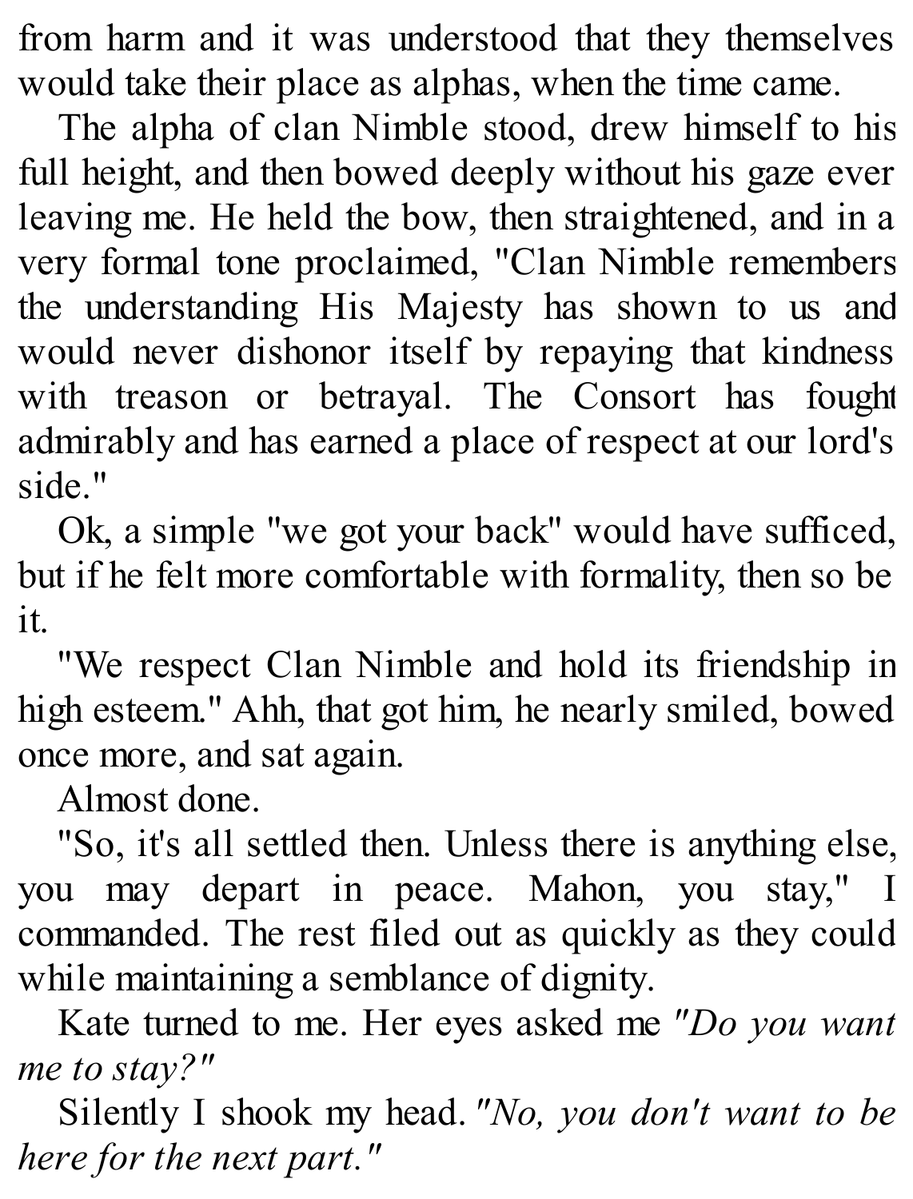from harm and it was understood that they themselves would take their place as alphas, when the time came.

The alpha of clan Nimble stood, drew himself to his full height, and then bowed deeply without his gaze ever leaving me. He held the bow, then straightened, and in a very formal tone proclaimed, "Clan Nimble remembers the understanding His Majesty has shown to us and would never dishonor itself by repaying that kindness with treason or betrayal. The Consort has fought admirably and has earned a place of respect at our lord's side."

Ok, a simple "we got your back" would have sufficed, but if he felt more comfortable with formality, then so be it.

"We respect Clan Nimble and hold its friendship in high esteem." Ahh, that got him, he nearly smiled, bowed once more, and sat again.

Almost done.

"So, it's all settled then. Unless there is anything else, you may depart in peace. Mahon, you stay," I commanded. The rest filed out as quickly as they could while maintaining a semblance of dignity.

Kate turned to me. Her eyes asked me *"Do you want me to stay?"*

Silently I shook my head. *"No, you don't want to be here for the next part."*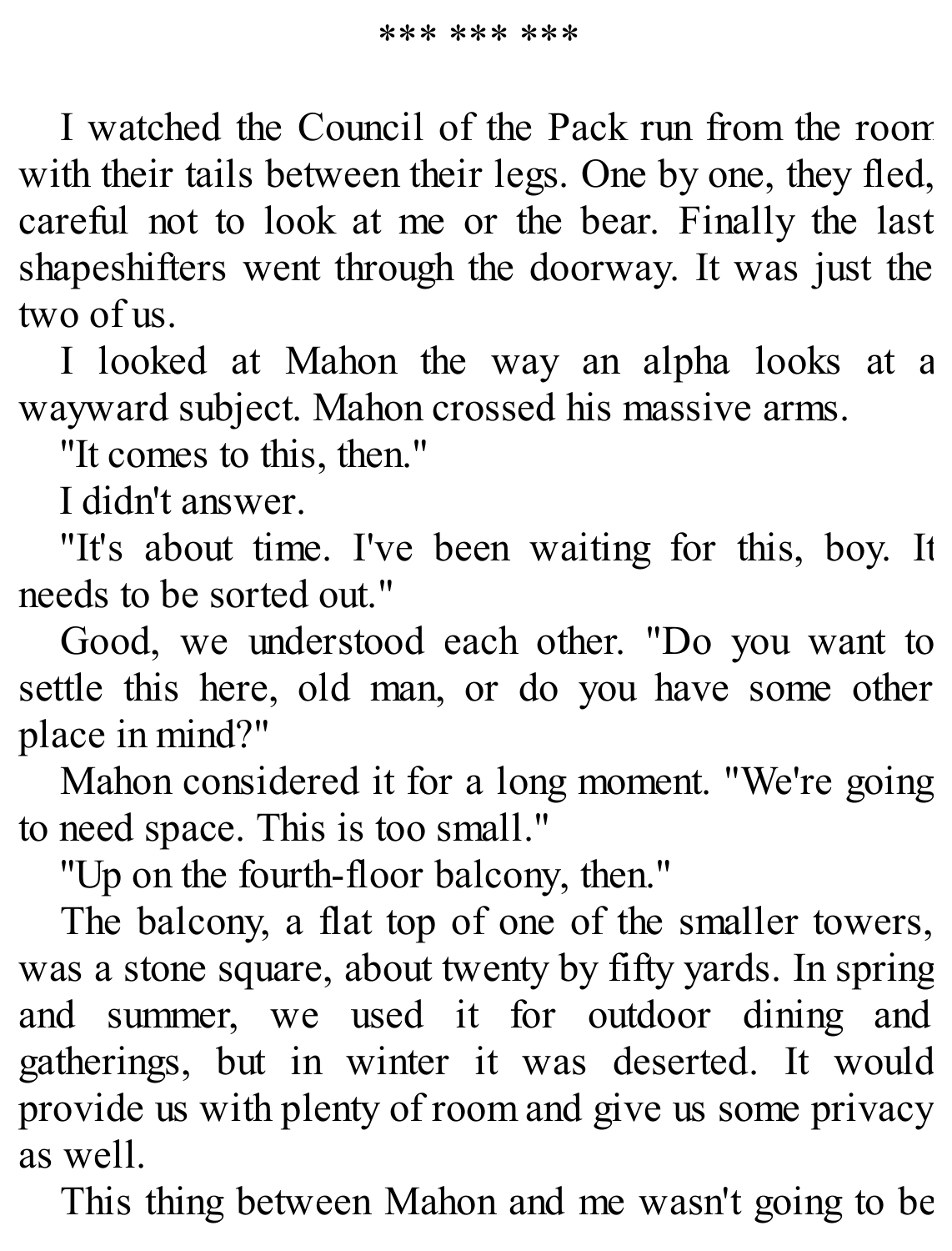\*\*\* \*\*\* \*\*\*

I watched the Council of the Pack run from the room with their tails between their legs. One by one, they fled, careful not to look at me or the bear. Finally the last shapeshifters went through the doorway. It was just the two of us.

I looked at Mahon the way an alpha looks at a wayward subject. Mahon crossed his massive arms.

"It comes to this, then."

I didn't answer.

"It's about time. I've been waiting for this, boy. It needs to be sorted out."

Good, we understood each other. "Do you want to settle this here, old man, or do you have some other place in mind?"

Mahon considered it for a long moment. "We're going to need space. This is too small."

"Up on the fourth-floor balcony, then."

The balcony, a flat top of one of the smaller towers, was a stone square, about twenty by fifty yards. In spring and summer, we used it for outdoor dining and gatherings, but in winter it was deserted. It would provide us with plenty of room and give us some privacy as well.

This thing between Mahon and me wasn't going to be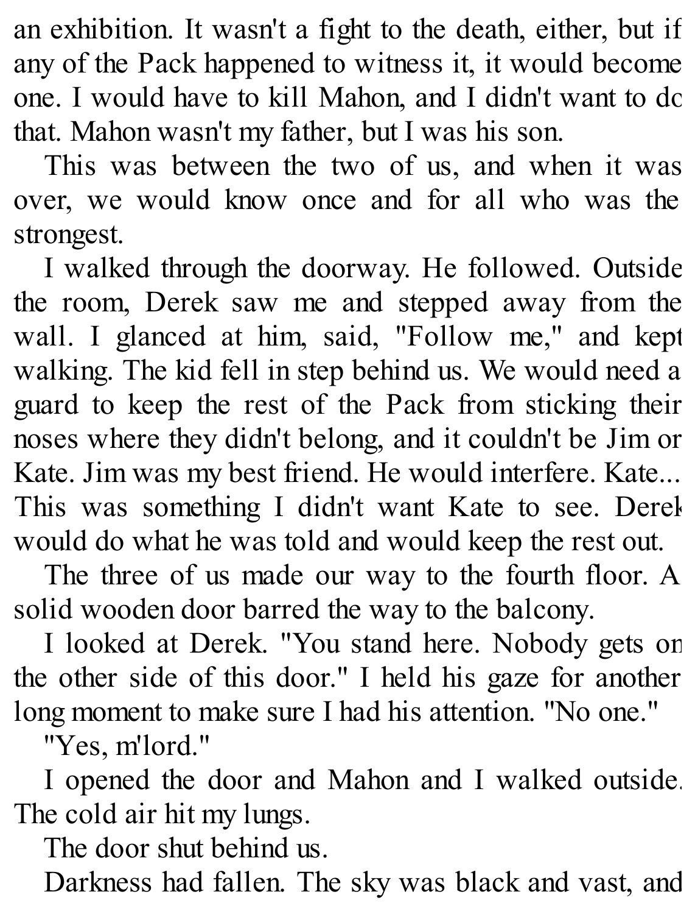an exhibition. It wasn't a fight to the death, either, but if any of the Pack happened to witness it, it would become one. I would have to kill Mahon, and I didn't want to do that. Mahon wasn't my father, but I was his son.

This was between the two of us, and when it was over, we would know once and for all who was the strongest.

I walked through the doorway. He followed. Outside the room, Derek saw me and stepped away from the wall. I glanced at him, said, "Follow me," and kept walking. The kid fell in step behind us. We would need a guard to keep the rest of the Pack from sticking their noses where they didn't belong, and it couldn't be Jim or Kate. Jim was my best friend. He would interfere. Kate... This was something I didn't want Kate to see. Derek would do what he was told and would keep the rest out.

The three of us made our way to the fourth floor. A solid wooden door barred the way to the balcony.

I looked at Derek. "You stand here. Nobody gets on the other side of this door." I held his gaze for another long moment to make sure I had his attention. "No one."

"Yes, m'lord."

I opened the door and Mahon and I walked outside. The cold air hit my lungs.

The door shut behind us.

Darkness had fallen. The sky was black and vast, and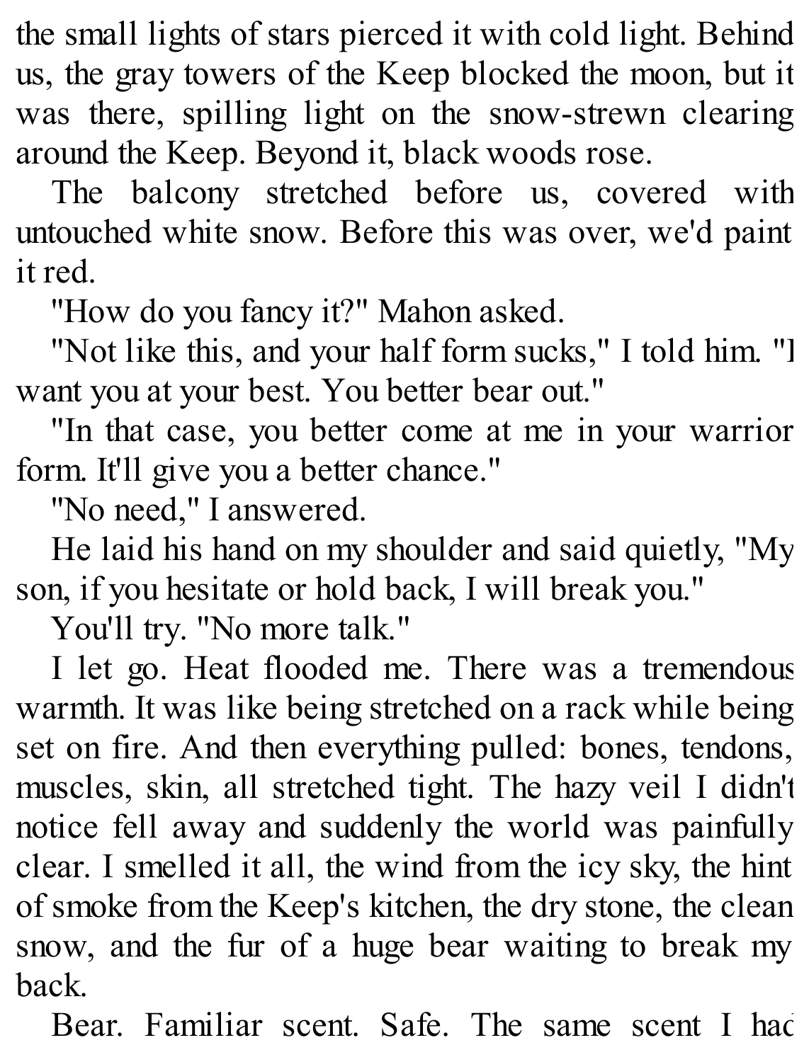the small lights of stars pierced it with cold light. Behind us, the gray towers of the Keep blocked the moon, but it was there, spilling light on the snow-strewn clearing around the Keep. Beyond it, black woods rose.

The balcony stretched before us, covered with untouched white snow. Before this was over, we'd paint it red.

"How do you fancy it?" Mahon asked.

"Not like this, and your half form sucks," I told him. "I want you at your best. You better bear out."

"In that case, you better come at me in your warrior form. It'll give you a better chance."

"No need," I answered.

He laid his hand on my shoulder and said quietly, "My son, if you hesitate or hold back, I will break you."

You'll try. "No more talk."

I let go. Heat flooded me. There was a tremendous warmth. It was like being stretched on a rack while being set on fire. And then everything pulled: bones, tendons, muscles, skin, all stretched tight. The hazy veil I didn't notice fell away and suddenly the world was painfully clear. I smelled it all, the wind from the icy sky, the hint of smoke from the Keep's kitchen, the dry stone, the clean snow, and the fur of a huge bear waiting to break my back.

Bear. Familiar scent. Safe. The same scent I had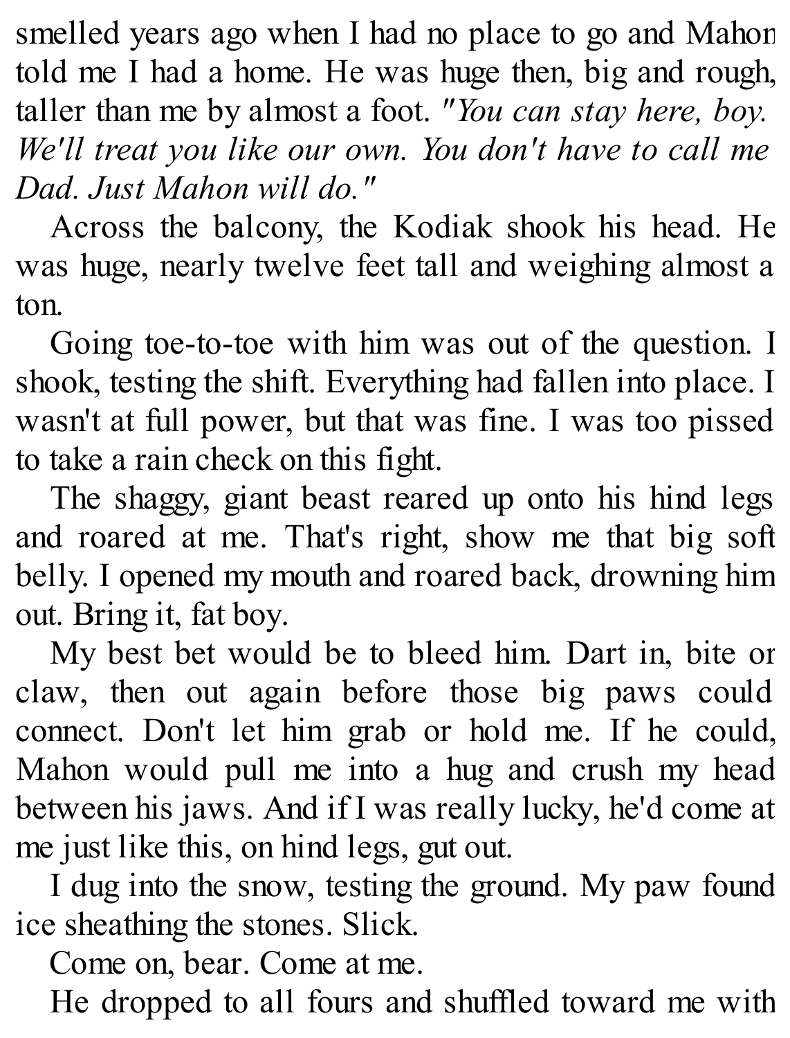smelled years ago when I had no place to go and Mahon told me I had a home. He was huge then, big and rough, taller than me by almost a foot. *"You can stay here, boy. We'll treat you like our own. You don't have to call me Dad. Just Mahon will do."*

Across the balcony, the Kodiak shook his head. He was huge, nearly twelve feet tall and weighing almost a ton.

Going toe-to-toe with him was out of the question. I shook, testing the shift. Everything had fallen into place. I wasn't at full power, but that was fine. I was too pissed to take a rain check on this fight.

The shaggy, giant beast reared up onto his hind legs and roared at me. That's right, show me that big soft belly. I opened my mouth and roared back, drowning him out. Bring it, fat boy.

My best bet would be to bleed him. Dart in, bite or claw, then out again before those big paws could connect. Don't let him grab or hold me. If he could, Mahon would pull me into a hug and crush my head between his jaws. And if I was really lucky, he'd come at me just like this, on hind legs, gut out.

I dug into the snow, testing the ground. My paw found ice sheathing the stones. Slick.

Come on, bear. Come at me.

He dropped to all fours and shuffled toward me with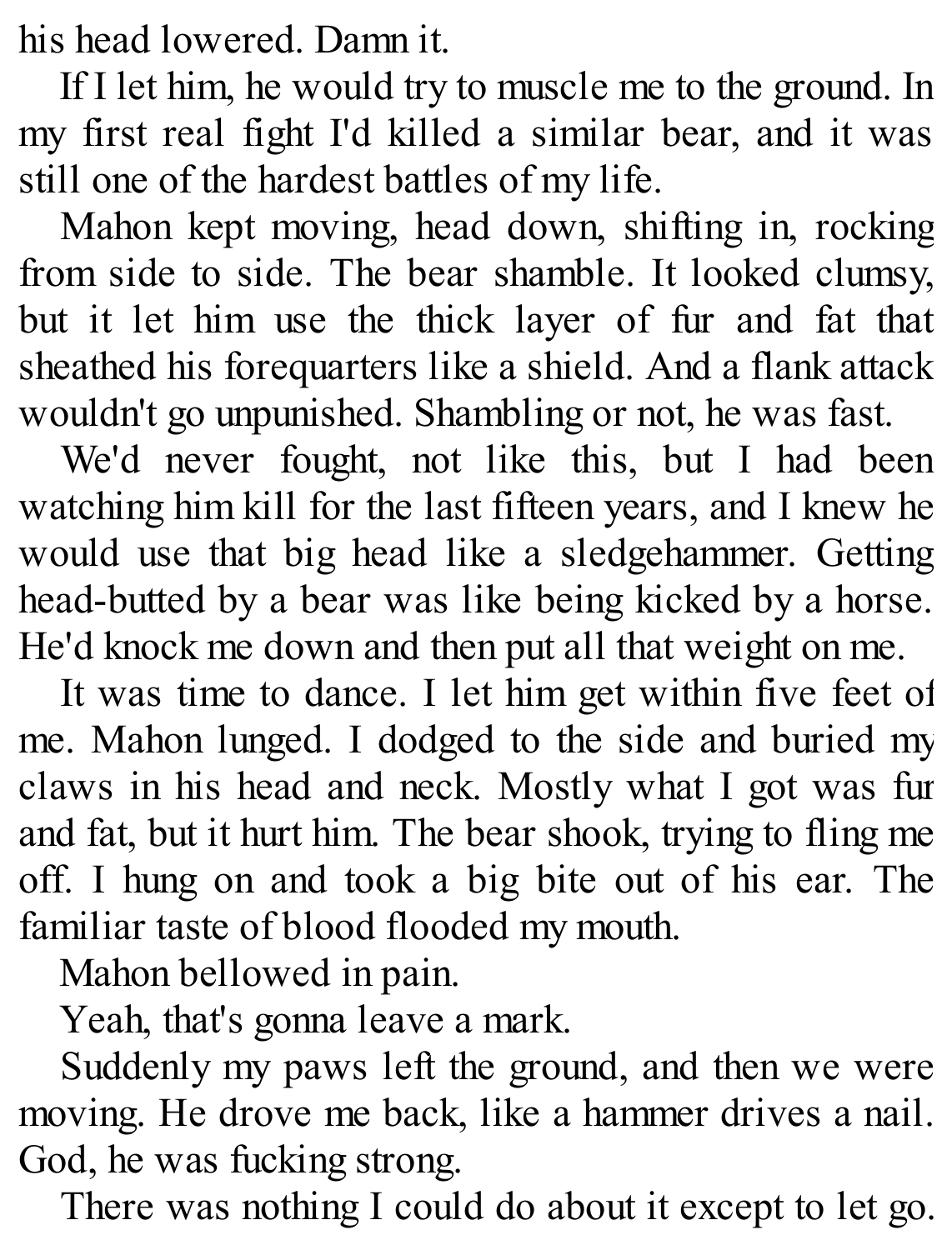his head lowered. Damn it.

If I let him, he would try to muscle me to the ground. In my first real fight I'd killed a similar bear, and it was still one of the hardest battles of my life.

Mahon kept moving, head down, shifting in, rocking from side to side. The bear shamble. It looked clumsy, but it let him use the thick layer of fur and fat that sheathed his forequarters like a shield. And a flank attack wouldn't go unpunished. Shambling or not, he was fast.

We'd never fought, not like this, but I had been watching him kill for the last fifteen years, and I knew he would use that big head like a sledgehammer. Getting head-butted by a bear was like being kicked by a horse. He'd knock me down and then put all that weight on me.

It was time to dance. I let him get within five feet of me. Mahon lunged. I dodged to the side and buried my claws in his head and neck. Mostly what I got was fur and fat, but it hurt him. The bear shook, trying to fling me off. I hung on and took a big bite out of his ear. The familiar taste of blood flooded my mouth.

Mahon bellowed in pain.

Yeah, that's gonna leave a mark.

Suddenly my paws left the ground, and then we were moving. He drove me back, like a hammer drives a nail. God, he was fucking strong.

There was nothing I could do about it except to let go.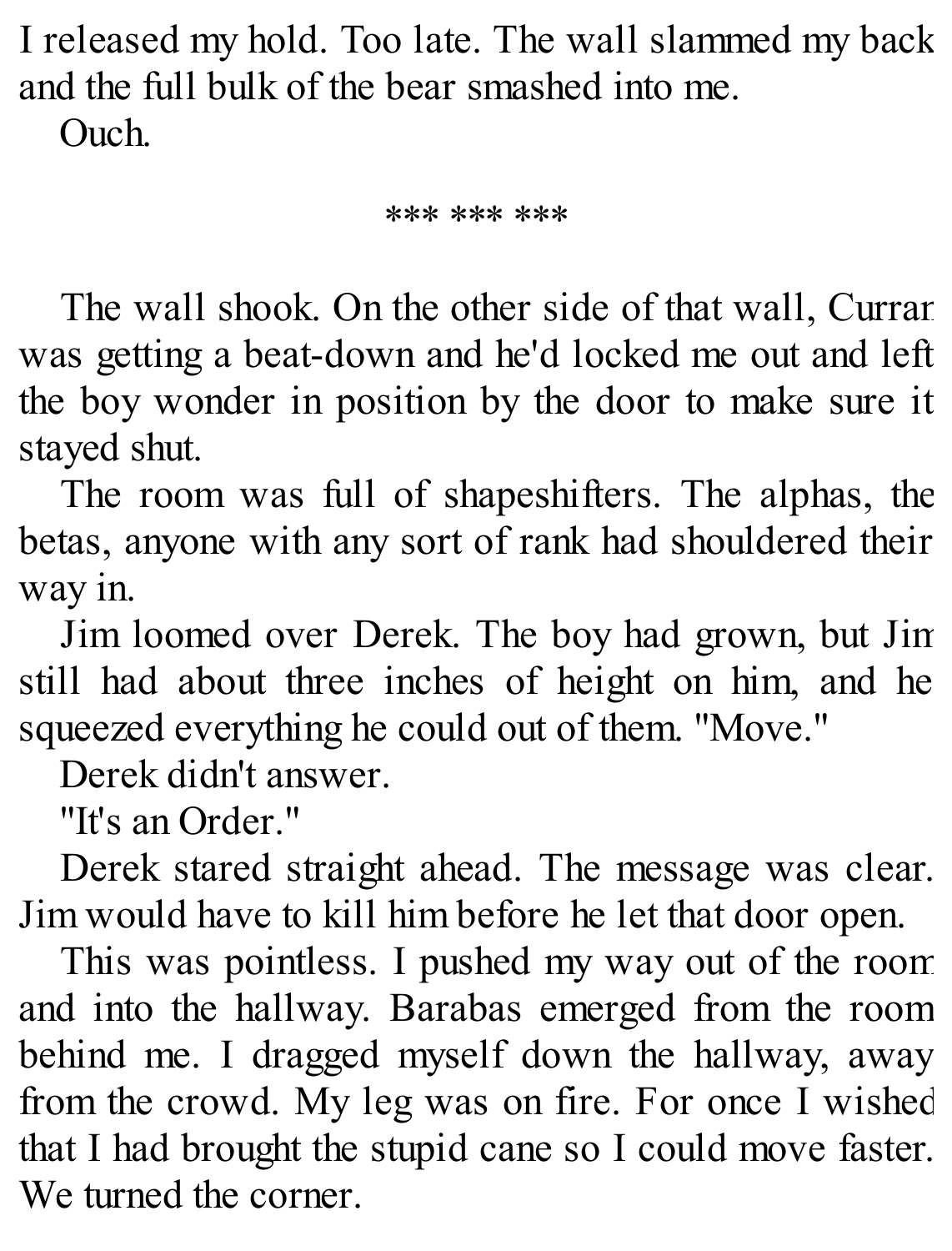I released my hold. Too late. The wall slammed my back and the full bulk of the bear smashed into me.

Ouch.

*** *** ***

The wall shook. On the other side of that wall, Curran was getting a beat-down and he'd locked me out and left the boy wonder in position by the door to make sure it stayed shut.

The room was full of shapeshifters. The alphas, the betas, anyone with any sort of rank had shouldered their way in.

Jim loomed over Derek. The boy had grown, but Jim still had about three inches of height on him, and he squeezed everything he could out of them. "Move."

Derek didn't answer.

"It's an Order."

Derek stared straight ahead. The message was clear. Jim would have to kill him before he let that door open.

This was pointless. I pushed my way out of the room and into the hallway. Barabas emerged from the room behind me. I dragged myself down the hallway, away from the crowd. My leg was on fire. For once I wished that I had brought the stupid cane so I could move faster. We turned the corner.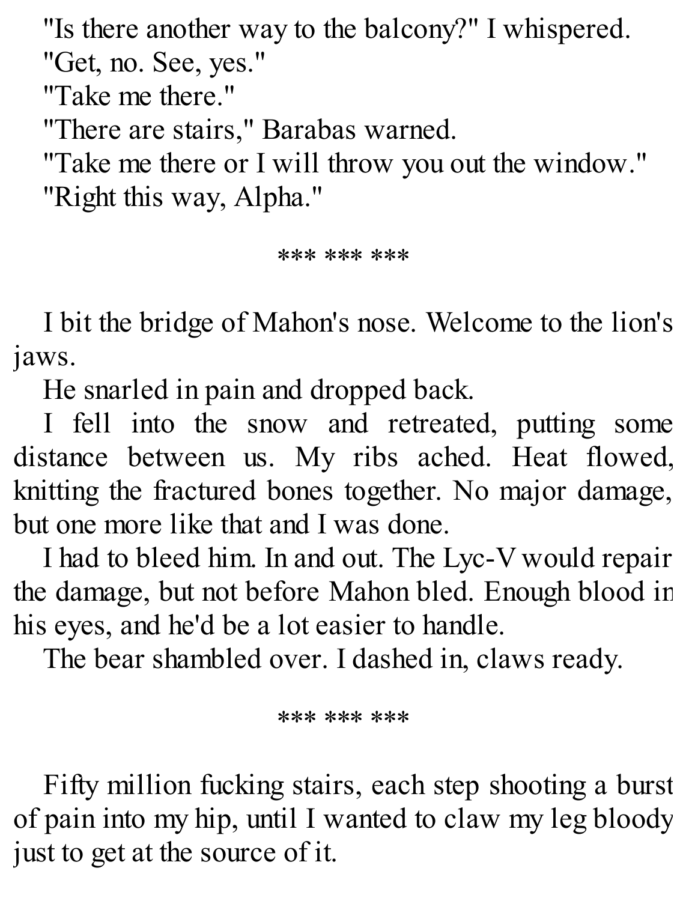"Is there another way to the balcony?" I whispered.

"Get, no. See, yes."

"Take me there."

"There are stairs," Barabas warned.

"Take me there or I will throw you out the window."

"Right this way, Alpha."

*** *** ***

I bit the bridge of Mahon's nose. Welcome to the lion's jaws.

He snarled in pain and dropped back.

I fell into the snow and retreated, putting some distance between us. My ribs ached. Heat flowed, knitting the fractured bones together. No major damage, but one more like that and I was done.

I had to bleed him. In and out. The Lyc-V would repair the damage, but not before Mahon bled. Enough blood in his eyes, and he'd be a lot easier to handle.

The bear shambled over. I dashed in, claws ready.

*** *** ***

Fifty million fucking stairs, each step shooting a burst of pain into my hip, until I wanted to claw my leg bloody just to get at the source of it.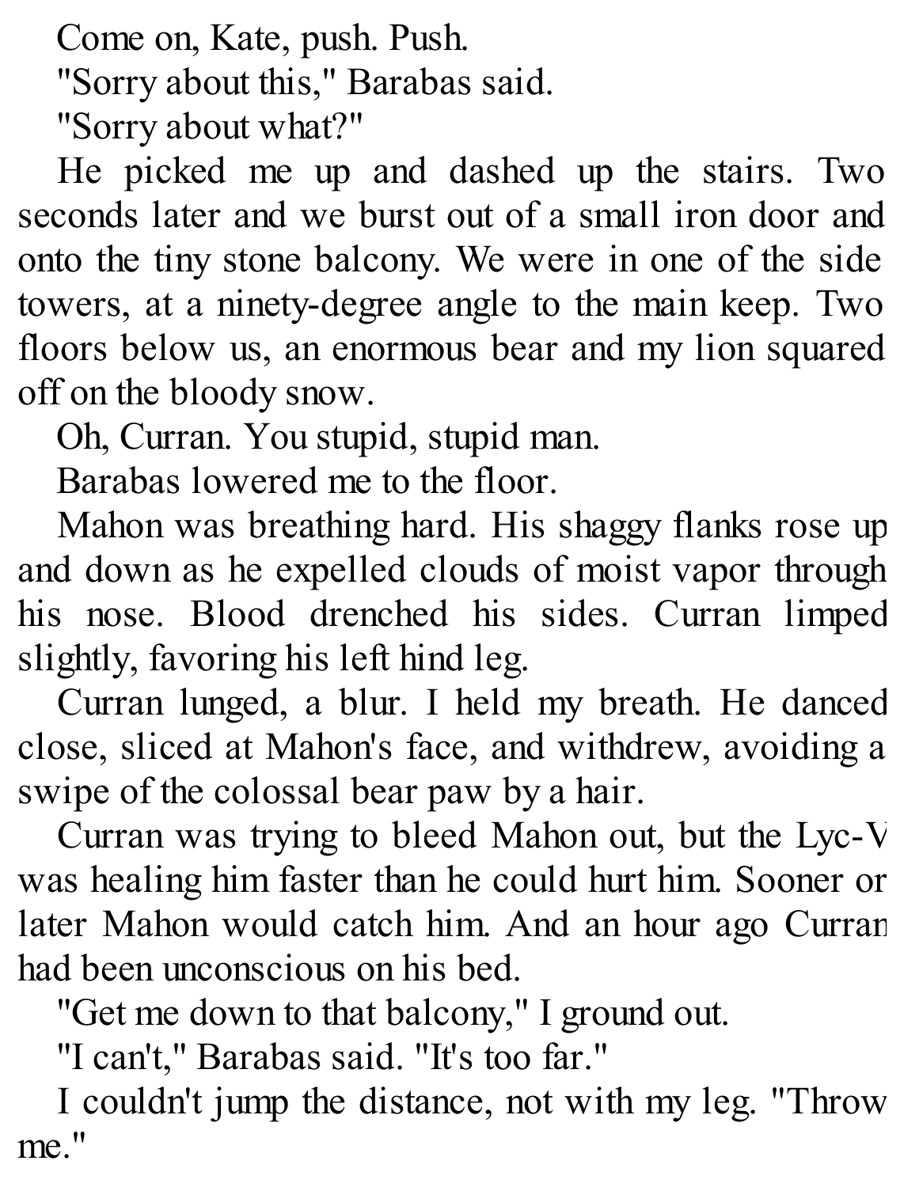Come on, Kate, push. Push.

"Sorry about this," Barabas said.

"Sorry about what?"

He picked me up and dashed up the stairs. Two seconds later and we burst out of a small iron door and onto the tiny stone balcony. We were in one of the side towers, at a ninety-degree angle to the main keep. Two floors below us, an enormous bear and my lion squared off on the bloody snow.

Oh, Curran. You stupid, stupid man.

Barabas lowered me to the floor.

Mahon was breathing hard. His shaggy flanks rose up and down as he expelled clouds of moist vapor through his nose. Blood drenched his sides. Curran limped slightly, favoring his left hind leg.

Curran lunged, a blur. I held my breath. He danced close, sliced at Mahon's face, and withdrew, avoiding a swipe of the colossal bear paw by a hair.

Curran was trying to bleed Mahon out, but the Lyc-V was healing him faster than he could hurt him. Sooner or later Mahon would catch him. And an hour ago Curran had been unconscious on his bed.

"Get me down to that balcony," I ground out.

"I can't," Barabas said. "It's too far."

I couldn't jump the distance, not with my leg. "Throw me."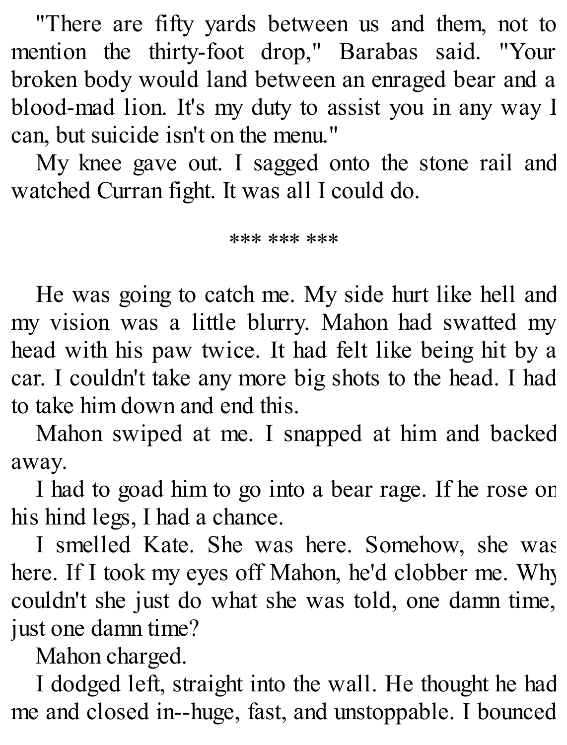"There are fifty yards between us and them, not to mention the thirty-foot drop," Barabas said. "Your broken body would land between an enraged bear and a blood-mad lion. It's my duty to assist you in any way I can, but suicide isn't on the menu."

My knee gave out. I sagged onto the stone rail and watched Curran fight. It was all I could do.

*** *** ***

He was going to catch me. My side hurt like hell and my vision was a little blurry. Mahon had swatted my head with his paw twice. It had felt like being hit by a car. I couldn't take any more big shots to the head. I had to take him down and end this.

Mahon swiped at me. I snapped at him and backed away.

I had to goad him to go into a bear rage. If he rose on his hind legs, I had a chance.

I smelled Kate. She was here. Somehow, she was here. If I took my eyes off Mahon, he'd clobber me. Why couldn't she just do what she was told, one damn time, just one damn time?

Mahon charged.

I dodged left, straight into the wall. He thought he had me and closed in--huge, fast, and unstoppable. I bounced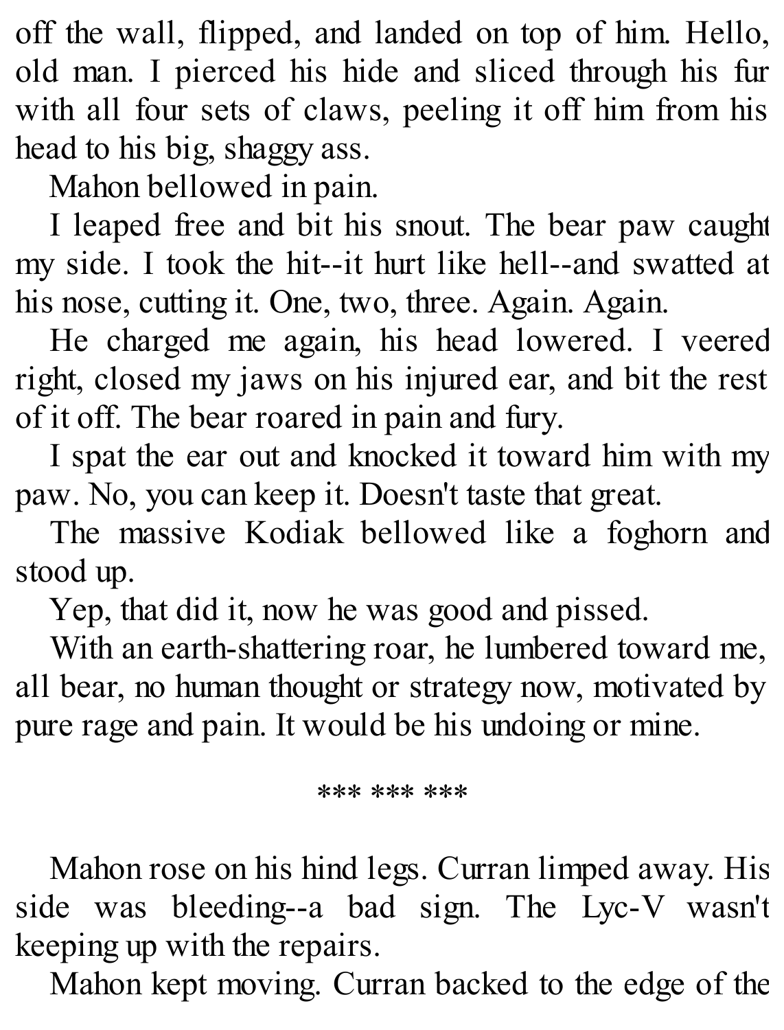off the wall, flipped, and landed on top of him. Hello, old man. I pierced his hide and sliced through his fur with all four sets of claws, peeling it off him from his head to his big, shaggy ass.

Mahon bellowed in pain.

I leaped free and bit his snout. The bear paw caught my side. I took the hit--it hurt like hell--and swatted at his nose, cutting it. One, two, three. Again. Again.

He charged me again, his head lowered. I veered right, closed my jaws on his injured ear, and bit the rest of it off. The bear roared in pain and fury.

I spat the ear out and knocked it toward him with my paw. No, you can keep it. Doesn't taste that great.

The massive Kodiak bellowed like a foghorn and stood up.

Yep, that did it, now he was good and pissed.

With an earth-shattering roar, he lumbered toward me, all bear, no human thought or strategy now, motivated by pure rage and pain. It would be his undoing or mine.

*** *** ***

Mahon rose on his hind legs. Curran limped away. His side was bleeding--a bad sign. The Lyc-V wasn't keeping up with the repairs.

Mahon kept moving. Curran backed to the edge of the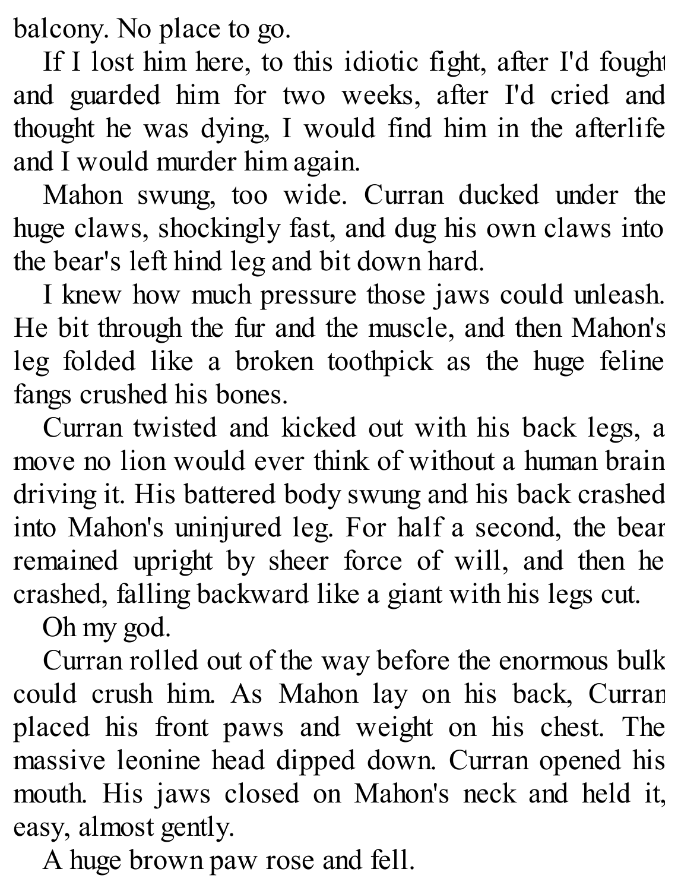balcony. No place to go.

If I lost him here, to this idiotic fight, after I'd fought and guarded him for two weeks, after I'd cried and thought he was dying, I would find him in the afterlife and I would murder him again.

Mahon swung, too wide. Curran ducked under the huge claws, shockingly fast, and dug his own claws into the bear's left hind leg and bit down hard.

I knew how much pressure those jaws could unleash. He bit through the fur and the muscle, and then Mahon's leg folded like a broken toothpick as the huge feline fangs crushed his bones.

Curran twisted and kicked out with his back legs, a move no lion would ever think of without a human brain driving it. His battered body swung and his back crashed into Mahon's uninjured leg. For half a second, the bear remained upright by sheer force of will, and then he crashed, falling backward like a giant with his legs cut.

Oh my god.

Curran rolled out of the way before the enormous bulk could crush him. As Mahon lay on his back, Curran placed his front paws and weight on his chest. The massive leonine head dipped down. Curran opened his mouth. His jaws closed on Mahon's neck and held it, easy, almost gently.

A huge brown paw rose and fell.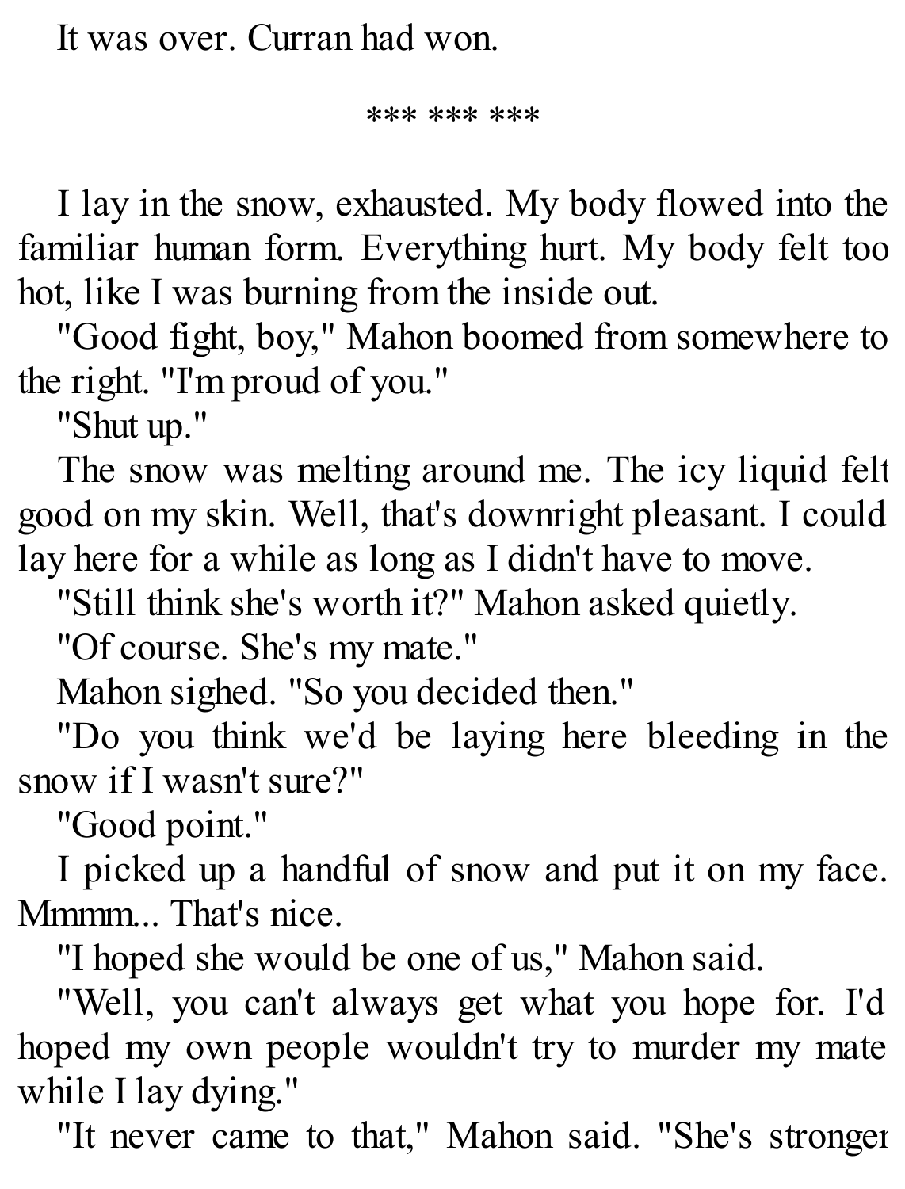It was over. Curran had won.

*** *** ***

I lay in the snow, exhausted. My body flowed into the familiar human form. Everything hurt. My body felt too hot, like I was burning from the inside out.

"Good fight, boy," Mahon boomed from somewhere to the right. "I'm proud of you."

"Shut up."

The snow was melting around me. The icy liquid felt good on my skin. Well, that's downright pleasant. I could lay here for a while as long as I didn't have to move.

"Still think she's worth it?" Mahon asked quietly.

"Of course. She's my mate."

Mahon sighed. "So you decided then."

"Do you think we'd be laying here bleeding in the snow if I wasn't sure?"

"Good point."

I picked up a handful of snow and put it on my face. Mmmm... That's nice.

"I hoped she would be one of us," Mahon said.

"Well, you can't always get what you hope for. I'd hoped my own people wouldn't try to murder my mate while I lay dying."

"It never came to that," Mahon said. "She's stronger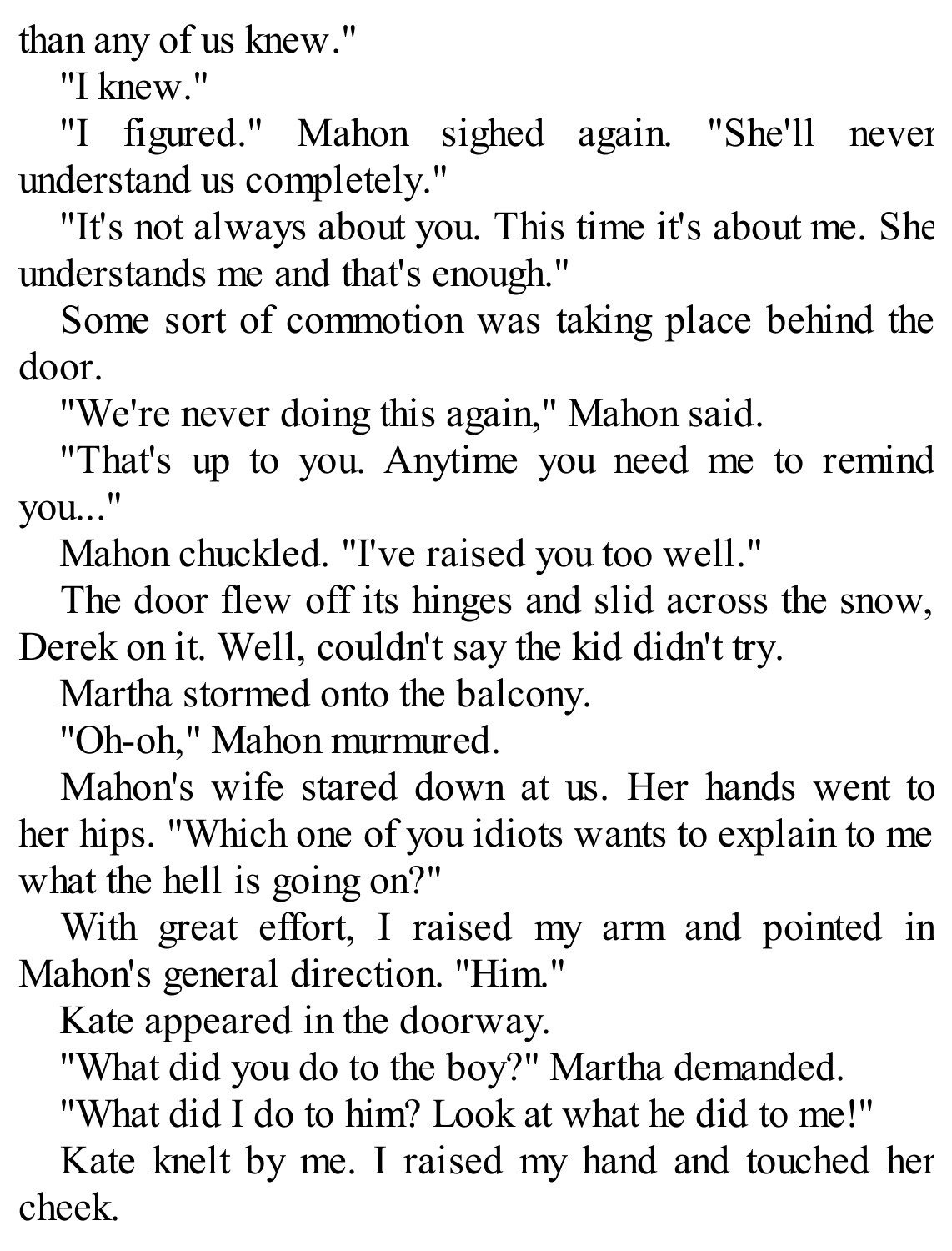than any of us knew."

"I knew."

"I figured." Mahon sighed again. "She'll never understand us completely."

"It's not always about you. This time it's about me. She understands me and that's enough."

Some sort of commotion was taking place behind the door.

"We're never doing this again," Mahon said.

"That's up to you. Anytime you need me to remind you..."

Mahon chuckled. "I've raised you too well."

The door flew off its hinges and slid across the snow, Derek on it. Well, couldn't say the kid didn't try.

Martha stormed onto the balcony.

"Oh-oh," Mahon murmured.

Mahon's wife stared down at us. Her hands went to her hips. "Which one of you idiots wants to explain to me what the hell is going on?"

With great effort, I raised my arm and pointed in Mahon's general direction. "Him."

Kate appeared in the doorway.

"What did you do to the boy?" Martha demanded.

"What did I do to him? Look at what he did to me!"

Kate knelt by me. I raised my hand and touched her cheek.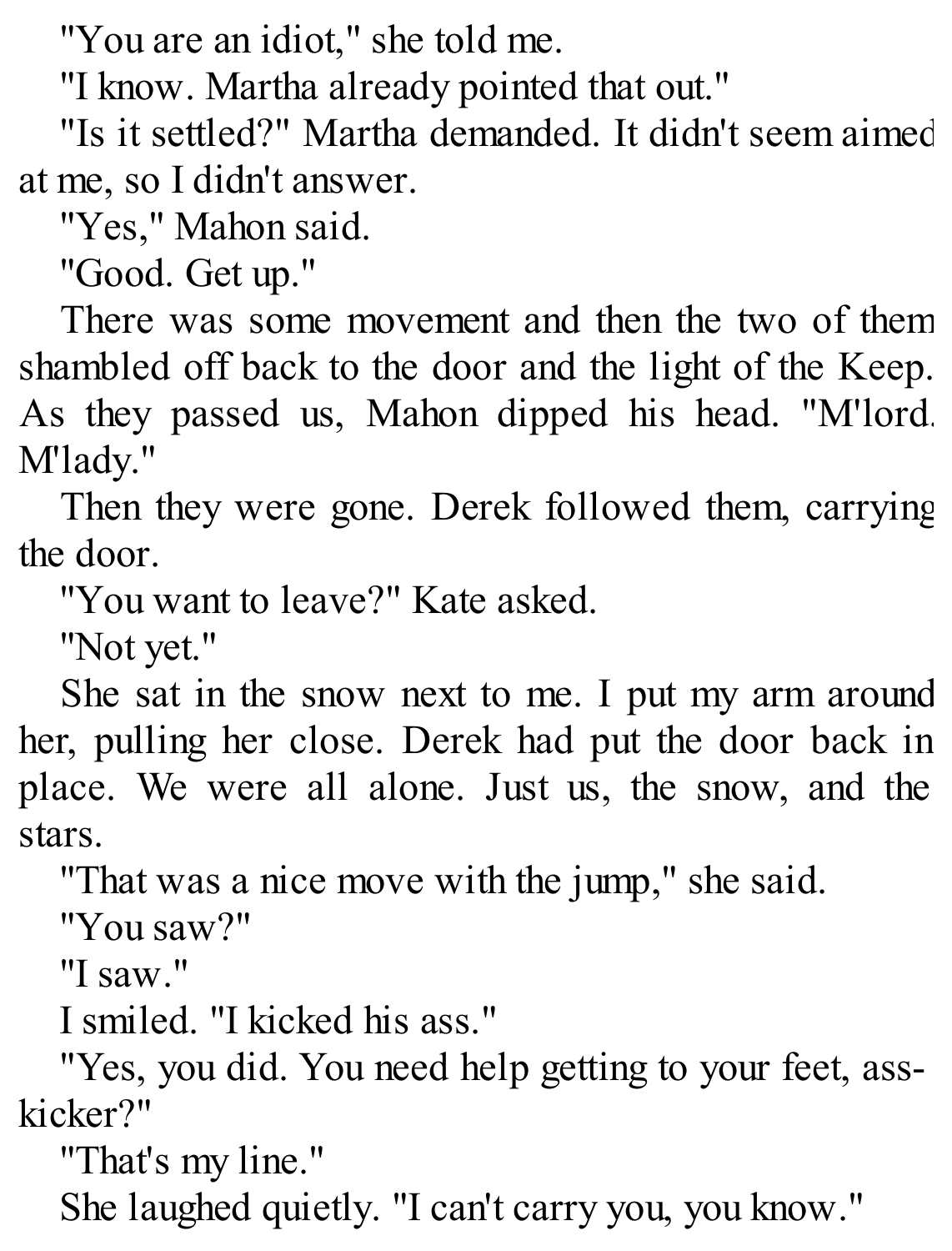"You are an idiot," she told me.

"I know. Martha already pointed that out."

"Is it settled?" Martha demanded. It didn't seem aimed at me, so I didn't answer.

"Yes," Mahon said.

"Good. Get up."

There was some movement and then the two of them shambled off back to the door and the light of the Keep. As they passed us, Mahon dipped his head. "M'lord. M'lady."

Then they were gone. Derek followed them, carrying the door.

"You want to leave?" Kate asked.

"Not yet."

She sat in the snow next to me. I put my arm around her, pulling her close. Derek had put the door back in place. We were all alone. Just us, the snow, and the stars.

"That was a nice move with the jump," she said.

"You saw?"

"I saw."

I smiled. "I kicked his ass."

"Yes, you did. You need help getting to your feet, ass-kicker?"

"That's my line."

She laughed quietly. "I can't carry you, you know."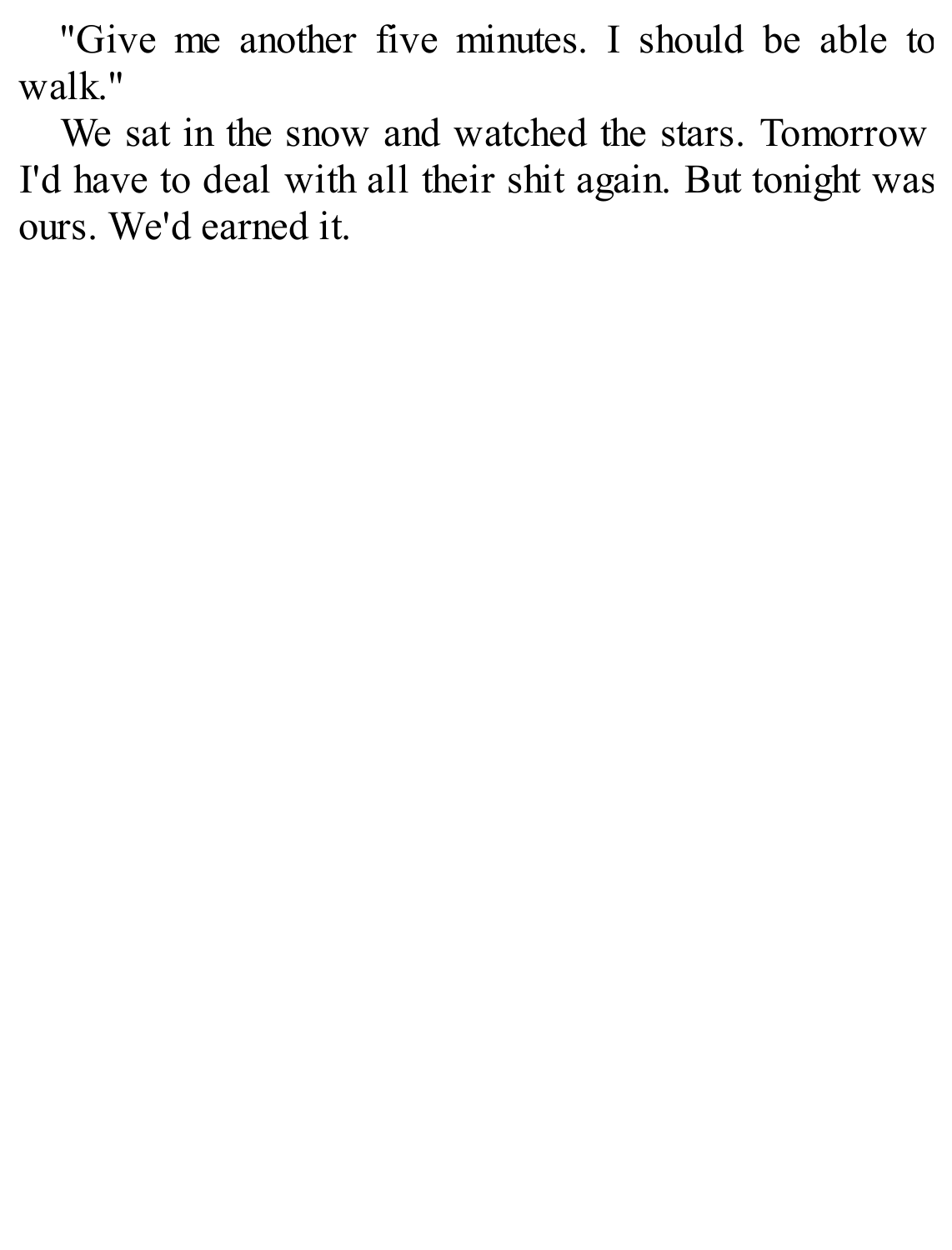"Give me another five minutes. I should be able to walk."

We sat in the snow and watched the stars. Tomorrow I'd have to deal with all their shit again. But tonight was ours. We'd earned it.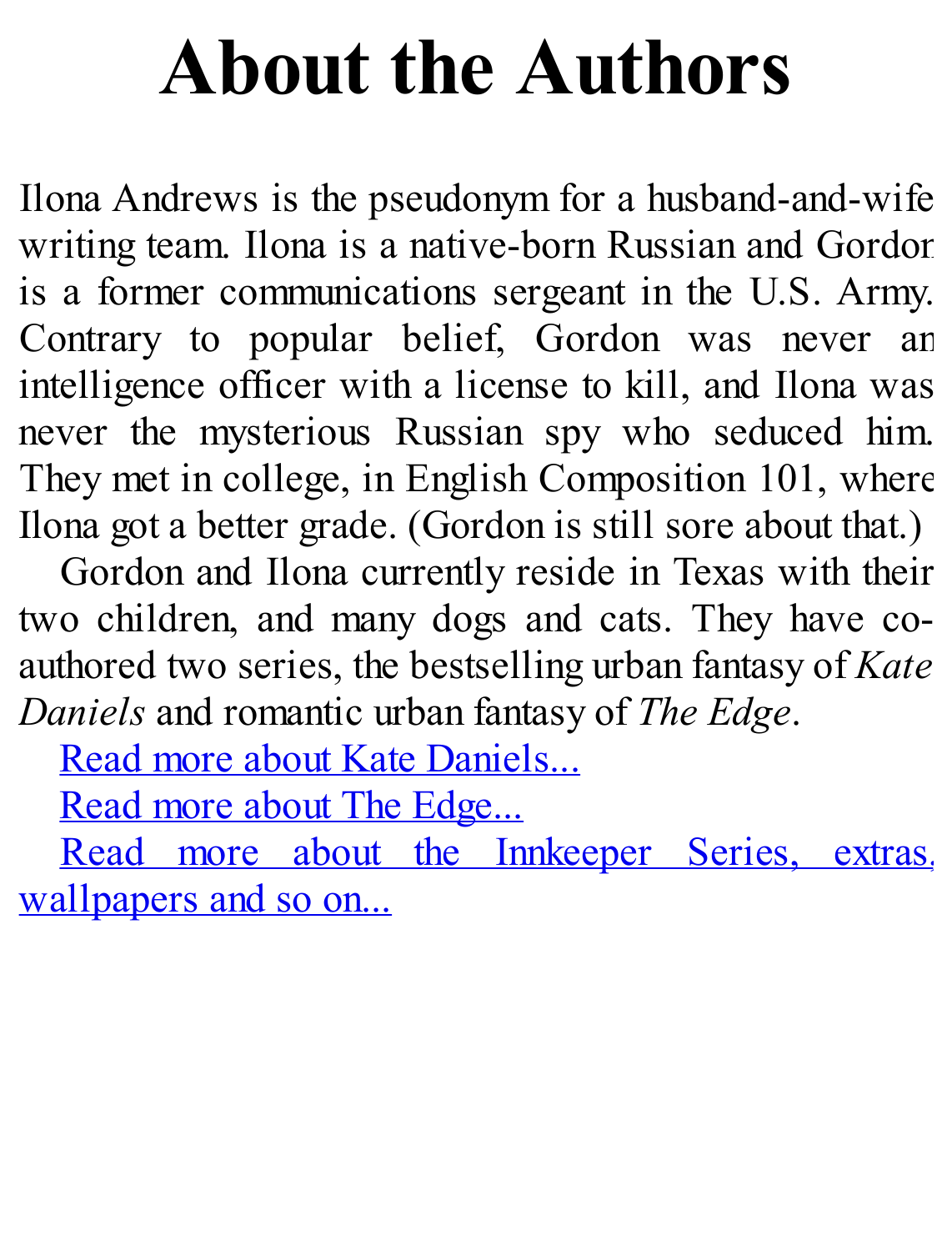# About the Authors

Ilona Andrews is the pseudonym for a husband-and-wife writing team. Ilona is a native-born Russian and Gordon is a former communications sergeant in the U.S. Army. Contrary to popular belief, Gordon was never an intelligence officer with a license to kill, and Ilona was never the mysterious Russian spy who seduced him. They met in college, in English Composition 101, where Ilona got a better grade. (Gordon is still sore about that.)

Gordon and Ilona currently reside in Texas with their two children, and many dogs and cats. They have co-authored two series, the bestselling urban fantasy of *Kate Daniels* and romantic urban fantasy of *The Edge*.

Read more about Kate Daniels...

Read more about The Edge...

Read more about the Innkeeper Series, extras, wallpapers and so on...